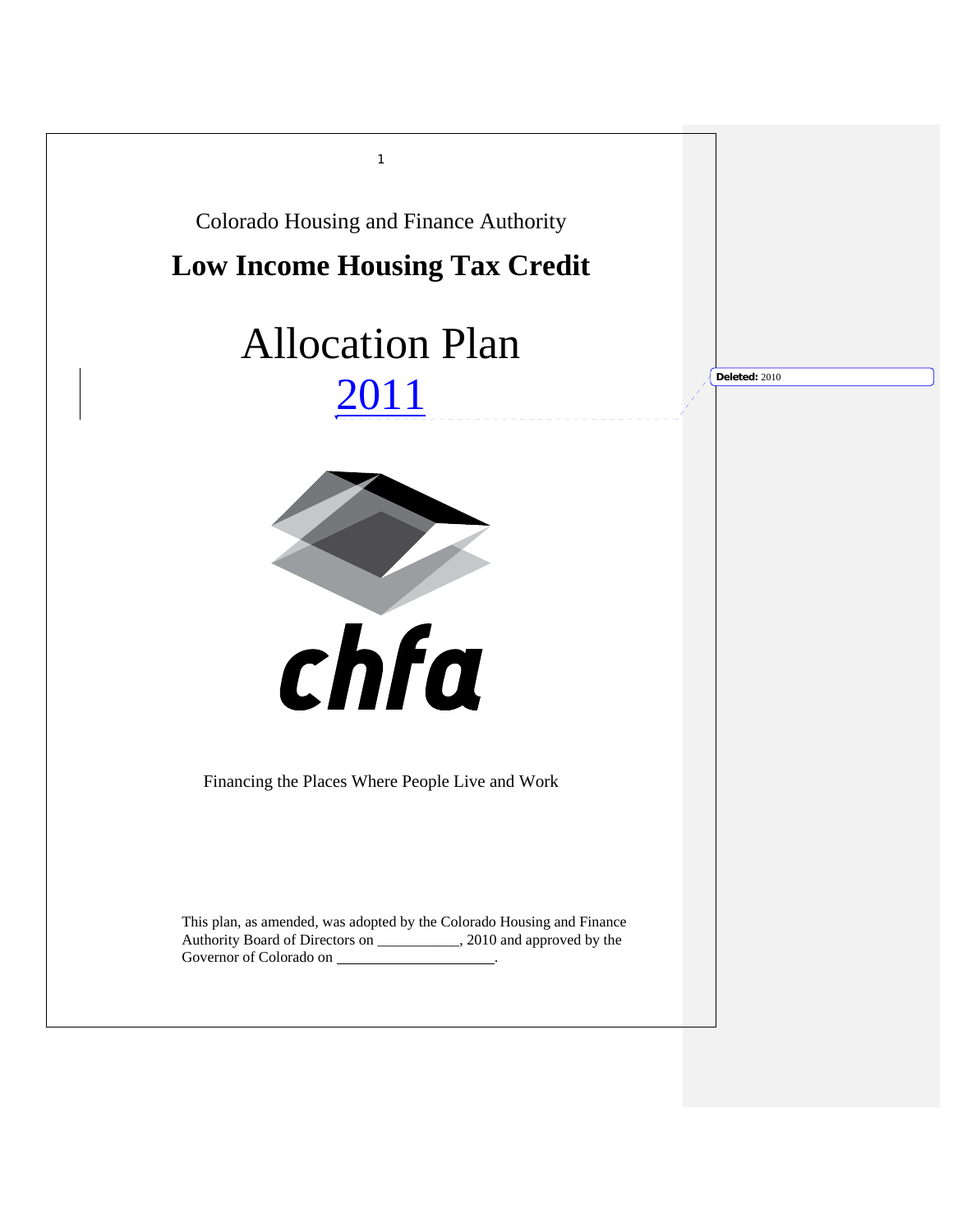Colorado Housing and Finance Authority

# Low Income Housing Tax Credit

# Allocation Plan 2011

chfa

Financing the Places Where People Live and Work

This plan, as amended, was adopted by the Colorado Housing and Finance Authority Board of Directors on ___________, 2010 and approved by the Governor of Colorado on ____________________.

Deleted: 2010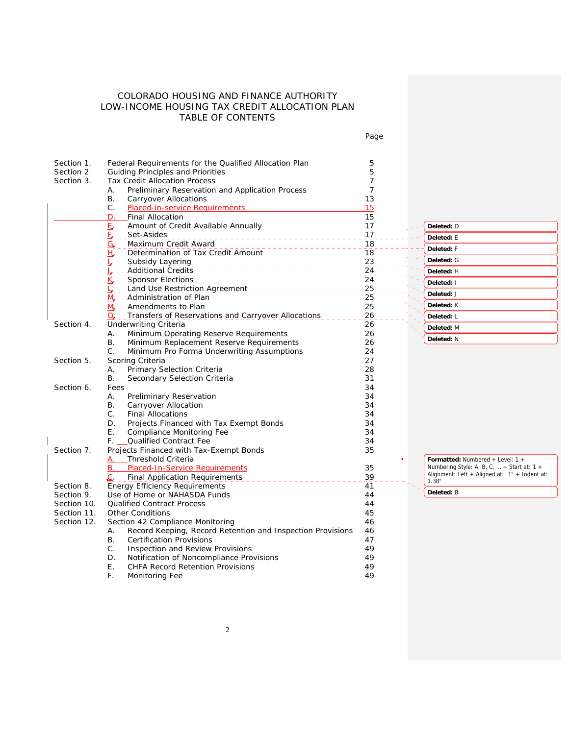# COLORADO HOUSING AND FINANCE AUTHORITY
# LOW-INCOME HOUSING TAX CREDIT ALLOCATION PLAN
# TABLE OF CONTENTS

| | | Page |
|---|---|---|
| Section 1. | Federal Requirements for the Qualified Allocation Plan | 5 |
| Section 2 | Guiding Principles and Priorities | 5 |
| Section 3. | Tax Credit Allocation Process | 7 |
| | A. Preliminary Reservation and Application Process | 7 |
| | B. Carryover Allocations | 13 |
| | C. Placed-in-service Requirements | 15 |
| | D. Final Allocation | 15 |
| | E. Amount of Credit Available Annually | 17 |
| | F. Set-Asides | 17 |
| | G. Maximum Credit Award | 18 |
| | H. Determination of Tax Credit Amount | 18 |
| | I. Subsidy Layering | 23 |
| | J. Additional Credits | 24 |
| | K. Sponsor Elections | 24 |
| | L. Land Use Restriction Agreement | 25 |
| | M. Administration of Plan | 25 |
| | N. Amendments to Plan | 25 |
| | O. Transfers of Reservations and Carryover Allocations | 26 |
| Section 4. | Underwriting Criteria | 26 |
| | A. Minimum Operating Reserve Requirements | 26 |
| | B. Minimum Replacement Reserve Requirements | 26 |
| | C. Minimum Pro Forma Underwriting Assumptions | 24 |
| Section 5. | Scoring Criteria | 27 |
| | A. Primary Selection Criteria | 28 |
| | B. Secondary Selection Criteria | 31 |
| Section 6. | Fees | 34 |
| | A. Preliminary Reservation | 34 |
| | B. Carryover Allocation | 34 |
| | C. Final Allocations | 34 |
| | D. Projects Financed with Tax Exempt Bonds | 34 |
| | E. Compliance Monitoring Fee | 34 |
| | F. Qualified Contract Fee | 34 |
| Section 7. | Projects Financed with Tax-Exempt Bonds | 35 |
| | A. Threshold Criteria | |
| | B. Placed-In-Service Requirements | 35 |
| | C. Final Application Requirements | 39 |
| Section 8. | Energy Efficiency Requirements | 41 |
| Section 9. | Use of Home or NAHASDA Funds | 44 |
| Section 10. | Qualified Contract Process | 44 |
| Section 11. | Other Conditions | 45 |
| Section 12. | Section 42 Compliance Monitoring | 46 |
| | A. Record Keeping, Record Retention and Inspection Provisions | 46 |
| | B. Certification Provisions | 47 |
| | C. Inspection and Review Provisions | 49 |
| | D. Notification of Noncompliance Provisions | 49 |
| | E. CHFA Record Retention Provisions | 49 |
| | F. Monitoring Fee | 49 |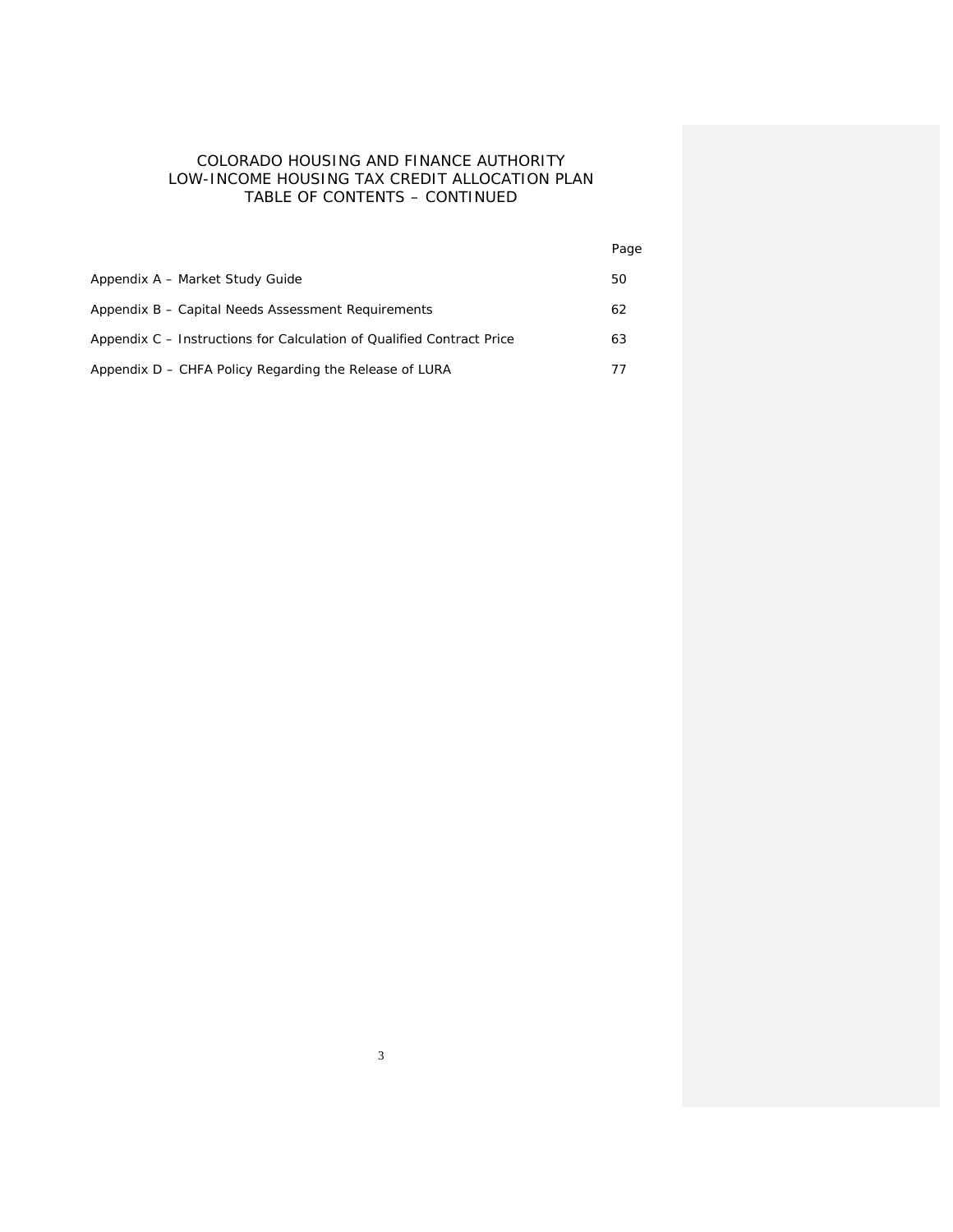# COLORADO HOUSING AND FINANCE AUTHORITY
# LOW-INCOME HOUSING TAX CREDIT ALLOCATION PLAN
# TABLE OF CONTENTS – CONTINUED

| | Page |
|---|---|
| Appendix A – Market Study Guide | 50 |
| Appendix B – Capital Needs Assessment Requirements | 62 |
| Appendix C – Instructions for Calculation of Qualified Contract Price | 63 |
| Appendix D – CHFA Policy Regarding the Release of LURA | 77 |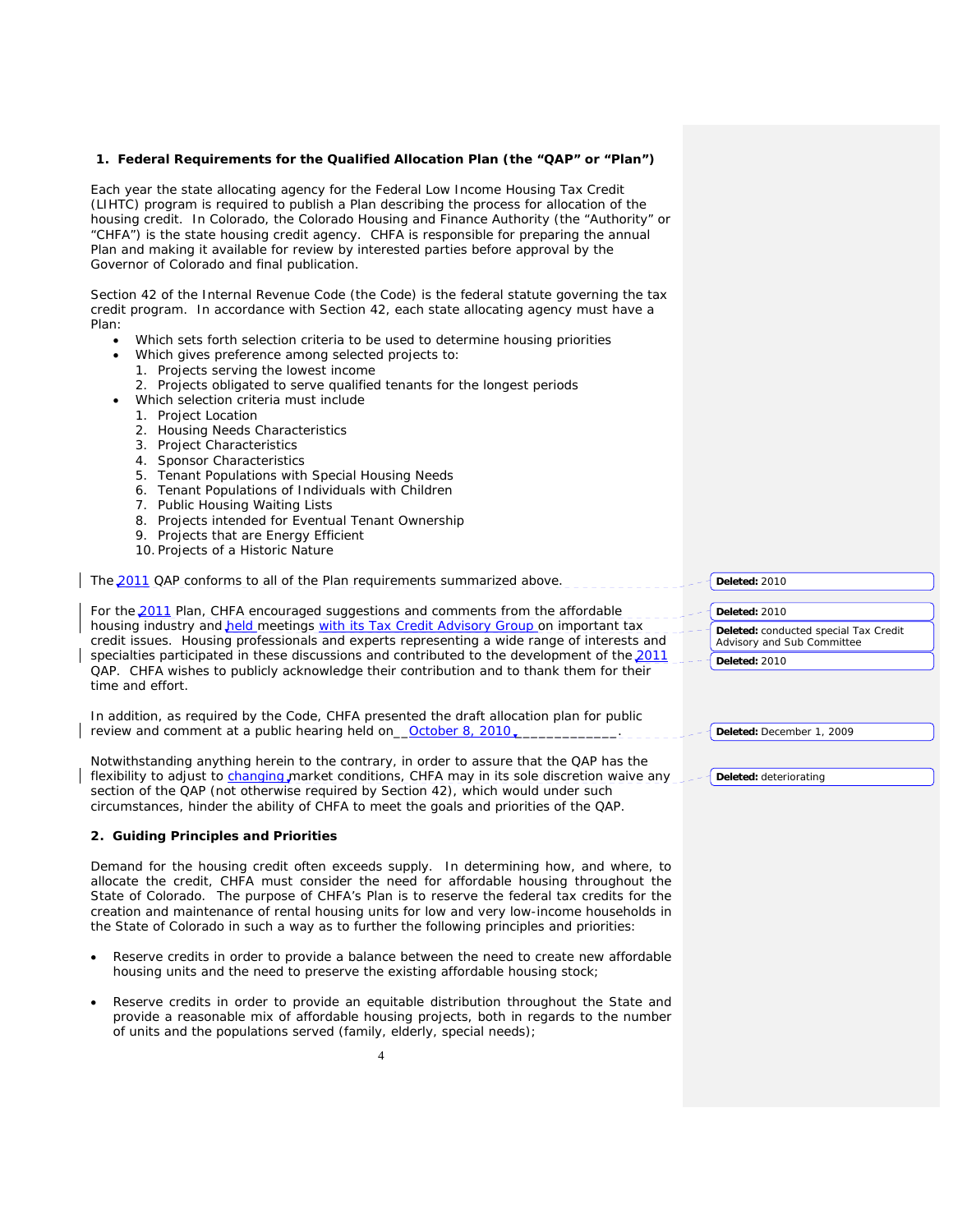## 1. Federal Requirements for the Qualified Allocation Plan (the "QAP" or "Plan")

Each year the state allocating agency for the Federal Low Income Housing Tax Credit (LIHTC) program is required to publish a Plan describing the process for allocation of the housing credit. In Colorado, the Colorado Housing and Finance Authority (the "Authority" or "CHFA") is the state housing credit agency. CHFA is responsible for preparing the annual Plan and making it available for review by interested parties before approval by the Governor of Colorado and final publication.

Section 42 of the Internal Revenue Code (the Code) is the federal statute governing the tax credit program. In accordance with Section 42, each state allocating agency must have a Plan:

- Which sets forth selection criteria to be used to determine housing priorities
- Which gives preference among selected projects to:
  1. Projects serving the lowest income
  2. Projects obligated to serve qualified tenants for the longest periods
- Which selection criteria must include
  1. Project Location
  2. Housing Needs Characteristics
  3. Project Characteristics
  4. Sponsor Characteristics
  5. Tenant Populations with Special Housing Needs
  6. Tenant Populations of Individuals with Children
  7. Public Housing Waiting Lists
  8. Projects intended for Eventual Tenant Ownership
  9. Projects that are Energy Efficient
  10. Projects of a Historic Nature

The 2011 QAP conforms to all of the Plan requirements summarized above.

For the 2011 Plan, CHFA encouraged suggestions and comments from the affordable housing industry and held meetings with its Tax Credit Advisory Group on important tax credit issues. Housing professionals and experts representing a wide range of interests and specialties participated in these discussions and contributed to the development of the 2011 QAP. CHFA wishes to publicly acknowledge their contribution and to thank them for their time and effort.

In addition, as required by the Code, CHFA presented the draft allocation plan for public review and comment at a public hearing held on__ October 8, 2010 _____________.

Notwithstanding anything herein to the contrary, in order to assure that the QAP has the flexibility to adjust to changing market conditions, CHFA may in its sole discretion waive any section of the QAP (not otherwise required by Section 42), which would under such circumstances, hinder the ability of CHFA to meet the goals and priorities of the QAP.

## 2. Guiding Principles and Priorities

Demand for the housing credit often exceeds supply. In determining how, and where, to allocate the credit, CHFA must consider the need for affordable housing throughout the State of Colorado. The purpose of CHFA's Plan is to reserve the federal tax credits for the creation and maintenance of rental housing units for low and very low-income households in the State of Colorado in such a way as to further the following principles and priorities:

- Reserve credits in order to provide a balance between the need to create new affordable housing units and the need to preserve the existing affordable housing stock;

- Reserve credits in order to provide an equitable distribution throughout the State and provide a reasonable mix of affordable housing projects, both in regards to the number of units and the populations served (family, elderly, special needs);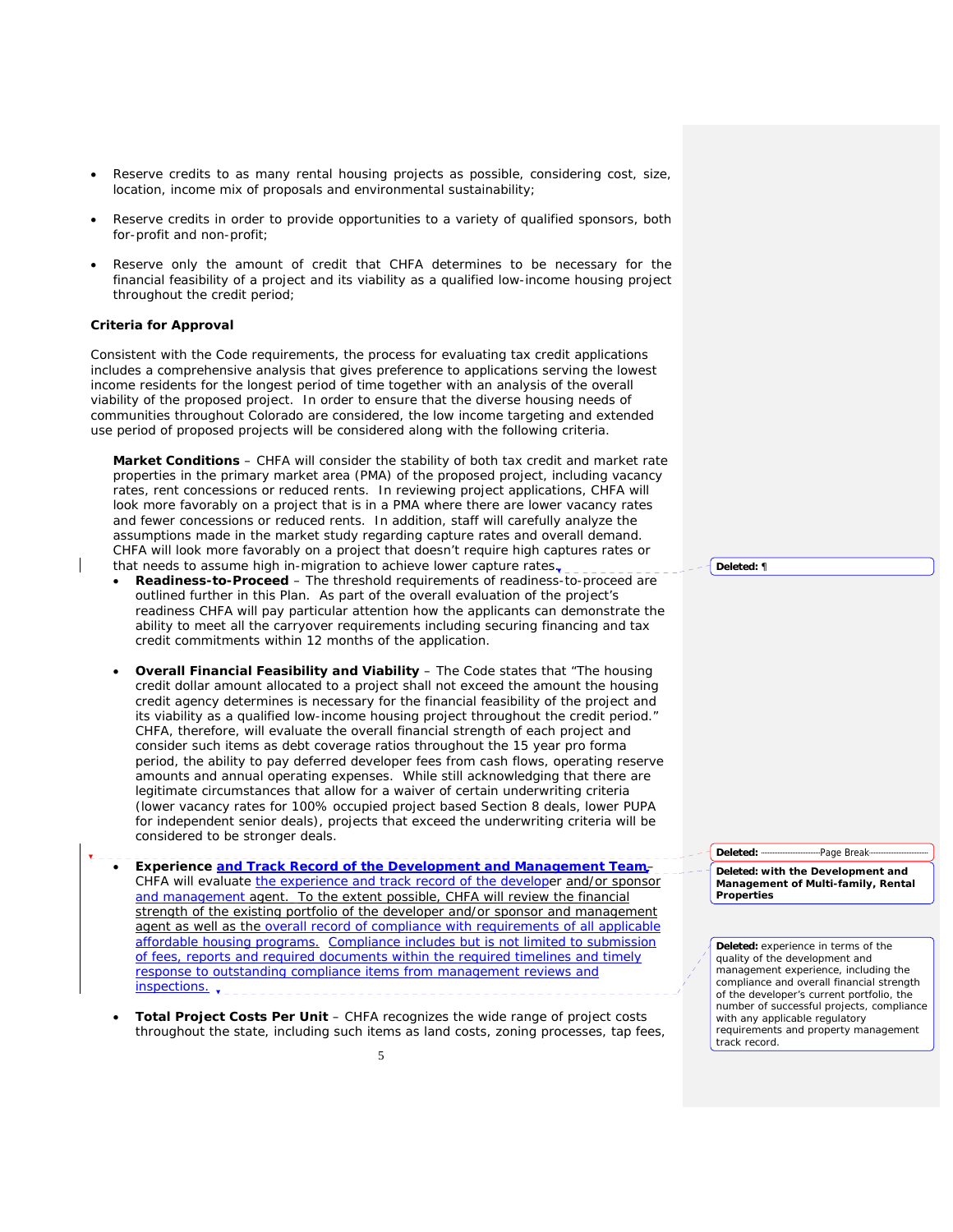- Reserve credits to as many rental housing projects as possible, considering cost, size, location, income mix of proposals and environmental sustainability;
- Reserve credits in order to provide opportunities to a variety of qualified sponsors, both for-profit and non-profit;
- Reserve only the amount of credit that CHFA determines to be necessary for the financial feasibility of a project and its viability as a qualified low-income housing project throughout the credit period;

**Criteria for Approval**

Consistent with the Code requirements, the process for evaluating tax credit applications includes a comprehensive analysis that gives preference to applications serving the lowest income residents for the longest period of time together with an analysis of the overall viability of the proposed project. In order to ensure that the diverse housing needs of communities throughout Colorado are considered, the low income targeting and extended use period of proposed projects will be considered along with the following criteria.

**Market Conditions** – CHFA will consider the stability of both tax credit and market rate properties in the primary market area (PMA) of the proposed project, including vacancy rates, rent concessions or reduced rents. In reviewing project applications, CHFA will look more favorably on a project that is in a PMA where there are lower vacancy rates and fewer concessions or reduced rents. In addition, staff will carefully analyze the assumptions made in the market study regarding capture rates and overall demand. CHFA will look more favorably on a project that doesn't require high captures rates or that needs to assume high in-migration to achieve lower capture rates.

- **Readiness-to-Proceed** – The threshold requirements of readiness-to-proceed are outlined further in this Plan. As part of the overall evaluation of the project's readiness CHFA will pay particular attention how the applicants can demonstrate the ability to meet all the carryover requirements including securing financing and tax credit commitments within 12 months of the application.

- **Overall Financial Feasibility and Viability** – The Code states that "The housing credit dollar amount allocated to a project shall not exceed the amount the housing credit agency determines is necessary for the financial feasibility of the project and its viability as a qualified low-income housing project throughout the credit period." CHFA, therefore, will evaluate the overall financial strength of each project and consider such items as debt coverage ratios throughout the 15 year pro forma period, the ability to pay deferred developer fees from cash flows, operating reserve amounts and annual operating expenses. While still acknowledging that there are legitimate circumstances that allow for a waiver of certain underwriting criteria (lower vacancy rates for 100% occupied project based Section 8 deals, lower PUPA for independent senior deals), projects that exceed the underwriting criteria will be considered to be stronger deals.

- **Experience and Track Record of the Development and Management Team** – CHFA will evaluate the experience and track record of the developer and/or sponsor and management agent. To the extent possible, CHFA will review the financial strength of the existing portfolio of the developer and/or sponsor and management agent as well as the overall record of compliance with requirements of all applicable affordable housing programs. Compliance includes but is not limited to submission of fees, reports and required documents within the required timelines and timely response to outstanding compliance items from management reviews and inspections.

- **Total Project Costs Per Unit** – CHFA recognizes the wide range of project costs throughout the state, including such items as land costs, zoning processes, tap fees,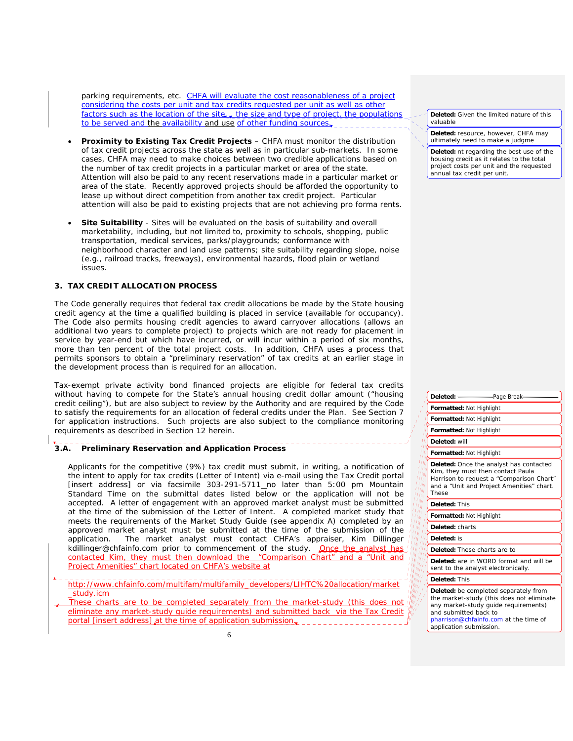parking requirements, etc. CHFA will evaluate the cost reasonableness of a project considering the costs per unit and tax credits requested per unit as well as other factors such as the location of the site, the size and type of project, the populations to be served and the availability and use of other funding sources.

- **Proximity to Existing Tax Credit Projects** – CHFA must monitor the distribution of tax credit projects across the state as well as in particular sub-markets. In some cases, CHFA may need to make choices between two credible applications based on the number of tax credit projects in a particular market or area of the state. Attention will also be paid to any recent reservations made in a particular market or area of the state. Recently approved projects should be afforded the opportunity to lease up without direct competition from another tax credit project. Particular attention will also be paid to existing projects that are not achieving pro forma rents.

- **Site Suitability** - Sites will be evaluated on the basis of suitability and overall marketability, including, but not limited to, proximity to schools, shopping, public transportation, medical services, parks/playgrounds; conformance with neighborhood character and land use patterns; site suitability regarding slope, noise (e.g., railroad tracks, freeways), environmental hazards, flood plain or wetland issues.

### 3. TAX CREDIT ALLOCATION PROCESS

The Code generally requires that federal tax credit allocations be made by the State housing credit agency at the time a qualified building is placed in service (available for occupancy). The Code also permits housing credit agencies to award carryover allocations (allows an additional two years to complete project) to projects which are not ready for placement in service by year-end but which have incurred, or will incur within a period of six months, more than ten percent of the total project costs. In addition, CHFA uses a process that permits sponsors to obtain a "preliminary reservation" of tax credits at an earlier stage in the development process than is required for an allocation.

Tax-exempt private activity bond financed projects are eligible for federal tax credits without having to compete for the State's annual housing credit dollar amount ("housing credit ceiling"), but are also subject to review by the Authority and are required by the Code to satisfy the requirements for an allocation of federal credits under the Plan. See Section 7 for application instructions. Such projects are also subject to the compliance monitoring requirements as described in Section 12 herein.

#### 3.A. Preliminary Reservation and Application Process

Applicants for the competitive (9%) tax credit must submit, in writing, a notification of the intent to apply for tax credits (Letter of Intent) via e-mail using the Tax Credit portal [insert address] or via facsimile 303-291-5711 no later than 5:00 pm Mountain Standard Time on the submittal dates listed below or the application will not be accepted. A letter of engagement with an approved market analyst must be submitted at the time of the submission of the Letter of Intent. A completed market study that meets the requirements of the Market Study Guide (see appendix A) completed by an approved market analyst must be submitted at the time of the submission of the application. The market analyst must contact CHFA's appraiser, Kim Dillinger kdillinger@chfainfo.com prior to commencement of the study. Once the analyst has contacted Kim, they must then download the "Comparison Chart" and a "Unit and Project Amenities" chart located on CHFA's website at

http://www.chfainfo.com/multifam/multifamily_developers/LIHTC%20allocation/market_study.icm

These charts are to be completed separately from the market-study (this does not eliminate any market-study guide requirements) and submitted back via the Tax Credit portal [insert address] at the time of application submission.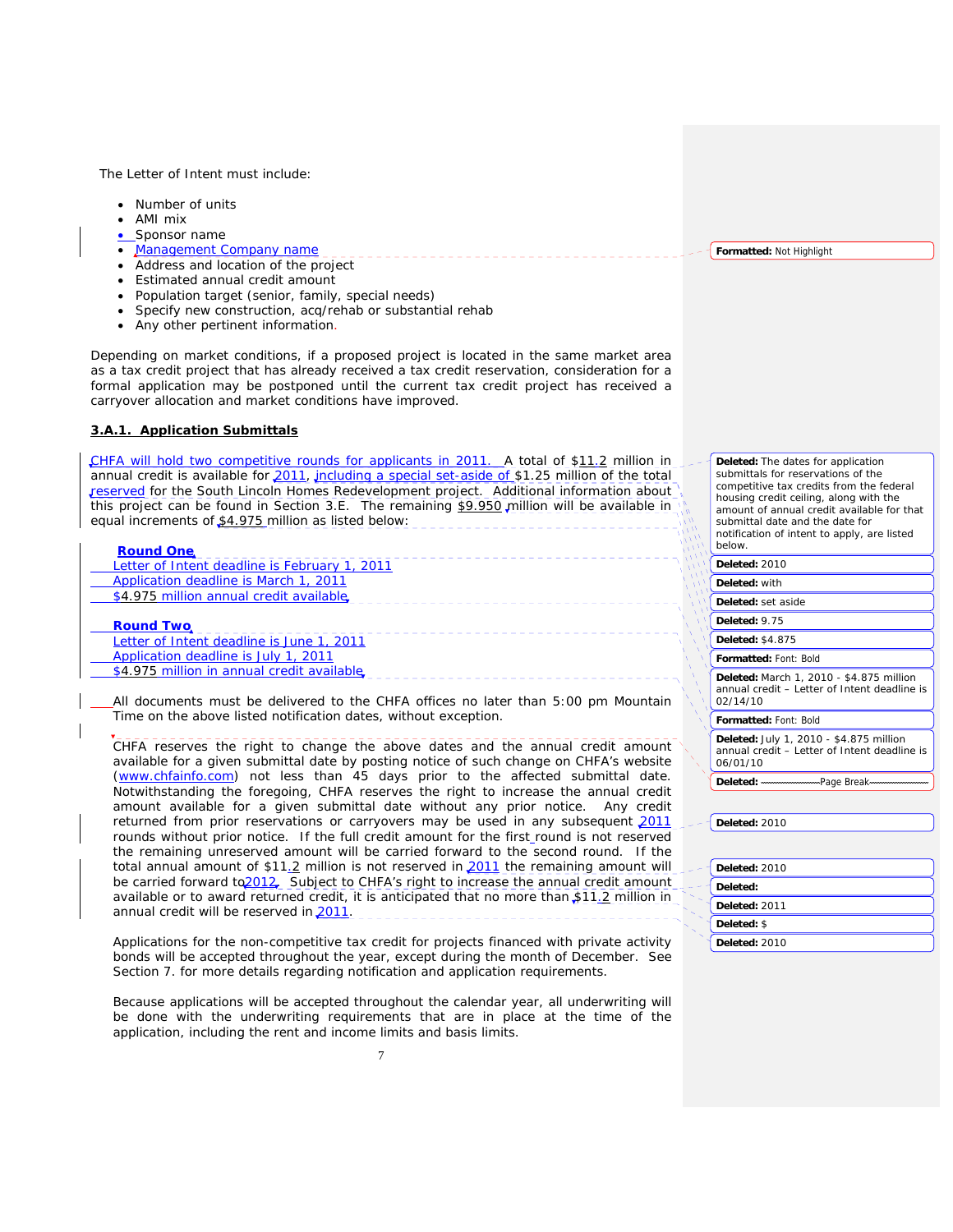The Letter of Intent must include:

- Number of units
- AMI mix
- Sponsor name
- Management Company name
- Address and location of the project
- Estimated annual credit amount
- Population target (senior, family, special needs)
- Specify new construction, acq/rehab or substantial rehab
- Any other pertinent information.

Depending on market conditions, if a proposed project is located in the same market area as a tax credit project that has already received a tax credit reservation, consideration for a formal application may be postponed until the current tax credit project has received a carryover allocation and market conditions have improved.

**3.A.1. Application Submittals**

CHFA will hold two competitive rounds for applicants in 2011. A total of $11.2 million in annual credit is available for 2011, including a special set-aside of $1.25 million of the total reserved for the South Lincoln Homes Redevelopment project. Additional information about this project can be found in Section 3.E. The remaining $9.950 million will be available in equal increments of $4.975 million as listed below:

**Round One**
Letter of Intent deadline is February 1, 2011
Application deadline is March 1, 2011
$4.975 million annual credit available

**Round Two**
Letter of Intent deadline is June 1, 2011
Application deadline is July 1, 2011
$4.975 million in annual credit available

All documents must be delivered to the CHFA offices no later than 5:00 pm Mountain Time on the above listed notification dates, without exception.

CHFA reserves the right to change the above dates and the annual credit amount available for a given submittal date by posting notice of such change on CHFA's website (www.chfainfo.com) not less than 45 days prior to the affected submittal date. Notwithstanding the foregoing, CHFA reserves the right to increase the annual credit amount available for a given submittal date without any prior notice. Any credit returned from prior reservations or carryovers may be used in any subsequent 2011 rounds without prior notice. If the full credit amount for the first round is not reserved the remaining unreserved amount will be carried forward to the second round. If the total annual amount of $11.2 million is not reserved in 2011 the remaining amount will be carried forward to 2012. Subject to CHFA's right to increase the annual credit amount available or to award returned credit, it is anticipated that no more than $11.2 million in annual credit will be reserved in 2011.

Applications for the non-competitive tax credit for projects financed with private activity bonds will be accepted throughout the year, except during the month of December. See Section 7. for more details regarding notification and application requirements.

Because applications will be accepted throughout the calendar year, all underwriting will be done with the underwriting requirements that are in place at the time of the application, including the rent and income limits and basis limits.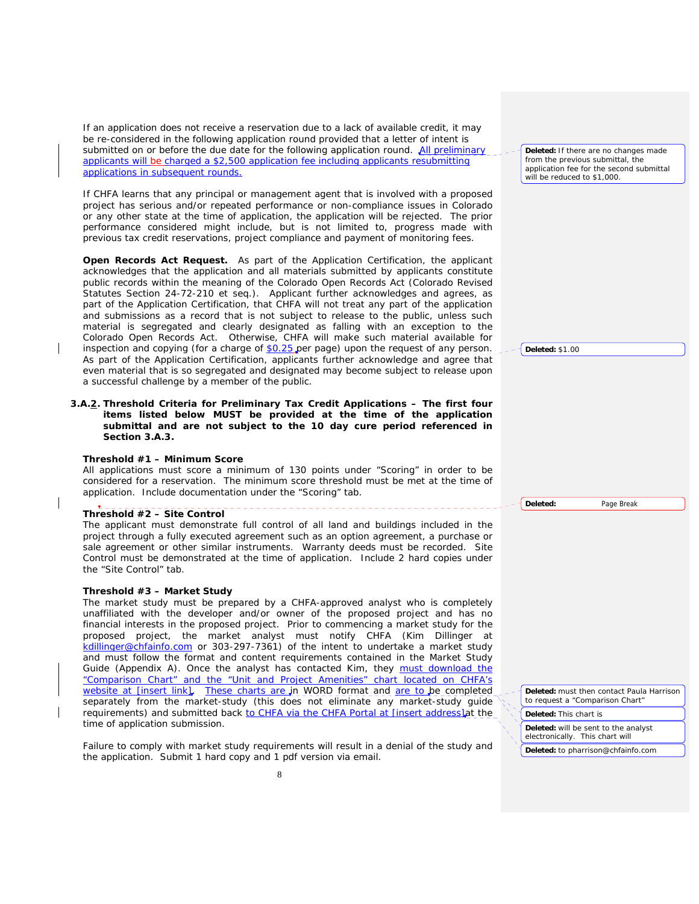If an application does not receive a reservation due to a lack of available credit, it may be re-considered in the following application round provided that a letter of intent is submitted on or before the due date for the following application round. All preliminary applicants will be charged a $2,500 application fee including applicants resubmitting applications in subsequent rounds.

If CHFA learns that any principal or management agent that is involved with a proposed project has serious and/or repeated performance or non-compliance issues in Colorado or any other state at the time of application, the application will be rejected. The prior performance considered might include, but is not limited to, progress made with previous tax credit reservations, project compliance and payment of monitoring fees.

**Open Records Act Request.** As part of the Application Certification, the applicant acknowledges that the application and all materials submitted by applicants constitute public records within the meaning of the Colorado Open Records Act (Colorado Revised Statutes Section 24-72-210 et seq.). Applicant further acknowledges and agrees, as part of the Application Certification, that CHFA will not treat any part of the application and submissions as a record that is not subject to release to the public, unless such material is segregated and clearly designated as falling with an exception to the Colorado Open Records Act. Otherwise, CHFA will make such material available for inspection and copying (for a charge of $0.25 per page) upon the request of any person. As part of the Application Certification, applicants further acknowledge and agree that even material that is so segregated and designated may become subject to release upon a successful challenge by a member of the public.

**3.A.2. Threshold Criteria for Preliminary Tax Credit Applications – The first four items listed below MUST be provided at the time of the application submittal and are not subject to the 10 day cure period referenced in Section 3.A.3.**

**Threshold #1 – Minimum Score**

All applications must score a minimum of 130 points under "Scoring" in order to be considered for a reservation. The minimum score threshold must be met at the time of application. Include documentation under the "Scoring" tab.

**Threshold #2 – Site Control**

The applicant must demonstrate full control of all land and buildings included in the project through a fully executed agreement such as an option agreement, a purchase or sale agreement or other similar instruments. Warranty deeds must be recorded. Site Control must be demonstrated at the time of application. Include 2 hard copies under the "Site Control" tab.

**Threshold #3 – Market Study**

The market study must be prepared by a CHFA-approved analyst who is completely unaffiliated with the developer and/or owner of the proposed project and has no financial interests in the proposed project. Prior to commencing a market study for the proposed project, the market analyst must notify CHFA (Kim Dillinger at kdillinger@chfainfo.com or 303-297-7361) of the intent to undertake a market study and must follow the format and content requirements contained in the Market Study Guide (Appendix A). Once the analyst has contacted Kim, they must download the "Comparison Chart" and the "Unit and Project Amenities" chart located on CHFA's website at [insert link]. These charts are in WORD format and are to be completed separately from the market-study (this does not eliminate any market-study guide requirements) and submitted back to CHFA via the CHFA Portal at [insert address] at the time of application submission.

Failure to comply with market study requirements will result in a denial of the study and the application. Submit 1 hard copy and 1 pdf version via email.

Deleted: If there are no changes made from the previous submittal, the application fee for the second submittal will be reduced to $1,000.

Deleted: $1.00

Deleted: Page Break

Deleted: must then contact Paula Harrison to request a "Comparison Chart"

Deleted: This chart is

Deleted: will be sent to the analyst electronically. This chart will

Deleted: to pharrison@chfainfo.com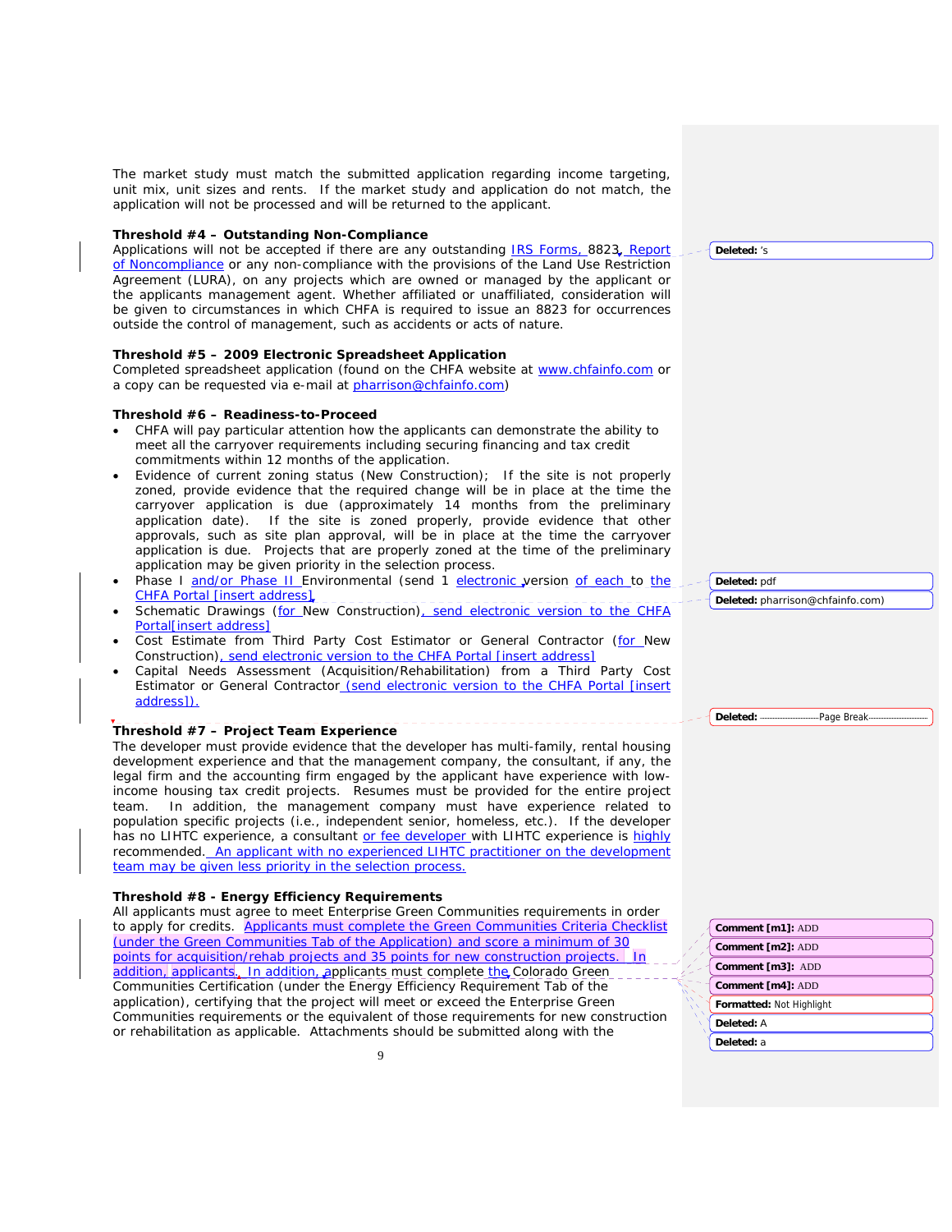The market study must match the submitted application regarding income targeting, unit mix, unit sizes and rents. If the market study and application do not match, the application will not be processed and will be returned to the applicant.

**Threshold #4 – Outstanding Non-Compliance**

Applications will not be accepted if there are any outstanding IRS Forms, 8823, Report of Noncompliance or any non-compliance with the provisions of the Land Use Restriction Agreement (LURA), on any projects which are owned or managed by the applicant or the applicants management agent. Whether affiliated or unaffiliated, consideration will be given to circumstances in which CHFA is required to issue an 8823 for occurrences outside the control of management, such as accidents or acts of nature.

**Threshold #5 – 2009 Electronic Spreadsheet Application**

Completed spreadsheet application (found on the CHFA website at www.chfainfo.com or a copy can be requested via e-mail at pharrison@chfainfo.com)

**Threshold #6 – Readiness-to-Proceed**

- CHFA will pay particular attention how the applicants can demonstrate the ability to meet all the carryover requirements including securing financing and tax credit commitments within 12 months of the application.
- Evidence of current zoning status (New Construction); If the site is not properly zoned, provide evidence that the required change will be in place at the time the carryover application is due (approximately 14 months from the preliminary application date). If the site is zoned properly, provide evidence that other approvals, such as site plan approval, will be in place at the time the carryover application is due. Projects that are properly zoned at the time of the preliminary application may be given priority in the selection process.
- Phase I and/or Phase II Environmental (send 1 electronic version of each to the CHFA Portal [insert address],
- Schematic Drawings (for New Construction), send electronic version to the CHFA Portal[insert address]
- Cost Estimate from Third Party Cost Estimator or General Contractor (for New Construction), send electronic version to the CHFA Portal [insert address]
- Capital Needs Assessment (Acquisition/Rehabilitation) from a Third Party Cost Estimator or General Contractor (send electronic version to the CHFA Portal [insert address]).

**Threshold #7 – Project Team Experience**

The developer must provide evidence that the developer has multi-family, rental housing development experience and that the management company, the consultant, if any, the legal firm and the accounting firm engaged by the applicant have experience with low-income housing tax credit projects. Resumes must be provided for the entire project team. In addition, the management company must have experience related to population specific projects (i.e., independent senior, homeless, etc.). If the developer has no LIHTC experience, a consultant or fee developer with LIHTC experience is highly recommended. An applicant with no experienced LIHTC practitioner on the development team may be given less priority in the selection process.

**Threshold #8 - Energy Efficiency Requirements**

All applicants must agree to meet Enterprise Green Communities requirements in order to apply for credits. Applicants must complete the Green Communities Criteria Checklist (under the Green Communities Tab of the Application) and score a minimum of 30 points for acquisition/rehab projects and 35 points for new construction projects. In addition, applicants. In addition, applicants must complete the Colorado Green Communities Certification (under the Energy Efficiency Requirement Tab of the application), certifying that the project will meet or exceed the Enterprise Green Communities requirements or the equivalent of those requirements for new construction or rehabilitation as applicable. Attachments should be submitted along with the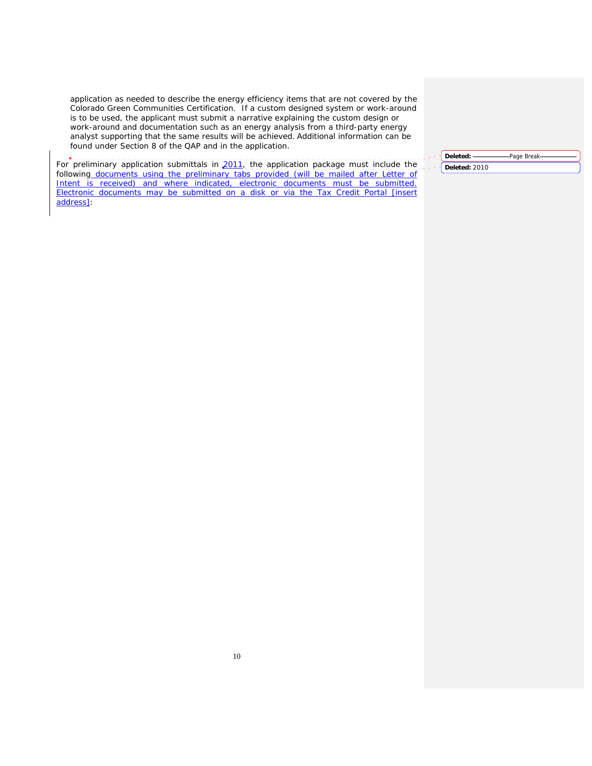application as needed to describe the energy efficiency items that are not covered by the Colorado Green Communities Certification. If a custom designed system or work-around is to be used, the applicant must submit a narrative explaining the custom design or work-around and documentation such as an energy analysis from a third-party energy analyst supporting that the same results will be achieved. Additional information can be found under Section 8 of the QAP and in the application.

For preliminary application submittals in 2011, the application package must include the following documents using the preliminary tabs provided (will be mailed after Letter of Intent is received) and where indicated, electronic documents must be submitted. Electronic documents may be submitted on a disk or via the Tax Credit Portal [insert address]: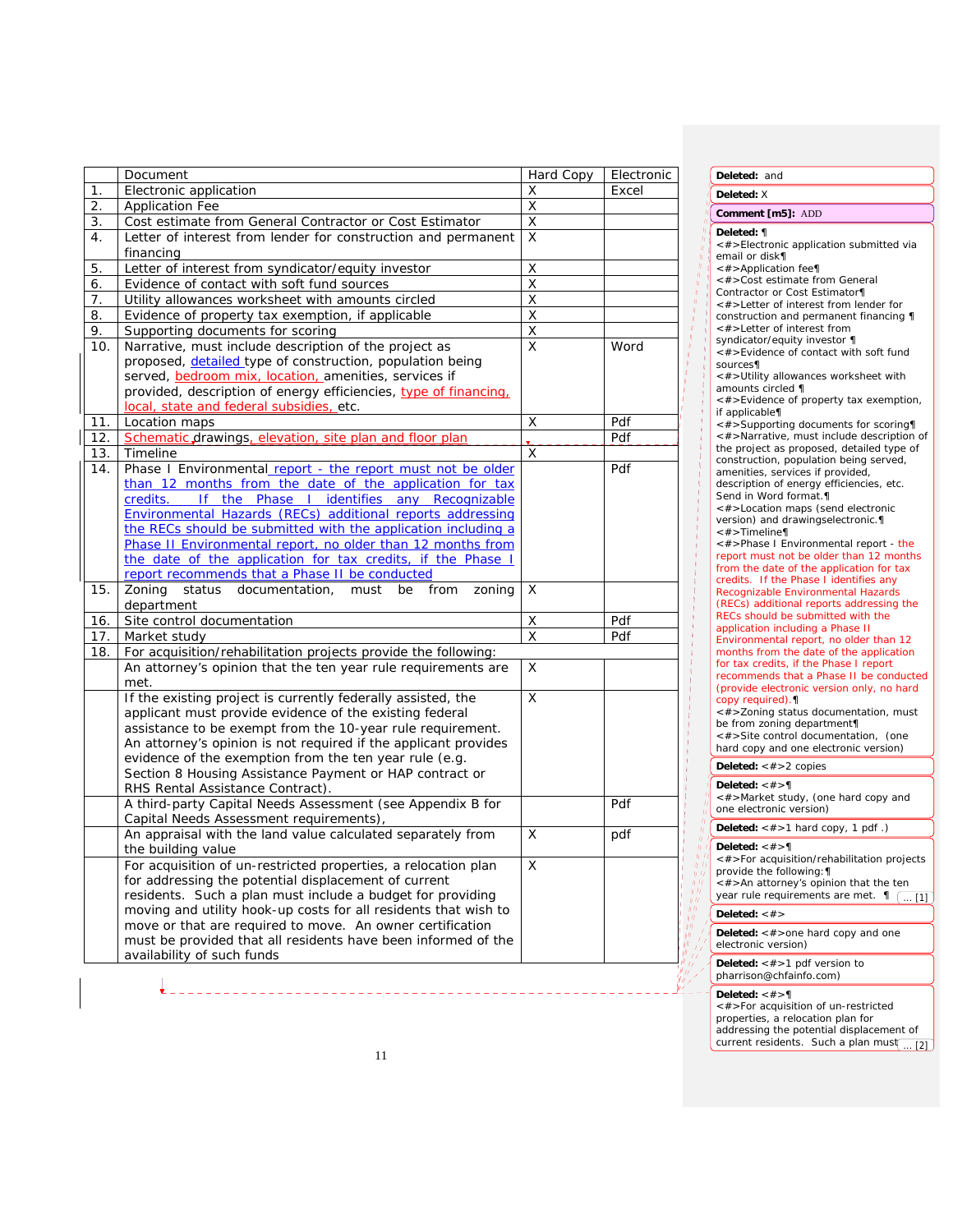| | Document | Hard Copy | Electronic |
|---|---|---|---|
| 1. | Electronic application | X | Excel |
| 2. | Application Fee | X | |
| 3. | Cost estimate from General Contractor or Cost Estimator | X | |
| 4. | Letter of interest from lender for construction and permanent financing | X | |
| 5. | Letter of interest from syndicator/equity investor | X | |
| 6. | Evidence of contact with soft fund sources | X | |
| 7. | Utility allowances worksheet with amounts circled | X | |
| 8. | Evidence of property tax exemption, if applicable | X | |
| 9. | Supporting documents for scoring | X | |
| 10. | Narrative, must include description of the project as proposed, detailed type of construction, population being served, bedroom mix, location, amenities, services if provided, description of energy efficiencies, type of financing, local, state and federal subsidies, etc. | X | Word |
| 11. | Location maps | X | Pdf |
| 12. | Schematic drawings, elevation, site plan and floor plan | | Pdf |
| 13. | Timeline | X | |
| 14. | Phase I Environmental report - the report must not be older than 12 months from the date of the application for tax credits. If the Phase I identifies any Recognizable Environmental Hazards (RECs) additional reports addressing the RECs should be submitted with the application including a Phase II Environmental report, no older than 12 months from the date of the application for tax credits, if the Phase I report recommends that a Phase II be conducted | | Pdf |
| 15. | Zoning status documentation, must be from zoning department | X | |
| 16. | Site control documentation | X | Pdf |
| 17. | Market study | X | Pdf |
| 18. | For acquisition/rehabilitation projects provide the following: | | |
| | An attorney's opinion that the ten year rule requirements are met. | X | |
| | If the existing project is currently federally assisted, the applicant must provide evidence of the existing federal assistance to be exempt from the 10-year rule requirement. An attorney's opinion is not required if the applicant provides evidence of the exemption from the ten year rule (e.g. Section 8 Housing Assistance Payment or HAP contract or RHS Rental Assistance Contract). | X | |
| | A third-party Capital Needs Assessment (see Appendix B for Capital Needs Assessment requirements), | | Pdf |
| | An appraisal with the land value calculated separately from the building value | X | pdf |
| | For acquisition of un-restricted properties, a relocation plan for addressing the potential displacement of current residents. Such a plan must include a budget for providing moving and utility hook-up costs for all residents that wish to move or that are required to move. An owner certification must be provided that all residents have been informed of the availability of such funds | X | |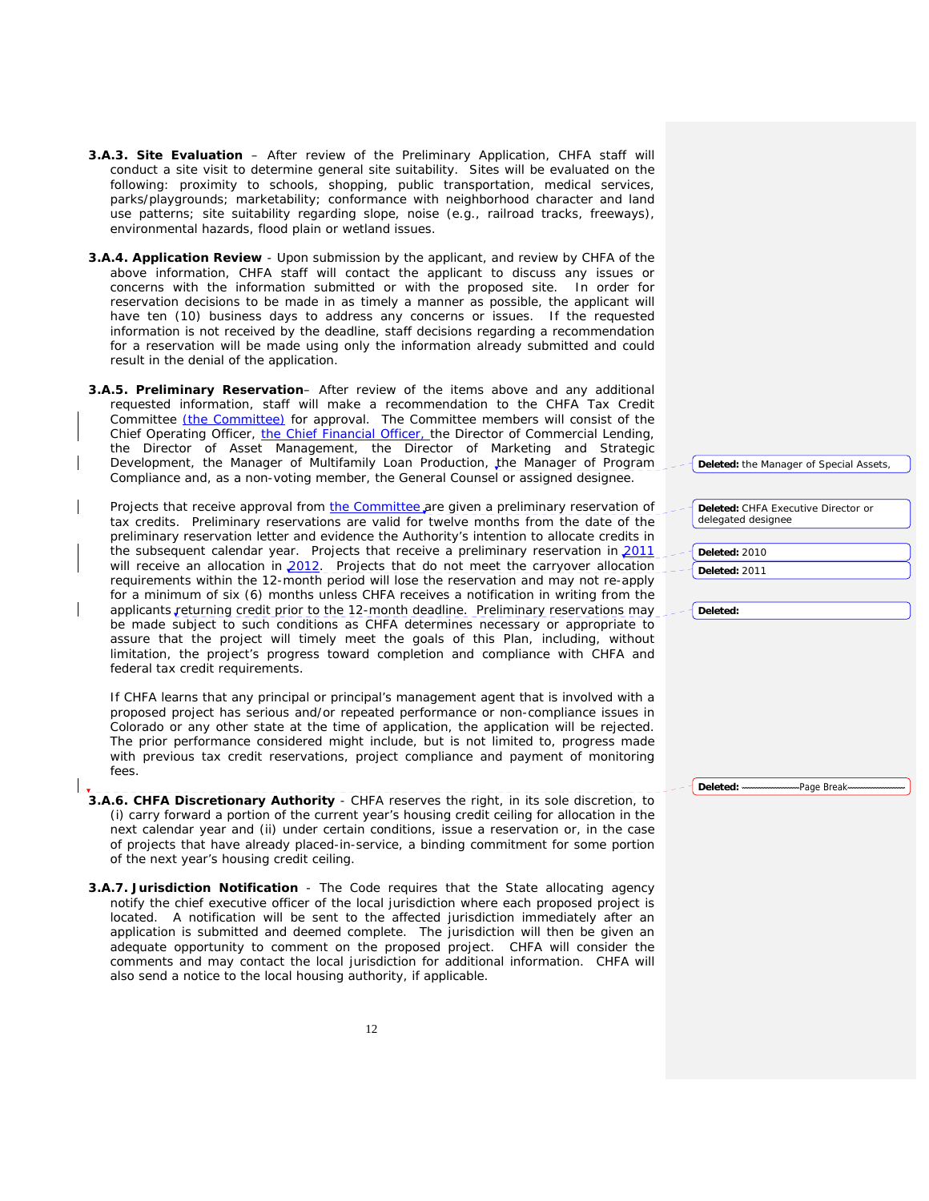**3.A.3. Site Evaluation** – After review of the Preliminary Application, CHFA staff will conduct a site visit to determine general site suitability. Sites will be evaluated on the following: proximity to schools, shopping, public transportation, medical services, parks/playgrounds; marketability; conformance with neighborhood character and land use patterns; site suitability regarding slope, noise (e.g., railroad tracks, freeways), environmental hazards, flood plain or wetland issues.

**3.A.4. Application Review** - Upon submission by the applicant, and review by CHFA of the above information, CHFA staff will contact the applicant to discuss any issues or concerns with the information submitted or with the proposed site. In order for reservation decisions to be made in as timely a manner as possible, the applicant will have ten (10) business days to address any concerns or issues. If the requested information is not received by the deadline, staff decisions regarding a recommendation for a reservation will be made using only the information already submitted and could result in the denial of the application.

**3.A.5. Preliminary Reservation**– After review of the items above and any additional requested information, staff will make a recommendation to the CHFA Tax Credit Committee (the Committee) for approval. The Committee members will consist of the Chief Operating Officer, the Chief Financial Officer, the Director of Commercial Lending, the Director of Asset Management, the Director of Marketing and Strategic Development, the Manager of Multifamily Loan Production, the Manager of Program Compliance and, as a non-voting member, the General Counsel or assigned designee.

Projects that receive approval from the Committee are given a preliminary reservation of tax credits. Preliminary reservations are valid for twelve months from the date of the preliminary reservation letter and evidence the Authority's intention to allocate credits in the subsequent calendar year. Projects that receive a preliminary reservation in 2011 will receive an allocation in 2012. Projects that do not meet the carryover allocation requirements within the 12-month period will lose the reservation and may not re-apply for a minimum of six (6) months unless CHFA receives a notification in writing from the applicants returning credit prior to the 12-month deadline. Preliminary reservations may be made subject to such conditions as CHFA determines necessary or appropriate to assure that the project will timely meet the goals of this Plan, including, without limitation, the project's progress toward completion and compliance with CHFA and federal tax credit requirements.

If CHFA learns that any principal or principal's management agent that is involved with a proposed project has serious and/or repeated performance or non-compliance issues in Colorado or any other state at the time of application, the application will be rejected. The prior performance considered might include, but is not limited to, progress made with previous tax credit reservations, project compliance and payment of monitoring fees.

**3.A.6. CHFA Discretionary Authority** - CHFA reserves the right, in its sole discretion, to (i) carry forward a portion of the current year's housing credit ceiling for allocation in the next calendar year and (ii) under certain conditions, issue a reservation or, in the case of projects that have already placed-in-service, a binding commitment for some portion of the next year's housing credit ceiling.

**3.A.7. Jurisdiction Notification** - The Code requires that the State allocating agency notify the chief executive officer of the local jurisdiction where each proposed project is located. A notification will be sent to the affected jurisdiction immediately after an application is submitted and deemed complete. The jurisdiction will then be given an adequate opportunity to comment on the proposed project. CHFA will consider the comments and may contact the local jurisdiction for additional information. CHFA will also send a notice to the local housing authority, if applicable.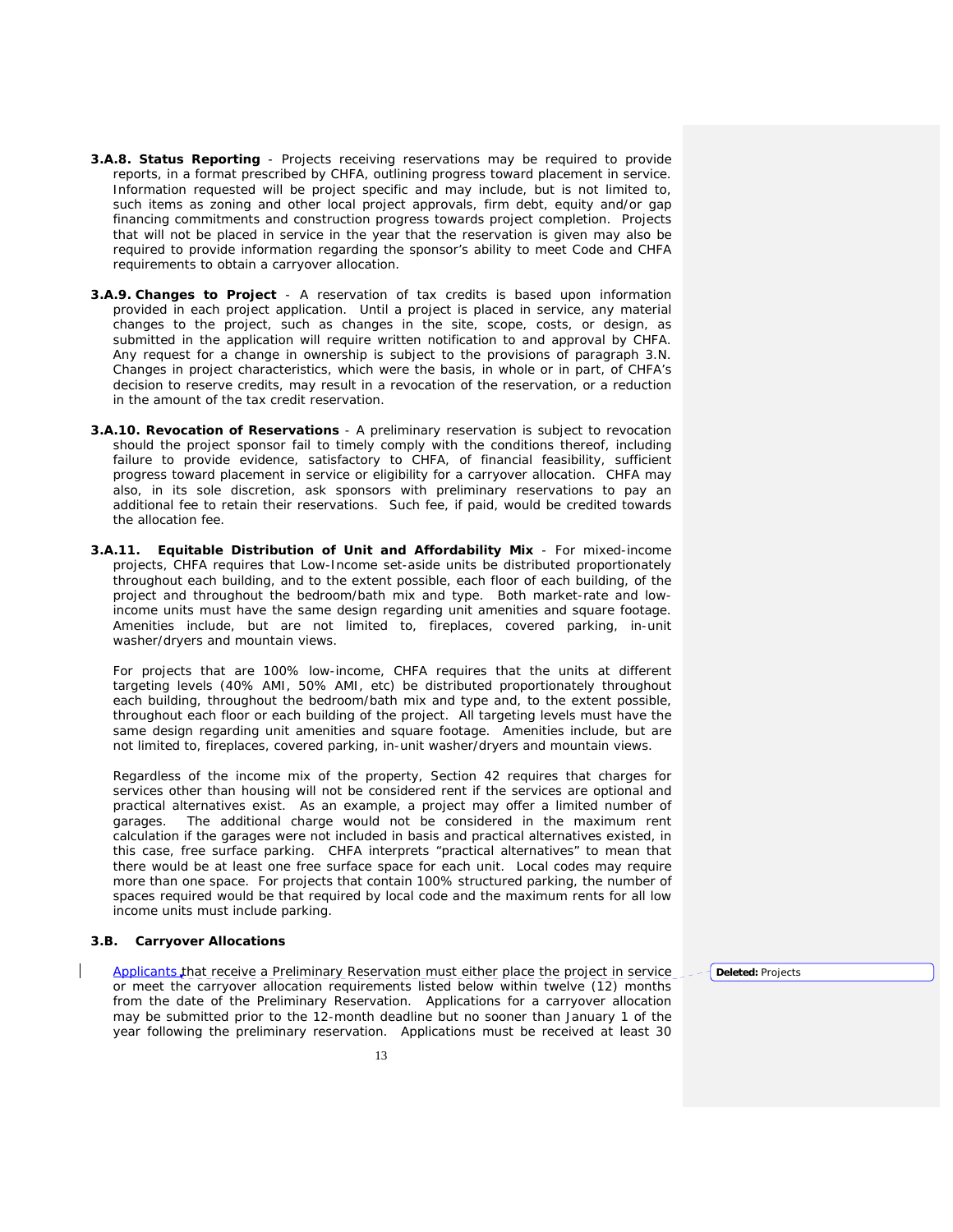**3.A.8. Status Reporting** - Projects receiving reservations may be required to provide reports, in a format prescribed by CHFA, outlining progress toward placement in service. Information requested will be project specific and may include, but is not limited to, such items as zoning and other local project approvals, firm debt, equity and/or gap financing commitments and construction progress towards project completion. Projects that will not be placed in service in the year that the reservation is given may also be required to provide information regarding the sponsor's ability to meet Code and CHFA requirements to obtain a carryover allocation.

**3.A.9. Changes to Project** - A reservation of tax credits is based upon information provided in each project application. Until a project is placed in service, any material changes to the project, such as changes in the site, scope, costs, or design, as submitted in the application will require written notification to and approval by CHFA. Any request for a change in ownership is subject to the provisions of paragraph 3.N. Changes in project characteristics, which were the basis, in whole or in part, of CHFA's decision to reserve credits, may result in a revocation of the reservation, or a reduction in the amount of the tax credit reservation.

**3.A.10. Revocation of Reservations** - A preliminary reservation is subject to revocation should the project sponsor fail to timely comply with the conditions thereof, including failure to provide evidence, satisfactory to CHFA, of financial feasibility, sufficient progress toward placement in service or eligibility for a carryover allocation. CHFA may also, in its sole discretion, ask sponsors with preliminary reservations to pay an additional fee to retain their reservations. Such fee, if paid, would be credited towards the allocation fee.

**3.A.11. Equitable Distribution of Unit and Affordability Mix** - For mixed-income projects, CHFA requires that Low-Income set-aside units be distributed proportionately throughout each building, and to the extent possible, each floor of each building, of the project and throughout the bedroom/bath mix and type. Both market-rate and low-income units must have the same design regarding unit amenities and square footage. Amenities include, but are not limited to, fireplaces, covered parking, in-unit washer/dryers and mountain views.

For projects that are 100% low-income, CHFA requires that the units at different targeting levels (40% AMI, 50% AMI, etc) be distributed proportionately throughout each building, throughout the bedroom/bath mix and type and, to the extent possible, throughout each floor or each building of the project. All targeting levels must have the same design regarding unit amenities and square footage. Amenities include, but are not limited to, fireplaces, covered parking, in-unit washer/dryers and mountain views.

Regardless of the income mix of the property, Section 42 requires that charges for services other than housing will not be considered rent if the services are optional and practical alternatives exist. As an example, a project may offer a limited number of garages. The additional charge would not be considered in the maximum rent calculation if the garages were not included in basis and practical alternatives existed, in this case, free surface parking. CHFA interprets "practical alternatives" to mean that there would be at least one free surface space for each unit. Local codes may require more than one space. For projects that contain 100% structured parking, the number of spaces required would be that required by local code and the maximum rents for all low income units must include parking.

### 3.B. Carryover Allocations

Applicants that receive a Preliminary Reservation must either place the project in service or meet the carryover allocation requirements listed below within twelve (12) months from the date of the Preliminary Reservation. Applications for a carryover allocation may be submitted prior to the 12-month deadline but no sooner than January 1 of the year following the preliminary reservation. Applications must be received at least 30

**Deleted:** Projects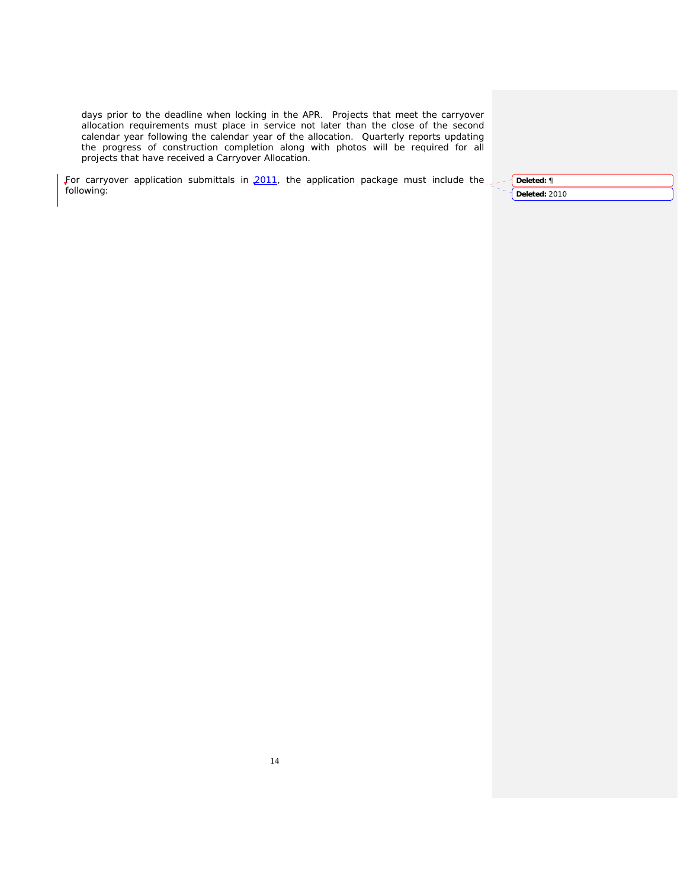days prior to the deadline when locking in the APR. Projects that meet the carryover allocation requirements must place in service not later than the close of the second calendar year following the calendar year of the allocation. Quarterly reports updating the progress of construction completion along with photos will be required for all projects that have received a Carryover Allocation.

For carryover application submittals in 2011, the application package must include the following: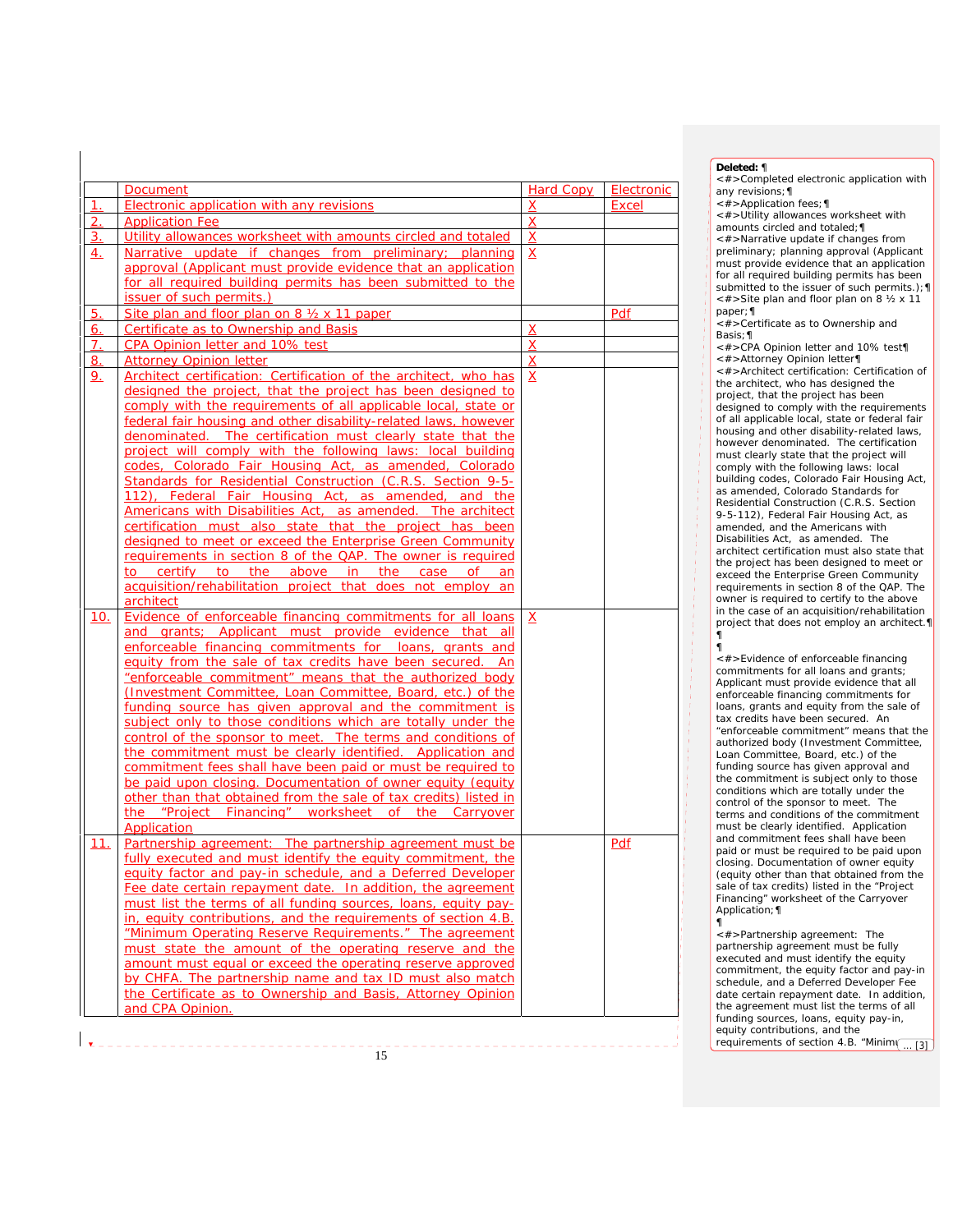| | Document | Hard Copy | Electronic |
|---|---|---|---|
| 1. | Electronic application with any revisions | X | Excel |
| 2. | Application Fee | X | |
| 3. | Utility allowances worksheet with amounts circled and totaled | X | |
| 4. | Narrative update if changes from preliminary; planning approval (Applicant must provide evidence that an application for all required building permits has been submitted to the issuer of such permits.) | X | |
| 5. | Site plan and floor plan on 8 ½ x 11 paper | | Pdf |
| 6. | Certificate as to Ownership and Basis | X | |
| 7. | CPA Opinion letter and 10% test | X | |
| 8. | Attorney Opinion letter | X | |
| 9. | Architect certification: Certification of the architect, who has designed the project, that the project has been designed to comply with the requirements of all applicable local, state or federal fair housing and other disability-related laws, however denominated. The certification must clearly state that the project will comply with the following laws: local building codes, Colorado Fair Housing Act, as amended, Colorado Standards for Residential Construction (C.R.S. Section 9-5-112), Federal Fair Housing Act, as amended, and the Americans with Disabilities Act, as amended. The architect certification must also state that the project has been designed to meet or exceed the Enterprise Green Community requirements in section 8 of the QAP. The owner is required to certify to the above in the case of an acquisition/rehabilitation project that does not employ an architect | X | |
| 10. | Evidence of enforceable financing commitments for all loans and grants; Applicant must provide evidence that all enforceable financing commitments for loans, grants and equity from the sale of tax credits have been secured. An "enforceable commitment" means that the authorized body (Investment Committee, Loan Committee, Board, etc.) of the funding source has given approval and the commitment is subject only to those conditions which are totally under the control of the sponsor to meet. The terms and conditions of the commitment must be clearly identified. Application and commitment fees shall have been paid or must be required to be paid upon closing. Documentation of owner equity (equity other than that obtained from the sale of tax credits) listed in the "Project Financing" worksheet of the Carryover Application | X | |
| 11. | Partnership agreement: The partnership agreement must be fully executed and must identify the equity commitment, the equity factor and pay-in schedule, and a Deferred Developer Fee date certain repayment date. In addition, the agreement must list the terms of all funding sources, loans, equity pay-in, equity contributions, and the requirements of section 4.B. "Minimum Operating Reserve Requirements." The agreement must state the amount of the operating reserve and the amount must equal or exceed the operating reserve approved by CHFA. The partnership name and tax ID must also match the Certificate as to Ownership and Basis, Attorney Opinion and CPA Opinion. | | Pdf |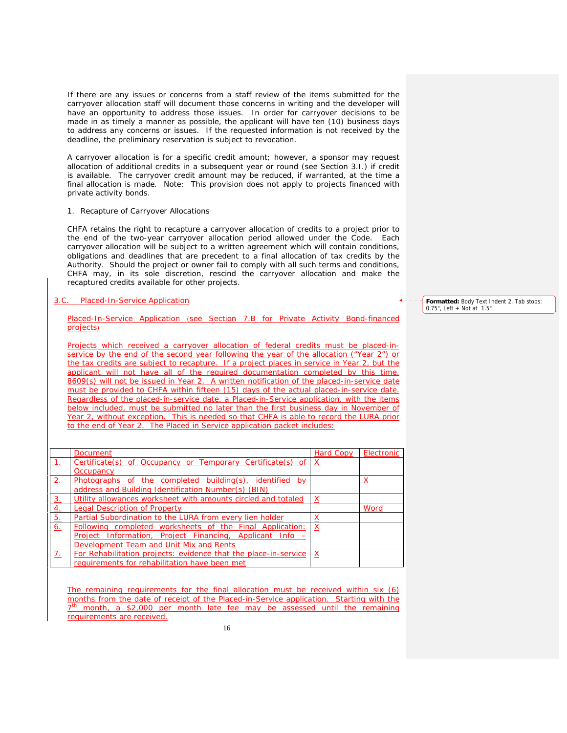If there are any issues or concerns from a staff review of the items submitted for the carryover allocation staff will document those concerns in writing and the developer will have an opportunity to address those issues. In order for carryover decisions to be made in as timely a manner as possible, the applicant will have ten (10) business days to address any concerns or issues. If the requested information is not received by the deadline, the preliminary reservation is subject to revocation.

A carryover allocation is for a specific credit amount; however, a sponsor may request allocation of additional credits in a subsequent year or round (see Section 3.I.) if credit is available. The carryover credit amount may be reduced, if warranted, at the time a final allocation is made. Note: This provision does not apply to projects financed with private activity bonds.

1. Recapture of Carryover Allocations

CHFA retains the right to recapture a carryover allocation of credits to a project prior to the end of the two-year carryover allocation period allowed under the Code. Each carryover allocation will be subject to a written agreement which will contain conditions, obligations and deadlines that are precedent to a final allocation of tax credits by the Authority. Should the project or owner fail to comply with all such terms and conditions, CHFA may, in its sole discretion, rescind the carryover allocation and make the recaptured credits available for other projects.

### 3.C. Placed-In-Service Application

Placed-In-Service Application (see Section 7.B for Private Activity Bond-financed projects)

Projects which received a carryover allocation of federal credits must be placed-in-service by the end of the second year following the year of the allocation ("Year 2") or the tax credits are subject to recapture. If a project places in service in Year 2, but the applicant will not have all of the required documentation completed by this time, 8609(s) will not be issued in Year 2. A written notification of the placed-in-service date must be provided to CHFA within fifteen (15) days of the actual placed-in-service date. Regardless of the placed-in-service date, a Placed-in-Service application, with the items below included, must be submitted no later than the first business day in November of Year 2, without exception. This is needed so that CHFA is able to record the LURA prior to the end of Year 2. The Placed in Service application packet includes:

| | Document | Hard Copy | Electronic |
|---|---|---|---|
| 1. | Certificate(s) of Occupancy or Temporary Certificate(s) of Occupancy | X | |
| 2. | Photographs of the completed building(s), identified by address and Building Identification Number(s) (BIN) | | X |
| 3. | Utility allowances worksheet with amounts circled and totaled | X | |
| 4. | Legal Description of Property | | Word |
| 5. | Partial Subordination to the LURA from every lien holder | X | |
| 6. | Following completed worksheets of the Final Application: Project Information, Project Financing, Applicant Info – Development Team and Unit Mix and Rents | X | |
| 7. | For Rehabilitation projects: evidence that the place-in-service requirements for rehabilitation have been met | X | |

The remaining requirements for the final allocation must be received within six (6) months from the date of receipt of the Placed-in-Service application. Starting with the 7th month, a $2,000 per month late fee may be assessed until the remaining requirements are received.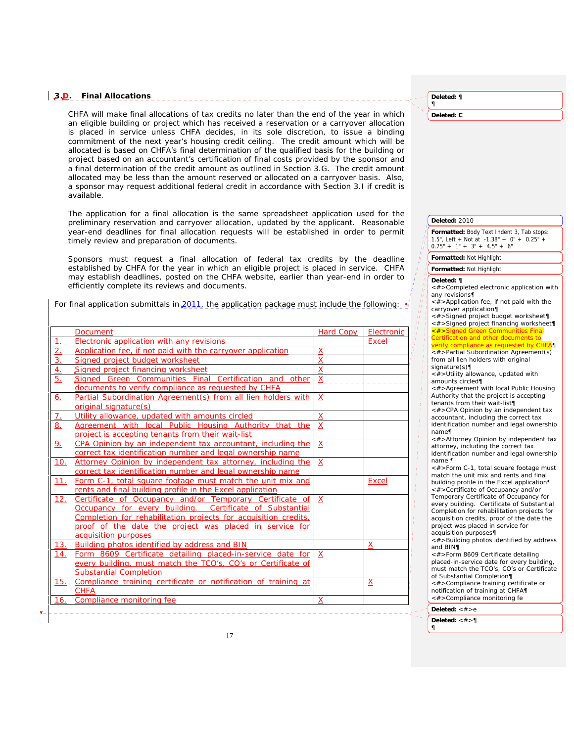### 3.D. Final Allocations

CHFA will make final allocations of tax credits no later than the end of the year in which an eligible building or project which has received a reservation or a carryover allocation is placed in service unless CHFA decides, in its sole discretion, to issue a binding commitment of the next year's housing credit ceiling. The credit amount which will be allocated is based on CHFA's final determination of the qualified basis for the building or project based on an accountant's certification of final costs provided by the sponsor and a final determination of the credit amount as outlined in Section 3.G. The credit amount allocated may be less than the amount reserved or allocated on a carryover basis. Also, a sponsor may request additional federal credit in accordance with Section 3.I if credit is available.

The application for a final allocation is the same spreadsheet application used for the preliminary reservation and carryover allocation, updated by the applicant. Reasonable year-end deadlines for final allocation requests will be established in order to permit timely review and preparation of documents.

Sponsors must request a final allocation of federal tax credits by the deadline established by CHFA for the year in which an eligible project is placed in service. CHFA may establish deadlines, posted on the CHFA website, earlier than year-end in order to efficiently complete its reviews and documents.

For final application submittals in 2011, the application package must include the following:

| | Document | Hard Copy | Electronic |
|---|---|---|---|
| 1. | Electronic application with any revisions | | Excel |
| 2. | Application fee, if not paid with the carryover application | X | |
| 3. | Signed project budget worksheet | X | |
| 4. | Signed project financing worksheet | X | |
| 5. | Signed Green Communities Final Certification and other documents to verify compliance as requested by CHFA | X | |
| 6. | Partial Subordination Agreement(s) from all lien holders with original signature(s) | X | |
| 7. | Utility allowance, updated with amounts circled | X | |
| 8. | Agreement with local Public Housing Authority that the project is accepting tenants from their wait-list | X | |
| 9. | CPA Opinion by an independent tax accountant, including the correct tax identification number and legal ownership name | X | |
| 10. | Attorney Opinion by independent tax attorney, including the correct tax identification number and legal ownership name | X | |
| 11. | Form C-1, total square footage must match the unit mix and rents and final building profile in the Excel application | | Excel |
| 12. | Certificate of Occupancy and/or Temporary Certificate of Occupancy for every building. Certificate of Substantial Completion for rehabilitation projects for acquisition credits, proof of the date the project was placed in service for acquisition purposes | X | |
| 13. | Building photos identified by address and BIN | | X |
| 14. | Form 8609 Certificate detailing placed-in-service date for every building, must match the TCO's, CO's or Certificate of Substantial Completion | X | |
| 15. | Compliance training certificate or notification of training at CHFA | | X |
| 16. | Compliance monitoring fee | X | |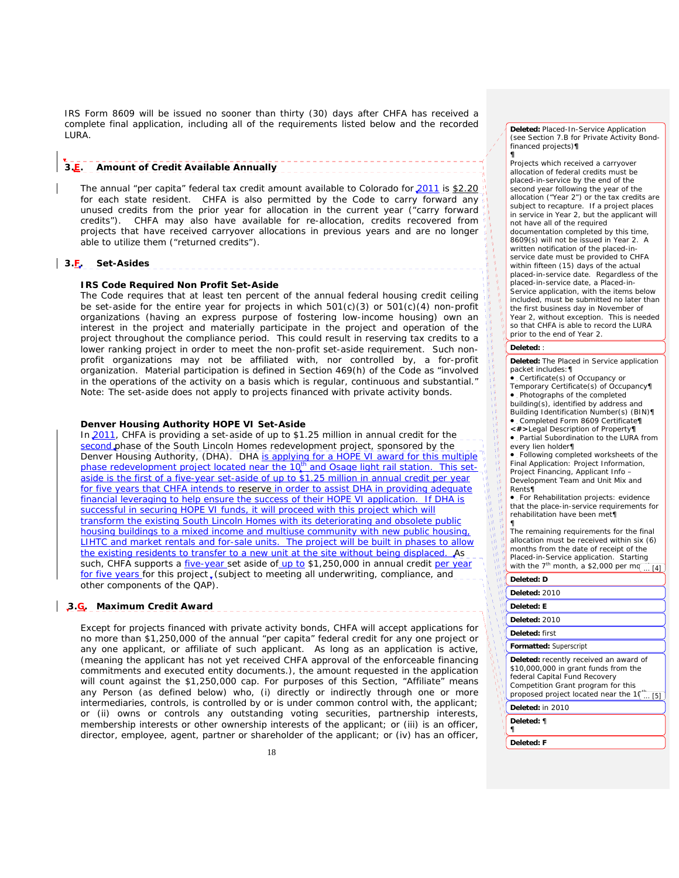IRS Form 8609 will be issued no sooner than thirty (30) days after CHFA has received a complete final application, including all of the requirements listed below and the recorded LURA.

## 3.E. Amount of Credit Available Annually

The annual "per capita" federal tax credit amount available to Colorado for 2011 is $2.20 for each state resident. CHFA is also permitted by the Code to carry forward any unused credits from the prior year for allocation in the current year ("carry forward credits"). CHFA may also have available for re-allocation, credits recovered from projects that have received carryover allocations in previous years and are no longer able to utilize them ("returned credits").

## 3.F. Set-Asides

**IRS Code Required Non Profit Set-Aside**

The Code requires that at least ten percent of the annual federal housing credit ceiling be set-aside for the entire year for projects in which 501(c)(3) or 501(c)(4) non-profit organizations (having an express purpose of fostering low-income housing) own an interest in the project and materially participate in the project and operation of the project throughout the compliance period. This could result in reserving tax credits to a lower ranking project in order to meet the non-profit set-aside requirement. Such non-profit organizations may not be affiliated with, nor controlled by, a for-profit organization. Material participation is defined in Section 469(h) of the Code as "involved in the operations of the activity on a basis which is regular, continuous and substantial." Note: The set-aside does not apply to projects financed with private activity bonds.

**Denver Housing Authority HOPE VI Set-Aside**

In 2011, CHFA is providing a set-aside of up to $1.25 million in annual credit for the second phase of the South Lincoln Homes redevelopment project, sponsored by the Denver Housing Authority, (DHA). DHA is applying for a HOPE VI award for this multiple phase redevelopment project located near the 10th and Osage light rail station. This set-aside is the first of a five-year set-aside of up to $1.25 million in annual credit per year for five years that CHFA intends to reserve in order to assist DHA in providing adequate financial leveraging to help ensure the success of their HOPE VI application. If DHA is successful in securing HOPE VI funds, it will proceed with this project which will transform the existing South Lincoln Homes with its deteriorating and obsolete public housing buildings to a mixed income and multiuse community with new public housing, LIHTC and market rentals and for-sale units. The project will be built in phases to allow the existing residents to transfer to a new unit at the site without being displaced. As such, CHFA supports a five-year set aside of up to $1,250,000 in annual credit per year for five years for this project, (subject to meeting all underwriting, compliance, and other components of the QAP).

## 3.G. Maximum Credit Award

Except for projects financed with private activity bonds, CHFA will accept applications for no more than $1,250,000 of the annual "per capita" federal credit for any one project or any one applicant, or affiliate of such applicant. As long as an application is active, (meaning the applicant has not yet received CHFA approval of the enforceable financing commitments and executed entity documents.), the amount requested in the application will count against the $1,250,000 cap. For purposes of this Section, "Affiliate" means any Person (as defined below) who, (i) directly or indirectly through one or more intermediaries, controls, is controlled by or is under common control with, the applicant; or (ii) owns or controls any outstanding voting securities, partnership interests, membership interests or other ownership interests of the applicant; or (iii) is an officer, director, employee, agent, partner or shareholder of the applicant; or (iv) has an officer,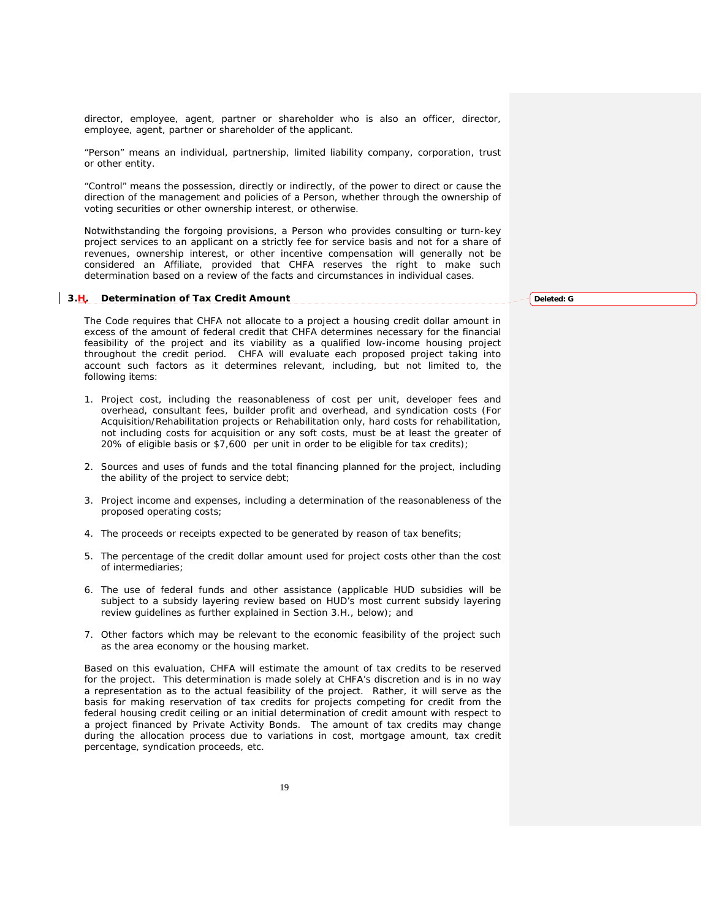director, employee, agent, partner or shareholder who is also an officer, director, employee, agent, partner or shareholder of the applicant.

"Person" means an individual, partnership, limited liability company, corporation, trust or other entity.

"Control" means the possession, directly or indirectly, of the power to direct or cause the direction of the management and policies of a Person, whether through the ownership of voting securities or other ownership interest, or otherwise.

Notwithstanding the forgoing provisions, a Person who provides consulting or turn-key project services to an applicant on a strictly fee for service basis and not for a share of revenues, ownership interest, or other incentive compensation will generally not be considered an Affiliate, provided that CHFA reserves the right to make such determination based on a review of the facts and circumstances in individual cases.

### 3.H. Determination of Tax Credit Amount

The Code requires that CHFA not allocate to a project a housing credit dollar amount in excess of the amount of federal credit that CHFA determines necessary for the financial feasibility of the project and its viability as a qualified low-income housing project throughout the credit period. CHFA will evaluate each proposed project taking into account such factors as it determines relevant, including, but not limited to, the following items:

1. Project cost, including the reasonableness of cost per unit, developer fees and overhead, consultant fees, builder profit and overhead, and syndication costs (For Acquisition/Rehabilitation projects or Rehabilitation only, hard costs for rehabilitation, not including costs for acquisition or any soft costs, must be at least the greater of 20% of eligible basis or $7,600 per unit in order to be eligible for tax credits);

2. Sources and uses of funds and the total financing planned for the project, including the ability of the project to service debt;

3. Project income and expenses, including a determination of the reasonableness of the proposed operating costs;

4. The proceeds or receipts expected to be generated by reason of tax benefits;

5. The percentage of the credit dollar amount used for project costs other than the cost of intermediaries;

6. The use of federal funds and other assistance (applicable HUD subsidies will be subject to a subsidy layering review based on HUD's most current subsidy layering review guidelines as further explained in Section 3.H., below); and

7. Other factors which may be relevant to the economic feasibility of the project such as the area economy or the housing market.

Based on this evaluation, CHFA will estimate the amount of tax credits to be reserved for the project. This determination is made solely at CHFA's discretion and is in no way a representation as to the actual feasibility of the project. Rather, it will serve as the basis for making reservation of tax credits for projects competing for credit from the federal housing credit ceiling or an initial determination of credit amount with respect to a project financed by Private Activity Bonds. The amount of tax credits may change during the allocation process due to variations in cost, mortgage amount, tax credit percentage, syndication proceeds, etc.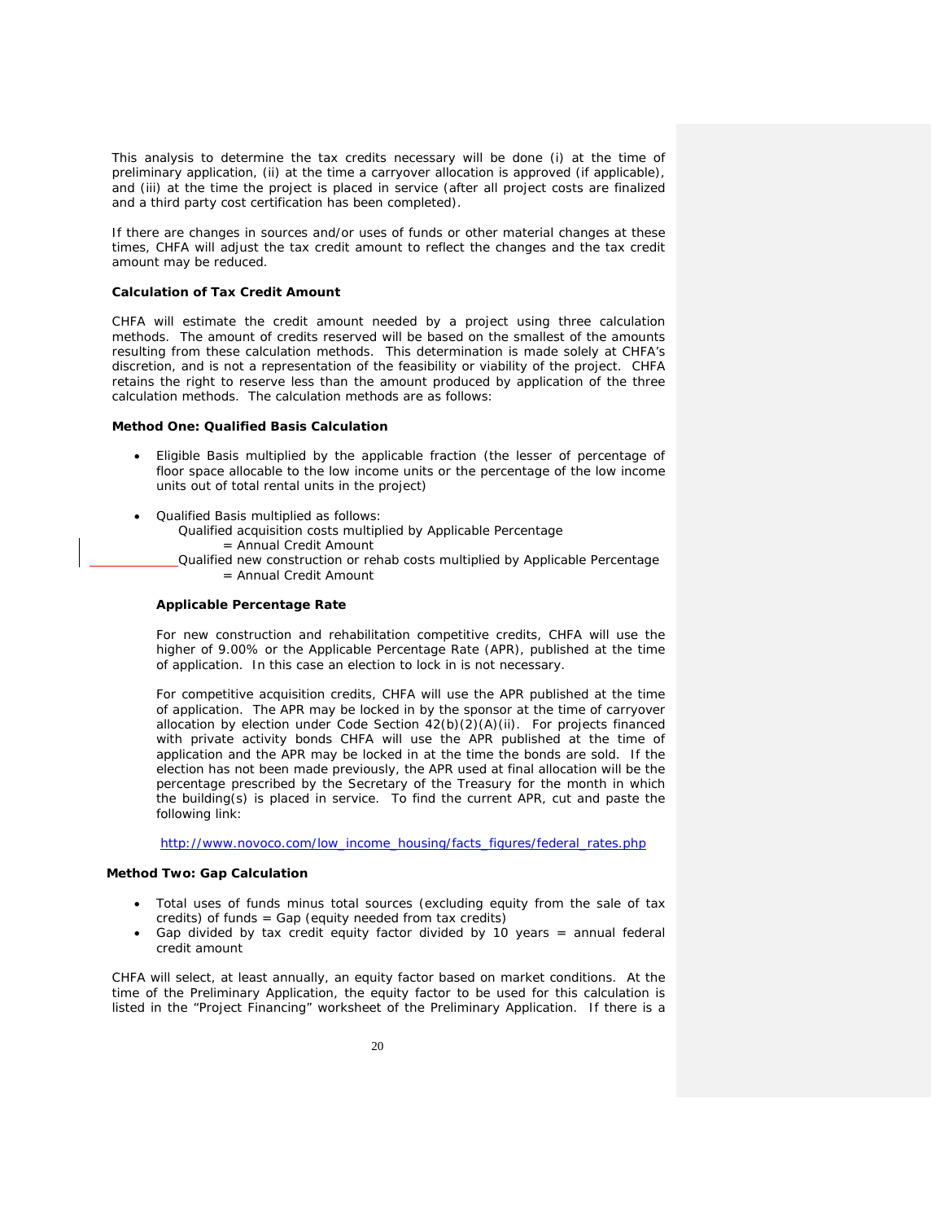This analysis to determine the tax credits necessary will be done (i) at the time of preliminary application, (ii) at the time a carryover allocation is approved (if applicable), and (iii) at the time the project is placed in service (after all project costs are finalized and a third party cost certification has been completed).

If there are changes in sources and/or uses of funds or other material changes at these times, CHFA will adjust the tax credit amount to reflect the changes and the tax credit amount may be reduced.

**Calculation of Tax Credit Amount**

CHFA will estimate the credit amount needed by a project using three calculation methods. The amount of credits reserved will be based on the smallest of the amounts resulting from these calculation methods. This determination is made solely at CHFA's discretion, and is not a representation of the feasibility or viability of the project. CHFA retains the right to reserve less than the amount produced by application of the three calculation methods. The calculation methods are as follows:

**Method One: Qualified Basis Calculation**

- Eligible Basis multiplied by the applicable fraction (the lesser of percentage of floor space allocable to the low income units or the percentage of the low income units out of total rental units in the project)

- Qualified Basis multiplied as follows:
  Qualified acquisition costs multiplied by Applicable Percentage
  = Annual Credit Amount
  Qualified new construction or rehab costs multiplied by Applicable Percentage
  = Annual Credit Amount

**Applicable Percentage Rate**

For new construction and rehabilitation competitive credits, CHFA will use the higher of 9.00% or the Applicable Percentage Rate (APR), published at the time of application. In this case an election to lock in is not necessary.

For competitive acquisition credits, CHFA will use the APR published at the time of application. The APR may be locked in by the sponsor at the time of carryover allocation by election under Code Section 42(b)(2)(A)(ii). For projects financed with private activity bonds CHFA will use the APR published at the time of application and the APR may be locked in at the time the bonds are sold. If the election has not been made previously, the APR used at final allocation will be the percentage prescribed by the Secretary of the Treasury for the month in which the building(s) is placed in service. To find the current APR, cut and paste the following link:

http://www.novoco.com/low_income_housing/facts_figures/federal_rates.php

**Method Two: Gap Calculation**

- Total uses of funds minus total sources (excluding equity from the sale of tax credits) of funds = Gap (equity needed from tax credits)
- Gap divided by tax credit equity factor divided by 10 years = annual federal credit amount

CHFA will select, at least annually, an equity factor based on market conditions. At the time of the Preliminary Application, the equity factor to be used for this calculation is listed in the "Project Financing" worksheet of the Preliminary Application. If there is a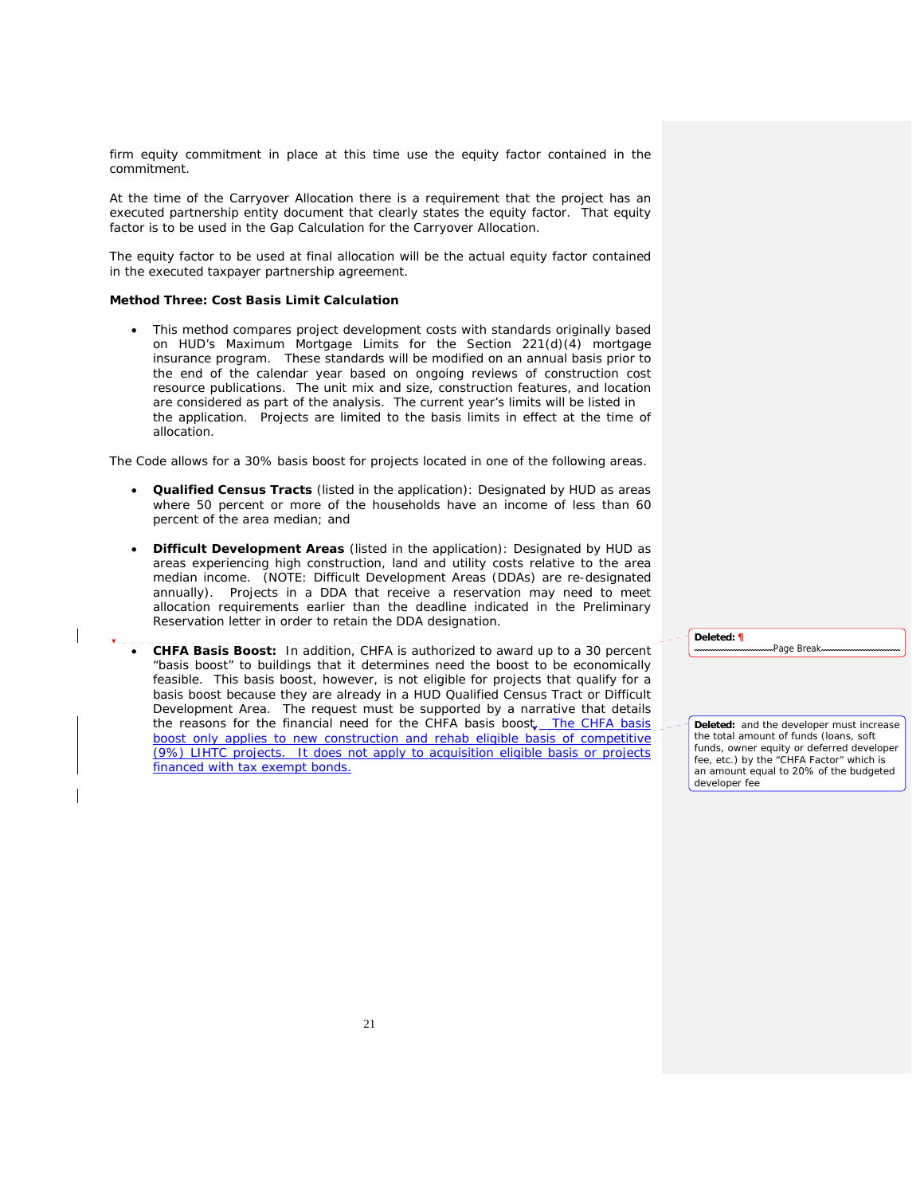firm equity commitment in place at this time use the equity factor contained in the commitment.

At the time of the Carryover Allocation there is a requirement that the project has an executed partnership entity document that clearly states the equity factor. That equity factor is to be used in the Gap Calculation for the Carryover Allocation.

The equity factor to be used at final allocation will be the actual equity factor contained in the executed taxpayer partnership agreement.

**Method Three: Cost Basis Limit Calculation**

- This method compares project development costs with standards originally based on HUD's Maximum Mortgage Limits for the Section 221(d)(4) mortgage insurance program. These standards will be modified on an annual basis prior to the end of the calendar year based on ongoing reviews of construction cost resource publications. The unit mix and size, construction features, and location are considered as part of the analysis. The current year's limits will be listed in the application. Projects are limited to the basis limits in effect at the time of allocation.

The Code allows for a 30% basis boost for projects located in one of the following areas.

- **Qualified Census Tracts** (listed in the application): Designated by HUD as areas where 50 percent or more of the households have an income of less than 60 percent of the area median; and

- **Difficult Development Areas** (listed in the application): Designated by HUD as areas experiencing high construction, land and utility costs relative to the area median income. (NOTE: Difficult Development Areas (DDAs) are re-designated annually). Projects in a DDA that receive a reservation may need to meet allocation requirements earlier than the deadline indicated in the Preliminary Reservation letter in order to retain the DDA designation.

- **CHFA Basis Boost:** In addition, CHFA is authorized to award up to a 30 percent "basis boost" to buildings that it determines need the boost to be economically feasible. This basis boost, however, is not eligible for projects that qualify for a basis boost because they are already in a HUD Qualified Census Tract or Difficult Development Area. The request must be supported by a narrative that details the reasons for the financial need for the CHFA basis boost. The CHFA basis boost only applies to new construction and rehab eligible basis of competitive (9%) LIHTC projects. It does not apply to acquisition eligible basis or projects financed with tax exempt bonds.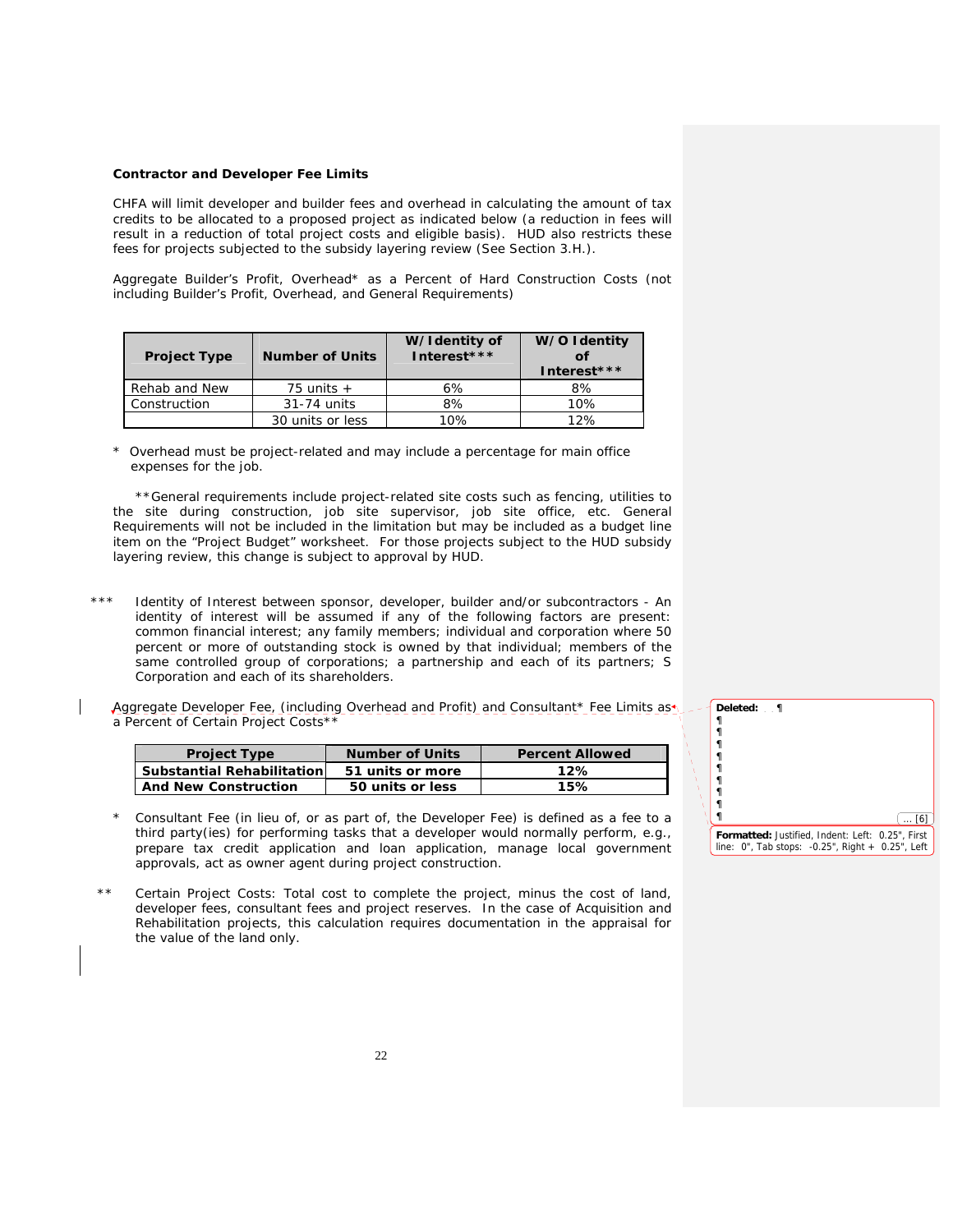**Contractor and Developer Fee Limits**

CHFA will limit developer and builder fees and overhead in calculating the amount of tax credits to be allocated to a proposed project as indicated below (a reduction in fees will result in a reduction of total project costs and eligible basis). HUD also restricts these fees for projects subjected to the subsidy layering review (See Section 3.H.).

Aggregate Builder's Profit, Overhead* as a Percent of Hard Construction Costs (not including Builder's Profit, Overhead, and General Requirements)

| Project Type | Number of Units | W/Identity of Interest*** | W/O Identity of Interest*** |
|---|---|---|---|
| Rehab and New | 75 units + | 6% | 8% |
| Construction | 31-74 units | 8% | 10% |
| | 30 units or less | 10% | 12% |

\* Overhead must be project-related and may include a percentage for main office expenses for the job.

**General requirements include project-related site costs such as fencing, utilities to the site during construction, job site supervisor, job site office, etc. General Requirements will not be included in the limitation but may be included as a budget line item on the "Project Budget" worksheet. For those projects subject to the HUD subsidy layering review, this change is subject to approval by HUD.

\*\*\* Identity of Interest between sponsor, developer, builder and/or subcontractors - An identity of interest will be assumed if any of the following factors are present: common financial interest; any family members; individual and corporation where 50 percent or more of outstanding stock is owned by that individual; members of the same controlled group of corporations; a partnership and each of its partners; S Corporation and each of its shareholders.

Aggregate Developer Fee, (including Overhead and Profit) and Consultant* Fee Limits as a Percent of Certain Project Costs**

| Project Type | Number of Units | Percent Allowed |
|---|---|---|
| Substantial Rehabilitation | 51 units or more | 12% |
| And New Construction | 50 units or less | 15% |

\* Consultant Fee (in lieu of, or as part of, the Developer Fee) is defined as a fee to a third party(ies) for performing tasks that a developer would normally perform, e.g., prepare tax credit application and loan application, manage local government approvals, act as owner agent during project construction.

\*\* Certain Project Costs: Total cost to complete the project, minus the cost of land, developer fees, consultant fees and project reserves. In the case of Acquisition and Rehabilitation projects, this calculation requires documentation in the appraisal for the value of the land only.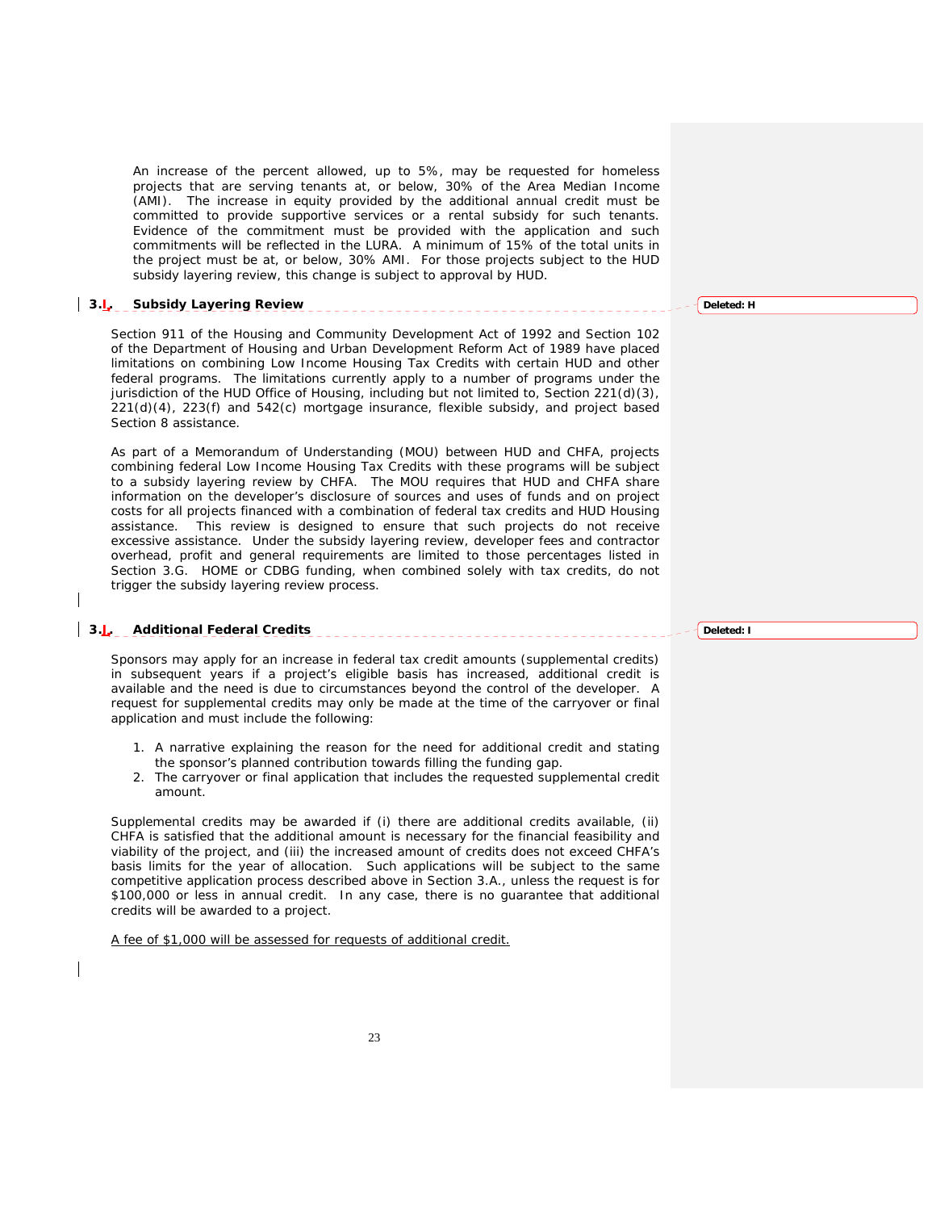An increase of the percent allowed, up to 5%, may be requested for homeless projects that are serving tenants at, or below, 30% of the Area Median Income (AMI). The increase in equity provided by the additional annual credit must be committed to provide supportive services or a rental subsidy for such tenants. Evidence of the commitment must be provided with the application and such commitments will be reflected in the LURA. A minimum of 15% of the total units in the project must be at, or below, 30% AMI. For those projects subject to the HUD subsidy layering review, this change is subject to approval by HUD.

### 3.I. Subsidy Layering Review

Section 911 of the Housing and Community Development Act of 1992 and Section 102 of the Department of Housing and Urban Development Reform Act of 1989 have placed limitations on combining Low Income Housing Tax Credits with certain HUD and other federal programs. The limitations currently apply to a number of programs under the jurisdiction of the HUD Office of Housing, including but not limited to, Section 221(d)(3), 221(d)(4), 223(f) and 542(c) mortgage insurance, flexible subsidy, and project based Section 8 assistance.

As part of a Memorandum of Understanding (MOU) between HUD and CHFA, projects combining federal Low Income Housing Tax Credits with these programs will be subject to a subsidy layering review by CHFA. The MOU requires that HUD and CHFA share information on the developer's disclosure of sources and uses of funds and on project costs for all projects financed with a combination of federal tax credits and HUD Housing assistance. This review is designed to ensure that such projects do not receive excessive assistance. Under the subsidy layering review, developer fees and contractor overhead, profit and general requirements are limited to those percentages listed in Section 3.G. HOME or CDBG funding, when combined solely with tax credits, do not trigger the subsidy layering review process.

### 3.J. Additional Federal Credits

Sponsors may apply for an increase in federal tax credit amounts (supplemental credits) in subsequent years if a project's eligible basis has increased, additional credit is available and the need is due to circumstances beyond the control of the developer. A request for supplemental credits may only be made at the time of the carryover or final application and must include the following:

1. A narrative explaining the reason for the need for additional credit and stating the sponsor's planned contribution towards filling the funding gap.
2. The carryover or final application that includes the requested supplemental credit amount.

Supplemental credits may be awarded if (i) there are additional credits available, (ii) CHFA is satisfied that the additional amount is necessary for the financial feasibility and viability of the project, and (iii) the increased amount of credits does not exceed CHFA's basis limits for the year of allocation. Such applications will be subject to the same competitive application process described above in Section 3.A., unless the request is for $100,000 or less in annual credit. In any case, there is no guarantee that additional credits will be awarded to a project.

A fee of $1,000 will be assessed for requests of additional credit.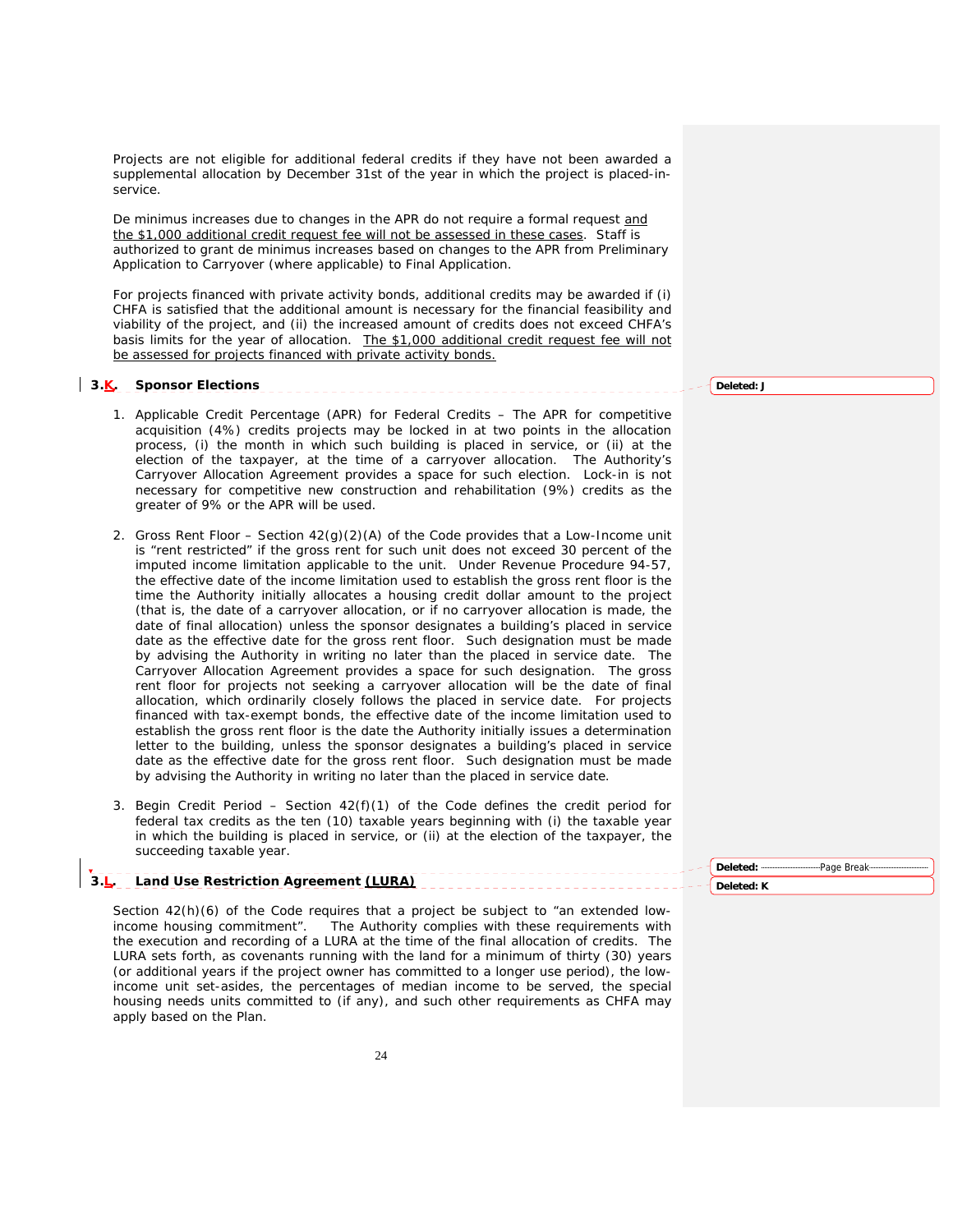Projects are not eligible for additional federal credits if they have not been awarded a supplemental allocation by December 31st of the year in which the project is placed-in-service.

De minimus increases due to changes in the APR do not require a formal request and the $1,000 additional credit request fee will not be assessed in these cases. Staff is authorized to grant de minimus increases based on changes to the APR from Preliminary Application to Carryover (where applicable) to Final Application.

For projects financed with private activity bonds, additional credits may be awarded if (i) CHFA is satisfied that the additional amount is necessary for the financial feasibility and viability of the project, and (ii) the increased amount of credits does not exceed CHFA's basis limits for the year of allocation. The $1,000 additional credit request fee will not be assessed for projects financed with private activity bonds.

### 3.K. Sponsor Elections

1. Applicable Credit Percentage (APR) for Federal Credits – The APR for competitive acquisition (4%) credits projects may be locked in at two points in the allocation process, (i) the month in which such building is placed in service, or (ii) at the election of the taxpayer, at the time of a carryover allocation. The Authority's Carryover Allocation Agreement provides a space for such election. Lock-in is not necessary for competitive new construction and rehabilitation (9%) credits as the greater of 9% or the APR will be used.

2. Gross Rent Floor – Section 42(g)(2)(A) of the Code provides that a Low-Income unit is "rent restricted" if the gross rent for such unit does not exceed 30 percent of the imputed income limitation applicable to the unit. Under Revenue Procedure 94-57, the effective date of the income limitation used to establish the gross rent floor is the time the Authority initially allocates a housing credit dollar amount to the project (that is, the date of a carryover allocation, or if no carryover allocation is made, the date of final allocation) unless the sponsor designates a building's placed in service date as the effective date for the gross rent floor. Such designation must be made by advising the Authority in writing no later than the placed in service date. The Carryover Allocation Agreement provides a space for such designation. The gross rent floor for projects not seeking a carryover allocation will be the date of final allocation, which ordinarily closely follows the placed in service date. For projects financed with tax-exempt bonds, the effective date of the income limitation used to establish the gross rent floor is the date the Authority initially issues a determination letter to the building, unless the sponsor designates a building's placed in service date as the effective date for the gross rent floor. Such designation must be made by advising the Authority in writing no later than the placed in service date.

3. Begin Credit Period – Section 42(f)(1) of the Code defines the credit period for federal tax credits as the ten (10) taxable years beginning with (i) the taxable year in which the building is placed in service, or (ii) at the election of the taxpayer, the succeeding taxable year.

### 3.L. Land Use Restriction Agreement (LURA)

Section 42(h)(6) of the Code requires that a project be subject to "an extended low-income housing commitment". The Authority complies with these requirements with the execution and recording of a LURA at the time of the final allocation of credits. The LURA sets forth, as covenants running with the land for a minimum of thirty (30) years (or additional years if the project owner has committed to a longer use period), the low-income unit set-asides, the percentages of median income to be served, the special housing needs units committed to (if any), and such other requirements as CHFA may apply based on the Plan.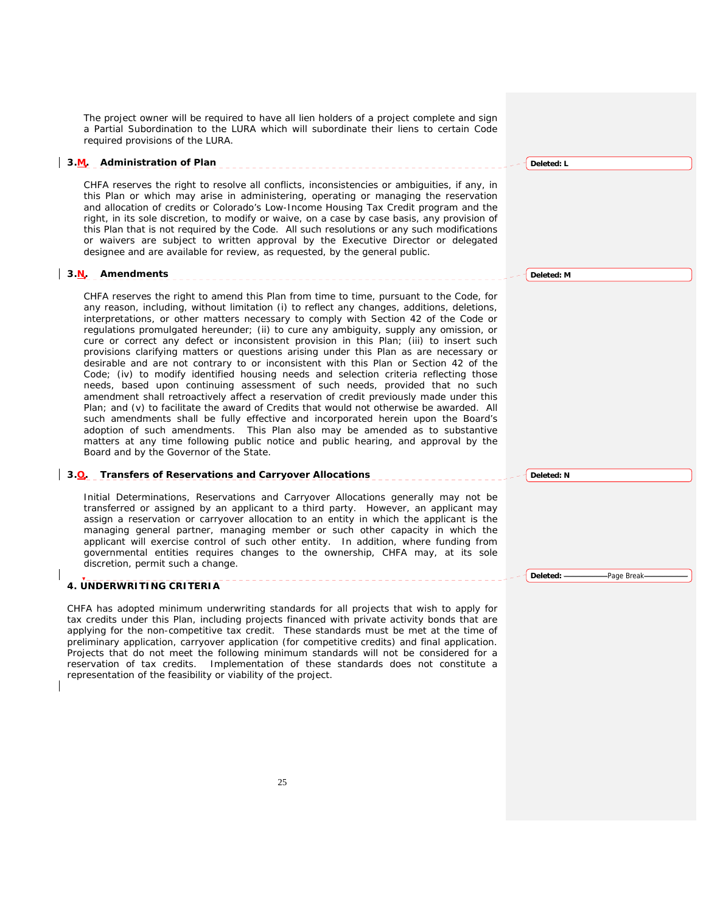The project owner will be required to have all lien holders of a project complete and sign a Partial Subordination to the LURA which will subordinate their liens to certain Code required provisions of the LURA.

### 3.M. Administration of Plan

CHFA reserves the right to resolve all conflicts, inconsistencies or ambiguities, if any, in this Plan or which may arise in administering, operating or managing the reservation and allocation of credits or Colorado's Low-Income Housing Tax Credit program and the right, in its sole discretion, to modify or waive, on a case by case basis, any provision of this Plan that is not required by the Code. All such resolutions or any such modifications or waivers are subject to written approval by the Executive Director or delegated designee and are available for review, as requested, by the general public.

### 3.N. Amendments

CHFA reserves the right to amend this Plan from time to time, pursuant to the Code, for any reason, including, without limitation (i) to reflect any changes, additions, deletions, interpretations, or other matters necessary to comply with Section 42 of the Code or regulations promulgated hereunder; (ii) to cure any ambiguity, supply any omission, or cure or correct any defect or inconsistent provision in this Plan; (iii) to insert such provisions clarifying matters or questions arising under this Plan as are necessary or desirable and are not contrary to or inconsistent with this Plan or Section 42 of the Code; (iv) to modify identified housing needs and selection criteria reflecting those needs, based upon continuing assessment of such needs, provided that no such amendment shall retroactively affect a reservation of credit previously made under this Plan; and (v) to facilitate the award of Credits that would not otherwise be awarded. All such amendments shall be fully effective and incorporated herein upon the Board's adoption of such amendments. This Plan also may be amended as to substantive matters at any time following public notice and public hearing, and approval by the Board and by the Governor of the State.

### 3.O. Transfers of Reservations and Carryover Allocations

Initial Determinations, Reservations and Carryover Allocations generally may not be transferred or assigned by an applicant to a third party. However, an applicant may assign a reservation or carryover allocation to an entity in which the applicant is the managing general partner, managing member or such other capacity in which the applicant will exercise control of such other entity. In addition, where funding from governmental entities requires changes to the ownership, CHFA may, at its sole discretion, permit such a change.

## 4. UNDERWRITING CRITERIA

CHFA has adopted minimum underwriting standards for all projects that wish to apply for tax credits under this Plan, including projects financed with private activity bonds that are applying for the non-competitive tax credit. These standards must be met at the time of preliminary application, carryover application (for competitive credits) and final application. Projects that do not meet the following minimum standards will not be considered for a reservation of tax credits. Implementation of these standards does not constitute a representation of the feasibility or viability of the project.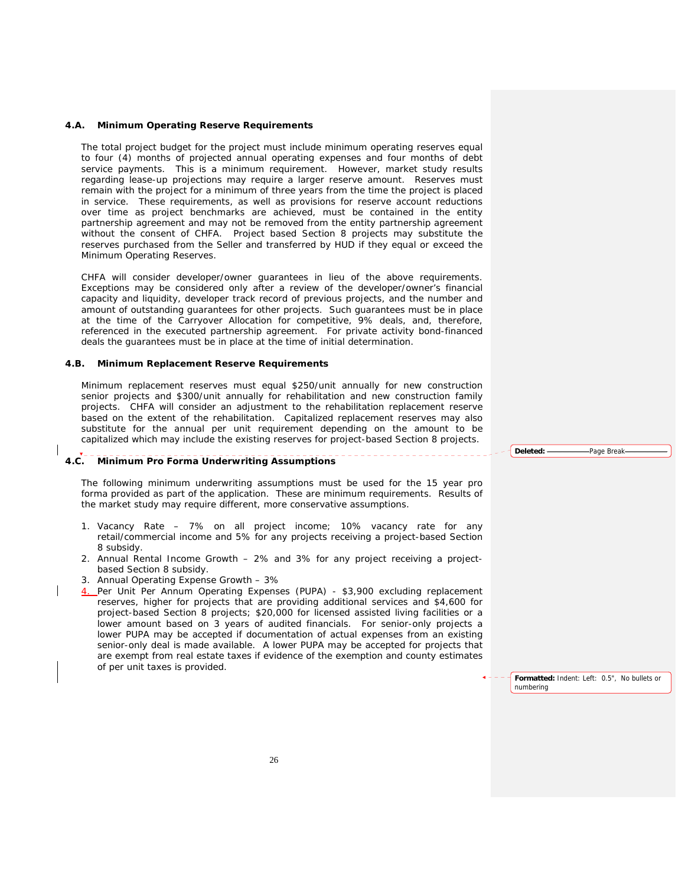### 4.A. Minimum Operating Reserve Requirements

The total project budget for the project must include minimum operating reserves equal to four (4) months of projected annual operating expenses and four months of debt service payments. This is a minimum requirement. However, market study results regarding lease-up projections may require a larger reserve amount. Reserves must remain with the project for a minimum of three years from the time the project is placed in service. These requirements, as well as provisions for reserve account reductions over time as project benchmarks are achieved, must be contained in the entity partnership agreement and may not be removed from the entity partnership agreement without the consent of CHFA. Project based Section 8 projects may substitute the reserves purchased from the Seller and transferred by HUD if they equal or exceed the Minimum Operating Reserves.

CHFA will consider developer/owner guarantees in lieu of the above requirements. Exceptions may be considered only after a review of the developer/owner's financial capacity and liquidity, developer track record of previous projects, and the number and amount of outstanding guarantees for other projects. Such guarantees must be in place at the time of the Carryover Allocation for competitive, 9% deals, and, therefore, referenced in the executed partnership agreement. For private activity bond-financed deals the guarantees must be in place at the time of initial determination.

### 4.B. Minimum Replacement Reserve Requirements

Minimum replacement reserves must equal $250/unit annually for new construction senior projects and $300/unit annually for rehabilitation and new construction family projects. CHFA will consider an adjustment to the rehabilitation replacement reserve based on the extent of the rehabilitation. Capitalized replacement reserves may also substitute for the annual per unit requirement depending on the amount to be capitalized which may include the existing reserves for project-based Section 8 projects.

### 4.C. Minimum Pro Forma Underwriting Assumptions

The following minimum underwriting assumptions must be used for the 15 year pro forma provided as part of the application. These are minimum requirements. Results of the market study may require different, more conservative assumptions.

1. Vacancy Rate – 7% on all project income; 10% vacancy rate for any retail/commercial income and 5% for any projects receiving a project-based Section 8 subsidy.
2. Annual Rental Income Growth – 2% and 3% for any project receiving a project-based Section 8 subsidy.
3. Annual Operating Expense Growth – 3%
4. Per Unit Per Annum Operating Expenses (PUPA) - $3,900 excluding replacement reserves, higher for projects that are providing additional services and $4,600 for project-based Section 8 projects; $20,000 for licensed assisted living facilities or a lower amount based on 3 years of audited financials. For senior-only projects a lower PUPA may be accepted if documentation of actual expenses from an existing senior-only deal is made available. A lower PUPA may be accepted for projects that are exempt from real estate taxes if evidence of the exemption and county estimates of per unit taxes is provided.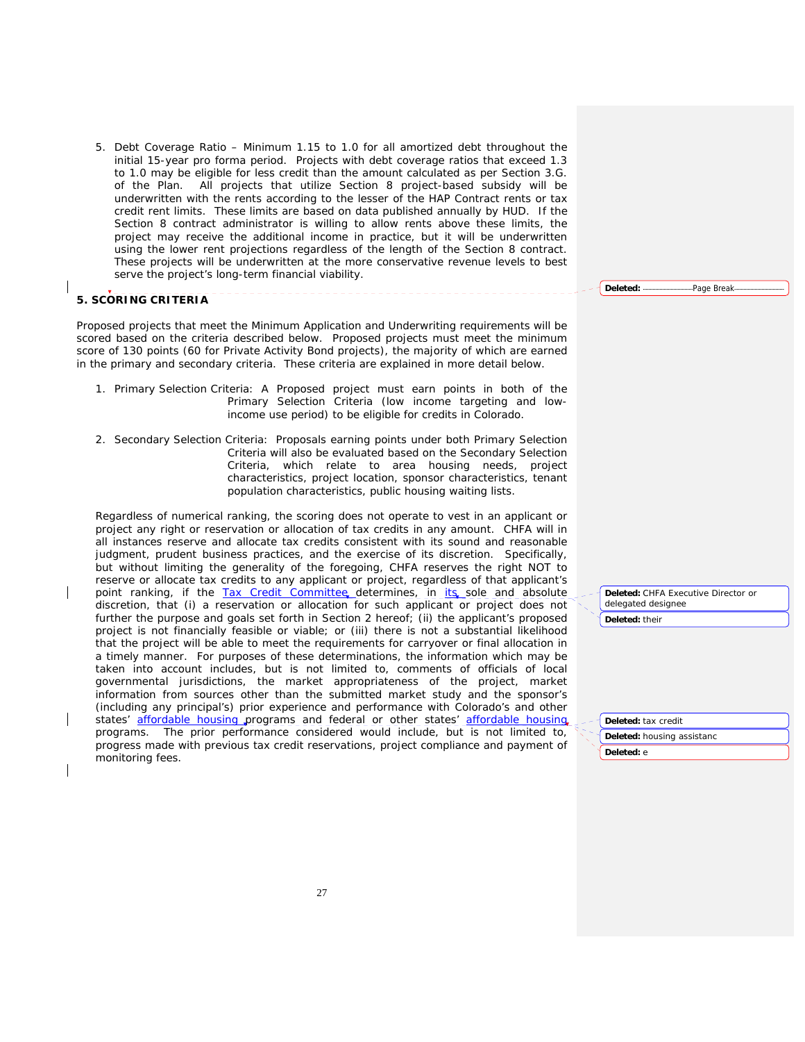5. Debt Coverage Ratio – Minimum 1.15 to 1.0 for all amortized debt throughout the initial 15-year pro forma period. Projects with debt coverage ratios that exceed 1.3 to 1.0 may be eligible for less credit than the amount calculated as per Section 3.G. of the Plan. All projects that utilize Section 8 project-based subsidy will be underwritten with the rents according to the lesser of the HAP Contract rents or tax credit rent limits. These limits are based on data published annually by HUD. If the Section 8 contract administrator is willing to allow rents above these limits, the project may receive the additional income in practice, but it will be underwritten using the lower rent projections regardless of the length of the Section 8 contract. These projects will be underwritten at the more conservative revenue levels to best serve the project's long-term financial viability.

## 5. SCORING CRITERIA

Proposed projects that meet the Minimum Application and Underwriting requirements will be scored based on the criteria described below. Proposed projects must meet the minimum score of 130 points (60 for Private Activity Bond projects), the majority of which are earned in the primary and secondary criteria. These criteria are explained in more detail below.

1. Primary Selection Criteria: A Proposed project must earn points in both of the Primary Selection Criteria (low income targeting and low-income use period) to be eligible for credits in Colorado.

2. Secondary Selection Criteria: Proposals earning points under both Primary Selection Criteria will also be evaluated based on the Secondary Selection Criteria, which relate to area housing needs, project characteristics, project location, sponsor characteristics, tenant population characteristics, public housing waiting lists.

Regardless of numerical ranking, the scoring does not operate to vest in an applicant or project any right or reservation or allocation of tax credits in any amount. CHFA will in all instances reserve and allocate tax credits consistent with its sound and reasonable judgment, prudent business practices, and the exercise of its discretion. Specifically, but without limiting the generality of the foregoing, CHFA reserves the right NOT to reserve or allocate tax credits to any applicant or project, regardless of that applicant's point ranking, if the Tax Credit Committee determines, in its sole and absolute discretion, that (i) a reservation or allocation for such applicant or project does not further the purpose and goals set forth in Section 2 hereof; (ii) the applicant's proposed project is not financially feasible or viable; or (iii) there is not a substantial likelihood that the project will be able to meet the requirements for carryover or final allocation in a timely manner. For purposes of these determinations, the information which may be taken into account includes, but is not limited to, comments of officials of local governmental jurisdictions, the market appropriateness of the project, market information from sources other than the submitted market study and the sponsor's (including any principal's) prior experience and performance with Colorado's and other states' affordable housing programs and federal or other states' affordable housing programs. The prior performance considered would include, but is not limited to, progress made with previous tax credit reservations, project compliance and payment of monitoring fees.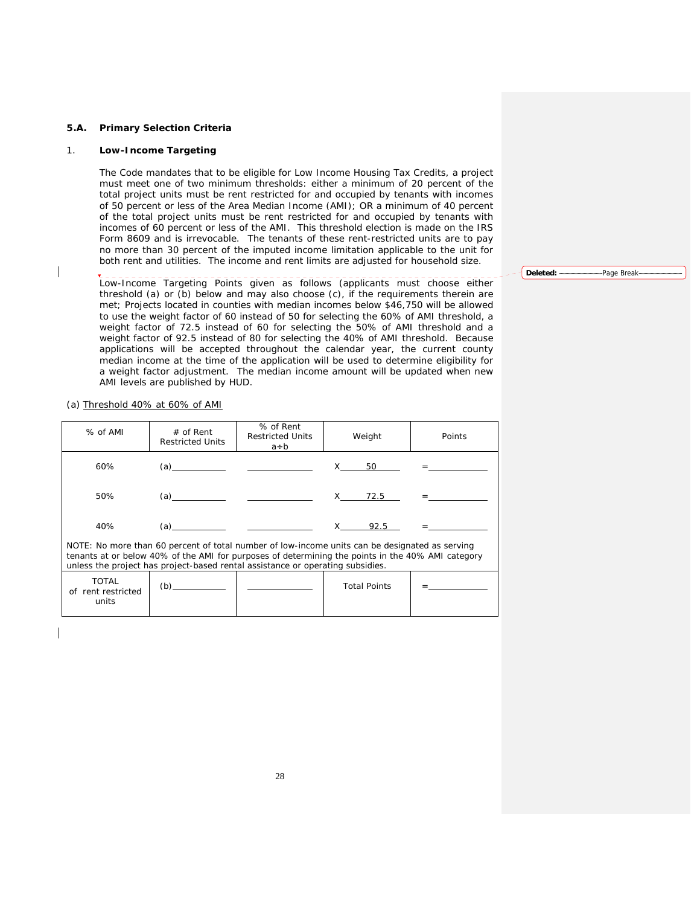**5.A. Primary Selection Criteria**

1. **Low-Income Targeting**

The Code mandates that to be eligible for Low Income Housing Tax Credits, a project must meet one of two minimum thresholds: either a minimum of 20 percent of the total project units must be rent restricted for and occupied by tenants with incomes of 50 percent or less of the Area Median Income (AMI); OR a minimum of 40 percent of the total project units must be rent restricted for and occupied by tenants with incomes of 60 percent or less of the AMI. This threshold election is made on the IRS Form 8609 and is irrevocable. The tenants of these rent-restricted units are to pay no more than 30 percent of the imputed income limitation applicable to the unit for both rent and utilities. The income and rent limits are adjusted for household size.

Low-Income Targeting Points given as follows (applicants must choose either threshold (a) or (b) below and may also choose (c), if the requirements therein are met; Projects located in counties with median incomes below $46,750 will be allowed to use the weight factor of 60 instead of 50 for selecting the 60% of AMI threshold, a weight factor of 72.5 instead of 60 for selecting the 50% of AMI threshold and a weight factor of 92.5 instead of 80 for selecting the 40% of AMI threshold. Because applications will be accepted throughout the calendar year, the current county median income at the time of the application will be used to determine eligibility for a weight factor adjustment. The median income amount will be updated when new AMI levels are published by HUD.

(a) Threshold 40% at 60% of AMI

| % of AMI | # of Rent Restricted Units | % of Rent Restricted Units a÷b | Weight | Points |
|---|---|---|---|---|
| 60% | (a)\_\_\_\_\_\_\_\_ | \_\_\_\_\_\_\_\_ | X 50 | =\_\_\_\_\_\_\_\_ |
| 50% | (a)\_\_\_\_\_\_\_\_ | \_\_\_\_\_\_\_\_ | X 72.5 | =\_\_\_\_\_\_\_\_ |
| 40% | (a)\_\_\_\_\_\_\_\_ | \_\_\_\_\_\_\_\_ | X 92.5 | =\_\_\_\_\_\_\_\_ |
| NOTE: No more than 60 percent of total number of low-income units can be designated as serving tenants at or below 40% of the AMI for purposes of determining the points in the 40% AMI category unless the project has project-based rental assistance or operating subsidies. | | | | |
| TOTAL of rent restricted units | (b)\_\_\_\_\_\_\_\_ | \_\_\_\_\_\_\_\_ | Total Points | =\_\_\_\_\_\_\_\_ |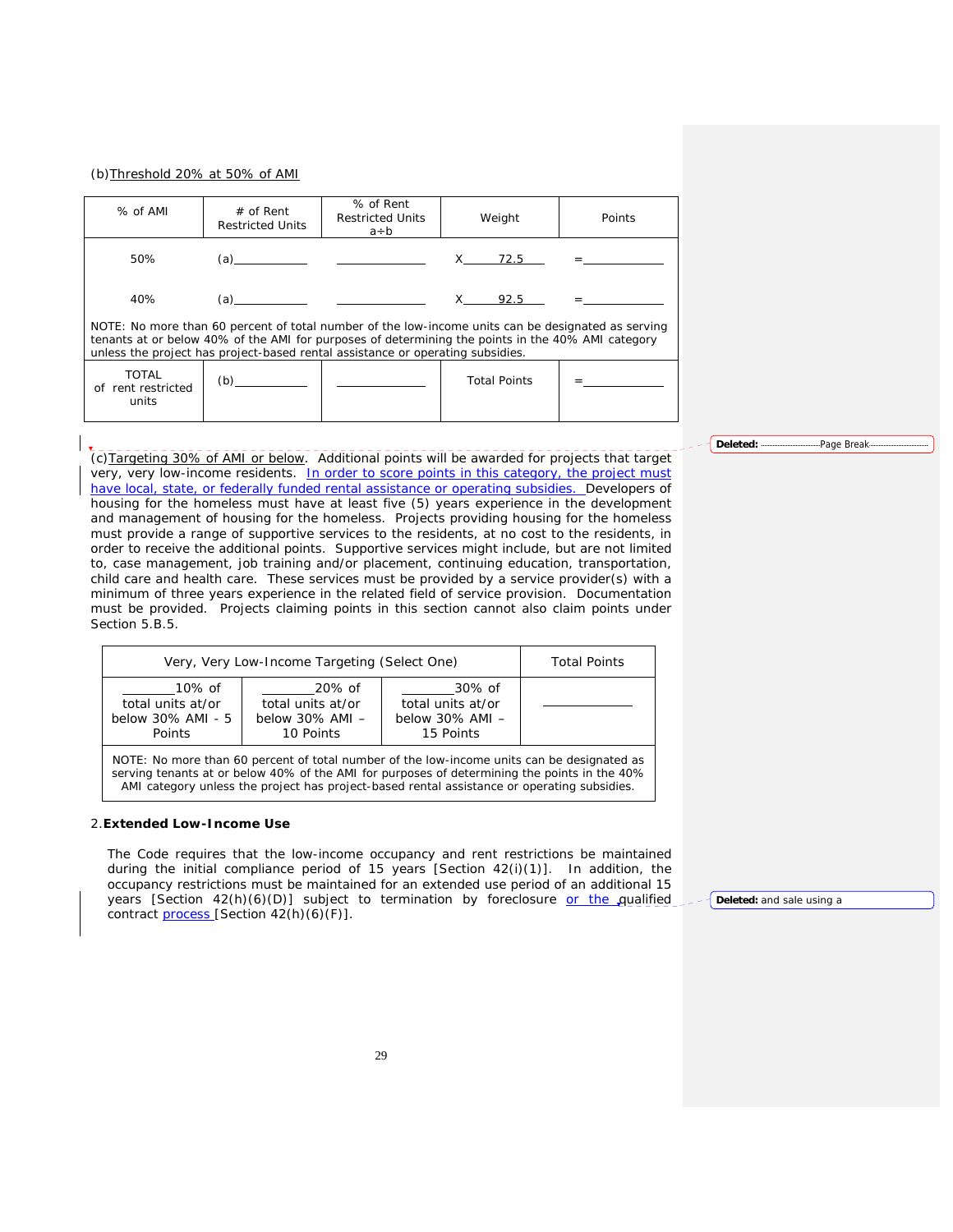(b) Threshold 20% at 50% of AMI

| % of AMI | # of Rent Restricted Units | % of Rent Restricted Units a÷b | Weight | Points |
|---|---|---|---|---|
| 50% | (a)________ | ________ | X 72.5 | =________ |
| 40% | (a)________ | ________ | X 92.5 | =________ |
| NOTE: No more than 60 percent of total number of the low-income units can be designated as serving tenants at or below 40% of the AMI for purposes of determining the points in the 40% AMI category unless the project has project-based rental assistance or operating subsidies. | | | | |
| TOTAL of rent restricted units | (b)________ | ________ | Total Points | =________ |

(c) Targeting 30% of AMI or below. Additional points will be awarded for projects that target very, very low-income residents. In order to score points in this category, the project must have local, state, or federally funded rental assistance or operating subsidies. Developers of housing for the homeless must have at least five (5) years experience in the development and management of housing for the homeless. Projects providing housing for the homeless must provide a range of supportive services to the residents, at no cost to the residents, in order to receive the additional points. Supportive services might include, but are not limited to, case management, job training and/or placement, continuing education, transportation, child care and health care. These services must be provided by a service provider(s) with a minimum of three years experience in the related field of service provision. Documentation must be provided. Projects claiming points in this section cannot also claim points under Section 5.B.5.

| Very, Very Low-Income Targeting (Select One) | | | Total Points |
|---|---|---|---|
| ______10% of total units at/or below 30% AMI - 5 Points | ______20% of total units at/or below 30% AMI – 10 Points | ______30% of total units at/or below 30% AMI – 15 Points | ________ |
| NOTE: No more than 60 percent of total number of the low-income units can be designated as serving tenants at or below 40% of the AMI for purposes of determining the points in the 40% AMI category unless the project has project-based rental assistance or operating subsidies. | | | |

2. **Extended Low-Income Use**

The Code requires that the low-income occupancy and rent restrictions be maintained during the initial compliance period of 15 years [Section 42(i)(1)]. In addition, the occupancy restrictions must be maintained for an extended use period of an additional 15 years [Section 42(h)(6)(D)] subject to termination by foreclosure or the qualified contract process [Section 42(h)(6)(F)].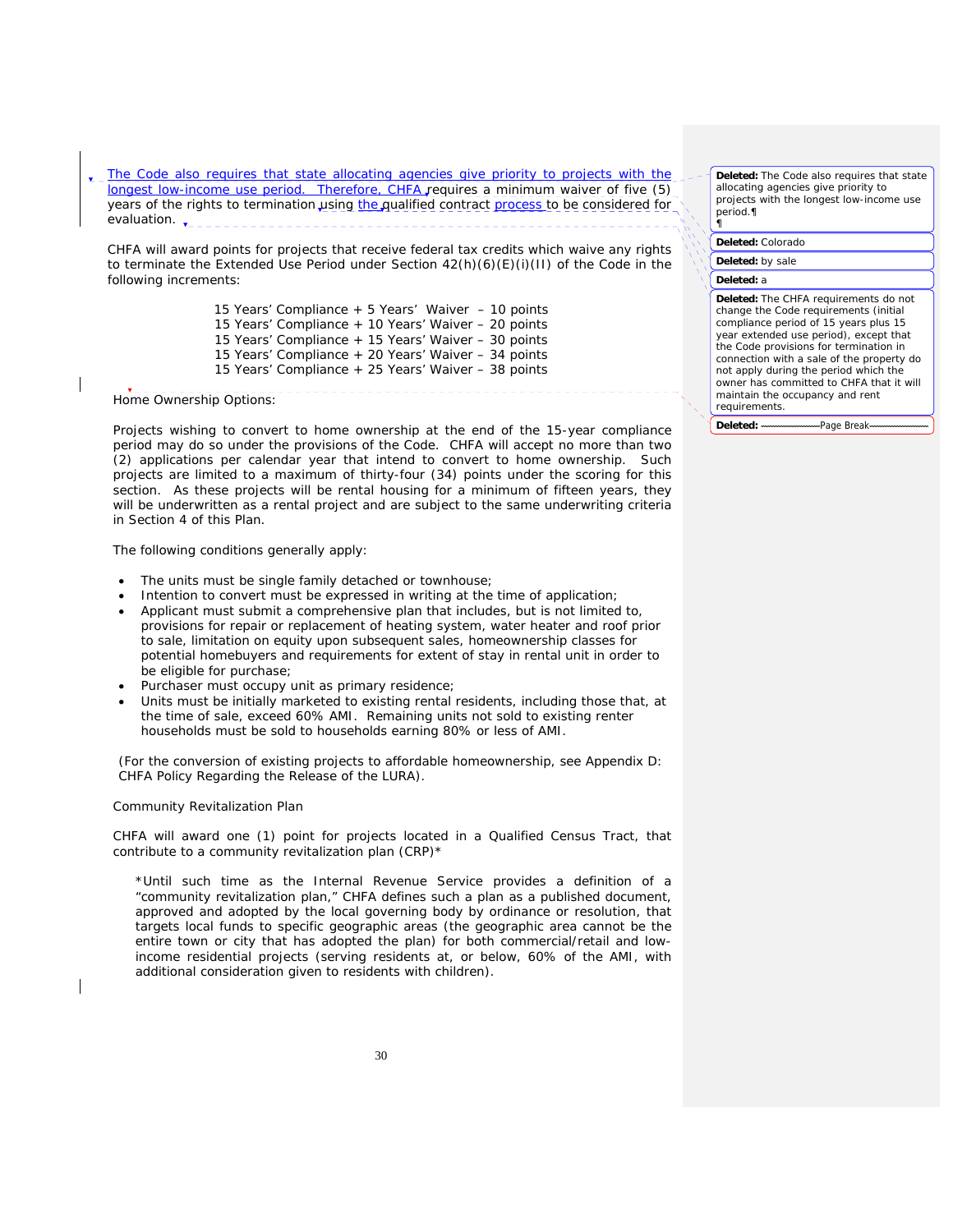The Code also requires that state allocating agencies give priority to projects with the longest low-income use period. Therefore, CHFA requires a minimum waiver of five (5) years of the rights to termination using the qualified contract process to be considered for evaluation.

CHFA will award points for projects that receive federal tax credits which waive any rights to terminate the Extended Use Period under Section 42(h)(6)(E)(i)(II) of the Code in the following increments:

15 Years' Compliance + 5 Years' Waiver – 10 points
15 Years' Compliance + 10 Years' Waiver – 20 points
15 Years' Compliance + 15 Years' Waiver – 30 points
15 Years' Compliance + 20 Years' Waiver – 34 points
15 Years' Compliance + 25 Years' Waiver – 38 points

Home Ownership Options:

Projects wishing to convert to home ownership at the end of the 15-year compliance period may do so under the provisions of the Code. CHFA will accept no more than two (2) applications per calendar year that intend to convert to home ownership. Such projects are limited to a maximum of thirty-four (34) points under the scoring for this section. As these projects will be rental housing for a minimum of fifteen years, they will be underwritten as a rental project and are subject to the same underwriting criteria in Section 4 of this Plan.

The following conditions generally apply:

- The units must be single family detached or townhouse;
- Intention to convert must be expressed in writing at the time of application;
- Applicant must submit a comprehensive plan that includes, but is not limited to, provisions for repair or replacement of heating system, water heater and roof prior to sale, limitation on equity upon subsequent sales, homeownership classes for potential homebuyers and requirements for extent of stay in rental unit in order to be eligible for purchase;
- Purchaser must occupy unit as primary residence;
- Units must be initially marketed to existing rental residents, including those that, at the time of sale, exceed 60% AMI. Remaining units not sold to existing renter households must be sold to households earning 80% or less of AMI.

(For the conversion of existing projects to affordable homeownership, see Appendix D: CHFA Policy Regarding the Release of the LURA).

Community Revitalization Plan

CHFA will award one (1) point for projects located in a Qualified Census Tract, that contribute to a community revitalization plan (CRP)*

*Until such time as the Internal Revenue Service provides a definition of a "community revitalization plan," CHFA defines such a plan as a published document, approved and adopted by the local governing body by ordinance or resolution, that targets local funds to specific geographic areas (the geographic area cannot be the entire town or city that has adopted the plan) for both commercial/retail and low-income residential projects (serving residents at, or below, 60% of the AMI, with additional consideration given to residents with children).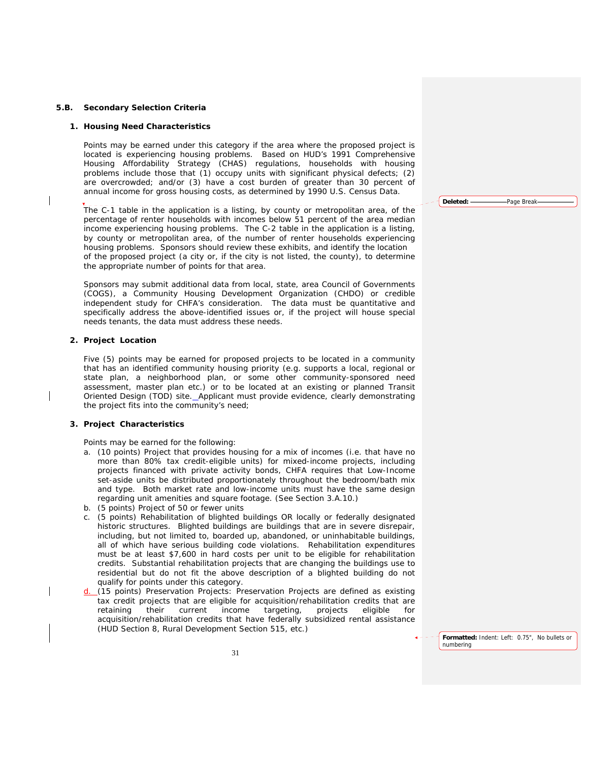## 5.B. Secondary Selection Criteria

### 1. Housing Need Characteristics

Points may be earned under this category if the area where the proposed project is located is experiencing housing problems. Based on HUD's 1991 Comprehensive Housing Affordability Strategy (CHAS) regulations, households with housing problems include those that (1) occupy units with significant physical defects; (2) are overcrowded; and/or (3) have a cost burden of greater than 30 percent of annual income for gross housing costs, as determined by 1990 U.S. Census Data.

The C-1 table in the application is a listing, by county or metropolitan area, of the percentage of renter households with incomes below 51 percent of the area median income experiencing housing problems. The C-2 table in the application is a listing, by county or metropolitan area, of the number of renter households experiencing housing problems. Sponsors should review these exhibits, and identify the location of the proposed project (a city or, if the city is not listed, the county), to determine the appropriate number of points for that area.

Sponsors may submit additional data from local, state, area Council of Governments (COGS), a Community Housing Development Organization (CHDO) or credible independent study for CHFA's consideration. The data must be quantitative and specifically address the above-identified issues or, if the project will house special needs tenants, the data must address these needs.

### 2. Project Location

Five (5) points may be earned for proposed projects to be located in a community that has an identified community housing priority (e.g. supports a local, regional or state plan, a neighborhood plan, or some other community-sponsored need assessment, master plan etc.) or to be located at an existing or planned Transit Oriented Design (TOD) site. Applicant must provide evidence, clearly demonstrating the project fits into the community's need;

### 3. Project Characteristics

Points may be earned for the following:

a. (10 points) Project that provides housing for a mix of incomes (i.e. that have no more than 80% tax credit-eligible units) for mixed-income projects, including projects financed with private activity bonds, CHFA requires that Low-Income set-aside units be distributed proportionately throughout the bedroom/bath mix and type. Both market rate and low-income units must have the same design regarding unit amenities and square footage. (See Section 3.A.10.)
b. (5 points) Project of 50 or fewer units
c. (5 points) Rehabilitation of blighted buildings OR locally or federally designated historic structures. Blighted buildings are buildings that are in severe disrepair, including, but not limited to, boarded up, abandoned, or uninhabitable buildings, all of which have serious building code violations. Rehabilitation expenditures must be at least $7,600 in hard costs per unit to be eligible for rehabilitation credits. Substantial rehabilitation projects that are changing the buildings use to residential but do not fit the above description of a blighted building do not qualify for points under this category.
d. (15 points) Preservation Projects: Preservation Projects are defined as existing tax credit projects that are eligible for acquisition/rehabilitation credits that are retaining their current income targeting, projects eligible for acquisition/rehabilitation credits that have federally subsidized rental assistance (HUD Section 8, Rural Development Section 515, etc.)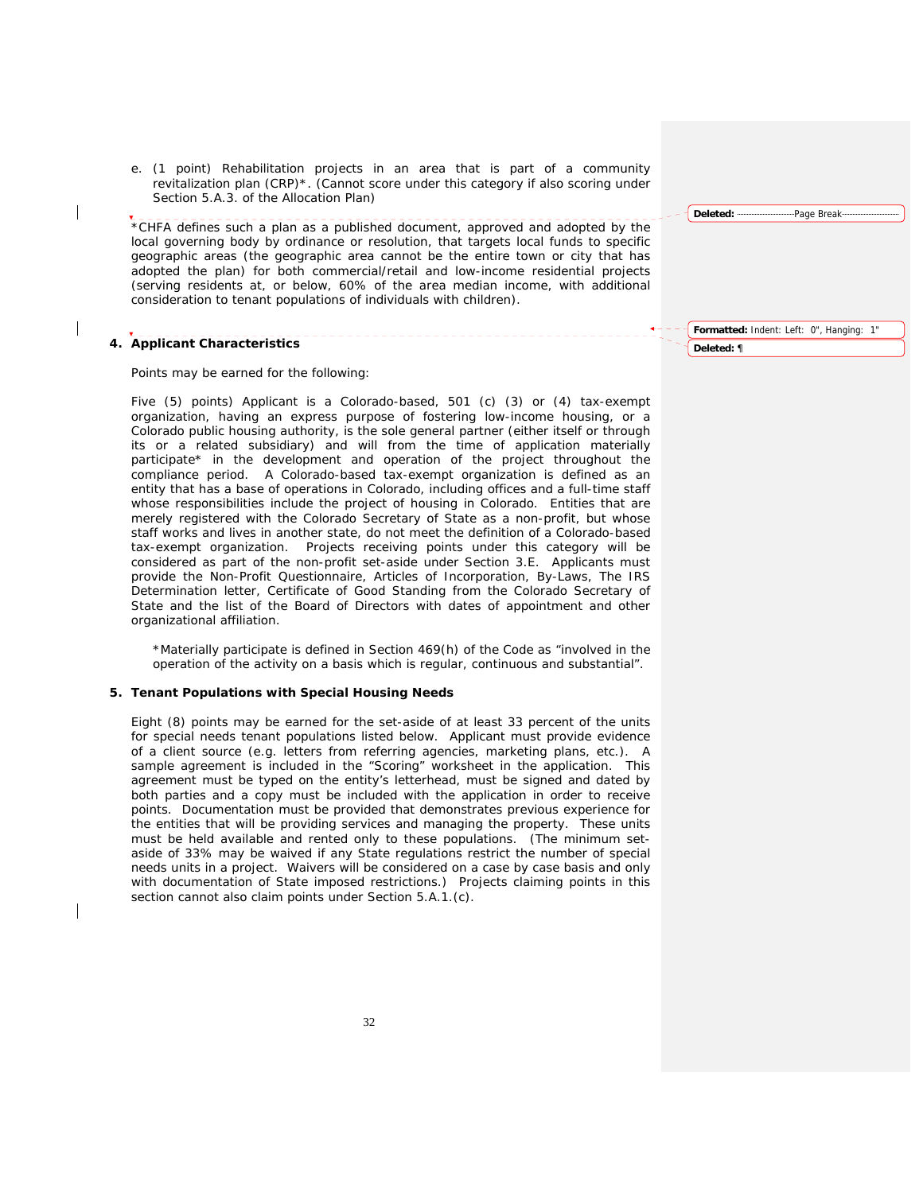e. (1 point) Rehabilitation projects in an area that is part of a community revitalization plan (CRP)*. (Cannot score under this category if also scoring under Section 5.A.3. of the Allocation Plan)

*CHFA defines such a plan as a published document, approved and adopted by the local governing body by ordinance or resolution, that targets local funds to specific geographic areas (the geographic area cannot be the entire town or city that has adopted the plan) for both commercial/retail and low-income residential projects (serving residents at, or below, 60% of the area median income, with additional consideration to tenant populations of individuals with children).

## 4. Applicant Characteristics

Points may be earned for the following:

Five (5) points) Applicant is a Colorado-based, 501 (c) (3) or (4) tax-exempt organization, having an express purpose of fostering low-income housing, or a Colorado public housing authority, is the sole general partner (either itself or through its or a related subsidiary) and will from the time of application materially participate* in the development and operation of the project throughout the compliance period. A Colorado-based tax-exempt organization is defined as an entity that has a base of operations in Colorado, including offices and a full-time staff whose responsibilities include the project of housing in Colorado. Entities that are merely registered with the Colorado Secretary of State as a non-profit, but whose staff works and lives in another state, do not meet the definition of a Colorado-based tax-exempt organization. Projects receiving points under this category will be considered as part of the non-profit set-aside under Section 3.E. Applicants must provide the Non-Profit Questionnaire, Articles of Incorporation, By-Laws, The IRS Determination letter, Certificate of Good Standing from the Colorado Secretary of State and the list of the Board of Directors with dates of appointment and other organizational affiliation.

*Materially participate is defined in Section 469(h) of the Code as "involved in the operation of the activity on a basis which is regular, continuous and substantial".

## 5. Tenant Populations with Special Housing Needs

Eight (8) points may be earned for the set-aside of at least 33 percent of the units for special needs tenant populations listed below. Applicant must provide evidence of a client source (e.g. letters from referring agencies, marketing plans, etc.). A sample agreement is included in the "Scoring" worksheet in the application. This agreement must be typed on the entity's letterhead, must be signed and dated by both parties and a copy must be included with the application in order to receive points. Documentation must be provided that demonstrates previous experience for the entities that will be providing services and managing the property. These units must be held available and rented only to these populations. (The minimum set-aside of 33% may be waived if any State regulations restrict the number of special needs units in a project. Waivers will be considered on a case by case basis and only with documentation of State imposed restrictions.) Projects claiming points in this section cannot also claim points under Section 5.A.1.(c).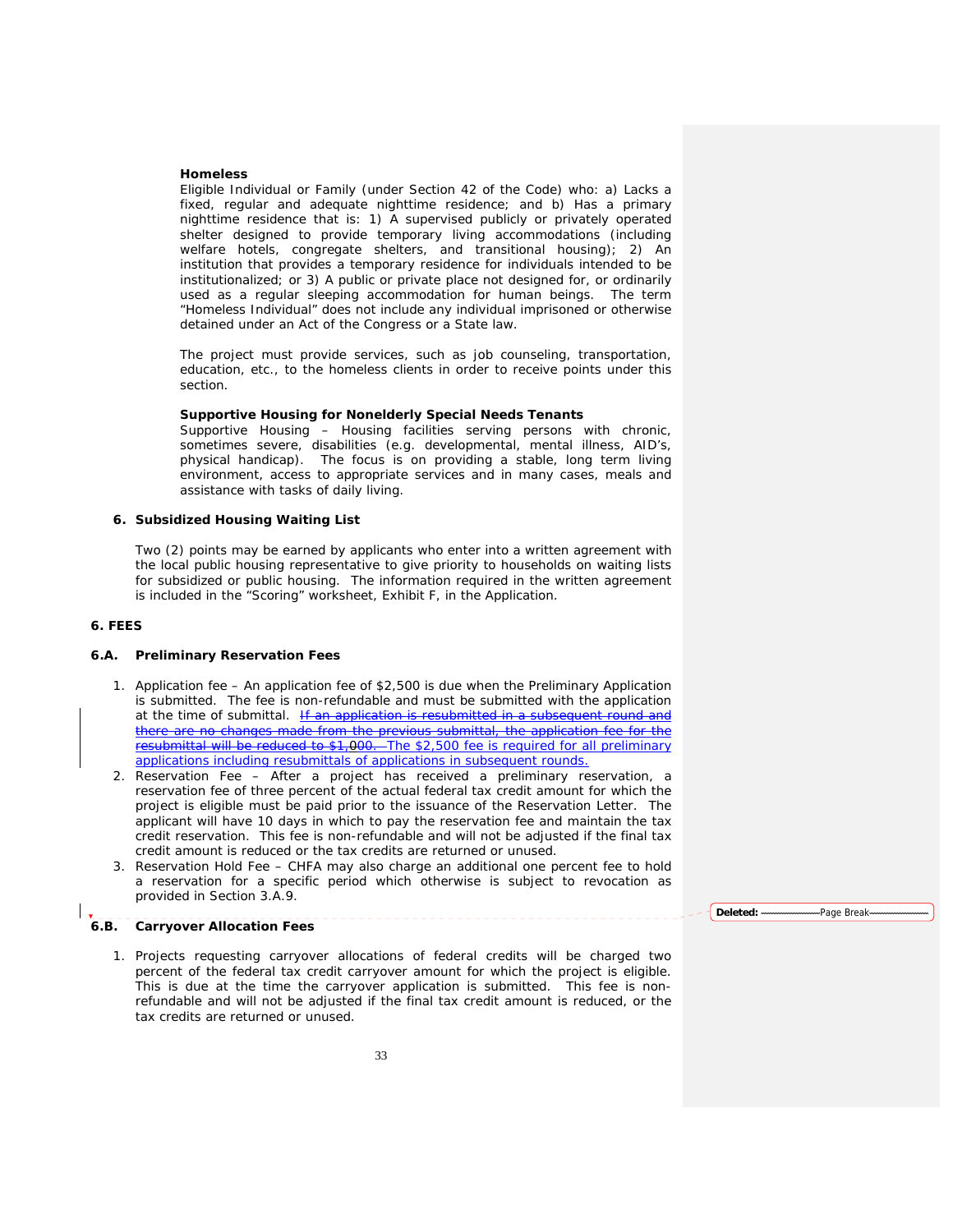**Homeless**

Eligible Individual or Family (under Section 42 of the Code) who: a) Lacks a fixed, regular and adequate nighttime residence; and b) Has a primary nighttime residence that is: 1) A supervised publicly or privately operated shelter designed to provide temporary living accommodations (including welfare hotels, congregate shelters, and transitional housing); 2) An institution that provides a temporary residence for individuals intended to be institutionalized; or 3) A public or private place not designed for, or ordinarily used as a regular sleeping accommodation for human beings. The term "Homeless Individual" does not include any individual imprisoned or otherwise detained under an Act of the Congress or a State law.

The project must provide services, such as job counseling, transportation, education, etc., to the homeless clients in order to receive points under this section.

**Supportive Housing for Nonelderly Special Needs Tenants**

Supportive Housing – Housing facilities serving persons with chronic, sometimes severe, disabilities (e.g. developmental, mental illness, AID's, physical handicap). The focus is on providing a stable, long term living environment, access to appropriate services and in many cases, meals and assistance with tasks of daily living.

**6. Subsidized Housing Waiting List**

Two (2) points may be earned by applicants who enter into a written agreement with the local public housing representative to give priority to households on waiting lists for subsidized or public housing. The information required in the written agreement is included in the "Scoring" worksheet, Exhibit F, in the Application.

## 6. FEES

### 6.A. Preliminary Reservation Fees

1. Application fee – An application fee of $2,500 is due when the Preliminary Application is submitted. The fee is non-refundable and must be submitted with the application at the time of submittal. ~~If an application is resubmitted in a subsequent round and there are no changes made from the previous submittal, the application fee for the resubmittal will be reduced to $1,000.~~ The $2,500 fee is required for all preliminary applications including resubmittals of applications in subsequent rounds.
2. Reservation Fee – After a project has received a preliminary reservation, a reservation fee of three percent of the actual federal tax credit amount for which the project is eligible must be paid prior to the issuance of the Reservation Letter. The applicant will have 10 days in which to pay the reservation fee and maintain the tax credit reservation. This fee is non-refundable and will not be adjusted if the final tax credit amount is reduced or the tax credits are returned or unused.
3. Reservation Hold Fee – CHFA may also charge an additional one percent fee to hold a reservation for a specific period which otherwise is subject to revocation as provided in Section 3.A.9.

### 6.B. Carryover Allocation Fees

1. Projects requesting carryover allocations of federal credits will be charged two percent of the federal tax credit carryover amount for which the project is eligible. This is due at the time the carryover application is submitted. This fee is non-refundable and will not be adjusted if the final tax credit amount is reduced, or the tax credits are returned or unused.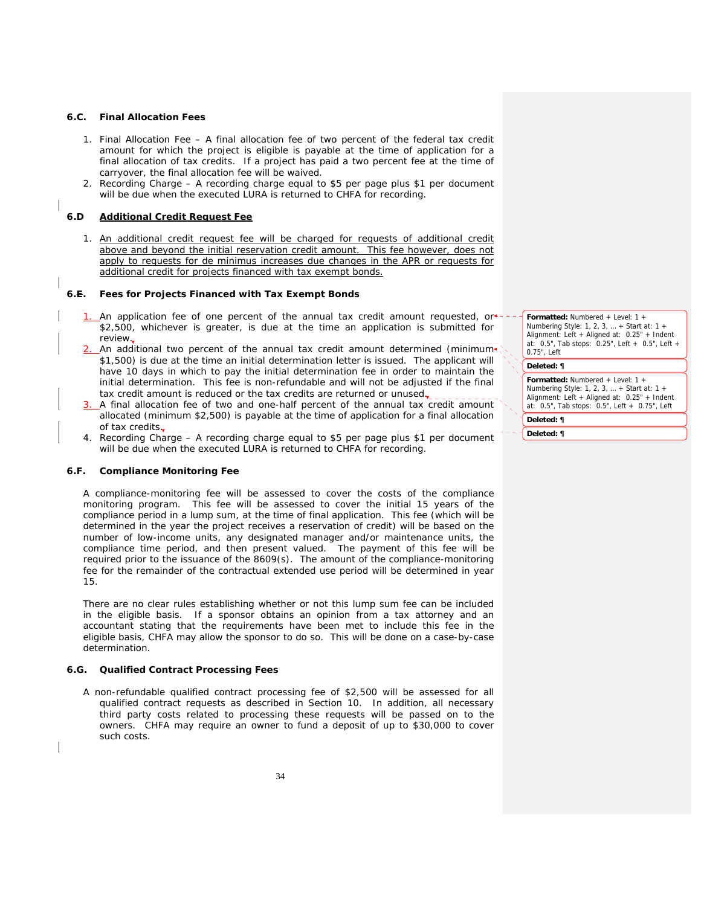### 6.C. Final Allocation Fees

1. Final Allocation Fee – A final allocation fee of two percent of the federal tax credit amount for which the project is eligible is payable at the time of application for a final allocation of tax credits. If a project has paid a two percent fee at the time of carryover, the final allocation fee will be waived.
2. Recording Charge – A recording charge equal to $5 per page plus $1 per document will be due when the executed LURA is returned to CHFA for recording.

### 6.D Additional Credit Request Fee

1. An additional credit request fee will be charged for requests of additional credit above and beyond the initial reservation credit amount. This fee however, does not apply to requests for de minimus increases due changes in the APR or requests for additional credit for projects financed with tax exempt bonds.

### 6.E. Fees for Projects Financed with Tax Exempt Bonds

1. An application fee of one percent of the annual tax credit amount requested, or $2,500, whichever is greater, is due at the time an application is submitted for review.
2. An additional two percent of the annual tax credit amount determined (minimum $1,500) is due at the time an initial determination letter is issued. The applicant will have 10 days in which to pay the initial determination fee in order to maintain the initial determination. This fee is non-refundable and will not be adjusted if the final tax credit amount is reduced or the tax credits are returned or unused.
3. A final allocation fee of two and one-half percent of the annual tax credit amount allocated (minimum $2,500) is payable at the time of application for a final allocation of tax credits.
4. Recording Charge – A recording charge equal to $5 per page plus $1 per document will be due when the executed LURA is returned to CHFA for recording.

### 6.F. Compliance Monitoring Fee

A compliance-monitoring fee will be assessed to cover the costs of the compliance monitoring program. This fee will be assessed to cover the initial 15 years of the compliance period in a lump sum, at the time of final application. This fee (which will be determined in the year the project receives a reservation of credit) will be based on the number of low-income units, any designated manager and/or maintenance units, the compliance time period, and then present valued. The payment of this fee will be required prior to the issuance of the 8609(s). The amount of the compliance-monitoring fee for the remainder of the contractual extended use period will be determined in year 15.

There are no clear rules establishing whether or not this lump sum fee can be included in the eligible basis. If a sponsor obtains an opinion from a tax attorney and an accountant stating that the requirements have been met to include this fee in the eligible basis, CHFA may allow the sponsor to do so. This will be done on a case-by-case determination.

### 6.G. Qualified Contract Processing Fees

A non-refundable qualified contract processing fee of $2,500 will be assessed for all qualified contract requests as described in Section 10. In addition, all necessary third party costs related to processing these requests will be passed on to the owners. CHFA may require an owner to fund a deposit of up to $30,000 to cover such costs.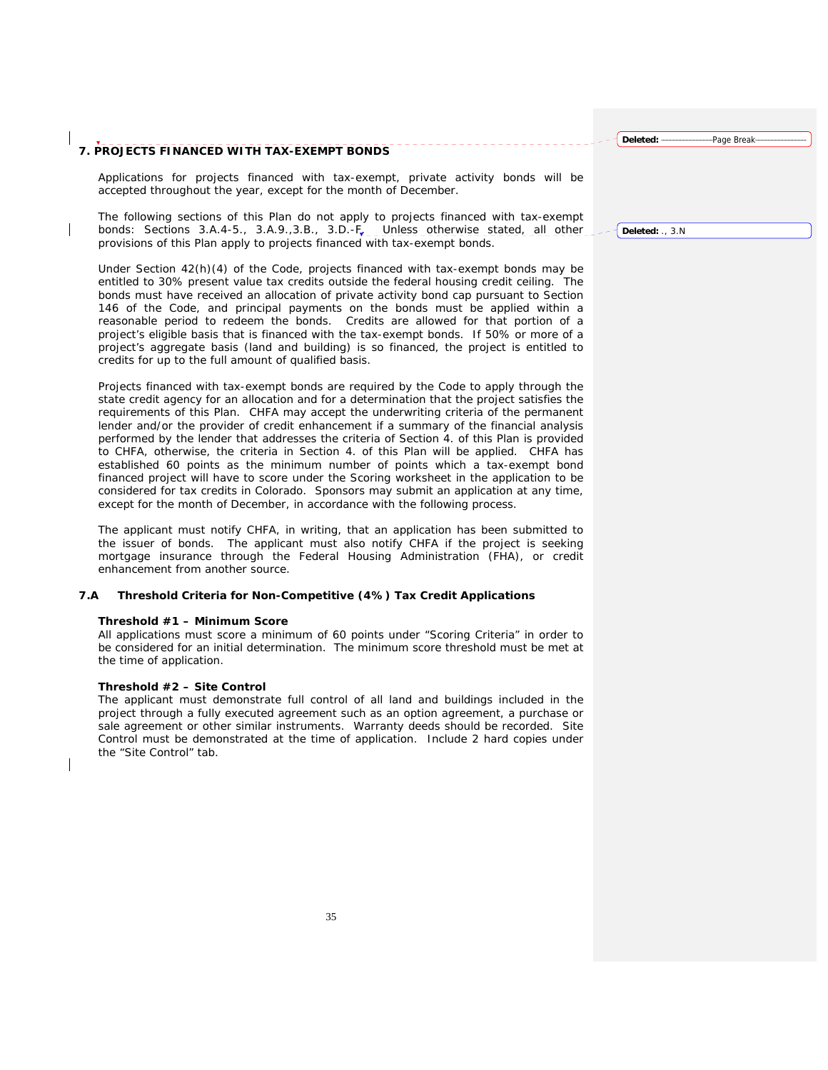## 7. PROJECTS FINANCED WITH TAX-EXEMPT BONDS

Applications for projects financed with tax-exempt, private activity bonds will be accepted throughout the year, except for the month of December.

The following sections of this Plan do not apply to projects financed with tax-exempt bonds: Sections 3.A.4-5., 3.A.9.,3.B., 3.D.-F. Unless otherwise stated, all other provisions of this Plan apply to projects financed with tax-exempt bonds.

Under Section 42(h)(4) of the Code, projects financed with tax-exempt bonds may be entitled to 30% present value tax credits outside the federal housing credit ceiling. The bonds must have received an allocation of private activity bond cap pursuant to Section 146 of the Code, and principal payments on the bonds must be applied within a reasonable period to redeem the bonds. Credits are allowed for that portion of a project's eligible basis that is financed with the tax-exempt bonds. If 50% or more of a project's aggregate basis (land and building) is so financed, the project is entitled to credits for up to the full amount of qualified basis.

Projects financed with tax-exempt bonds are required by the Code to apply through the state credit agency for an allocation and for a determination that the project satisfies the requirements of this Plan. CHFA may accept the underwriting criteria of the permanent lender and/or the provider of credit enhancement if a summary of the financial analysis performed by the lender that addresses the criteria of Section 4. of this Plan is provided to CHFA, otherwise, the criteria in Section 4. of this Plan will be applied. CHFA has established 60 points as the minimum number of points which a tax-exempt bond financed project will have to score under the Scoring worksheet in the application to be considered for tax credits in Colorado. Sponsors may submit an application at any time, except for the month of December, in accordance with the following process.

The applicant must notify CHFA, in writing, that an application has been submitted to the issuer of bonds. The applicant must also notify CHFA if the project is seeking mortgage insurance through the Federal Housing Administration (FHA), or credit enhancement from another source.

### 7.A Threshold Criteria for Non-Competitive (4%) Tax Credit Applications

**Threshold #1 – Minimum Score**
All applications must score a minimum of 60 points under "Scoring Criteria" in order to be considered for an initial determination. The minimum score threshold must be met at the time of application.

**Threshold #2 – Site Control**
The applicant must demonstrate full control of all land and buildings included in the project through a fully executed agreement such as an option agreement, a purchase or sale agreement or other similar instruments. Warranty deeds should be recorded. Site Control must be demonstrated at the time of application. Include 2 hard copies under the "Site Control" tab.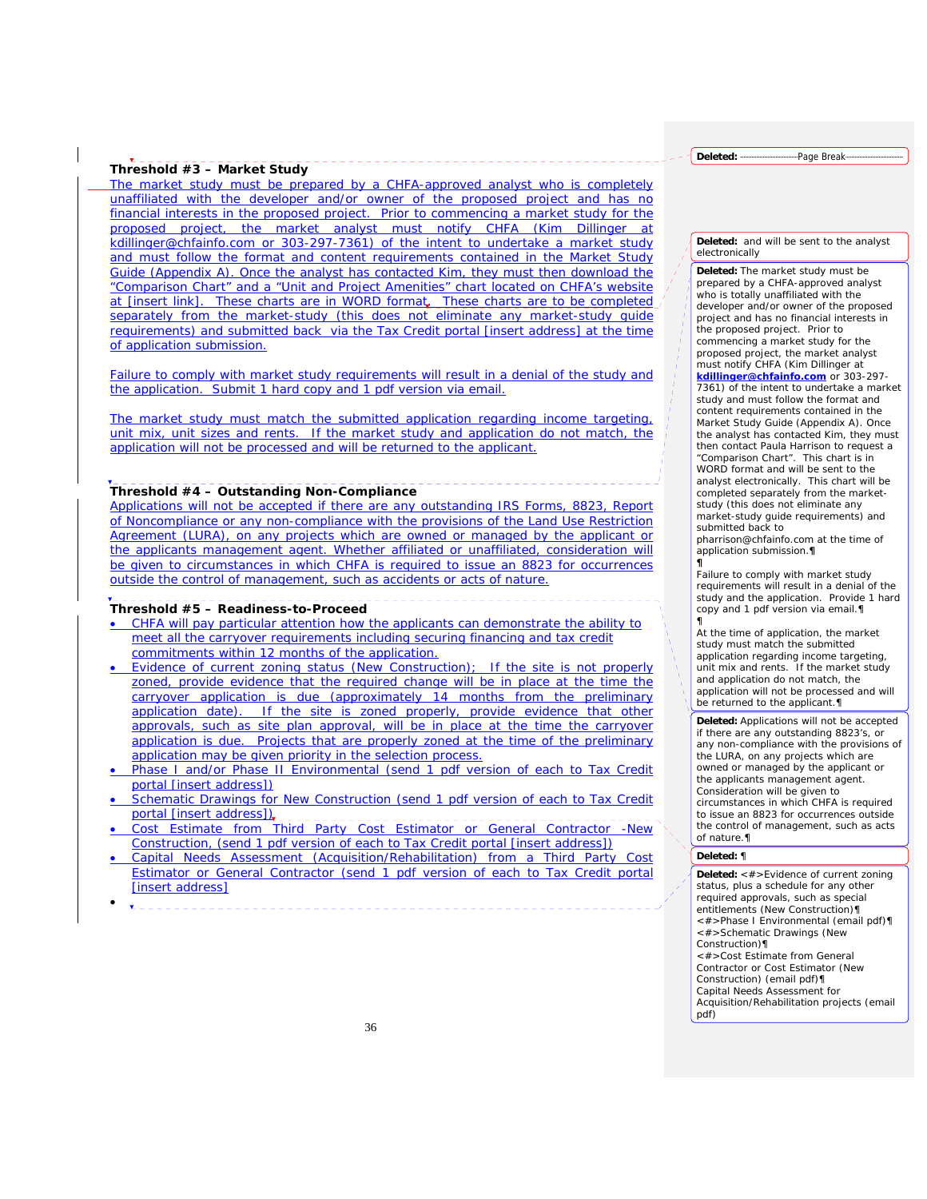## Threshold #3 – Market Study

The market study must be prepared by a CHFA-approved analyst who is completely unaffiliated with the developer and/or owner of the proposed project and has no financial interests in the proposed project. Prior to commencing a market study for the proposed project, the market analyst must notify CHFA (Kim Dillinger at kdillinger@chfainfo.com or 303-297-7361) of the intent to undertake a market study and must follow the format and content requirements contained in the Market Study Guide (Appendix A). Once the analyst has contacted Kim, they must then download the "Comparison Chart" and a "Unit and Project Amenities" chart located on CHFA's website at [insert link]. These charts are in WORD format. These charts are to be completed separately from the market-study (this does not eliminate any market-study guide requirements) and submitted back via the Tax Credit portal [insert address] at the time of application submission.

Failure to comply with market study requirements will result in a denial of the study and the application. Submit 1 hard copy and 1 pdf version via email.

The market study must match the submitted application regarding income targeting, unit mix, unit sizes and rents. If the market study and application do not match, the application will not be processed and will be returned to the applicant.

## Threshold #4 – Outstanding Non-Compliance

Applications will not be accepted if there are any outstanding IRS Forms, 8823, Report of Noncompliance or any non-compliance with the provisions of the Land Use Restriction Agreement (LURA), on any projects which are owned or managed by the applicant or the applicants management agent. Whether affiliated or unaffiliated, consideration will be given to circumstances in which CHFA is required to issue an 8823 for occurrences outside the control of management, such as accidents or acts of nature.

## Threshold #5 – Readiness-to-Proceed

- CHFA will pay particular attention how the applicants can demonstrate the ability to meet all the carryover requirements including securing financing and tax credit commitments within 12 months of the application.
- Evidence of current zoning status (New Construction); If the site is not properly zoned, provide evidence that the required change will be in place at the time the carryover application is due (approximately 14 months from the preliminary application date). If the site is zoned properly, provide evidence that other approvals, such as site plan approval, will be in place at the time the carryover application is due. Projects that are properly zoned at the time of the preliminary application may be given priority in the selection process.
- Phase I and/or Phase II Environmental (send 1 pdf version of each to Tax Credit portal [insert address])
- Schematic Drawings for New Construction (send 1 pdf version of each to Tax Credit portal [insert address])
- Cost Estimate from Third Party Cost Estimator or General Contractor -New Construction, (send 1 pdf version of each to Tax Credit portal [insert address])
- Capital Needs Assessment (Acquisition/Rehabilitation) from a Third Party Cost Estimator or General Contractor (send 1 pdf version of each to Tax Credit portal [insert address]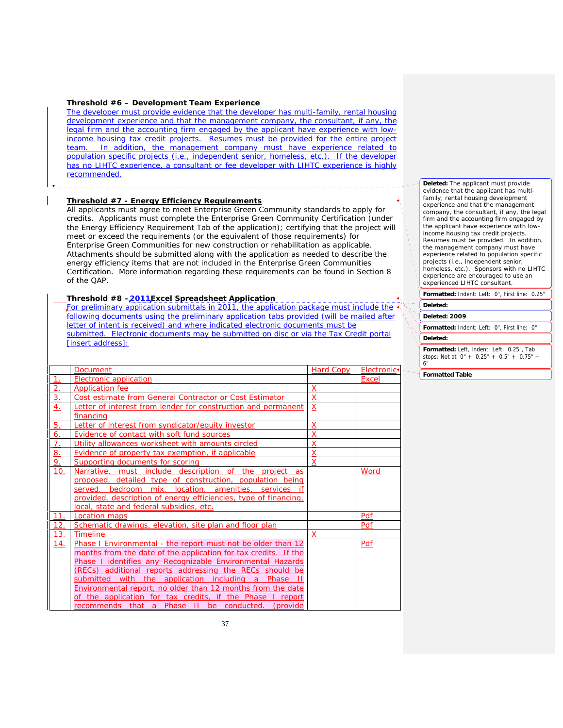**Threshold #6 – Development Team Experience**

The developer must provide evidence that the developer has multi-family, rental housing development experience and that the management company, the consultant, if any, the legal firm and the accounting firm engaged by the applicant have experience with low-income housing tax credit projects. Resumes must be provided for the entire project team. In addition, the management company must have experience related to population specific projects (i.e., independent senior, homeless, etc.). If the developer has no LIHTC experience, a consultant or fee developer with LIHTC experience is highly recommended.

**Threshold #7 - Energy Efficiency Requirements**

All applicants must agree to meet Enterprise Green Community standards to apply for credits. Applicants must complete the Enterprise Green Community Certification (under the Energy Efficiency Requirement Tab of the application); certifying that the project will meet or exceed the requirements (or the equivalent of those requirements) for Enterprise Green Communities for new construction or rehabilitation as applicable. Attachments should be submitted along with the application as needed to describe the energy efficiency items that are not included in the Enterprise Green Communities Certification. More information regarding these requirements can be found in Section 8 of the QAP.

**Threshold #8 – 2011 Excel Spreadsheet Application**

For preliminary application submittals in 2011, the application package must include the following documents using the preliminary application tabs provided (will be mailed after letter of intent is received) and where indicated electronic documents must be submitted. Electronic documents may be submitted on disc or via the Tax Credit portal [insert address]:

| | Document | Hard Copy | Electronic |
|---|---|---|---|
| 1. | Electronic application | | Excel |
| 2. | Application fee | X | |
| 3. | Cost estimate from General Contractor or Cost Estimator | X | |
| 4. | Letter of interest from lender for construction and permanent financing | X | |
| 5. | Letter of interest from syndicator/equity investor | X | |
| 6. | Evidence of contact with soft fund sources | X | |
| 7. | Utility allowances worksheet with amounts circled | X | |
| 8. | Evidence of property tax exemption, if applicable | X | |
| 9. | Supporting documents for scoring | X | |
| 10. | Narrative, must include description of the project as proposed, detailed type of construction, population being served, bedroom mix, location, amenities, services if provided, description of energy efficiencies, type of financing, local, state and federal subsidies, etc. | | Word |
| 11. | Location maps | | Pdf |
| 12. | Schematic drawings, elevation, site plan and floor plan | | Pdf |
| 13. | Timeline | X | |
| 14. | Phase I Environmental - the report must not be older than 12 months from the date of the application for tax credits. If the Phase I identifies any Recognizable Environmental Hazards (RECs) additional reports addressing the RECs should be submitted with the application including a Phase II Environmental report, no older than 12 months from the date of the application for tax credits, if the Phase I report recommends that a Phase II be conducted. (provide | | Pdf |

Deleted: The applicant must provide evidence that the applicant has multi-family, rental housing development experience and that the management company, the consultant, if any, the legal firm and the accounting firm engaged by the applicant have experience with low-income housing tax credit projects. Resumes must be provided. In addition, the management company must have experience related to population specific projects (i.e., independent senior, homeless, etc.). Sponsors with no LIHTC experience are encouraged to use an experienced LIHTC consultant.

Formatted: Indent: Left: 0", First line: 0.25"

Deleted:

Deleted: 2009

Formatted: Indent: Left: 0", First line: 0"

Deleted:

Formatted: Left, Indent: Left: 0.25", Tab stops: Not at 0" + 0.25" + 0.5" + 0.75" + 6"

Formatted Table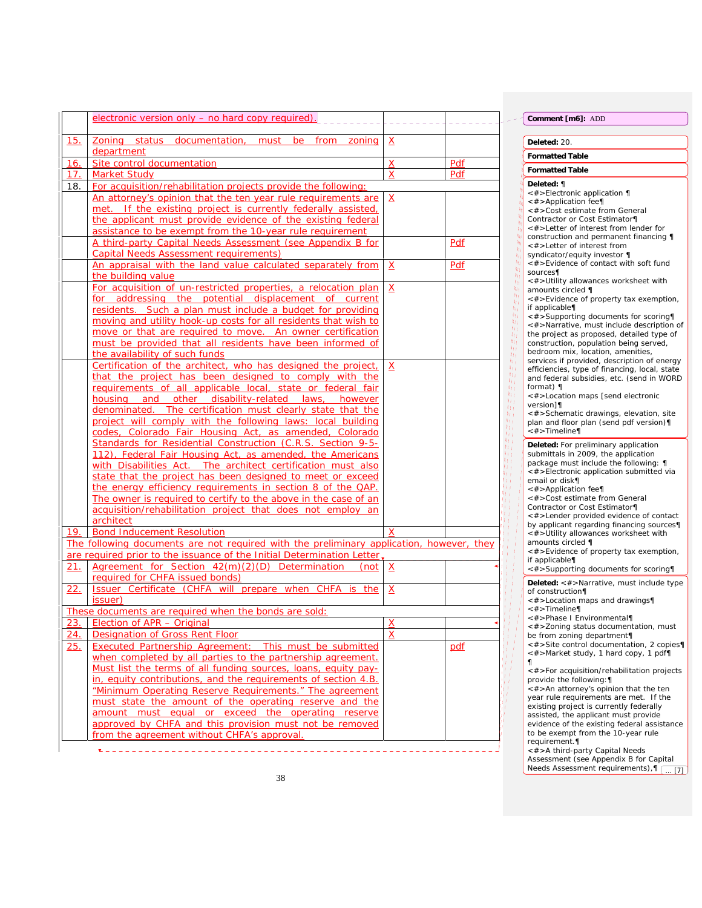| | electronic version only – no hard copy required). | | |
|---|---|---|---|
| 15. | Zoning status documentation, must be from zoning department | X | |
| 16. | Site control documentation | X | Pdf |
| 17. | Market Study | X | Pdf |
| 18. | For acquisition/rehabilitation projects provide the following: | | |
| | An attorney's opinion that the ten year rule requirements are met. If the existing project is currently federally assisted, the applicant must provide evidence of the existing federal assistance to be exempt from the 10-year rule requirement | X | |
| | A third-party Capital Needs Assessment (see Appendix B for Capital Needs Assessment requirements) | | Pdf |
| | An appraisal with the land value calculated separately from the building value | X | Pdf |
| | For acquisition of un-restricted properties, a relocation plan for addressing the potential displacement of current residents. Such a plan must include a budget for providing moving and utility hook-up costs for all residents that wish to move or that are required to move. An owner certification must be provided that all residents have been informed of the availability of such funds | X | |
| | Certification of the architect, who has designed the project, that the project has been designed to comply with the requirements of all applicable local, state or federal fair housing and other disability-related laws, however denominated. The certification must clearly state that the project will comply with the following laws: local building codes, Colorado Fair Housing Act, as amended, Colorado Standards for Residential Construction (C.R.S. Section 9-5-112), Federal Fair Housing Act, as amended, the Americans with Disabilities Act. The architect certification must also state that the project has been designed to meet or exceed the energy efficiency requirements in section 8 of the QAP. The owner is required to certify to the above in the case of an acquisition/rehabilitation project that does not employ an architect | X | |
| 19. | Bond Inducement Resolution | X | |
| The following documents are not required with the preliminary application, however, they are required prior to the issuance of the Initial Determination Letter | | | |
| 21. | Agreement for Section 42(m)(2)(D) Determination (not required for CHFA issued bonds) | X | |
| 22. | Issuer Certificate (CHFA will prepare when CHFA is the issuer) | X | |
| These documents are required when the bonds are sold: | | | |
| 23. | Election of APR – Original | X | |
| 24. | Designation of Gross Rent Floor | X | |
| 25. | Executed Partnership Agreement: This must be submitted when completed by all parties to the partnership agreement. Must list the terms of all funding sources, loans, equity pay-in, equity contributions, and the requirements of section 4.B. "Minimum Operating Reserve Requirements." The agreement must state the amount of the operating reserve and the amount must equal or exceed the operating reserve approved by CHFA and this provision must not be removed from the agreement without CHFA's approval. | | pdf |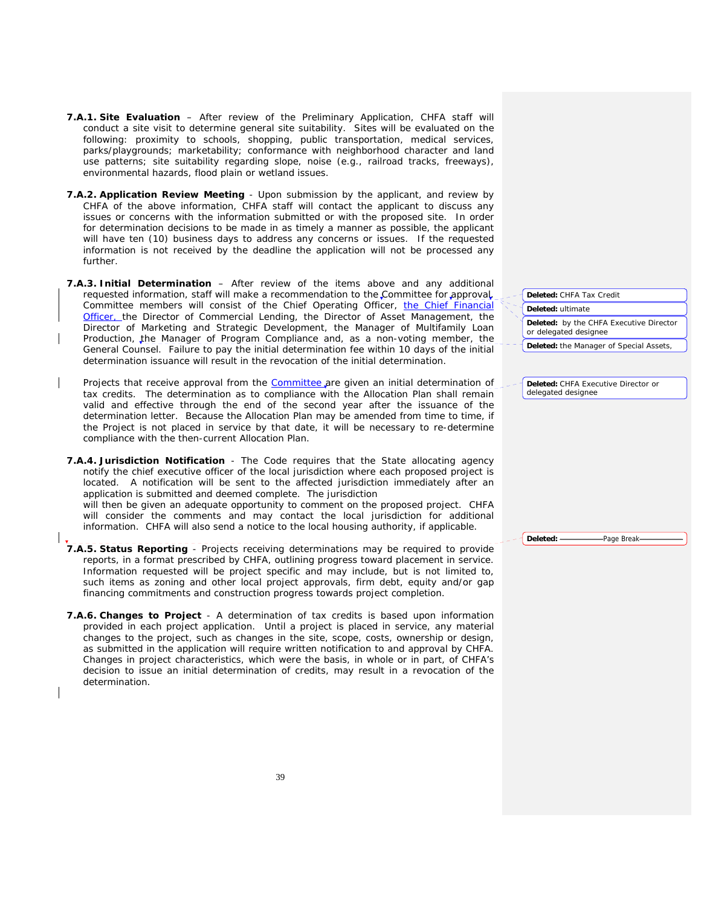**7.A.1. Site Evaluation** – After review of the Preliminary Application, CHFA staff will conduct a site visit to determine general site suitability. Sites will be evaluated on the following: proximity to schools, shopping, public transportation, medical services, parks/playgrounds; marketability; conformance with neighborhood character and land use patterns; site suitability regarding slope, noise (e.g., railroad tracks, freeways), environmental hazards, flood plain or wetland issues.

**7.A.2. Application Review Meeting** - Upon submission by the applicant, and review by CHFA of the above information, CHFA staff will contact the applicant to discuss any issues or concerns with the information submitted or with the proposed site. In order for determination decisions to be made in as timely a manner as possible, the applicant will have ten (10) business days to address any concerns or issues. If the requested information is not received by the deadline the application will not be processed any further.

**7.A.3. Initial Determination** – After review of the items above and any additional requested information, staff will make a recommendation to the Committee for approval. Committee members will consist of the Chief Operating Officer, the Chief Financial Officer, the Director of Commercial Lending, the Director of Asset Management, the Director of Marketing and Strategic Development, the Manager of Multifamily Loan Production, the Manager of Program Compliance and, as a non-voting member, the General Counsel. Failure to pay the initial determination fee within 10 days of the initial determination issuance will result in the revocation of the initial determination.

Projects that receive approval from the Committee are given an initial determination of tax credits. The determination as to compliance with the Allocation Plan shall remain valid and effective through the end of the second year after the issuance of the determination letter. Because the Allocation Plan may be amended from time to time, if the Project is not placed in service by that date, it will be necessary to re-determine compliance with the then-current Allocation Plan.

**7.A.4. Jurisdiction Notification** - The Code requires that the State allocating agency notify the chief executive officer of the local jurisdiction where each proposed project is located. A notification will be sent to the affected jurisdiction immediately after an application is submitted and deemed complete. The jurisdiction will then be given an adequate opportunity to comment on the proposed project. CHFA will consider the comments and may contact the local jurisdiction for additional information. CHFA will also send a notice to the local housing authority, if applicable.

**7.A.5. Status Reporting** - Projects receiving determinations may be required to provide reports, in a format prescribed by CHFA, outlining progress toward placement in service. Information requested will be project specific and may include, but is not limited to, such items as zoning and other local project approvals, firm debt, equity and/or gap financing commitments and construction progress towards project completion.

**7.A.6. Changes to Project** - A determination of tax credits is based upon information provided in each project application. Until a project is placed in service, any material changes to the project, such as changes in the site, scope, costs, ownership or design, as submitted in the application will require written notification to and approval by CHFA. Changes in project characteristics, which were the basis, in whole or in part, of CHFA's decision to issue an initial determination of credits, may result in a revocation of the determination.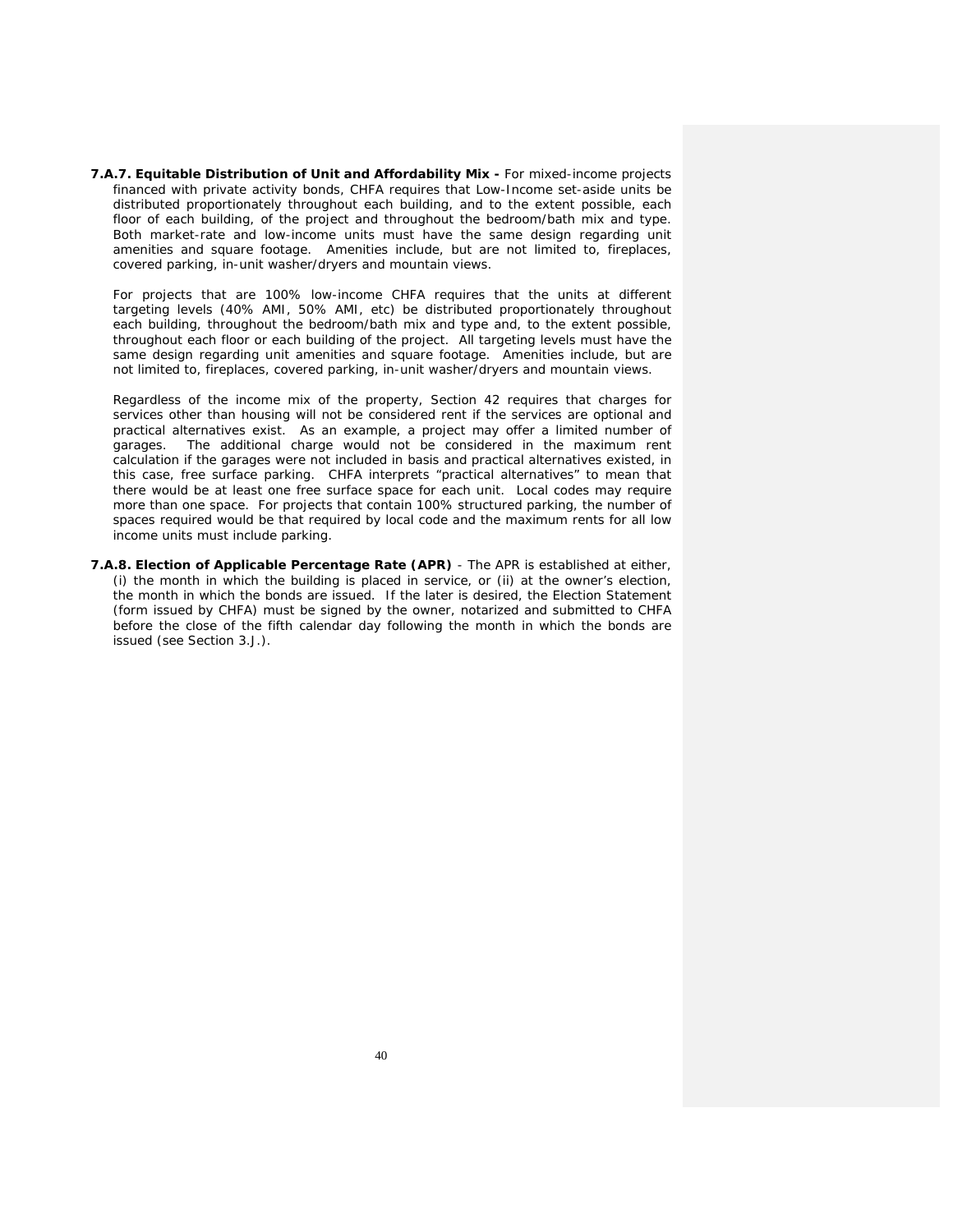**7.A.7. Equitable Distribution of Unit and Affordability Mix -** For mixed-income projects financed with private activity bonds, CHFA requires that Low-Income set-aside units be distributed proportionately throughout each building, and to the extent possible, each floor of each building, of the project and throughout the bedroom/bath mix and type. Both market-rate and low-income units must have the same design regarding unit amenities and square footage. Amenities include, but are not limited to, fireplaces, covered parking, in-unit washer/dryers and mountain views.

For projects that are 100% low-income CHFA requires that the units at different targeting levels (40% AMI, 50% AMI, etc) be distributed proportionately throughout each building, throughout the bedroom/bath mix and type and, to the extent possible, throughout each floor or each building of the project. All targeting levels must have the same design regarding unit amenities and square footage. Amenities include, but are not limited to, fireplaces, covered parking, in-unit washer/dryers and mountain views.

Regardless of the income mix of the property, Section 42 requires that charges for services other than housing will not be considered rent if the services are optional and practical alternatives exist. As an example, a project may offer a limited number of garages. The additional charge would not be considered in the maximum rent calculation if the garages were not included in basis and practical alternatives existed, in this case, free surface parking. CHFA interprets "practical alternatives" to mean that there would be at least one free surface space for each unit. Local codes may require more than one space. For projects that contain 100% structured parking, the number of spaces required would be that required by local code and the maximum rents for all low income units must include parking.

**7.A.8. Election of Applicable Percentage Rate (APR)** - The APR is established at either, (i) the month in which the building is placed in service, or (ii) at the owner's election, the month in which the bonds are issued. If the later is desired, the Election Statement (form issued by CHFA) must be signed by the owner, notarized and submitted to CHFA before the close of the fifth calendar day following the month in which the bonds are issued (see Section 3.J.).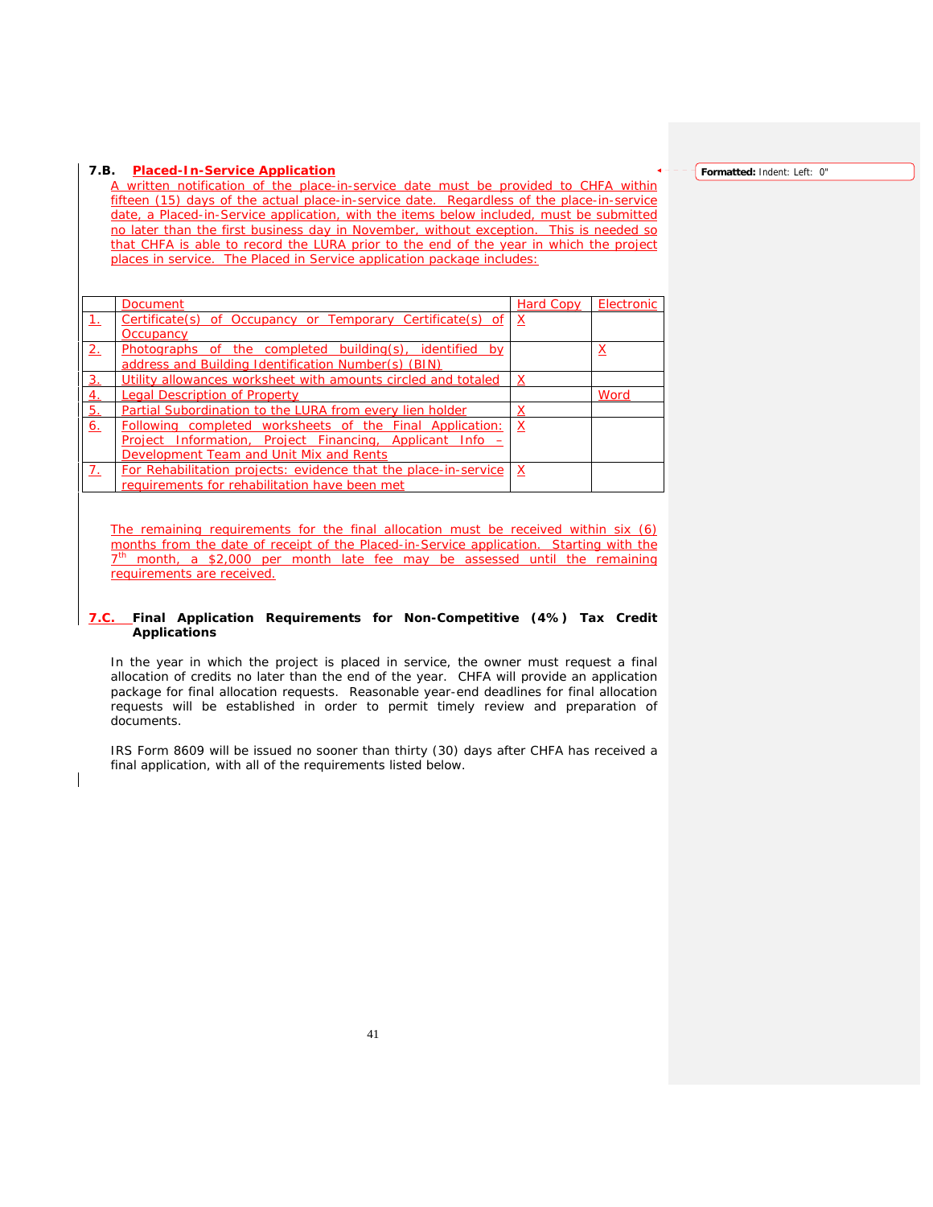### 7.B. Placed-In-Service Application

A written notification of the place-in-service date must be provided to CHFA within fifteen (15) days of the actual place-in-service date. Regardless of the place-in-service date, a Placed-in-Service application, with the items below included, must be submitted no later than the first business day in November, without exception. This is needed so that CHFA is able to record the LURA prior to the end of the year in which the project places in service. The Placed in Service application package includes:

| | Document | Hard Copy | Electronic |
|---|---|---|---|
| 1. | Certificate(s) of Occupancy or Temporary Certificate(s) of Occupancy | X | |
| 2. | Photographs of the completed building(s), identified by address and Building Identification Number(s) (BIN) | | X |
| 3. | Utility allowances worksheet with amounts circled and totaled | X | |
| 4. | Legal Description of Property | | Word |
| 5. | Partial Subordination to the LURA from every lien holder | X | |
| 6. | Following completed worksheets of the Final Application: Project Information, Project Financing, Applicant Info – Development Team and Unit Mix and Rents | X | |
| 7. | For Rehabilitation projects: evidence that the place-in-service requirements for rehabilitation have been met | X | |

The remaining requirements for the final allocation must be received within six (6) months from the date of receipt of the Placed-in-Service application. Starting with the 7th month, a $2,000 per month late fee may be assessed until the remaining requirements are received.

### 7.C. Final Application Requirements for Non-Competitive (4%) Tax Credit Applications

In the year in which the project is placed in service, the owner must request a final allocation of credits no later than the end of the year. CHFA will provide an application package for final allocation requests. Reasonable year-end deadlines for final allocation requests will be established in order to permit timely review and preparation of documents.

IRS Form 8609 will be issued no sooner than thirty (30) days after CHFA has received a final application, with all of the requirements listed below.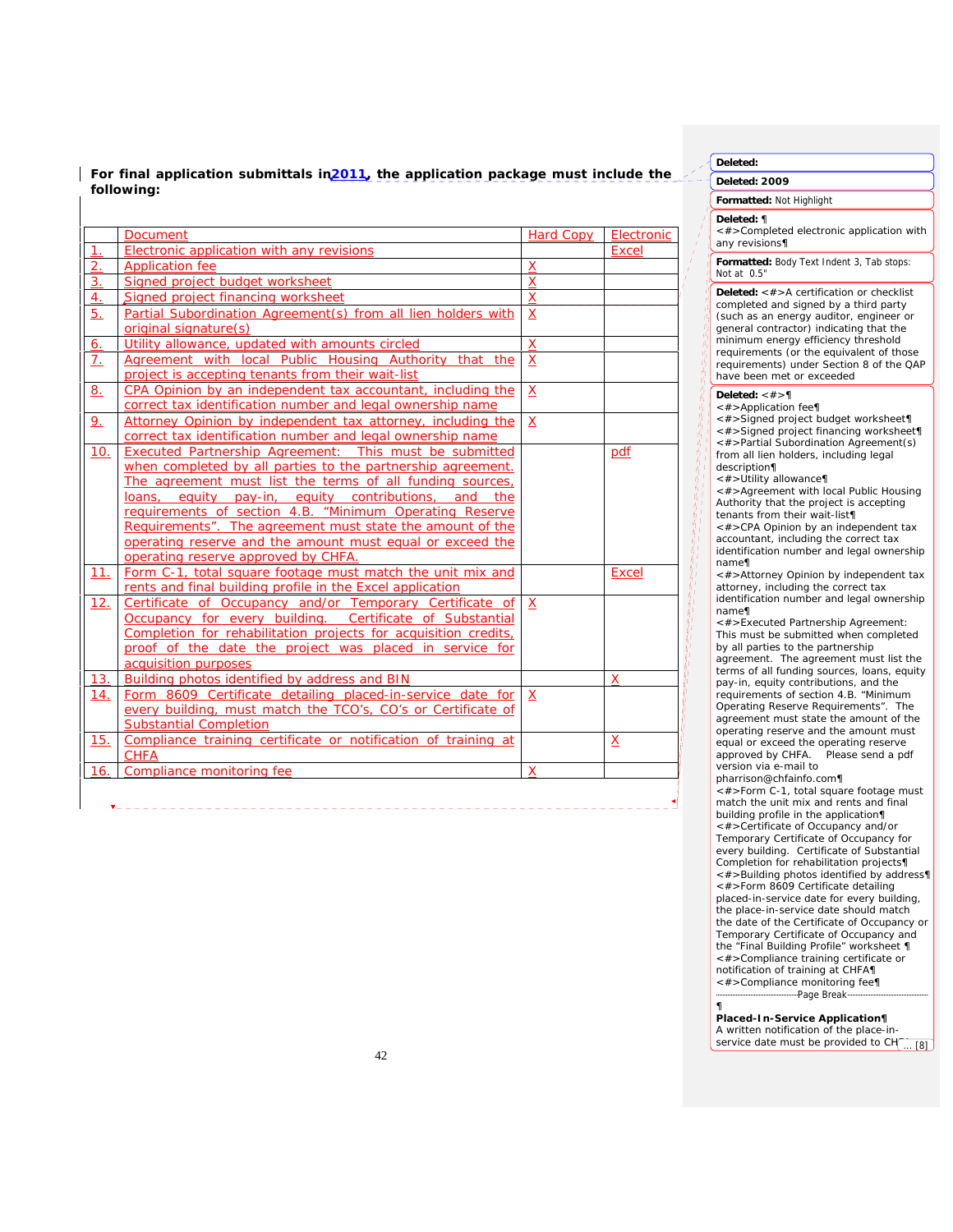**For final application submittals in 2011, the application package must include the following:**

| | Document | Hard Copy | Electronic |
|---|---|---|---|
| 1. | Electronic application with any revisions | | Excel |
| 2. | Application fee | X | |
| 3. | Signed project budget worksheet | X | |
| 4. | Signed project financing worksheet | X | |
| 5. | Partial Subordination Agreement(s) from all lien holders with original signature(s) | X | |
| 6. | Utility allowance, updated with amounts circled | X | |
| 7. | Agreement with local Public Housing Authority that the project is accepting tenants from their wait-list | X | |
| 8. | CPA Opinion by an independent tax accountant, including the correct tax identification number and legal ownership name | X | |
| 9. | Attorney Opinion by independent tax attorney, including the correct tax identification number and legal ownership name | X | |
| 10. | Executed Partnership Agreement: This must be submitted when completed by all parties to the partnership agreement. The agreement must list the terms of all funding sources, loans, equity pay-in, equity contributions, and the requirements of section 4.B. "Minimum Operating Reserve Requirements". The agreement must state the amount of the operating reserve and the amount must equal or exceed the operating reserve approved by CHFA. | | pdf |
| 11. | Form C-1, total square footage must match the unit mix and rents and final building profile in the Excel application | | Excel |
| 12. | Certificate of Occupancy and/or Temporary Certificate of Occupancy for every building. Certificate of Substantial Completion for rehabilitation projects for acquisition credits, proof of the date the project was placed in service for acquisition purposes | X | |
| 13. | Building photos identified by address and BIN | | X |
| 14. | Form 8609 Certificate detailing placed-in-service date for every building, must match the TCO's, CO's or Certificate of Substantial Completion | X | |
| 15. | Compliance training certificate or notification of training at CHFA | | X |
| 16. | Compliance monitoring fee | X | |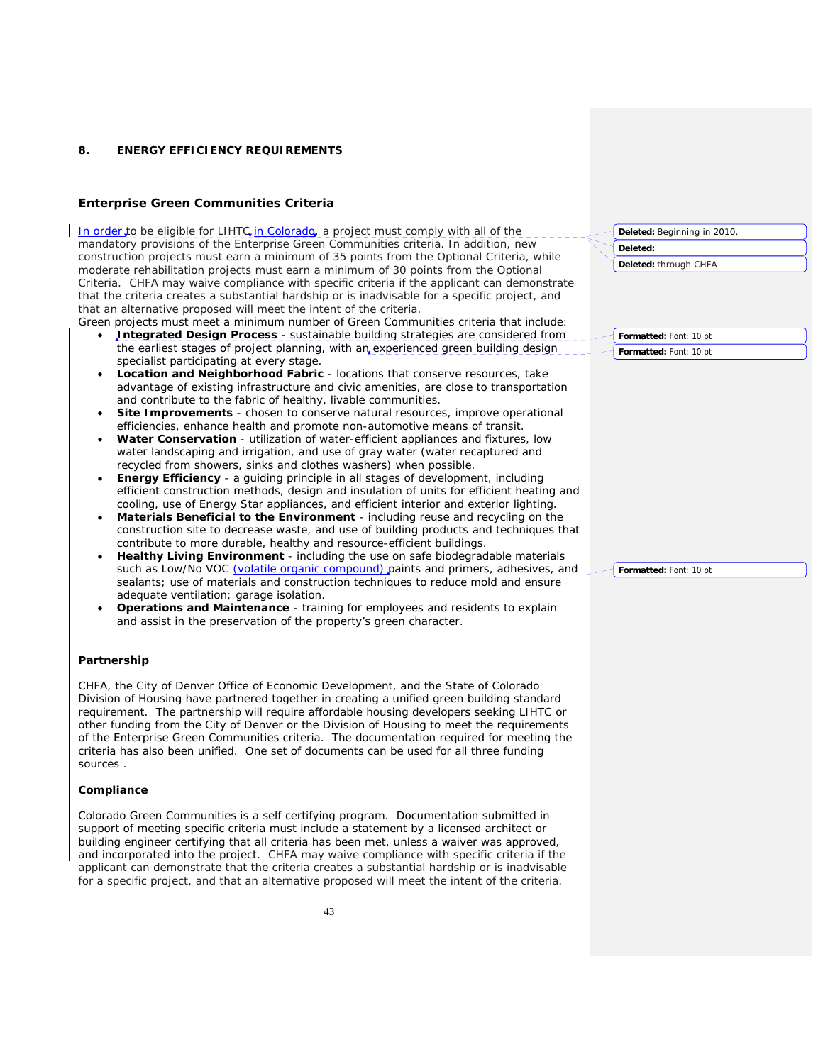## 8. ENERGY EFFICIENCY REQUIREMENTS

### Enterprise Green Communities Criteria

In order to be eligible for LIHTC in Colorado, a project must comply with all of the mandatory provisions of the Enterprise Green Communities criteria. In addition, new construction projects must earn a minimum of 35 points from the Optional Criteria, while moderate rehabilitation projects must earn a minimum of 30 points from the Optional Criteria. CHFA may waive compliance with specific criteria if the applicant can demonstrate that the criteria creates a substantial hardship or is inadvisable for a specific project, and that an alternative proposed will meet the intent of the criteria.

Green projects must meet a minimum number of Green Communities criteria that include:

- **Integrated Design Process** - sustainable building strategies are considered from the earliest stages of project planning, with an experienced green building design specialist participating at every stage.
- **Location and Neighborhood Fabric** - locations that conserve resources, take advantage of existing infrastructure and civic amenities, are close to transportation and contribute to the fabric of healthy, livable communities.
- **Site Improvements** - chosen to conserve natural resources, improve operational efficiencies, enhance health and promote non-automotive means of transit.
- **Water Conservation** - utilization of water-efficient appliances and fixtures, low water landscaping and irrigation, and use of gray water (water recaptured and recycled from showers, sinks and clothes washers) when possible.
- **Energy Efficiency** - a guiding principle in all stages of development, including efficient construction methods, design and insulation of units for efficient heating and cooling, use of Energy Star appliances, and efficient interior and exterior lighting.
- **Materials Beneficial to the Environment** - including reuse and recycling on the construction site to decrease waste, and use of building products and techniques that contribute to more durable, healthy and resource-efficient buildings.
- **Healthy Living Environment** - including the use on safe biodegradable materials such as Low/No VOC (volatile organic compound) paints and primers, adhesives, and sealants; use of materials and construction techniques to reduce mold and ensure adequate ventilation; garage isolation.
- **Operations and Maintenance** - training for employees and residents to explain and assist in the preservation of the property's green character.

### Partnership

CHFA, the City of Denver Office of Economic Development, and the State of Colorado Division of Housing have partnered together in creating a unified green building standard requirement. The partnership will require affordable housing developers seeking LIHTC or other funding from the City of Denver or the Division of Housing to meet the requirements of the Enterprise Green Communities criteria. The documentation required for meeting the criteria has also been unified. One set of documents can be used for all three funding sources .

### Compliance

Colorado Green Communities is a self certifying program. Documentation submitted in support of meeting specific criteria must include a statement by a licensed architect or building engineer certifying that all criteria has been met, unless a waiver was approved, and incorporated into the project. CHFA may waive compliance with specific criteria if the applicant can demonstrate that the criteria creates a substantial hardship or is inadvisable for a specific project, and that an alternative proposed will meet the intent of the criteria.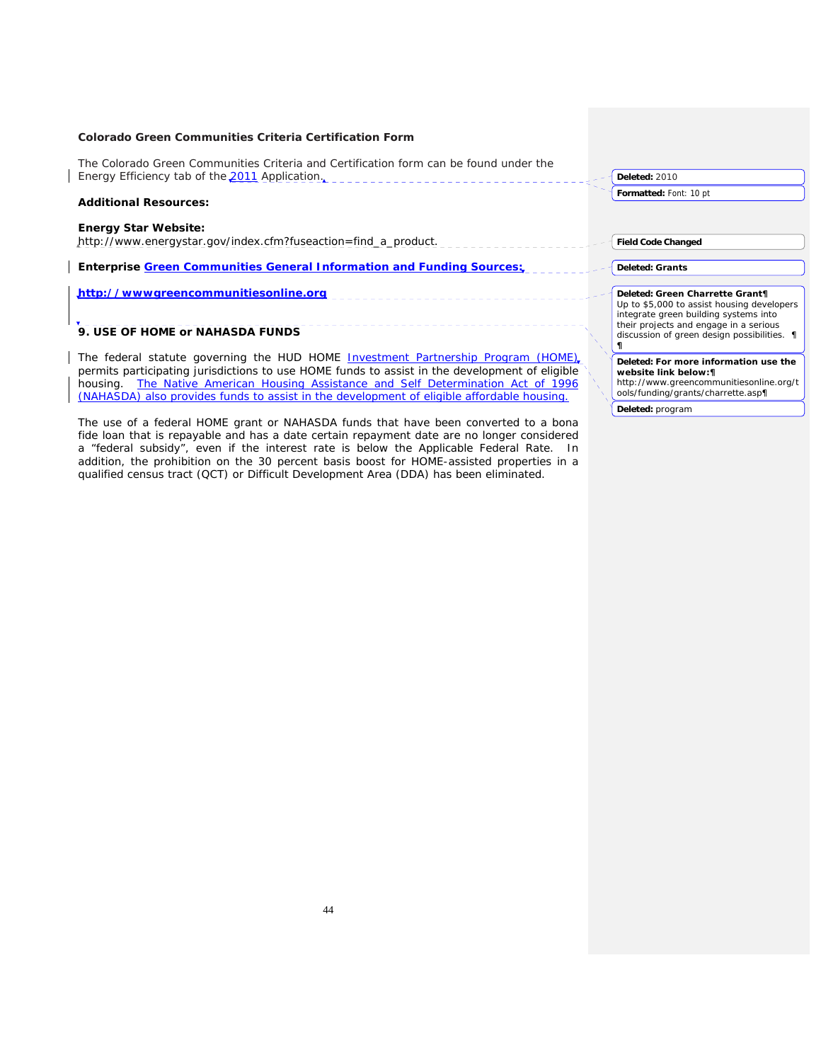**Colorado Green Communities Criteria Certification Form**

The Colorado Green Communities Criteria and Certification form can be found under the Energy Efficiency tab of the 2011 Application.

**Additional Resources:**

**Energy Star Website:**
http://www.energystar.gov/index.cfm?fuseaction=find_a_product.

**Enterprise Green Communities General Information and Funding Sources:**

**http://wwwgreencommunitiesonline.org**

## 9. USE OF HOME or NAHASDA FUNDS

The federal statute governing the HUD HOME Investment Partnership Program (HOME) permits participating jurisdictions to use HOME funds to assist in the development of eligible housing. The Native American Housing Assistance and Self Determination Act of 1996 (NAHASDA) also provides funds to assist in the development of eligible affordable housing.

The use of a federal HOME grant or NAHASDA funds that have been converted to a bona fide loan that is repayable and has a date certain repayment date are no longer considered a "federal subsidy", even if the interest rate is below the Applicable Federal Rate. In addition, the prohibition on the 30 percent basis boost for HOME-assisted properties in a qualified census tract (QCT) or Difficult Development Area (DDA) has been eliminated.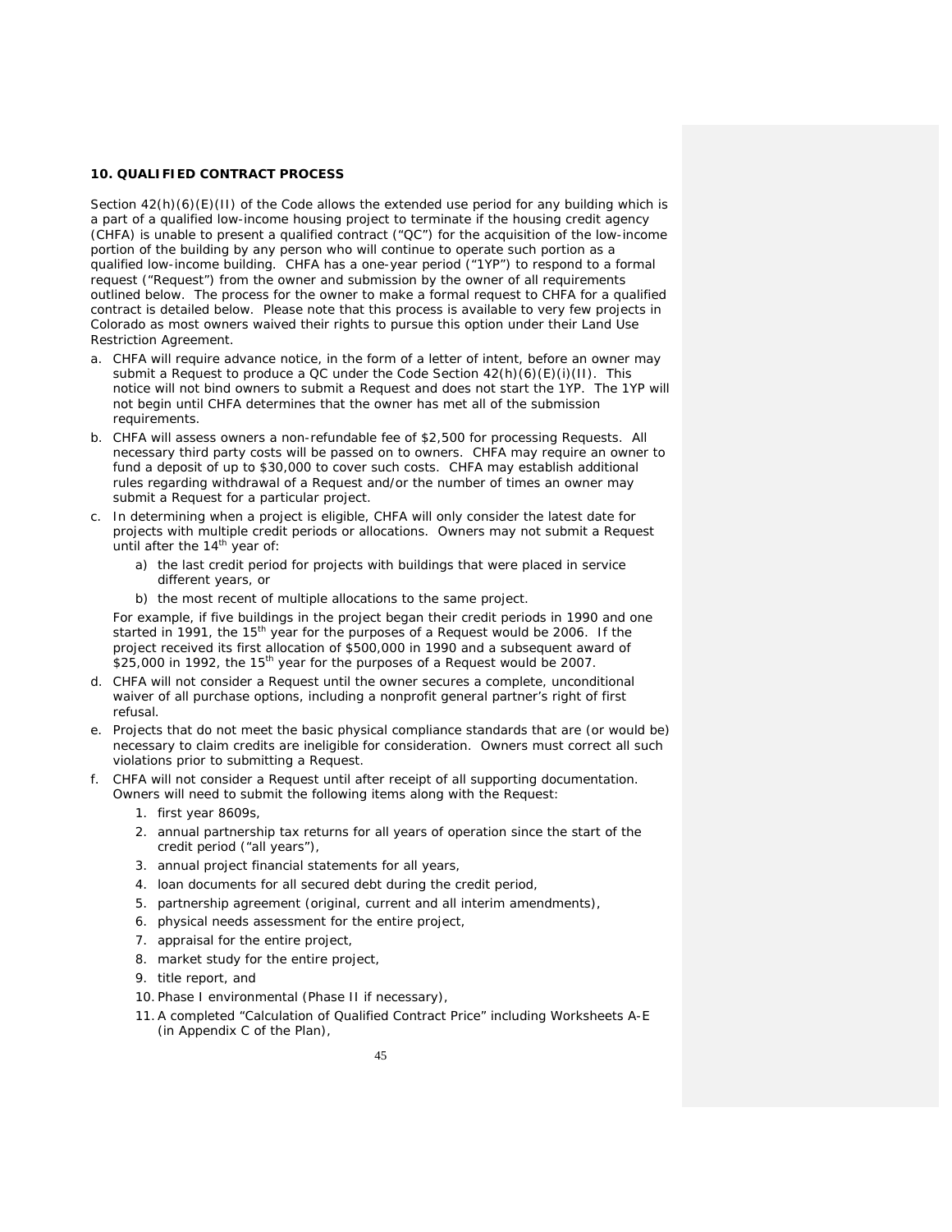**10. QUALIFIED CONTRACT PROCESS**

Section 42(h)(6)(E)(II) of the Code allows the extended use period for any building which is a part of a qualified low-income housing project to terminate if the housing credit agency (CHFA) is unable to present a qualified contract ("QC") for the acquisition of the low-income portion of the building by any person who will continue to operate such portion as a qualified low-income building. CHFA has a one-year period ("1YP") to respond to a formal request ("Request") from the owner and submission by the owner of all requirements outlined below. The process for the owner to make a formal request to CHFA for a qualified contract is detailed below. Please note that this process is available to very few projects in Colorado as most owners waived their rights to pursue this option under their Land Use Restriction Agreement.

a. CHFA will require advance notice, in the form of a letter of intent, before an owner may submit a Request to produce a QC under the Code Section 42(h)(6)(E)(i)(II). This notice will not bind owners to submit a Request and does not start the 1YP. The 1YP will not begin until CHFA determines that the owner has met all of the submission requirements.

b. CHFA will assess owners a non-refundable fee of $2,500 for processing Requests. All necessary third party costs will be passed on to owners. CHFA may require an owner to fund a deposit of up to $30,000 to cover such costs. CHFA may establish additional rules regarding withdrawal of a Request and/or the number of times an owner may submit a Request for a particular project.

c. In determining when a project is eligible, CHFA will only consider the latest date for projects with multiple credit periods or allocations. Owners may not submit a Request until after the 14th year of:

    a) the last credit period for projects with buildings that were placed in service different years, or

    b) the most recent of multiple allocations to the same project.

   For example, if five buildings in the project began their credit periods in 1990 and one started in 1991, the 15th year for the purposes of a Request would be 2006. If the project received its first allocation of $500,000 in 1990 and a subsequent award of $25,000 in 1992, the 15th year for the purposes of a Request would be 2007.

d. CHFA will not consider a Request until the owner secures a complete, unconditional waiver of all purchase options, including a nonprofit general partner's right of first refusal.

e. Projects that do not meet the basic physical compliance standards that are (or would be) necessary to claim credits are ineligible for consideration. Owners must correct all such violations prior to submitting a Request.

f. CHFA will not consider a Request until after receipt of all supporting documentation. Owners will need to submit the following items along with the Request:

    1. first year 8609s,
    2. annual partnership tax returns for all years of operation since the start of the credit period ("all years"),
    3. annual project financial statements for all years,
    4. loan documents for all secured debt during the credit period,
    5. partnership agreement (original, current and all interim amendments),
    6. physical needs assessment for the entire project,
    7. appraisal for the entire project,
    8. market study for the entire project,
    9. title report, and
    10. Phase I environmental (Phase II if necessary),
    11. A completed "Calculation of Qualified Contract Price" including Worksheets A-E (in Appendix C of the Plan),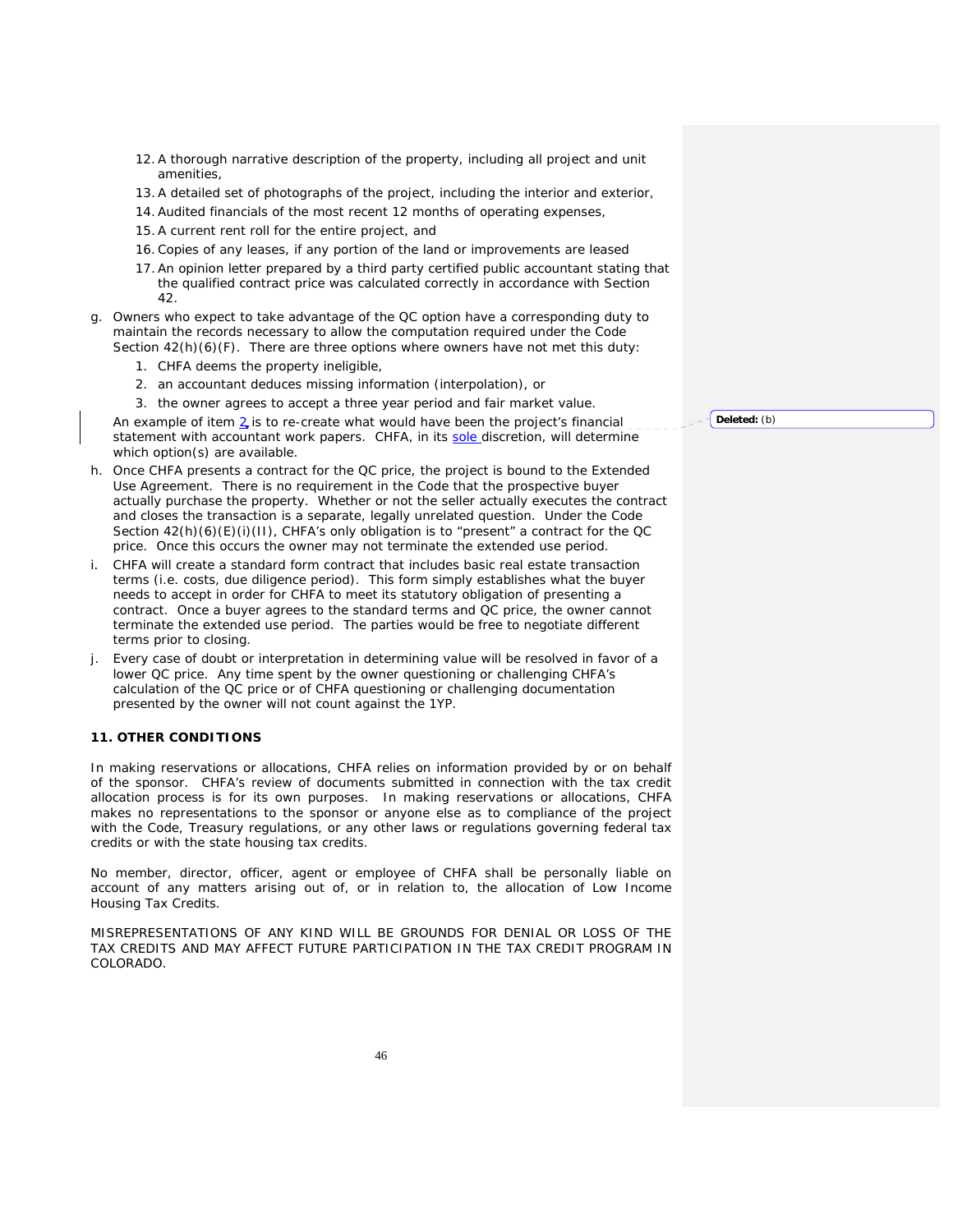12. A thorough narrative description of the property, including all project and unit amenities,
13. A detailed set of photographs of the project, including the interior and exterior,
14. Audited financials of the most recent 12 months of operating expenses,
15. A current rent roll for the entire project, and
16. Copies of any leases, if any portion of the land or improvements are leased
17. An opinion letter prepared by a third party certified public accountant stating that the qualified contract price was calculated correctly in accordance with Section 42.

g. Owners who expect to take advantage of the QC option have a corresponding duty to maintain the records necessary to allow the computation required under the Code Section 42(h)(6)(F). There are three options where owners have not met this duty:
   1. CHFA deems the property ineligible,
   2. an accountant deduces missing information (interpolation), or
   3. the owner agrees to accept a three year period and fair market value.

   An example of item 2 is to re-create what would have been the project's financial statement with accountant work papers. CHFA, in its sole discretion, will determine which option(s) are available.

h. Once CHFA presents a contract for the QC price, the project is bound to the Extended Use Agreement. There is no requirement in the Code that the prospective buyer actually purchase the property. Whether or not the seller actually executes the contract and closes the transaction is a separate, legally unrelated question. Under the Code Section 42(h)(6)(E)(i)(II), CHFA's only obligation is to "present" a contract for the QC price. Once this occurs the owner may not terminate the extended use period.

i. CHFA will create a standard form contract that includes basic real estate transaction terms (i.e. costs, due diligence period). This form simply establishes what the buyer needs to accept in order for CHFA to meet its statutory obligation of presenting a contract. Once a buyer agrees to the standard terms and QC price, the owner cannot terminate the extended use period. The parties would be free to negotiate different terms prior to closing.

j. Every case of doubt or interpretation in determining value will be resolved in favor of a lower QC price. Any time spent by the owner questioning or challenging CHFA's calculation of the QC price or of CHFA questioning or challenging documentation presented by the owner will not count against the 1YP.

## 11. OTHER CONDITIONS

In making reservations or allocations, CHFA relies on information provided by or on behalf of the sponsor. CHFA's review of documents submitted in connection with the tax credit allocation process is for its own purposes. In making reservations or allocations, CHFA makes no representations to the sponsor or anyone else as to compliance of the project with the Code, Treasury regulations, or any other laws or regulations governing federal tax credits or with the state housing tax credits.

No member, director, officer, agent or employee of CHFA shall be personally liable on account of any matters arising out of, or in relation to, the allocation of Low Income Housing Tax Credits.

MISREPRESENTATIONS OF ANY KIND WILL BE GROUNDS FOR DENIAL OR LOSS OF THE TAX CREDITS AND MAY AFFECT FUTURE PARTICIPATION IN THE TAX CREDIT PROGRAM IN COLORADO.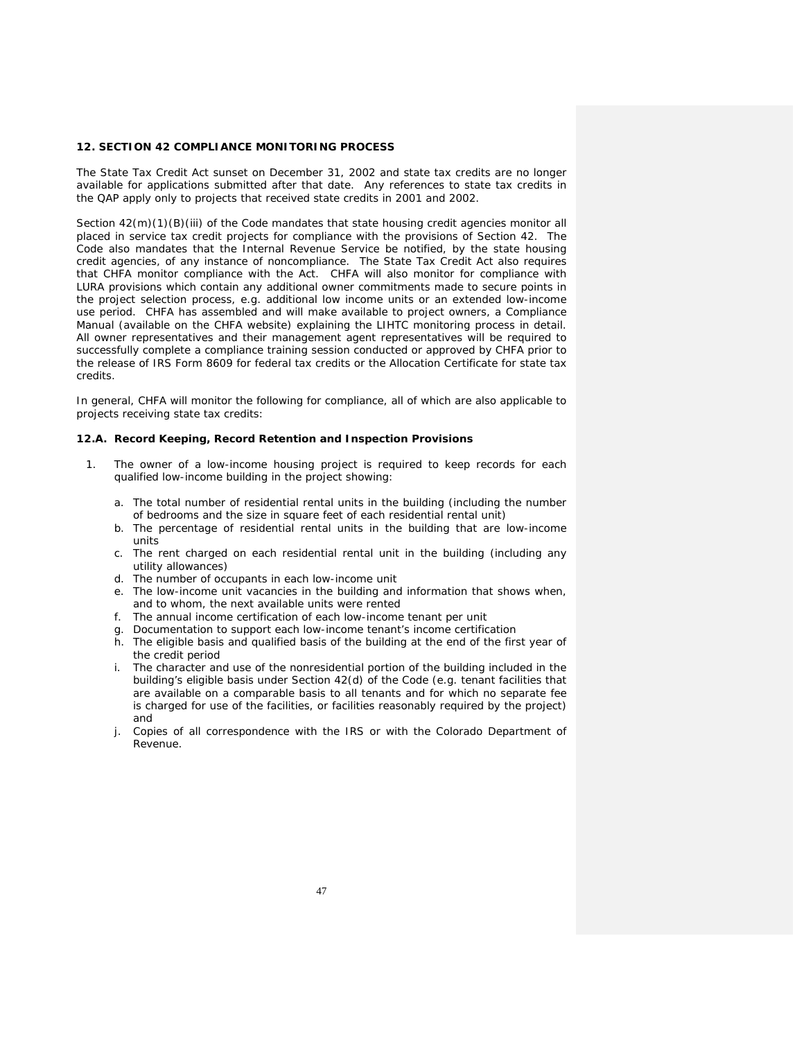## 12. SECTION 42 COMPLIANCE MONITORING PROCESS

The State Tax Credit Act sunset on December 31, 2002 and state tax credits are no longer available for applications submitted after that date. Any references to state tax credits in the QAP apply only to projects that received state credits in 2001 and 2002.

Section 42(m)(1)(B)(iii) of the Code mandates that state housing credit agencies monitor all placed in service tax credit projects for compliance with the provisions of Section 42. The Code also mandates that the Internal Revenue Service be notified, by the state housing credit agencies, of any instance of noncompliance. The State Tax Credit Act also requires that CHFA monitor compliance with the Act. CHFA will also monitor for compliance with LURA provisions which contain any additional owner commitments made to secure points in the project selection process, e.g. additional low income units or an extended low-income use period. CHFA has assembled and will make available to project owners, a Compliance Manual (available on the CHFA website) explaining the LIHTC monitoring process in detail. All owner representatives and their management agent representatives will be required to successfully complete a compliance training session conducted or approved by CHFA prior to the release of IRS Form 8609 for federal tax credits or the Allocation Certificate for state tax credits.

In general, CHFA will monitor the following for compliance, all of which are also applicable to projects receiving state tax credits:

### 12.A. Record Keeping, Record Retention and Inspection Provisions

1. The owner of a low-income housing project is required to keep records for each qualified low-income building in the project showing:

   a. The total number of residential rental units in the building (including the number of bedrooms and the size in square feet of each residential rental unit)
   b. The percentage of residential rental units in the building that are low-income units
   c. The rent charged on each residential rental unit in the building (including any utility allowances)
   d. The number of occupants in each low-income unit
   e. The low-income unit vacancies in the building and information that shows when, and to whom, the next available units were rented
   f. The annual income certification of each low-income tenant per unit
   g. Documentation to support each low-income tenant's income certification
   h. The eligible basis and qualified basis of the building at the end of the first year of the credit period
   i. The character and use of the nonresidential portion of the building included in the building's eligible basis under Section 42(d) of the Code (e.g. tenant facilities that are available on a comparable basis to all tenants and for which no separate fee is charged for use of the facilities, or facilities reasonably required by the project) and
   j. Copies of all correspondence with the IRS or with the Colorado Department of Revenue.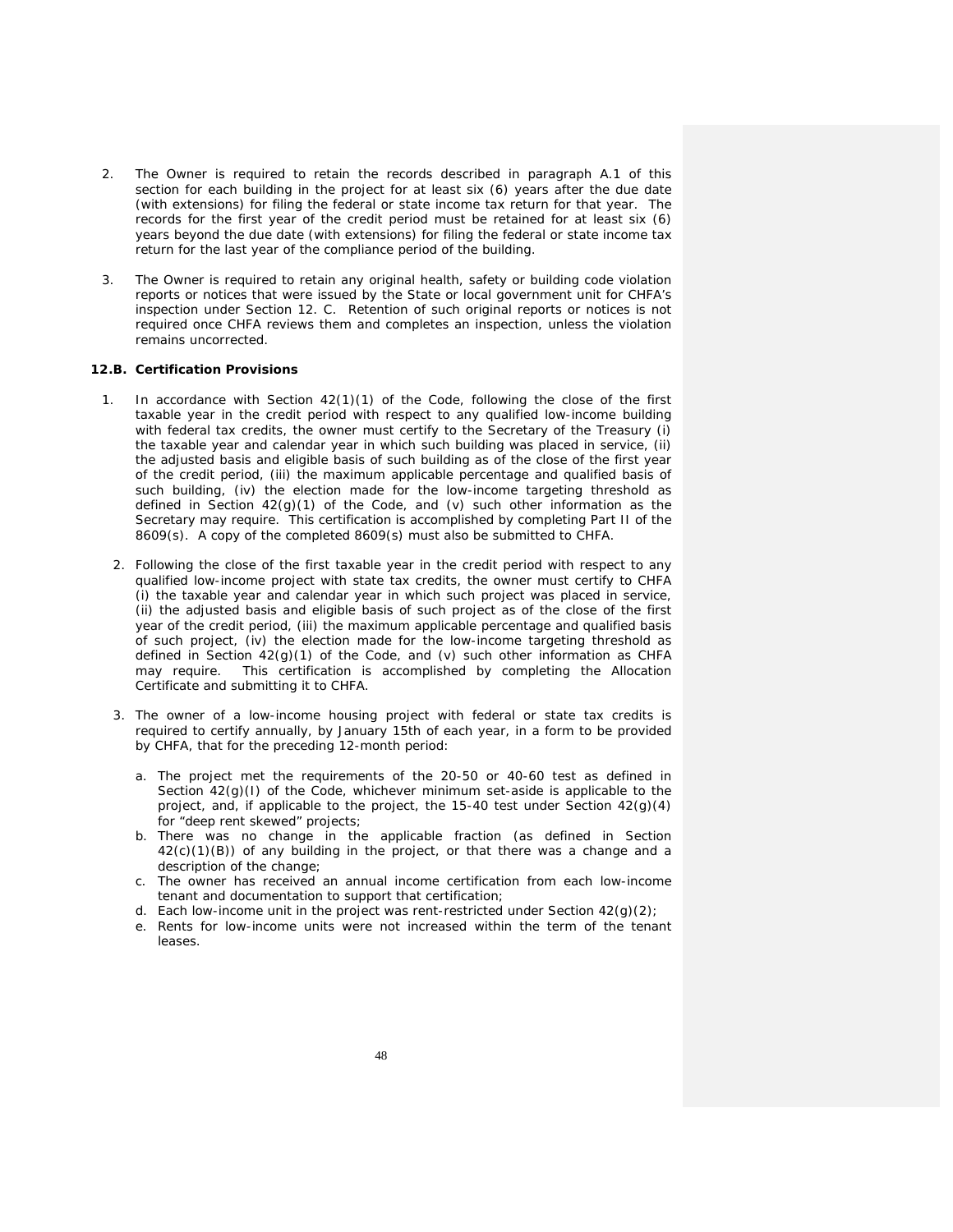2. The Owner is required to retain the records described in paragraph A.1 of this section for each building in the project for at least six (6) years after the due date (with extensions) for filing the federal or state income tax return for that year. The records for the first year of the credit period must be retained for at least six (6) years beyond the due date (with extensions) for filing the federal or state income tax return for the last year of the compliance period of the building.

3. The Owner is required to retain any original health, safety or building code violation reports or notices that were issued by the State or local government unit for CHFA's inspection under Section 12. C. Retention of such original reports or notices is not required once CHFA reviews them and completes an inspection, unless the violation remains uncorrected.

### 12.B. Certification Provisions

1. In accordance with Section 42(1)(1) of the Code, following the close of the first taxable year in the credit period with respect to any qualified low-income building with federal tax credits, the owner must certify to the Secretary of the Treasury (i) the taxable year and calendar year in which such building was placed in service, (ii) the adjusted basis and eligible basis of such building as of the close of the first year of the credit period, (iii) the maximum applicable percentage and qualified basis of such building, (iv) the election made for the low-income targeting threshold as defined in Section 42(g)(1) of the Code, and (v) such other information as the Secretary may require. This certification is accomplished by completing Part II of the 8609(s). A copy of the completed 8609(s) must also be submitted to CHFA.

2. Following the close of the first taxable year in the credit period with respect to any qualified low-income project with state tax credits, the owner must certify to CHFA (i) the taxable year and calendar year in which such project was placed in service, (ii) the adjusted basis and eligible basis of such project as of the close of the first year of the credit period, (iii) the maximum applicable percentage and qualified basis of such project, (iv) the election made for the low-income targeting threshold as defined in Section 42(g)(1) of the Code, and (v) such other information as CHFA may require. This certification is accomplished by completing the Allocation Certificate and submitting it to CHFA.

3. The owner of a low-income housing project with federal or state tax credits is required to certify annually, by January 15th of each year, in a form to be provided by CHFA, that for the preceding 12-month period:

   a. The project met the requirements of the 20-50 or 40-60 test as defined in Section 42(g)(I) of the Code, whichever minimum set-aside is applicable to the project, and, if applicable to the project, the 15-40 test under Section 42(g)(4) for "deep rent skewed" projects;
   b. There was no change in the applicable fraction (as defined in Section 42(c)(1)(B)) of any building in the project, or that there was a change and a description of the change;
   c. The owner has received an annual income certification from each low-income tenant and documentation to support that certification;
   d. Each low-income unit in the project was rent-restricted under Section 42(g)(2);
   e. Rents for low-income units were not increased within the term of the tenant leases.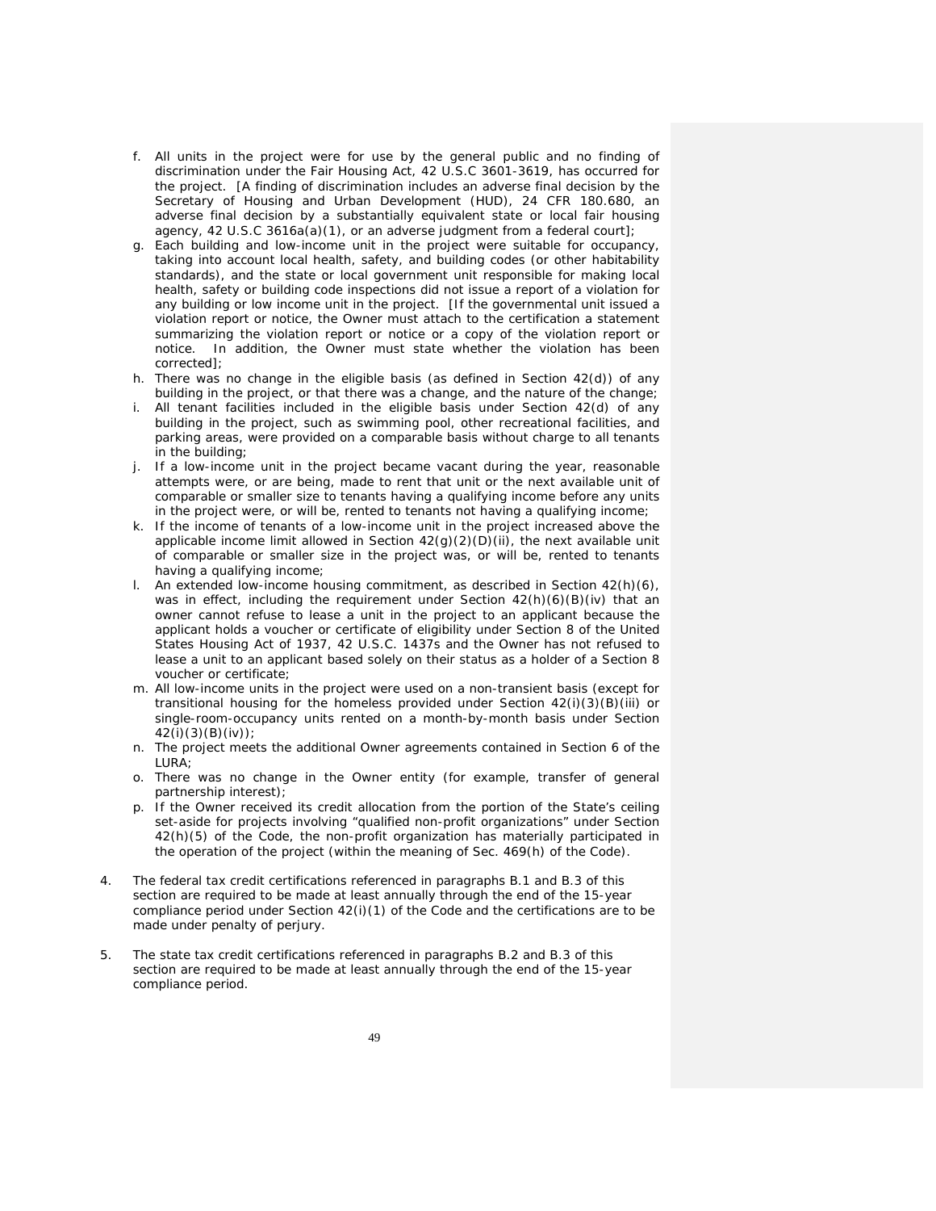f. All units in the project were for use by the general public and no finding of discrimination under the Fair Housing Act, 42 U.S.C 3601-3619, has occurred for the project. [A finding of discrimination includes an adverse final decision by the Secretary of Housing and Urban Development (HUD), 24 CFR 180.680, an adverse final decision by a substantially equivalent state or local fair housing agency, 42 U.S.C 3616a(a)(1), or an adverse judgment from a federal court];
g. Each building and low-income unit in the project were suitable for occupancy, taking into account local health, safety, and building codes (or other habitability standards), and the state or local government unit responsible for making local health, safety or building code inspections did not issue a report of a violation for any building or low income unit in the project. [If the governmental unit issued a violation report or notice, the Owner must attach to the certification a statement summarizing the violation report or notice or a copy of the violation report or notice. In addition, the Owner must state whether the violation has been corrected];
h. There was no change in the eligible basis (as defined in Section 42(d)) of any building in the project, or that there was a change, and the nature of the change;
i. All tenant facilities included in the eligible basis under Section 42(d) of any building in the project, such as swimming pool, other recreational facilities, and parking areas, were provided on a comparable basis without charge to all tenants in the building;
j. If a low-income unit in the project became vacant during the year, reasonable attempts were, or are being, made to rent that unit or the next available unit of comparable or smaller size to tenants having a qualifying income before any units in the project were, or will be, rented to tenants not having a qualifying income;
k. If the income of tenants of a low-income unit in the project increased above the applicable income limit allowed in Section 42(g)(2)(D)(ii), the next available unit of comparable or smaller size in the project was, or will be, rented to tenants having a qualifying income;
l. An extended low-income housing commitment, as described in Section 42(h)(6), was in effect, including the requirement under Section 42(h)(6)(B)(iv) that an owner cannot refuse to lease a unit in the project to an applicant because the applicant holds a voucher or certificate of eligibility under Section 8 of the United States Housing Act of 1937, 42 U.S.C. 1437s and the Owner has not refused to lease a unit to an applicant based solely on their status as a holder of a Section 8 voucher or certificate;
m. All low-income units in the project were used on a non-transient basis (except for transitional housing for the homeless provided under Section 42(i)(3)(B)(iii) or single-room-occupancy units rented on a month-by-month basis under Section 42(i)(3)(B)(iv));
n. The project meets the additional Owner agreements contained in Section 6 of the LURA;
o. There was no change in the Owner entity (for example, transfer of general partnership interest);
p. If the Owner received its credit allocation from the portion of the State's ceiling set-aside for projects involving "qualified non-profit organizations" under Section 42(h)(5) of the Code, the non-profit organization has materially participated in the operation of the project (within the meaning of Sec. 469(h) of the Code).

4. The federal tax credit certifications referenced in paragraphs B.1 and B.3 of this section are required to be made at least annually through the end of the 15-year compliance period under Section 42(i)(1) of the Code and the certifications are to be made under penalty of perjury.

5. The state tax credit certifications referenced in paragraphs B.2 and B.3 of this section are required to be made at least annually through the end of the 15-year compliance period.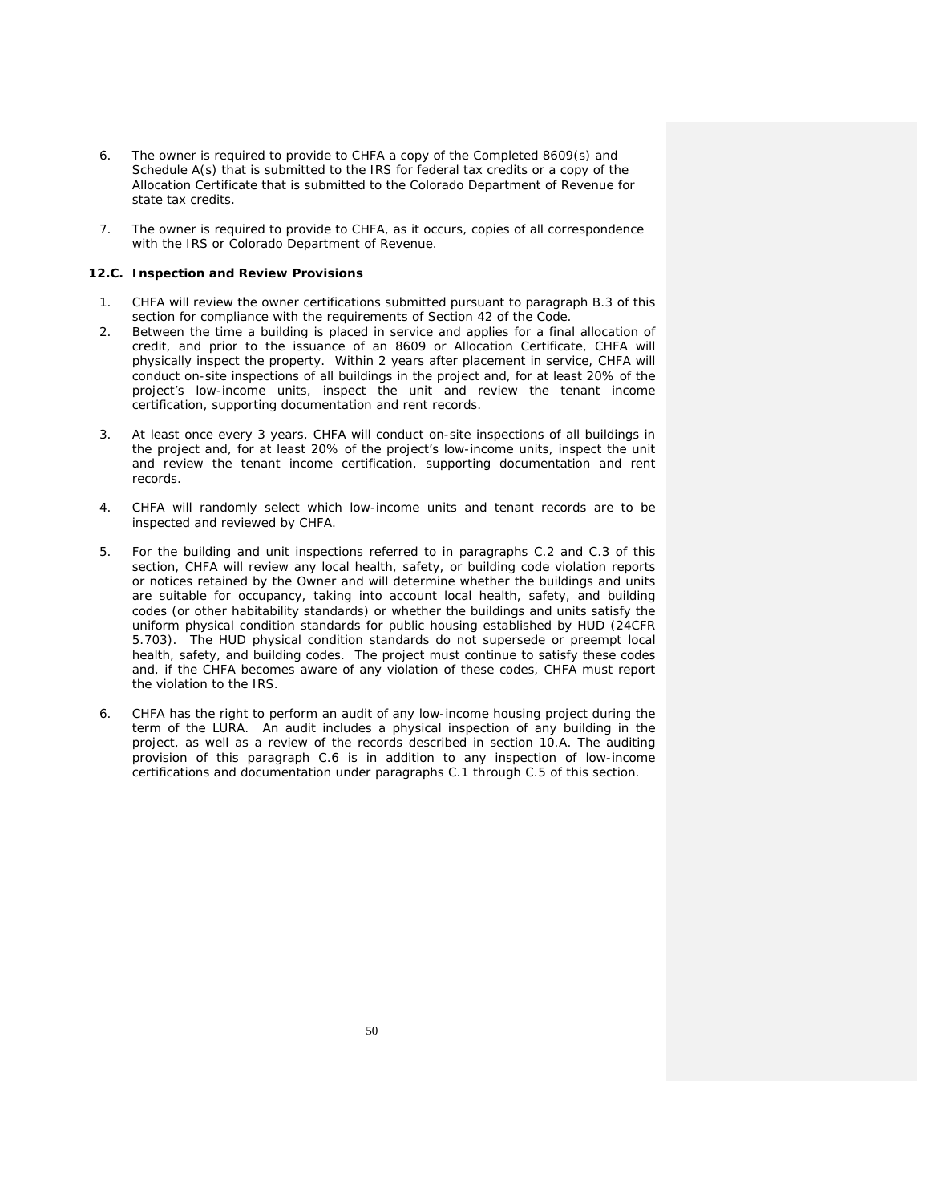6. The owner is required to provide to CHFA a copy of the Completed 8609(s) and Schedule A(s) that is submitted to the IRS for federal tax credits or a copy of the Allocation Certificate that is submitted to the Colorado Department of Revenue for state tax credits.

7. The owner is required to provide to CHFA, as it occurs, copies of all correspondence with the IRS or Colorado Department of Revenue.

**12.C. Inspection and Review Provisions**

1. CHFA will review the owner certifications submitted pursuant to paragraph B.3 of this section for compliance with the requirements of Section 42 of the Code.
2. Between the time a building is placed in service and applies for a final allocation of credit, and prior to the issuance of an 8609 or Allocation Certificate, CHFA will physically inspect the property. Within 2 years after placement in service, CHFA will conduct on-site inspections of all buildings in the project and, for at least 20% of the project's low-income units, inspect the unit and review the tenant income certification, supporting documentation and rent records.

3. At least once every 3 years, CHFA will conduct on-site inspections of all buildings in the project and, for at least 20% of the project's low-income units, inspect the unit and review the tenant income certification, supporting documentation and rent records.

4. CHFA will randomly select which low-income units and tenant records are to be inspected and reviewed by CHFA.

5. For the building and unit inspections referred to in paragraphs C.2 and C.3 of this section, CHFA will review any local health, safety, or building code violation reports or notices retained by the Owner and will determine whether the buildings and units are suitable for occupancy, taking into account local health, safety, and building codes (or other habitability standards) or whether the buildings and units satisfy the uniform physical condition standards for public housing established by HUD (24CFR 5.703). The HUD physical condition standards do not supersede or preempt local health, safety, and building codes. The project must continue to satisfy these codes and, if the CHFA becomes aware of any violation of these codes, CHFA must report the violation to the IRS.

6. CHFA has the right to perform an audit of any low-income housing project during the term of the LURA. An audit includes a physical inspection of any building in the project, as well as a review of the records described in section 10.A. The auditing provision of this paragraph C.6 is in addition to any inspection of low-income certifications and documentation under paragraphs C.1 through C.5 of this section.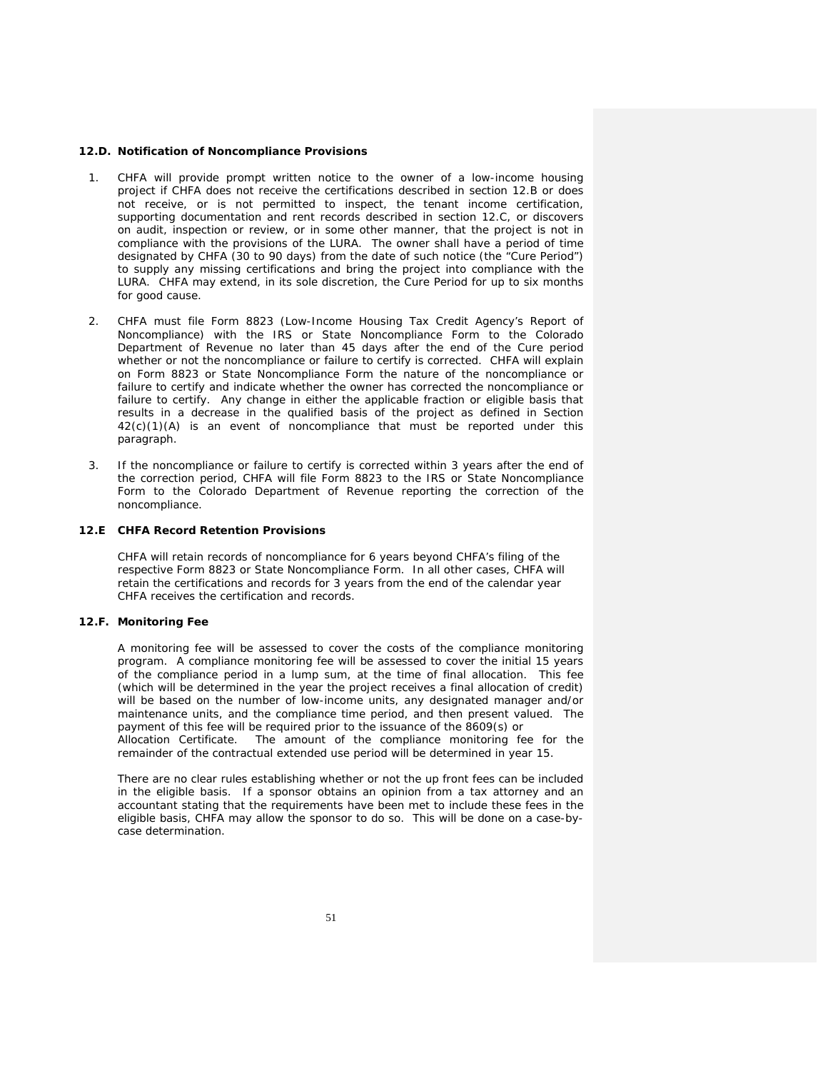### 12.D. Notification of Noncompliance Provisions

1. CHFA will provide prompt written notice to the owner of a low-income housing project if CHFA does not receive the certifications described in section 12.B or does not receive, or is not permitted to inspect, the tenant income certification, supporting documentation and rent records described in section 12.C, or discovers on audit, inspection or review, or in some other manner, that the project is not in compliance with the provisions of the LURA. The owner shall have a period of time designated by CHFA (30 to 90 days) from the date of such notice (the "Cure Period") to supply any missing certifications and bring the project into compliance with the LURA. CHFA may extend, in its sole discretion, the Cure Period for up to six months for good cause.

2. CHFA must file Form 8823 (Low-Income Housing Tax Credit Agency's Report of Noncompliance) with the IRS or State Noncompliance Form to the Colorado Department of Revenue no later than 45 days after the end of the Cure period whether or not the noncompliance or failure to certify is corrected. CHFA will explain on Form 8823 or State Noncompliance Form the nature of the noncompliance or failure to certify and indicate whether the owner has corrected the noncompliance or failure to certify. Any change in either the applicable fraction or eligible basis that results in a decrease in the qualified basis of the project as defined in Section 42(c)(1)(A) is an event of noncompliance that must be reported under this paragraph.

3. If the noncompliance or failure to certify is corrected within 3 years after the end of the correction period, CHFA will file Form 8823 to the IRS or State Noncompliance Form to the Colorado Department of Revenue reporting the correction of the noncompliance.

### 12.E CHFA Record Retention Provisions

CHFA will retain records of noncompliance for 6 years beyond CHFA's filing of the respective Form 8823 or State Noncompliance Form. In all other cases, CHFA will retain the certifications and records for 3 years from the end of the calendar year CHFA receives the certification and records.

### 12.F. Monitoring Fee

A monitoring fee will be assessed to cover the costs of the compliance monitoring program. A compliance monitoring fee will be assessed to cover the initial 15 years of the compliance period in a lump sum, at the time of final allocation. This fee (which will be determined in the year the project receives a final allocation of credit) will be based on the number of low-income units, any designated manager and/or maintenance units, and the compliance time period, and then present valued. The payment of this fee will be required prior to the issuance of the 8609(s) or Allocation Certificate. The amount of the compliance monitoring fee for the remainder of the contractual extended use period will be determined in year 15.

There are no clear rules establishing whether or not the up front fees can be included in the eligible basis. If a sponsor obtains an opinion from a tax attorney and an accountant stating that the requirements have been met to include these fees in the eligible basis, CHFA may allow the sponsor to do so. This will be done on a case-by-case determination.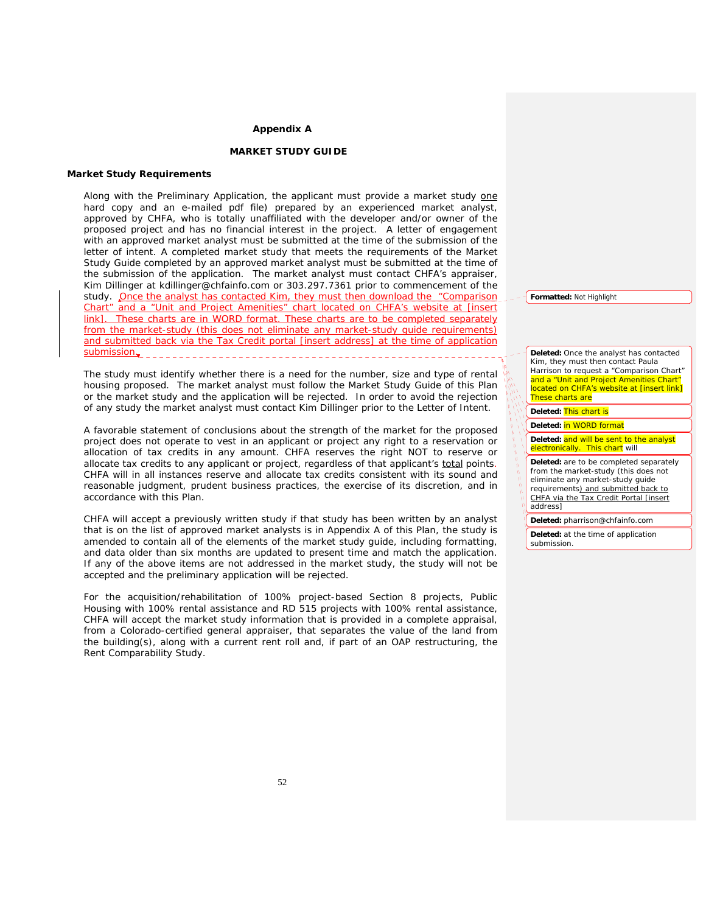### Appendix A

### MARKET STUDY GUIDE

#### Market Study Requirements

Along with the Preliminary Application, the applicant must provide a market study one hard copy and an e-mailed pdf file) prepared by an experienced market analyst, approved by CHFA, who is totally unaffiliated with the developer and/or owner of the proposed project and has no financial interest in the project. A letter of engagement with an approved market analyst must be submitted at the time of the submission of the letter of intent. A completed market study that meets the requirements of the Market Study Guide completed by an approved market analyst must be submitted at the time of the submission of the application. The market analyst must contact CHFA's appraiser, Kim Dillinger at kdillinger@chfainfo.com or 303.297.7361 prior to commencement of the study. Once the analyst has contacted Kim, they must then download the "Comparison Chart" and a "Unit and Project Amenities" chart located on CHFA's website at [insert link]. These charts are in WORD format. These charts are to be completed separately from the market-study (this does not eliminate any market-study guide requirements) and submitted back via the Tax Credit portal [insert address] at the time of application submission.

The study must identify whether there is a need for the number, size and type of rental housing proposed. The market analyst must follow the Market Study Guide of this Plan or the market study and the application will be rejected. In order to avoid the rejection of any study the market analyst must contact Kim Dillinger prior to the Letter of Intent.

A favorable statement of conclusions about the strength of the market for the proposed project does not operate to vest in an applicant or project any right to a reservation or allocation of tax credits in any amount. CHFA reserves the right NOT to reserve or allocate tax credits to any applicant or project, regardless of that applicant's total points. CHFA will in all instances reserve and allocate tax credits consistent with its sound and reasonable judgment, prudent business practices, the exercise of its discretion, and in accordance with this Plan.

CHFA will accept a previously written study if that study has been written by an analyst that is on the list of approved market analysts is in Appendix A of this Plan, the study is amended to contain all of the elements of the market study guide, including formatting, and data older than six months are updated to present time and match the application. If any of the above items are not addressed in the market study, the study will not be accepted and the preliminary application will be rejected.

For the acquisition/rehabilitation of 100% project-based Section 8 projects, Public Housing with 100% rental assistance and RD 515 projects with 100% rental assistance, CHFA will accept the market study information that is provided in a complete appraisal, from a Colorado-certified general appraiser, that separates the value of the land from the building(s), along with a current rent roll and, if part of an OAP restructuring, the Rent Comparability Study.

---

**Formatted:** Not Highlight

**Deleted:** Once the analyst has contacted Kim, they must then contact Paula Harrison to request a "Comparison Chart" and a "Unit and Project Amenities Chart" located on CHFA's website at [insert link] These charts are

**Deleted:** This chart is

**Deleted:** in WORD format

**Deleted:** and will be sent to the analyst electronically. This chart will

**Deleted:** are to be completed separately from the market-study (this does not eliminate any market-study guide requirements) and submitted back to CHFA via the Tax Credit Portal [insert address]

**Deleted:** pharrison@chfainfo.com

**Deleted:** at the time of application submission.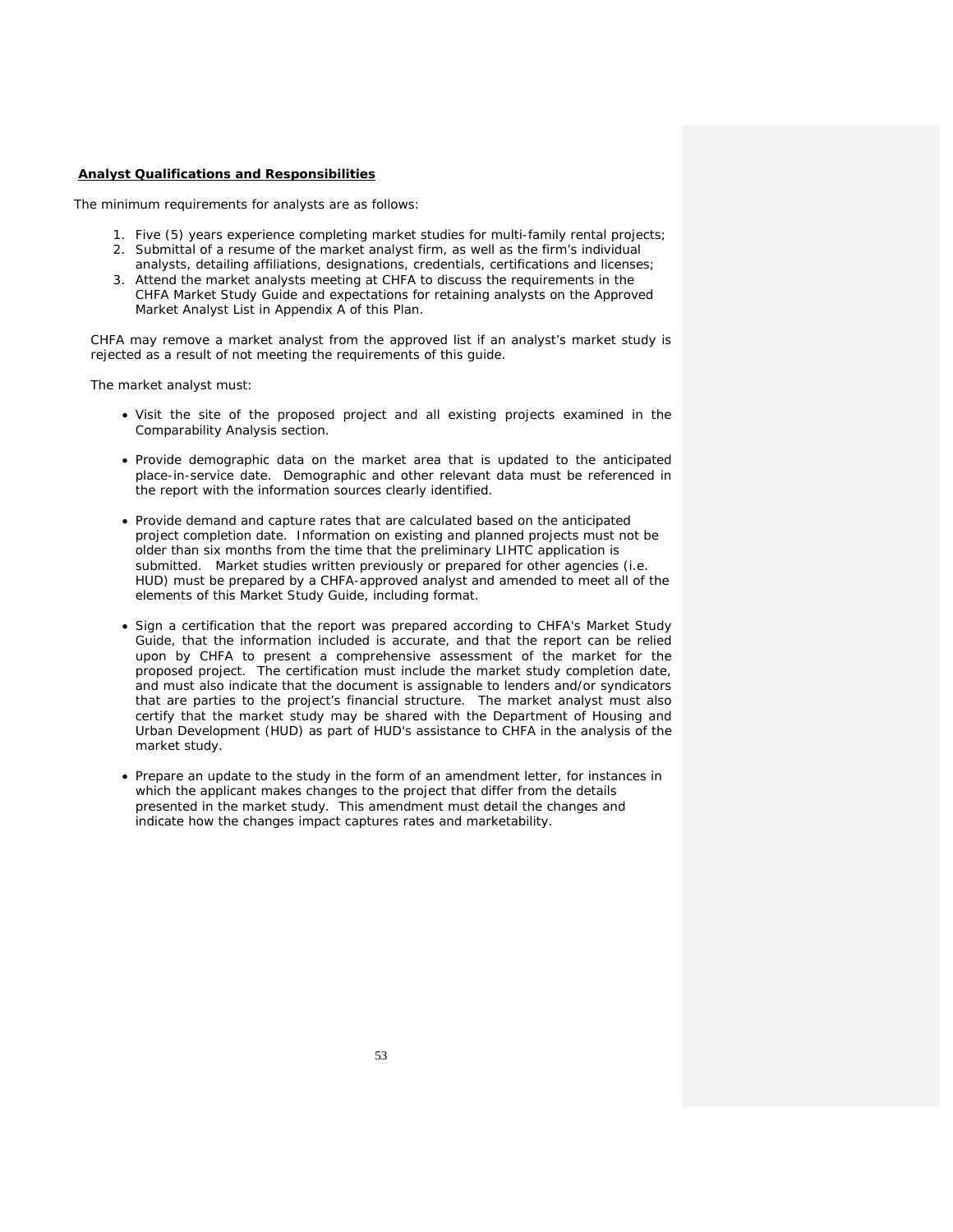**Analyst Qualifications and Responsibilities**

The minimum requirements for analysts are as follows:

1. Five (5) years experience completing market studies for multi-family rental projects;
2. Submittal of a resume of the market analyst firm, as well as the firm's individual analysts, detailing affiliations, designations, credentials, certifications and licenses;
3. Attend the market analysts meeting at CHFA to discuss the requirements in the CHFA Market Study Guide and expectations for retaining analysts on the Approved Market Analyst List in Appendix A of this Plan.

CHFA may remove a market analyst from the approved list if an analyst's market study is rejected as a result of not meeting the requirements of this guide.

The market analyst must:

- Visit the site of the proposed project and all existing projects examined in the Comparability Analysis section.
- Provide demographic data on the market area that is updated to the anticipated place-in-service date. Demographic and other relevant data must be referenced in the report with the information sources clearly identified.
- Provide demand and capture rates that are calculated based on the anticipated project completion date. Information on existing and planned projects must not be older than six months from the time that the preliminary LIHTC application is submitted. Market studies written previously or prepared for other agencies (i.e. HUD) must be prepared by a CHFA-approved analyst and amended to meet all of the elements of this Market Study Guide, including format.
- Sign a certification that the report was prepared according to CHFA's Market Study Guide, that the information included is accurate, and that the report can be relied upon by CHFA to present a comprehensive assessment of the market for the proposed project. The certification must include the market study completion date, and must also indicate that the document is assignable to lenders and/or syndicators that are parties to the project's financial structure. The market analyst must also certify that the market study may be shared with the Department of Housing and Urban Development (HUD) as part of HUD's assistance to CHFA in the analysis of the market study.
- Prepare an update to the study in the form of an amendment letter, for instances in which the applicant makes changes to the project that differ from the details presented in the market study. This amendment must detail the changes and indicate how the changes impact captures rates and marketability.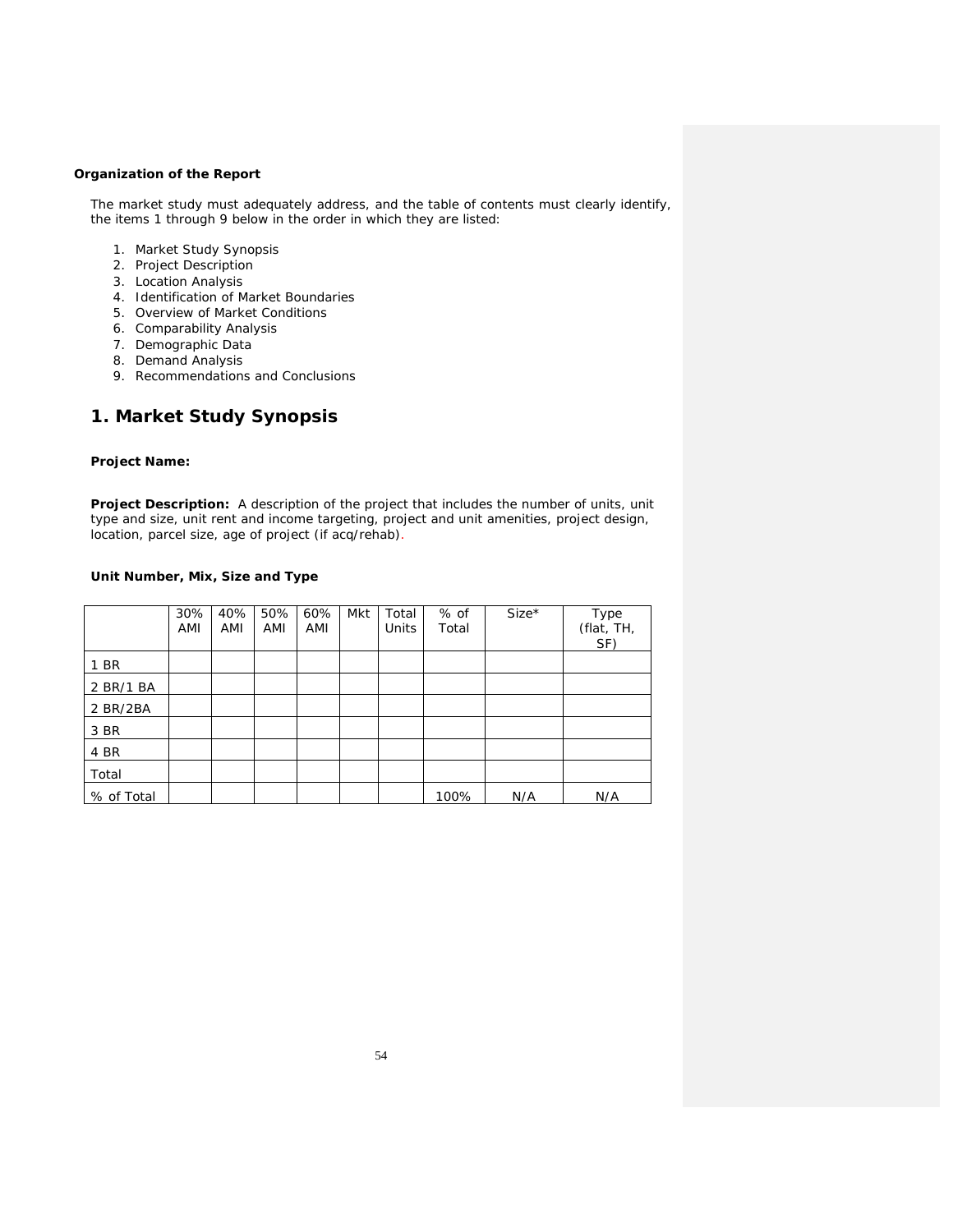**Organization of the Report**

The market study must adequately address, and the table of contents must clearly identify, the items 1 through 9 below in the order in which they are listed:

1. Market Study Synopsis
2. Project Description
3. Location Analysis
4. Identification of Market Boundaries
5. Overview of Market Conditions
6. Comparability Analysis
7. Demographic Data
8. Demand Analysis
9. Recommendations and Conclusions

## 1. Market Study Synopsis

**Project Name:**

**Project Description:** A description of the project that includes the number of units, unit type and size, unit rent and income targeting, project and unit amenities, project design, location, parcel size, age of project (if acq/rehab).

**Unit Number, Mix, Size and Type**

| | 30% AMI | 40% AMI | 50% AMI | 60% AMI | Mkt | Total Units | % of Total | Size* | Type (flat, TH, SF) |
|---|---|---|---|---|---|---|---|---|---|
| 1 BR | | | | | | | | | |
| 2 BR/1 BA | | | | | | | | | |
| 2 BR/2BA | | | | | | | | | |
| 3 BR | | | | | | | | | |
| 4 BR | | | | | | | | | |
| Total | | | | | | | | | |
| % of Total | | | | | | | 100% | N/A | N/A |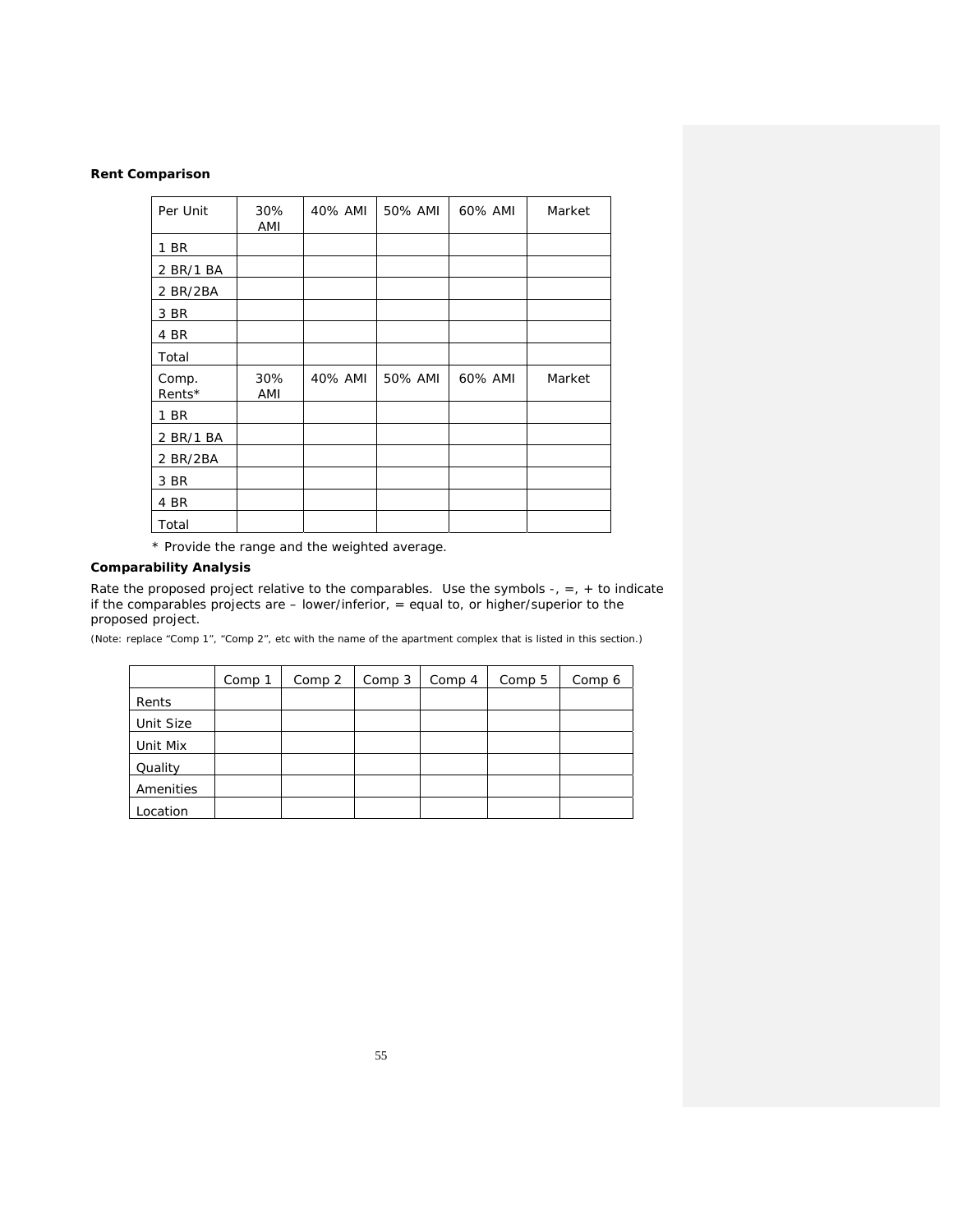**Rent Comparison**

| Per Unit | 30% AMI | 40% AMI | 50% AMI | 60% AMI | Market |
|---|---|---|---|---|---|
| 1 BR | | | | | |
| 2 BR/1 BA | | | | | |
| 2 BR/2BA | | | | | |
| 3 BR | | | | | |
| 4 BR | | | | | |
| Total | | | | | |
| Comp. Rents* | 30% AMI | 40% AMI | 50% AMI | 60% AMI | Market |
| 1 BR | | | | | |
| 2 BR/1 BA | | | | | |
| 2 BR/2BA | | | | | |
| 3 BR | | | | | |
| 4 BR | | | | | |
| Total | | | | | |

* Provide the range and the weighted average.

**Comparability Analysis**

Rate the proposed project relative to the comparables. Use the symbols -, =, + to indicate if the comparables projects are – lower/inferior, = equal to, or higher/superior to the proposed project.

(Note: replace "Comp 1", "Comp 2", etc with the name of the apartment complex that is listed in this section.)

| | Comp 1 | Comp 2 | Comp 3 | Comp 4 | Comp 5 | Comp 6 |
|---|---|---|---|---|---|---|
| Rents | | | | | | |
| Unit Size | | | | | | |
| Unit Mix | | | | | | |
| Quality | | | | | | |
| Amenities | | | | | | |
| Location | | | | | | |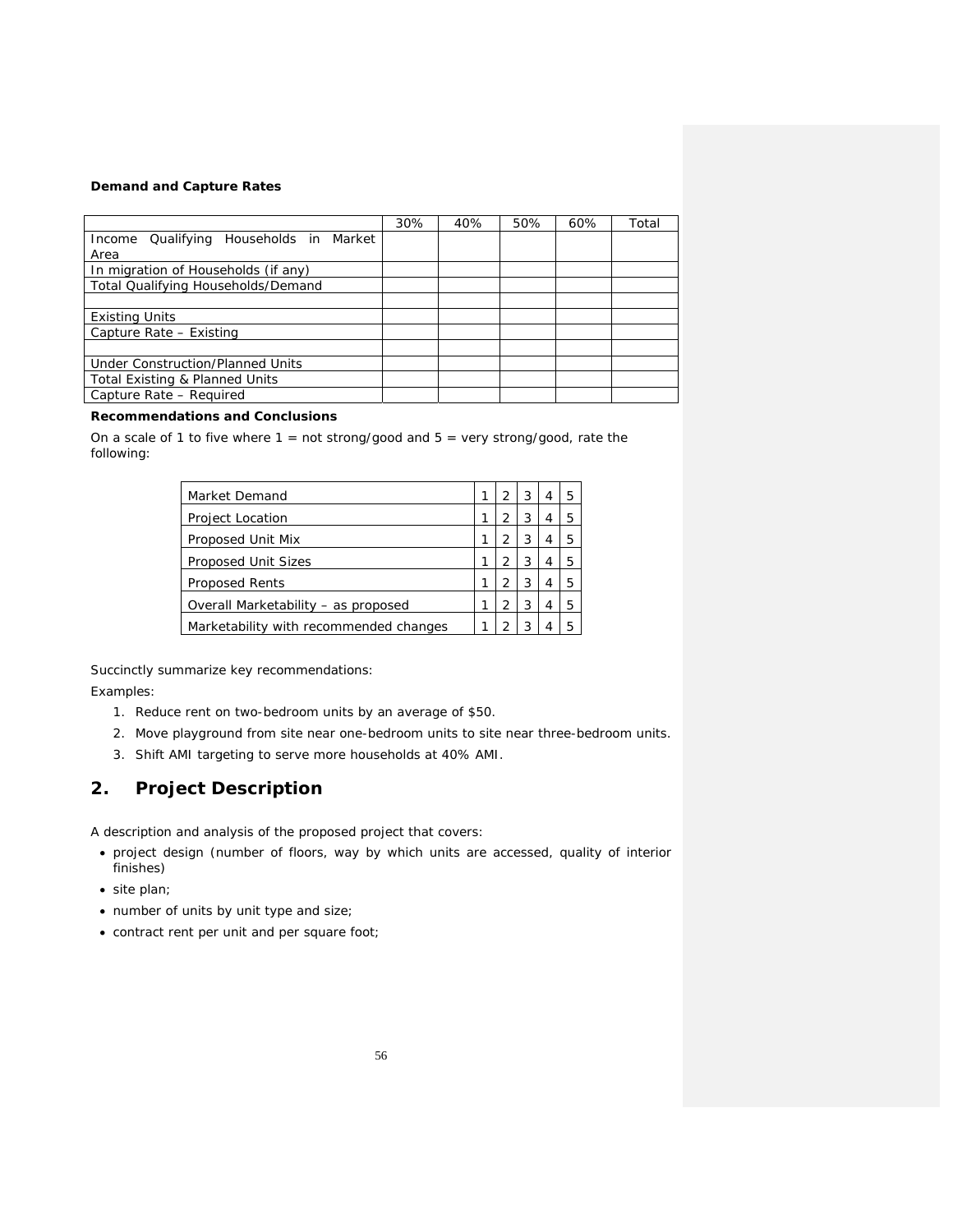**Demand and Capture Rates**

| | 30% | 40% | 50% | 60% | Total |
|---|---|---|---|---|---|
| Income Qualifying Households in Market Area | | | | | |
| In migration of Households (if any) | | | | | |
| Total Qualifying Households/Demand | | | | | |
| | | | | | |
| Existing Units | | | | | |
| Capture Rate – Existing | | | | | |
| | | | | | |
| Under Construction/Planned Units | | | | | |
| Total Existing & Planned Units | | | | | |
| Capture Rate – Required | | | | | |

**Recommendations and Conclusions**

On a scale of 1 to five where 1 = not strong/good and 5 = very strong/good, rate the following:

| | | | | | |
|---|---|---|---|---|---|
| Market Demand | 1 | 2 | 3 | 4 | 5 |
| Project Location | 1 | 2 | 3 | 4 | 5 |
| Proposed Unit Mix | 1 | 2 | 3 | 4 | 5 |
| Proposed Unit Sizes | 1 | 2 | 3 | 4 | 5 |
| Proposed Rents | 1 | 2 | 3 | 4 | 5 |
| Overall Marketability – as proposed | 1 | 2 | 3 | 4 | 5 |
| Marketability with recommended changes | 1 | 2 | 3 | 4 | 5 |

Succinctly summarize key recommendations:

Examples:

1. Reduce rent on two-bedroom units by an average of $50.
2. Move playground from site near one-bedroom units to site near three-bedroom units.
3. Shift AMI targeting to serve more households at 40% AMI.

## 2. Project Description

A description and analysis of the proposed project that covers:

- project design (number of floors, way by which units are accessed, quality of interior finishes)
- site plan;
- number of units by unit type and size;
- contract rent per unit and per square foot;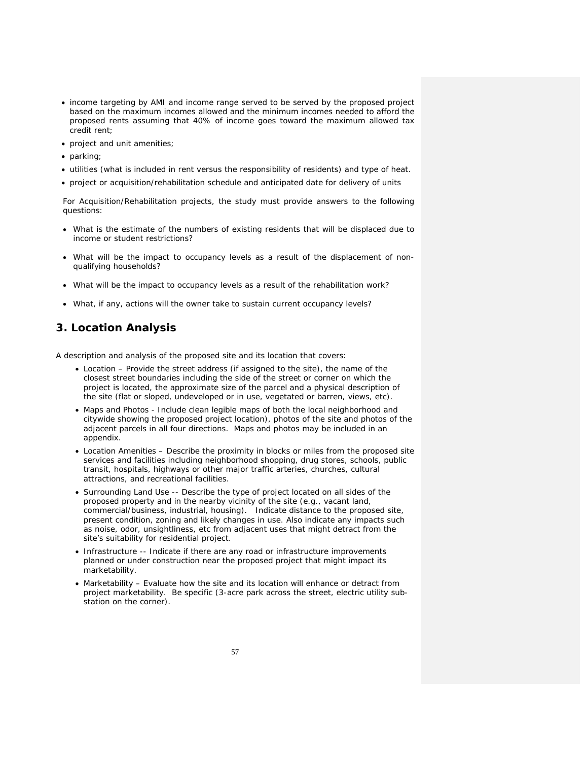- income targeting by AMI and income range served to be served by the proposed project based on the maximum incomes allowed and the minimum incomes needed to afford the proposed rents assuming that 40% of income goes toward the maximum allowed tax credit rent;
- project and unit amenities;
- parking;
- utilities (what is included in rent versus the responsibility of residents) and type of heat.
- project or acquisition/rehabilitation schedule and anticipated date for delivery of units

For Acquisition/Rehabilitation projects, the study must provide answers to the following questions:

- What is the estimate of the numbers of existing residents that will be displaced due to income or student restrictions?
- What will be the impact to occupancy levels as a result of the displacement of non-qualifying households?
- What will be the impact to occupancy levels as a result of the rehabilitation work?
- What, if any, actions will the owner take to sustain current occupancy levels?

## 3. Location Analysis

A description and analysis of the proposed site and its location that covers:

- Location – Provide the street address (if assigned to the site), the name of the closest street boundaries including the side of the street or corner on which the project is located, the approximate size of the parcel and a physical description of the site (flat or sloped, undeveloped or in use, vegetated or barren, views, etc).
- Maps and Photos - Include clean legible maps of both the local neighborhood and citywide showing the proposed project location), photos of the site and photos of the adjacent parcels in all four directions. Maps and photos may be included in an appendix.
- Location Amenities – Describe the proximity in blocks or miles from the proposed site services and facilities including neighborhood shopping, drug stores, schools, public transit, hospitals, highways or other major traffic arteries, churches, cultural attractions, and recreational facilities.
- Surrounding Land Use -- Describe the type of project located on all sides of the proposed property and in the nearby vicinity of the site (e.g., vacant land, commercial/business, industrial, housing). Indicate distance to the proposed site, present condition, zoning and likely changes in use. Also indicate any impacts such as noise, odor, unsightliness, etc from adjacent uses that might detract from the site's suitability for residential project.
- Infrastructure -- Indicate if there are any road or infrastructure improvements planned or under construction near the proposed project that might impact its marketability.
- Marketability – Evaluate how the site and its location will enhance or detract from project marketability. Be specific (3-acre park across the street, electric utility sub-station on the corner).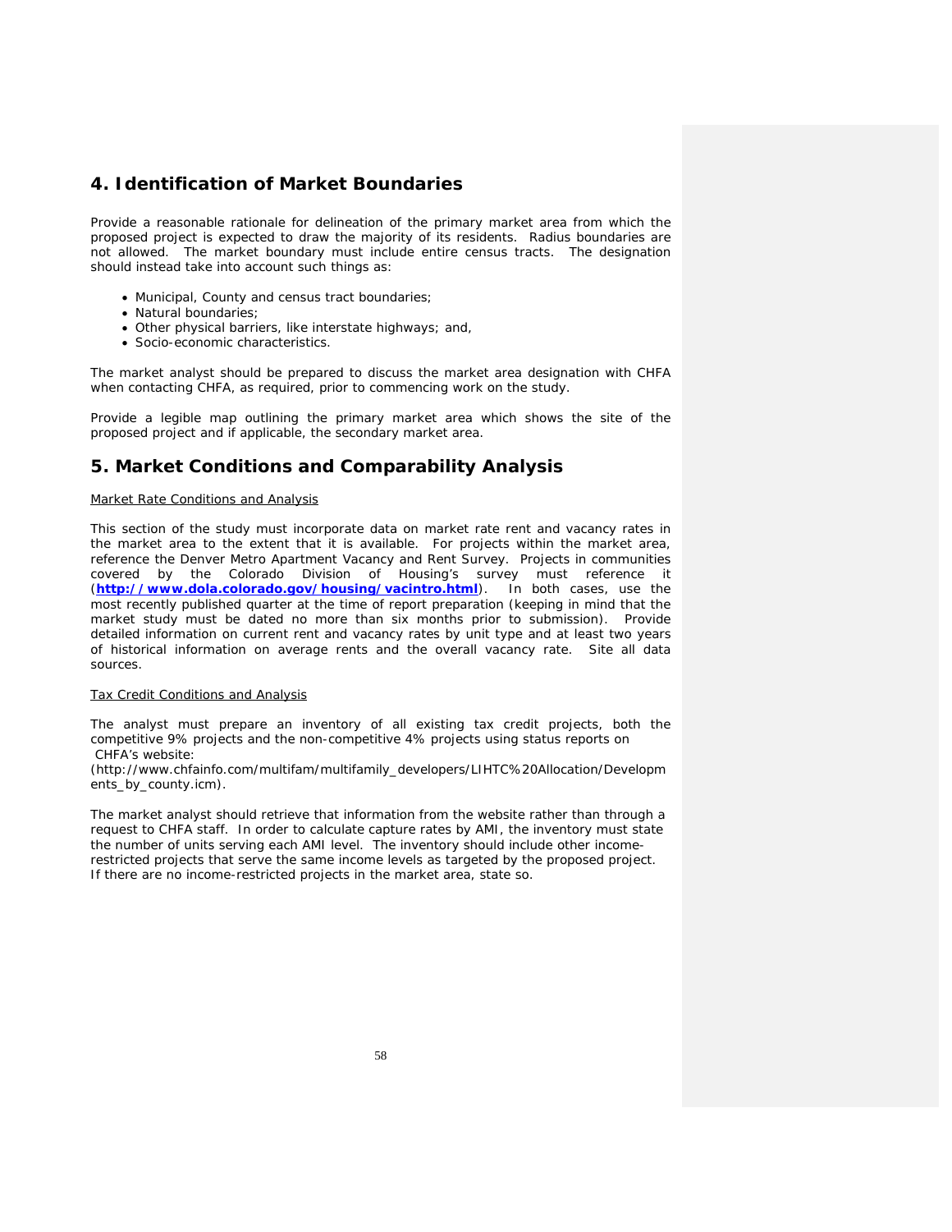## 4. Identification of Market Boundaries

Provide a reasonable rationale for delineation of the primary market area from which the proposed project is expected to draw the majority of its residents. Radius boundaries are not allowed. The market boundary must include entire census tracts. The designation should instead take into account such things as:

- Municipal, County and census tract boundaries;
- Natural boundaries;
- Other physical barriers, like interstate highways; and,
- Socio-economic characteristics.

The market analyst should be prepared to discuss the market area designation with CHFA when contacting CHFA, as required, prior to commencing work on the study.

Provide a legible map outlining the primary market area which shows the site of the proposed project and if applicable, the secondary market area.

## 5. Market Conditions and Comparability Analysis

Market Rate Conditions and Analysis

This section of the study must incorporate data on market rate rent and vacancy rates in the market area to the extent that it is available. For projects within the market area, reference the Denver Metro Apartment Vacancy and Rent Survey. Projects in communities covered by the Colorado Division of Housing's survey must reference it (**http://www.dola.colorado.gov/housing/vacintro.html**). In both cases, use the most recently published quarter at the time of report preparation (keeping in mind that the market study must be dated no more than six months prior to submission). Provide detailed information on current rent and vacancy rates by unit type and at least two years of historical information on average rents and the overall vacancy rate. Site all data sources.

Tax Credit Conditions and Analysis

The analyst must prepare an inventory of all existing tax credit projects, both the competitive 9% projects and the non-competitive 4% projects using status reports on CHFA's website:
(http://www.chfainfo.com/multifam/multifamily_developers/LIHTC%20Allocation/Developments_by_county.icm).

The market analyst should retrieve that information from the website rather than through a request to CHFA staff. In order to calculate capture rates by AMI, the inventory must state the number of units serving each AMI level. The inventory should include other income-restricted projects that serve the same income levels as targeted by the proposed project. If there are no income-restricted projects in the market area, state so.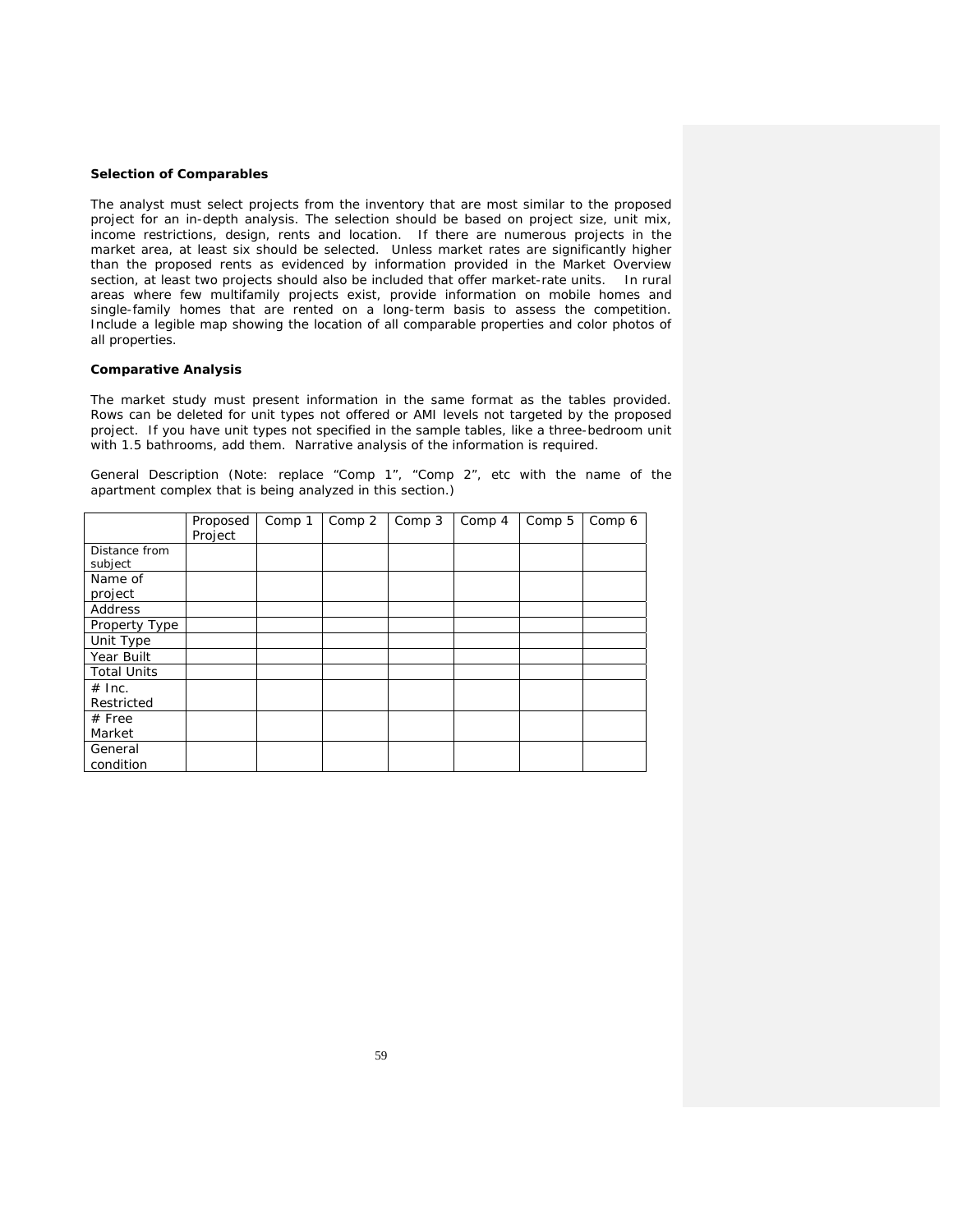**Selection of Comparables**

The analyst must select projects from the inventory that are most similar to the proposed project for an in-depth analysis. The selection should be based on project size, unit mix, income restrictions, design, rents and location. If there are numerous projects in the market area, at least six should be selected. Unless market rates are significantly higher than the proposed rents as evidenced by information provided in the Market Overview section, at least two projects should also be included that offer market-rate units. In rural areas where few multifamily projects exist, provide information on mobile homes and single-family homes that are rented on a long-term basis to assess the competition. Include a legible map showing the location of all comparable properties and color photos of all properties.

**Comparative Analysis**

The market study must present information in the same format as the tables provided. Rows can be deleted for unit types not offered or AMI levels not targeted by the proposed project. If you have unit types not specified in the sample tables, like a three-bedroom unit with 1.5 bathrooms, add them. Narrative analysis of the information is required.

General Description (Note: replace "Comp 1", "Comp 2", etc with the name of the apartment complex that is being analyzed in this section.)

| | Proposed Project | Comp 1 | Comp 2 | Comp 3 | Comp 4 | Comp 5 | Comp 6 |
|---|---|---|---|---|---|---|---|
| Distance from subject | | | | | | | |
| Name of project | | | | | | | |
| Address | | | | | | | |
| Property Type | | | | | | | |
| Unit Type | | | | | | | |
| Year Built | | | | | | | |
| Total Units | | | | | | | |
| # Inc. Restricted | | | | | | | |
| # Free Market | | | | | | | |
| General condition | | | | | | | |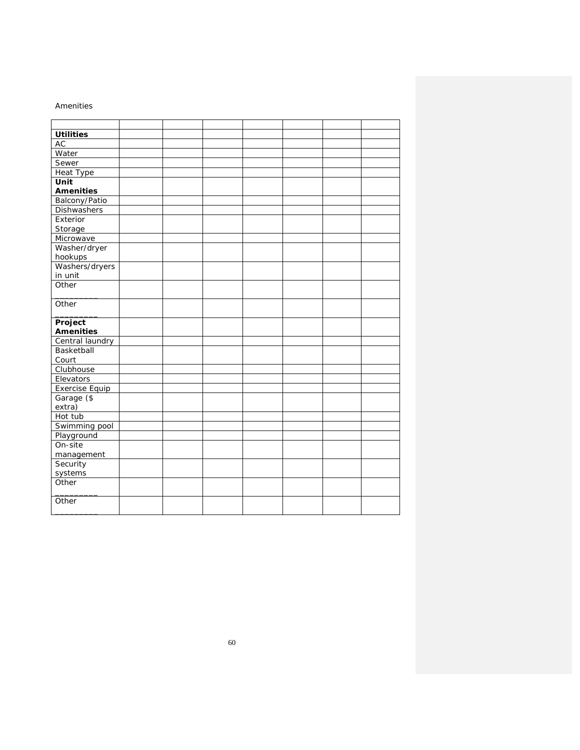Amenities

| | | | | | | | |
|---|---|---|---|---|---|---|---|
| **Utilities** | | | | | | | |
| AC | | | | | | | |
| Water | | | | | | | |
| Sewer | | | | | | | |
| Heat Type | | | | | | | |
| **Unit Amenities** | | | | | | | |
| Balcony/Patio | | | | | | | |
| Dishwashers | | | | | | | |
| Exterior Storage | | | | | | | |
| Microwave | | | | | | | |
| Washer/dryer hookups | | | | | | | |
| Washers/dryers in unit | | | | | | | |
| Other _________ | | | | | | | |
| Other _________ | | | | | | | |
| **Project Amenities** | | | | | | | |
| Central laundry | | | | | | | |
| Basketball Court | | | | | | | |
| Clubhouse | | | | | | | |
| Elevators | | | | | | | |
| Exercise Equip | | | | | | | |
| Garage ($ extra) | | | | | | | |
| Hot tub | | | | | | | |
| Swimming pool | | | | | | | |
| Playground | | | | | | | |
| On-site management | | | | | | | |
| Security systems | | | | | | | |
| Other _________ | | | | | | | |
| Other _________ | | | | | | | |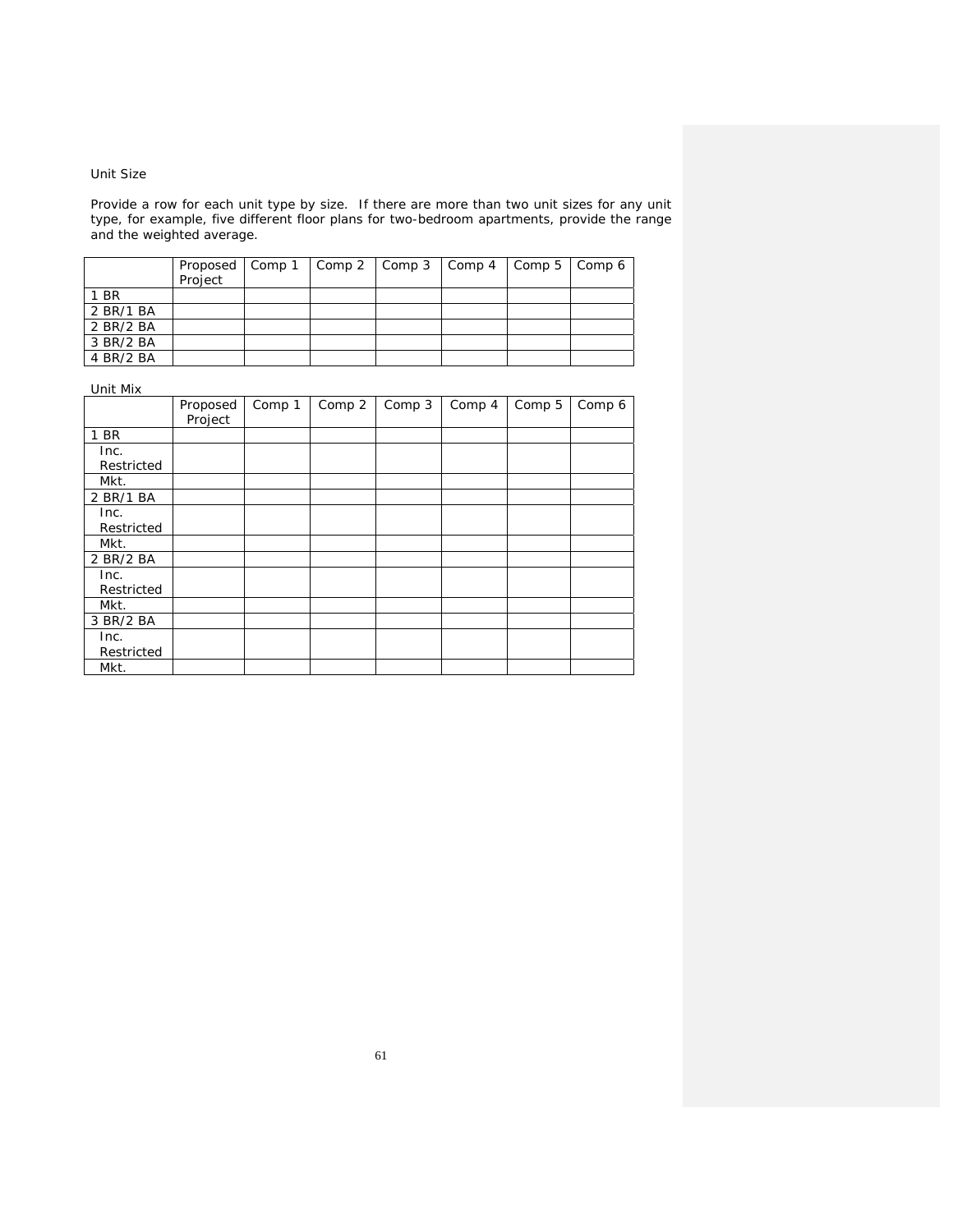Unit Size

Provide a row for each unit type by size. If there are more than two unit sizes for any unit type, for example, five different floor plans for two-bedroom apartments, provide the range and the weighted average.

| | Proposed Project | Comp 1 | Comp 2 | Comp 3 | Comp 4 | Comp 5 | Comp 6 |
|---|---|---|---|---|---|---|---|
| 1 BR | | | | | | | |
| 2 BR/1 BA | | | | | | | |
| 2 BR/2 BA | | | | | | | |
| 3 BR/2 BA | | | | | | | |
| 4 BR/2 BA | | | | | | | |

Unit Mix

| | Proposed Project | Comp 1 | Comp 2 | Comp 3 | Comp 4 | Comp 5 | Comp 6 |
|---|---|---|---|---|---|---|---|
| 1 BR | | | | | | | |
| Inc. Restricted | | | | | | | |
| Mkt. | | | | | | | |
| 2 BR/1 BA | | | | | | | |
| Inc. Restricted | | | | | | | |
| Mkt. | | | | | | | |
| 2 BR/2 BA | | | | | | | |
| Inc. Restricted | | | | | | | |
| Mkt. | | | | | | | |
| 3 BR/2 BA | | | | | | | |
| Inc. Restricted | | | | | | | |
| Mkt. | | | | | | | |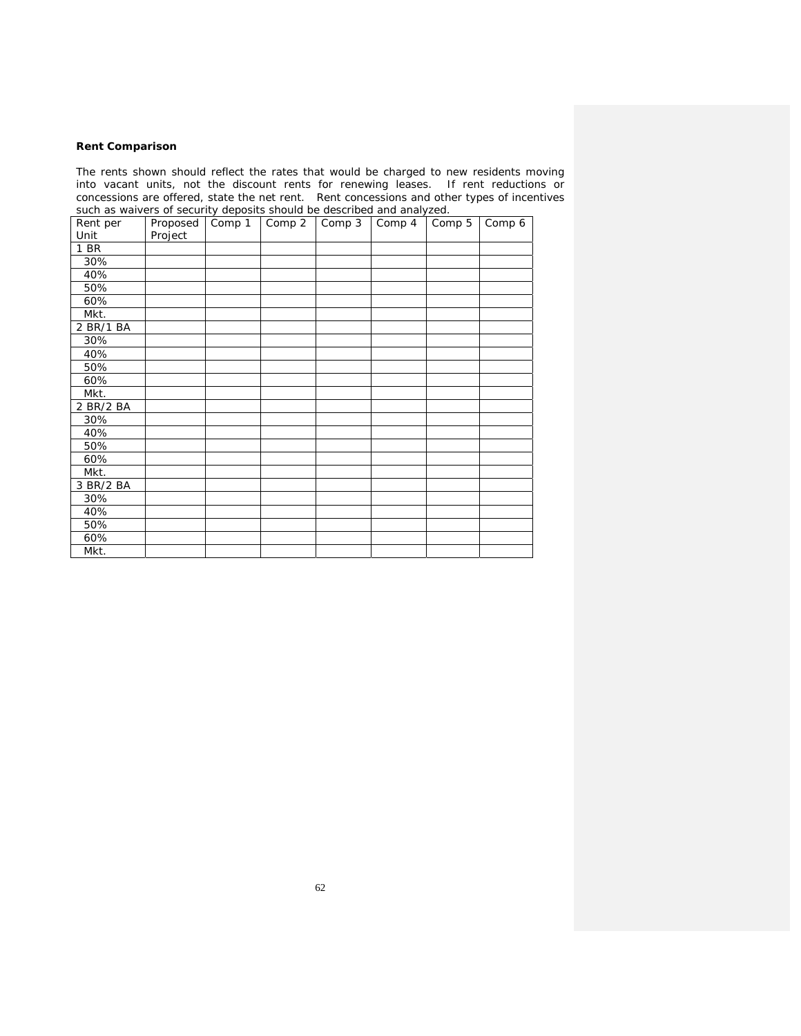**Rent Comparison**

The rents shown should reflect the rates that would be charged to new residents moving into vacant units, not the discount rents for renewing leases. If rent reductions or concessions are offered, state the net rent. Rent concessions and other types of incentives such as waivers of security deposits should be described and analyzed.

| Rent per Unit | Proposed Project | Comp 1 | Comp 2 | Comp 3 | Comp 4 | Comp 5 | Comp 6 |
|---|---|---|---|---|---|---|---|
| 1 BR | | | | | | | |
| 30% | | | | | | | |
| 40% | | | | | | | |
| 50% | | | | | | | |
| 60% | | | | | | | |
| Mkt. | | | | | | | |
| 2 BR/1 BA | | | | | | | |
| 30% | | | | | | | |
| 40% | | | | | | | |
| 50% | | | | | | | |
| 60% | | | | | | | |
| Mkt. | | | | | | | |
| 2 BR/2 BA | | | | | | | |
| 30% | | | | | | | |
| 40% | | | | | | | |
| 50% | | | | | | | |
| 60% | | | | | | | |
| Mkt. | | | | | | | |
| 3 BR/2 BA | | | | | | | |
| 30% | | | | | | | |
| 40% | | | | | | | |
| 50% | | | | | | | |
| 60% | | | | | | | |
| Mkt. | | | | | | | |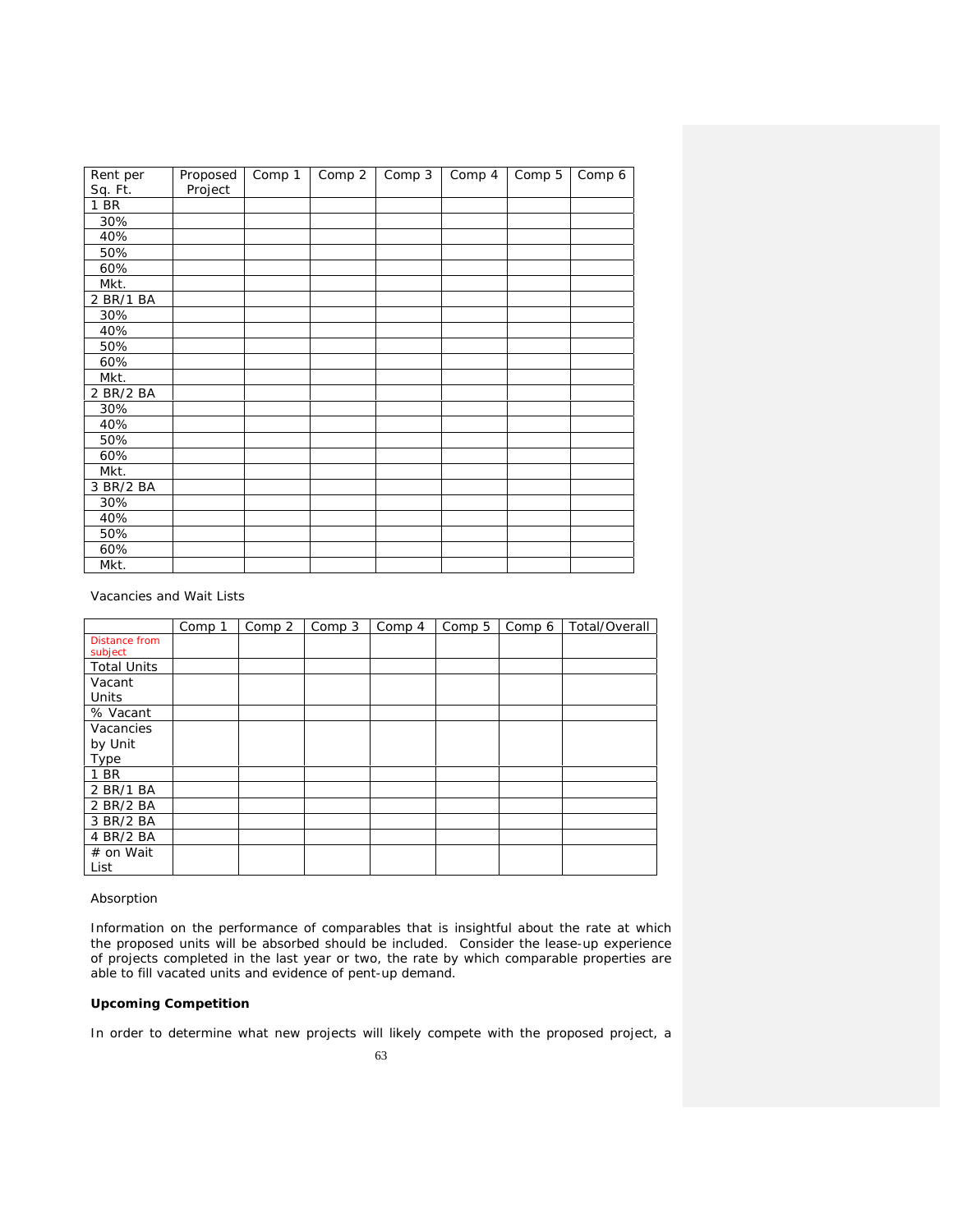| Rent per Sq. Ft. | Proposed Project | Comp 1 | Comp 2 | Comp 3 | Comp 4 | Comp 5 | Comp 6 |
|---|---|---|---|---|---|---|---|
| 1 BR | | | | | | | |
| 30% | | | | | | | |
| 40% | | | | | | | |
| 50% | | | | | | | |
| 60% | | | | | | | |
| Mkt. | | | | | | | |
| 2 BR/1 BA | | | | | | | |
| 30% | | | | | | | |
| 40% | | | | | | | |
| 50% | | | | | | | |
| 60% | | | | | | | |
| Mkt. | | | | | | | |
| 2 BR/2 BA | | | | | | | |
| 30% | | | | | | | |
| 40% | | | | | | | |
| 50% | | | | | | | |
| 60% | | | | | | | |
| Mkt. | | | | | | | |
| 3 BR/2 BA | | | | | | | |
| 30% | | | | | | | |
| 40% | | | | | | | |
| 50% | | | | | | | |
| 60% | | | | | | | |
| Mkt. | | | | | | | |

Vacancies and Wait Lists

| | Comp 1 | Comp 2 | Comp 3 | Comp 4 | Comp 5 | Comp 6 | Total/Overall |
|---|---|---|---|---|---|---|---|
| Distance from subject | | | | | | | |
| Total Units | | | | | | | |
| Vacant Units | | | | | | | |
| % Vacant | | | | | | | |
| Vacancies by Unit Type | | | | | | | |
| 1 BR | | | | | | | |
| 2 BR/1 BA | | | | | | | |
| 2 BR/2 BA | | | | | | | |
| 3 BR/2 BA | | | | | | | |
| 4 BR/2 BA | | | | | | | |
| # on Wait List | | | | | | | |

Absorption

Information on the performance of comparables that is insightful about the rate at which the proposed units will be absorbed should be included. Consider the lease-up experience of projects completed in the last year or two, the rate by which comparable properties are able to fill vacated units and evidence of pent-up demand.

**Upcoming Competition**

In order to determine what new projects will likely compete with the proposed project, a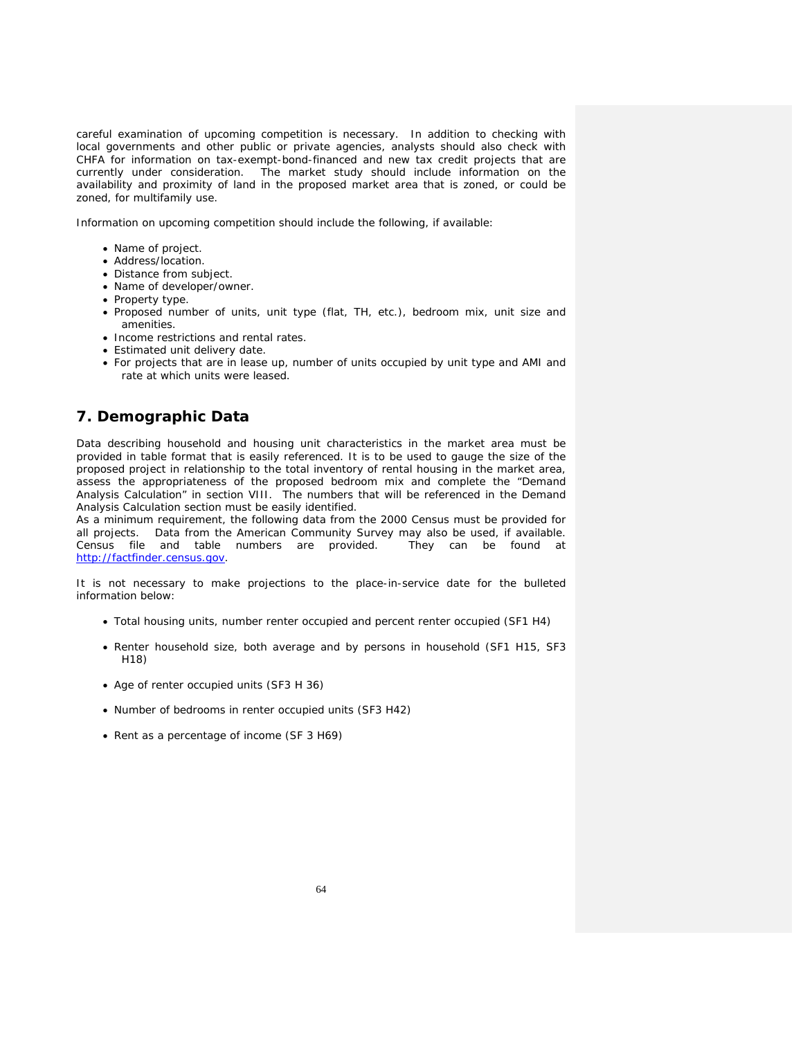careful examination of upcoming competition is necessary. In addition to checking with local governments and other public or private agencies, analysts should also check with CHFA for information on tax-exempt-bond-financed and new tax credit projects that are currently under consideration. The market study should include information on the availability and proximity of land in the proposed market area that is zoned, or could be zoned, for multifamily use.

Information on upcoming competition should include the following, if available:

- Name of project.
- Address/location.
- Distance from subject.
- Name of developer/owner.
- Property type.
- Proposed number of units, unit type (flat, TH, etc.), bedroom mix, unit size and amenities.
- Income restrictions and rental rates.
- Estimated unit delivery date.
- For projects that are in lease up, number of units occupied by unit type and AMI and rate at which units were leased.

## 7. Demographic Data

Data describing household and housing unit characteristics in the market area must be provided in table format that is easily referenced. It is to be used to gauge the size of the proposed project in relationship to the total inventory of rental housing in the market area, assess the appropriateness of the proposed bedroom mix and complete the "Demand Analysis Calculation" in section VIII. The numbers that will be referenced in the Demand Analysis Calculation section must be easily identified.
As a minimum requirement, the following data from the 2000 Census must be provided for all projects. Data from the American Community Survey may also be used, if available. Census file and table numbers are provided. They can be found at http://factfinder.census.gov.

It is not necessary to make projections to the place-in-service date for the bulleted information below:

- Total housing units, number renter occupied and percent renter occupied (SF1 H4)
- Renter household size, both average and by persons in household (SF1 H15, SF3 H18)
- Age of renter occupied units (SF3 H 36)
- Number of bedrooms in renter occupied units (SF3 H42)
- Rent as a percentage of income (SF 3 H69)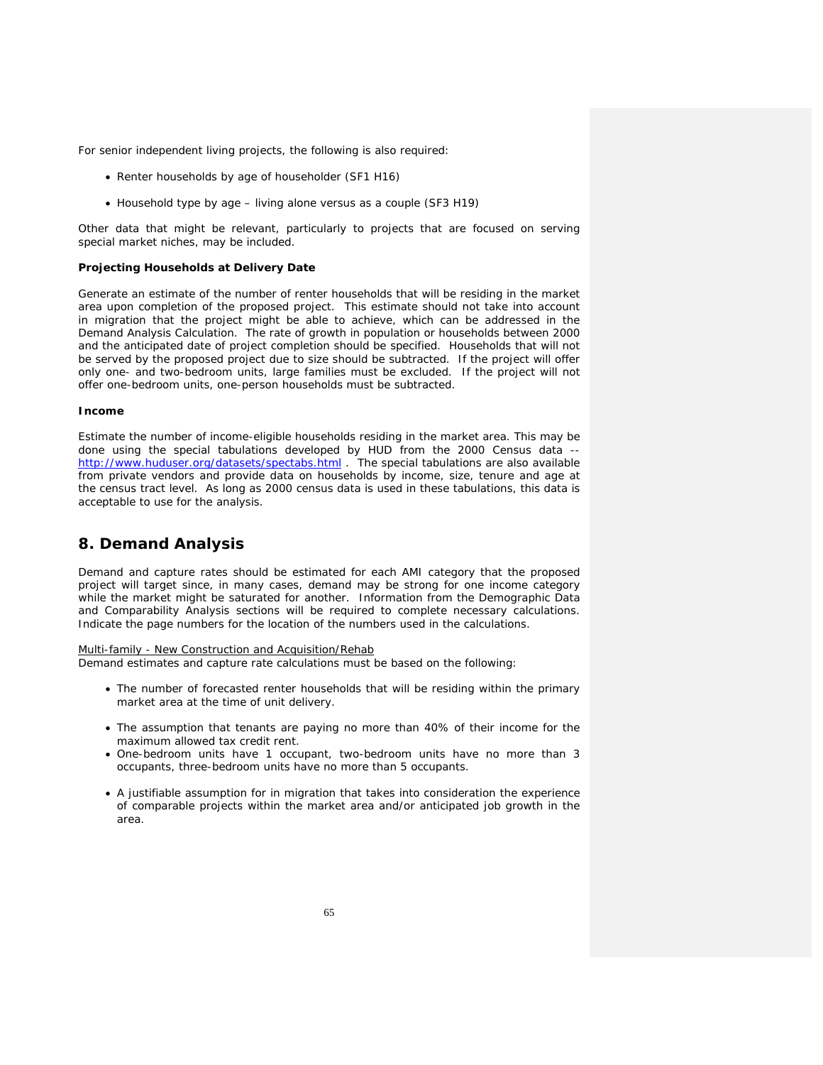For senior independent living projects, the following is also required:

- Renter households by age of householder (SF1 H16)
- Household type by age – living alone versus as a couple (SF3 H19)

Other data that might be relevant, particularly to projects that are focused on serving special market niches, may be included.

**Projecting Households at Delivery Date**

Generate an estimate of the number of renter households that will be residing in the market area upon completion of the proposed project. This estimate should not take into account in migration that the project might be able to achieve, which can be addressed in the Demand Analysis Calculation. The rate of growth in population or households between 2000 and the anticipated date of project completion should be specified. Households that will not be served by the proposed project due to size should be subtracted. If the project will offer only one- and two-bedroom units, large families must be excluded. If the project will not offer one-bedroom units, one-person households must be subtracted.

**Income**

Estimate the number of income-eligible households residing in the market area. This may be done using the special tabulations developed by HUD from the 2000 Census data -- [http://www.huduser.org/datasets/spectabs.html](http://www.huduser.org/datasets/spectabs.html) . The special tabulations are also available from private vendors and provide data on households by income, size, tenure and age at the census tract level. As long as 2000 census data is used in these tabulations, this data is acceptable to use for the analysis.

## 8. Demand Analysis

Demand and capture rates should be estimated for each AMI category that the proposed project will target since, in many cases, demand may be strong for one income category while the market might be saturated for another. Information from the Demographic Data and Comparability Analysis sections will be required to complete necessary calculations. Indicate the page numbers for the location of the numbers used in the calculations.

<u>Multi-family - New Construction and Acquisition/Rehab</u>
Demand estimates and capture rate calculations must be based on the following:

- The number of forecasted renter households that will be residing within the primary market area at the time of unit delivery.
- The assumption that tenants are paying no more than 40% of their income for the maximum allowed tax credit rent.
- One-bedroom units have 1 occupant, two-bedroom units have no more than 3 occupants, three-bedroom units have no more than 5 occupants.
- A justifiable assumption for in migration that takes into consideration the experience of comparable projects within the market area and/or anticipated job growth in the area.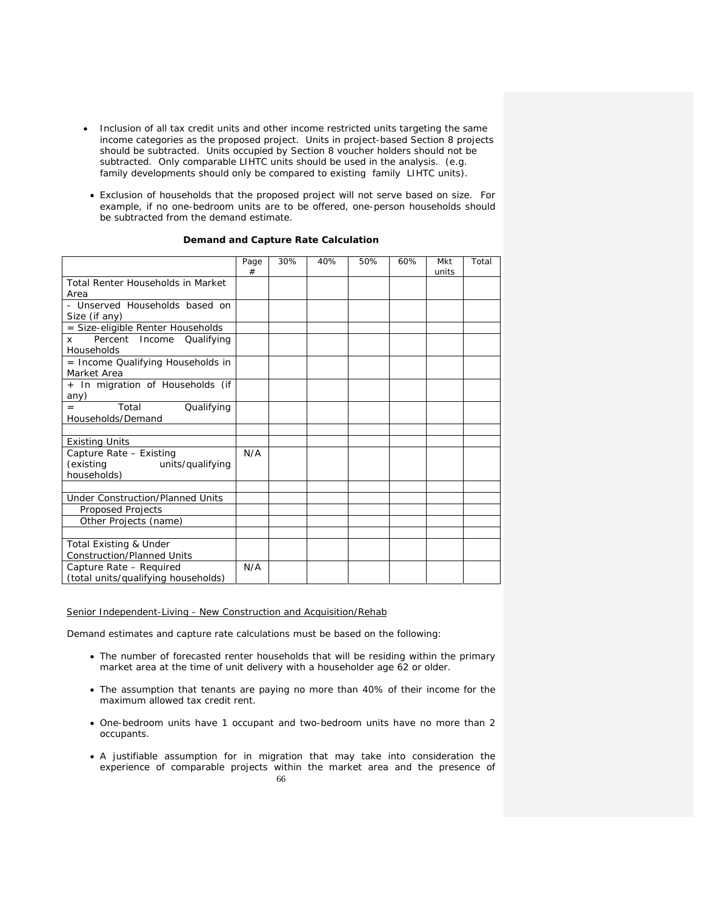- Inclusion of all tax credit units and other income restricted units targeting the same income categories as the proposed project. Units in project-based Section 8 projects should be subtracted. Units occupied by Section 8 voucher holders should not be subtracted. Only comparable LIHTC units should be used in the analysis. (e.g. family developments should only be compared to existing family LIHTC units).

- Exclusion of households that the proposed project will not serve based on size. For example, if no one-bedroom units are to be offered, one-person households should be subtracted from the demand estimate.

**Demand and Capture Rate Calculation**

| | Page # | 30% | 40% | 50% | 60% | Mkt units | Total |
|---|---|---|---|---|---|---|---|
| Total Renter Households in Market Area | | | | | | | |
| - Unserved Households based on Size (if any) | | | | | | | |
| = Size-eligible Renter Households | | | | | | | |
| x Percent Income Qualifying Households | | | | | | | |
| = Income Qualifying Households in Market Area | | | | | | | |
| + In migration of Households (if any) | | | | | | | |
| = Total Qualifying Households/Demand | | | | | | | |
| | | | | | | | |
| Existing Units | | | | | | | |
| Capture Rate – Existing (existing units/qualifying households) | N/A | | | | | | |
| | | | | | | | |
| Under Construction/Planned Units | | | | | | | |
| Proposed Projects | | | | | | | |
| Other Projects (name) | | | | | | | |
| | | | | | | | |
| Total Existing & Under Construction/Planned Units | | | | | | | |
| Capture Rate – Required (total units/qualifying households) | N/A | | | | | | |

Senior Independent-Living - New Construction and Acquisition/Rehab

Demand estimates and capture rate calculations must be based on the following:

- The number of forecasted renter households that will be residing within the primary market area at the time of unit delivery with a householder age 62 or older.

- The assumption that tenants are paying no more than 40% of their income for the maximum allowed tax credit rent.

- One-bedroom units have 1 occupant and two-bedroom units have no more than 2 occupants.

- A justifiable assumption for in migration that may take into consideration the experience of comparable projects within the market area and the presence of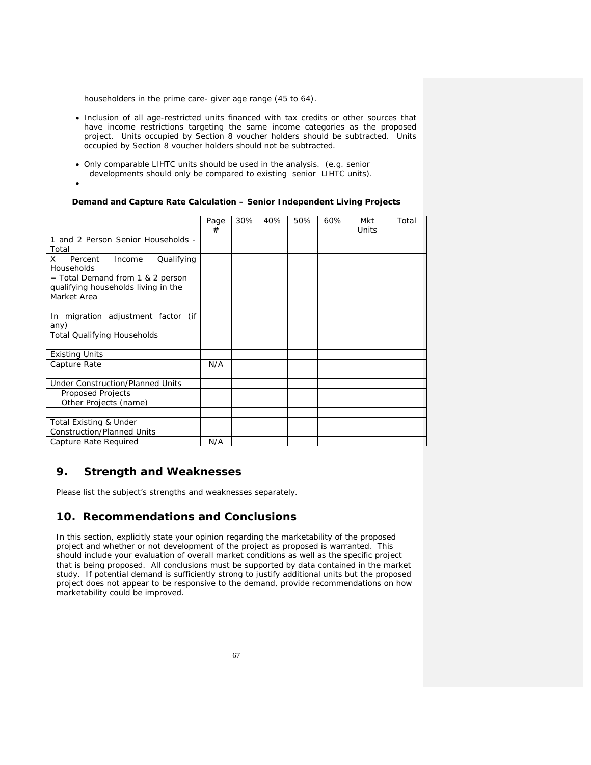householders in the prime care- giver age range (45 to 64).

- Inclusion of all age-restricted units financed with tax credits or other sources that have income restrictions targeting the same income categories as the proposed project. Units occupied by Section 8 voucher holders should be subtracted. Units occupied by Section 8 voucher holders should not be subtracted.
- Only comparable LIHTC units should be used in the analysis. (e.g. senior developments should only be compared to existing senior LIHTC units).
- 

**Demand and Capture Rate Calculation – Senior Independent Living Projects**

| | Page # | 30% | 40% | 50% | 60% | Mkt Units | Total |
|---|---|---|---|---|---|---|---|
| 1 and 2 Person Senior Households - Total | | | | | | | |
| X Percent Income Qualifying Households | | | | | | | |
| = Total Demand from 1 & 2 person qualifying households living in the Market Area | | | | | | | |
| | | | | | | | |
| In migration adjustment factor (if any) | | | | | | | |
| Total Qualifying Households | | | | | | | |
| | | | | | | | |
| Existing Units | | | | | | | |
| Capture Rate | N/A | | | | | | |
| | | | | | | | |
| Under Construction/Planned Units | | | | | | | |
| Proposed Projects | | | | | | | |
| Other Projects (name) | | | | | | | |
| | | | | | | | |
| Total Existing & Under Construction/Planned Units | | | | | | | |
| Capture Rate Required | N/A | | | | | | |

## 9. Strength and Weaknesses

Please list the subject's strengths and weaknesses separately.

## 10. Recommendations and Conclusions

In this section, explicitly state your opinion regarding the marketability of the proposed project and whether or not development of the project as proposed is warranted. This should include your evaluation of overall market conditions as well as the specific project that is being proposed. All conclusions must be supported by data contained in the market study. If potential demand is sufficiently strong to justify additional units but the proposed project does not appear to be responsive to the demand, provide recommendations on how marketability could be improved.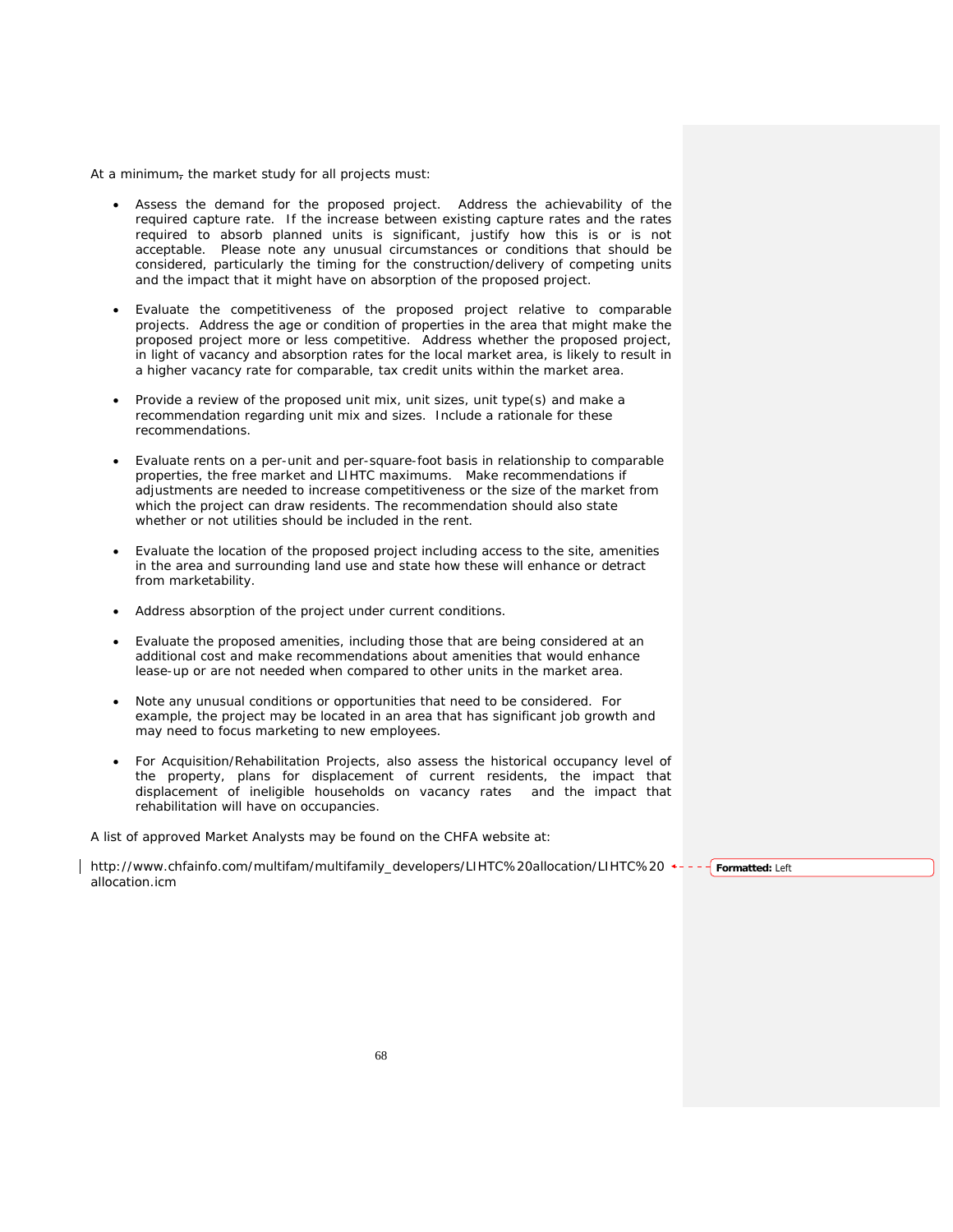At a minimum, the market study for all projects must:

- Assess the demand for the proposed project. Address the achievability of the required capture rate. If the increase between existing capture rates and the rates required to absorb planned units is significant, justify how this is or is not acceptable. Please note any unusual circumstances or conditions that should be considered, particularly the timing for the construction/delivery of competing units and the impact that it might have on absorption of the proposed project.

- Evaluate the competitiveness of the proposed project relative to comparable projects. Address the age or condition of properties in the area that might make the proposed project more or less competitive. Address whether the proposed project, in light of vacancy and absorption rates for the local market area, is likely to result in a higher vacancy rate for comparable, tax credit units within the market area.

- Provide a review of the proposed unit mix, unit sizes, unit type(s) and make a recommendation regarding unit mix and sizes. Include a rationale for these recommendations.

- Evaluate rents on a per-unit and per-square-foot basis in relationship to comparable properties, the free market and LIHTC maximums. Make recommendations if adjustments are needed to increase competitiveness or the size of the market from which the project can draw residents. The recommendation should also state whether or not utilities should be included in the rent.

- Evaluate the location of the proposed project including access to the site, amenities in the area and surrounding land use and state how these will enhance or detract from marketability.

- Address absorption of the project under current conditions.

- Evaluate the proposed amenities, including those that are being considered at an additional cost and make recommendations about amenities that would enhance lease-up or are not needed when compared to other units in the market area.

- Note any unusual conditions or opportunities that need to be considered. For example, the project may be located in an area that has significant job growth and may need to focus marketing to new employees.

- For Acquisition/Rehabilitation Projects, also assess the historical occupancy level of the property, plans for displacement of current residents, the impact that displacement of ineligible households on vacancy rates and the impact that rehabilitation will have on occupancies.

A list of approved Market Analysts may be found on the CHFA website at:

http://www.chfainfo.com/multifam/multifamily_developers/LIHTC%20allocation/LIHTC%20allocation.icm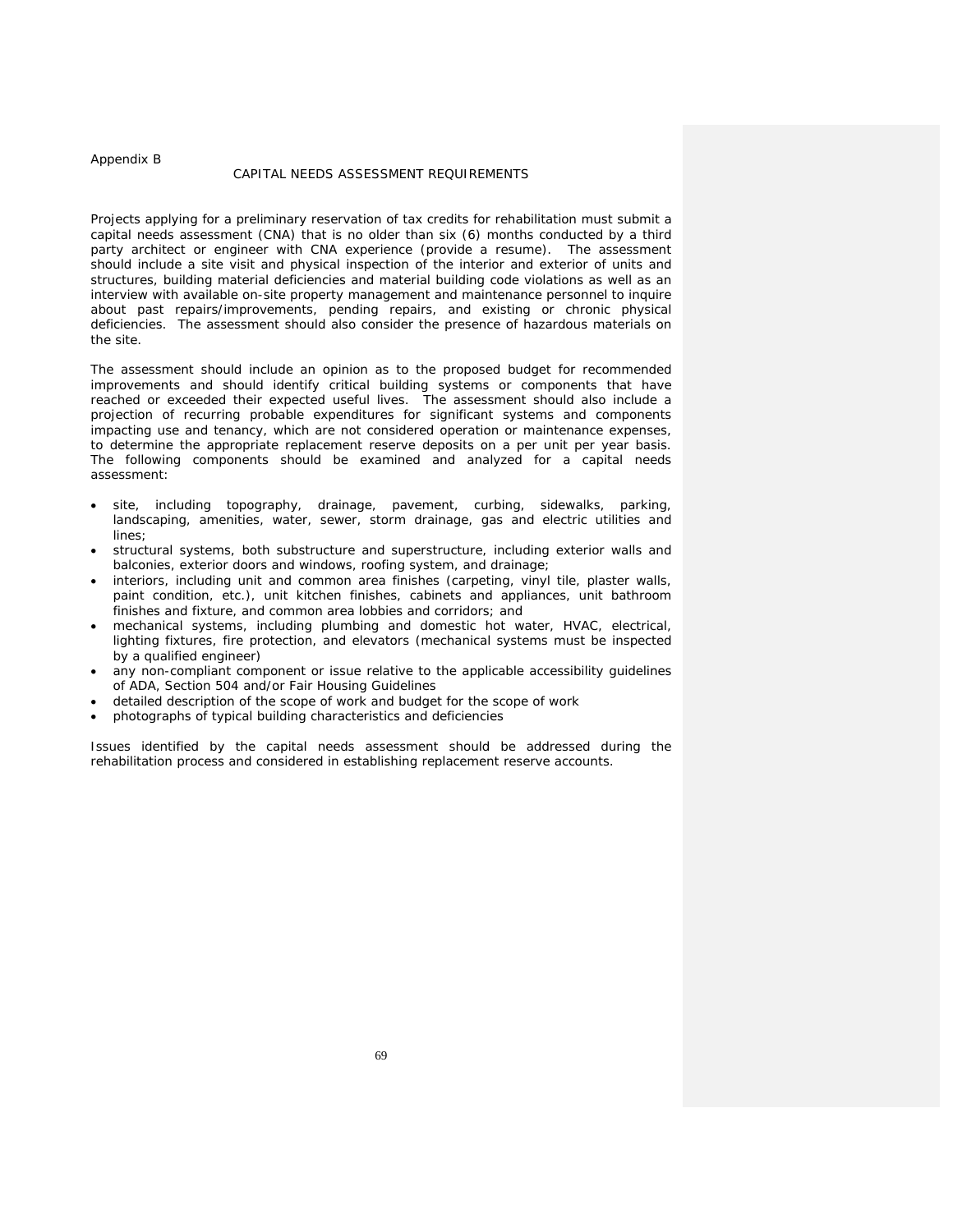Appendix B

## CAPITAL NEEDS ASSESSMENT REQUIREMENTS

Projects applying for a preliminary reservation of tax credits for rehabilitation must submit a capital needs assessment (CNA) that is no older than six (6) months conducted by a third party architect or engineer with CNA experience (provide a resume). The assessment should include a site visit and physical inspection of the interior and exterior of units and structures, building material deficiencies and material building code violations as well as an interview with available on-site property management and maintenance personnel to inquire about past repairs/improvements, pending repairs, and existing or chronic physical deficiencies. The assessment should also consider the presence of hazardous materials on the site.

The assessment should include an opinion as to the proposed budget for recommended improvements and should identify critical building systems or components that have reached or exceeded their expected useful lives. The assessment should also include a projection of recurring probable expenditures for significant systems and components impacting use and tenancy, which are not considered operation or maintenance expenses, to determine the appropriate replacement reserve deposits on a per unit per year basis. The following components should be examined and analyzed for a capital needs assessment:

- site, including topography, drainage, pavement, curbing, sidewalks, parking, landscaping, amenities, water, sewer, storm drainage, gas and electric utilities and lines;
- structural systems, both substructure and superstructure, including exterior walls and balconies, exterior doors and windows, roofing system, and drainage;
- interiors, including unit and common area finishes (carpeting, vinyl tile, plaster walls, paint condition, etc.), unit kitchen finishes, cabinets and appliances, unit bathroom finishes and fixture, and common area lobbies and corridors; and
- mechanical systems, including plumbing and domestic hot water, HVAC, electrical, lighting fixtures, fire protection, and elevators (mechanical systems must be inspected by a qualified engineer)
- any non-compliant component or issue relative to the applicable accessibility guidelines of ADA, Section 504 and/or Fair Housing Guidelines
- detailed description of the scope of work and budget for the scope of work
- photographs of typical building characteristics and deficiencies

Issues identified by the capital needs assessment should be addressed during the rehabilitation process and considered in establishing replacement reserve accounts.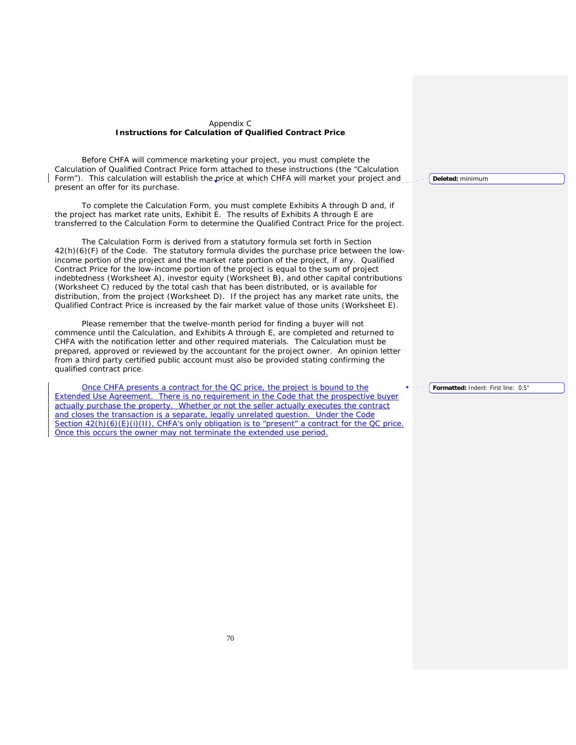Appendix C

**Instructions for Calculation of Qualified Contract Price**

Before CHFA will commence marketing your project, you must complete the Calculation of Qualified Contract Price form attached to these instructions (the "Calculation Form"). This calculation will establish the price at which CHFA will market your project and present an offer for its purchase.

To complete the Calculation Form, you must complete Exhibits A through D and, if the project has market rate units, Exhibit E. The results of Exhibits A through E are transferred to the Calculation Form to determine the Qualified Contract Price for the project.

The Calculation Form is derived from a statutory formula set forth in Section 42(h)(6)(F) of the Code. The statutory formula divides the purchase price between the low-income portion of the project and the market rate portion of the project, if any. Qualified Contract Price for the low-income portion of the project is equal to the sum of project indebtedness (Worksheet A), investor equity (Worksheet B), and other capital contributions (Worksheet C) reduced by the total cash that has been distributed, or is available for distribution, from the project (Worksheet D). If the project has any market rate units, the Qualified Contract Price is increased by the fair market value of those units (Worksheet E).

Please remember that the twelve-month period for finding a buyer will not commence until the Calculation, and Exhibits A through E, are completed and returned to CHFA with the notification letter and other required materials. The Calculation must be prepared, approved or reviewed by the accountant for the project owner. An opinion letter from a third party certified public account must also be provided stating confirming the qualified contract price.

Once CHFA presents a contract for the QC price, the project is bound to the Extended Use Agreement. There is no requirement in the Code that the prospective buyer actually purchase the property. Whether or not the seller actually executes the contract and closes the transaction is a separate, legally unrelated question. Under the Code Section 42(h)(6)(E)(i)(II), CHFA's only obligation is to "present" a contract for the QC price. Once this occurs the owner may not terminate the extended use period.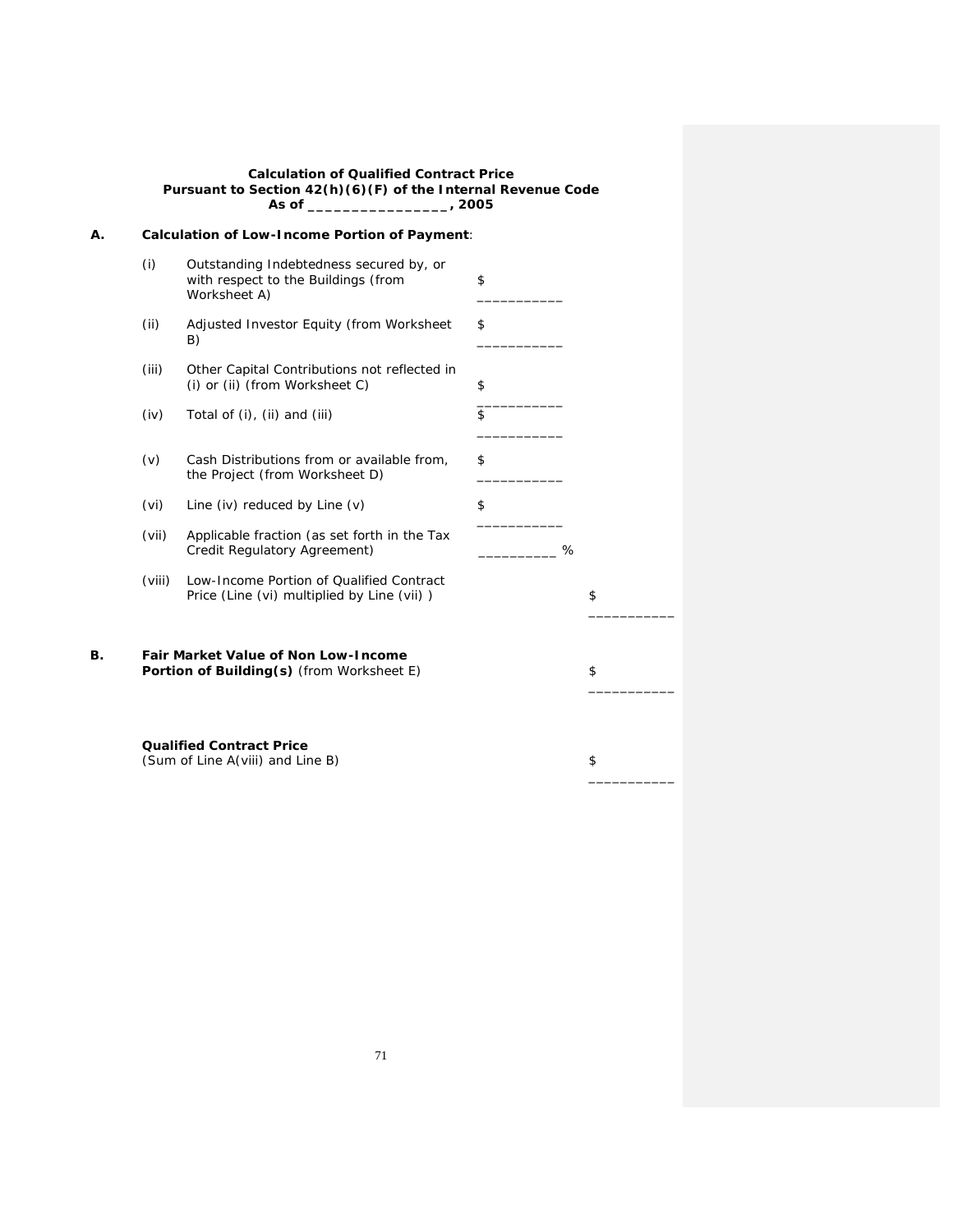**Calculation of Qualified Contract Price**
**Pursuant to Section 42(h)(6)(F) of the Internal Revenue Code**
**As of _________________, 2005**

**A. Calculation of Low-Income Portion of Payment**:

| | | | |
|---|---|---|---|
| (i) | Outstanding Indebtedness secured by, or with respect to the Buildings (from Worksheet A) | $ ___________ | |
| (ii) | Adjusted Investor Equity (from Worksheet B) | $ ___________ | |
| (iii) | Other Capital Contributions not reflected in (i) or (ii) (from Worksheet C) | $ ___________ | |
| (iv) | Total of (i), (ii) and (iii) | $ ___________ | |
| (v) | Cash Distributions from or available from, the Project (from Worksheet D) | $ ___________ | |
| (vi) | Line (iv) reduced by Line (v) | $ ___________ | |
| (vii) | Applicable fraction (as set forth in the Tax Credit Regulatory Agreement) | __________ % | |
| (viii) | Low-Income Portion of Qualified Contract Price (Line (vi) multiplied by Line (vii) ) | | $ ___________ |

**B. Fair Market Value of Non Low-Income Portion of Building(s)** (from Worksheet E) $ ___________

**Qualified Contract Price**
(Sum of Line A(viii) and Line B) $ ___________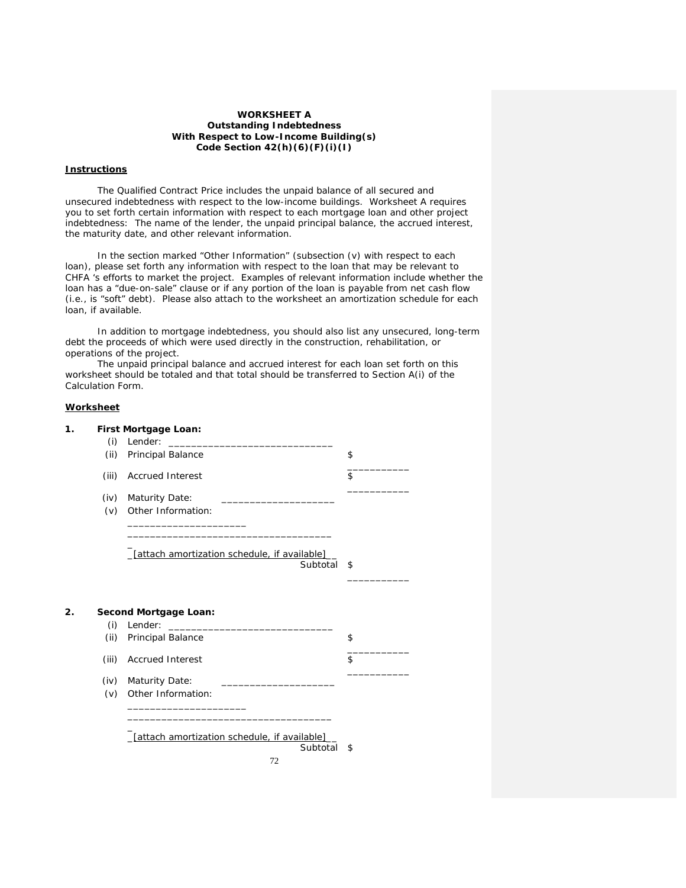**WORKSHEET A**
**Outstanding Indebtedness**
**With Respect to Low-Income Building(s)**
**Code Section 42(h)(6)(F)(i)(I)**

**Instructions**

The Qualified Contract Price includes the unpaid balance of all secured and unsecured indebtedness with respect to the low-income buildings. Worksheet A requires you to set forth certain information with respect to each mortgage loan and other project indebtedness: The name of the lender, the unpaid principal balance, the accrued interest, the maturity date, and other relevant information.

In the section marked "Other Information" (subsection (v) with respect to each loan), please set forth any information with respect to the loan that may be relevant to CHFA 's efforts to market the project. Examples of relevant information include whether the loan has a "due-on-sale" clause or if any portion of the loan is payable from net cash flow (i.e., is "soft" debt). Please also attach to the worksheet an amortization schedule for each loan, if available.

In addition to mortgage indebtedness, you should also list any unsecured, long-term debt the proceeds of which were used directly in the construction, rehabilitation, or operations of the project.

The unpaid principal balance and accrued interest for each loan set forth on this worksheet should be totaled and that total should be transferred to Section A(i) of the Calculation Form.

**Worksheet**

1. **First Mortgage Loan:**
   - (i) Lender: _____________________________
   - (ii) Principal Balance $ ___________
   - (iii) Accrued Interest $ ___________
   - (iv) Maturity Date: ____________________
   - (v) Other Information: _____________________ ____________________________________ _ _[attach amortization schedule, if available]_ _

   Subtotal $ ___________

2. **Second Mortgage Loan:**
   - (i) Lender: _____________________________
   - (ii) Principal Balance $ ___________
   - (iii) Accrued Interest $ ___________
   - (iv) Maturity Date: ____________________
   - (v) Other Information: _____________________ ____________________________________ _ _[attach amortization schedule, if available]_ _

   Subtotal $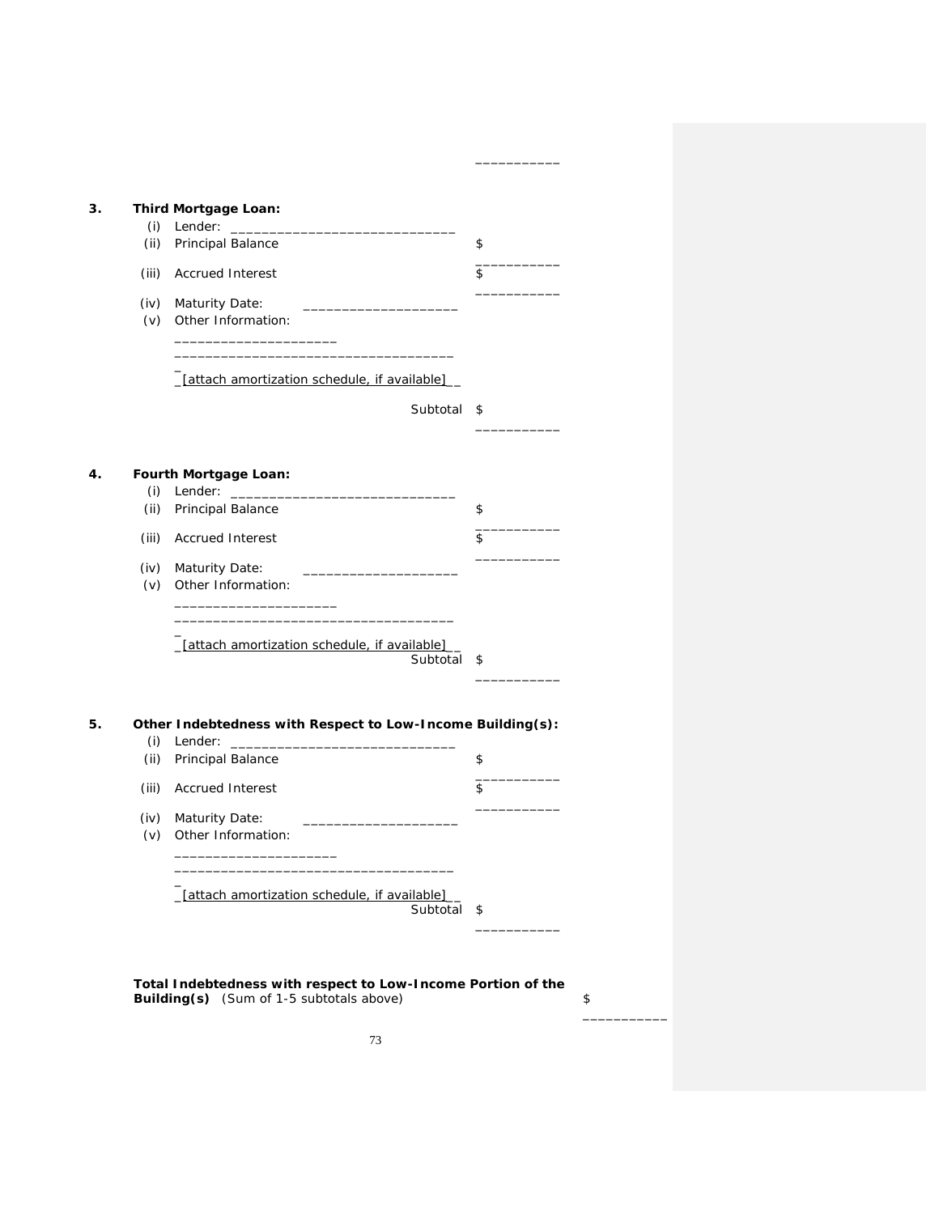___________

**3. Third Mortgage Loan:**

(i) Lender: _____________________________

(ii) Principal Balance $ ___________

(iii) Accrued Interest $ ___________

(iv) Maturity Date: ____________________

(v) Other Information: _____________________
_____________________________________
_[attach amortization schedule, if available]__

Subtotal $ ___________

**4. Fourth Mortgage Loan:**

(i) Lender: _____________________________

(ii) Principal Balance $ ___________

(iii) Accrued Interest $ ___________

(iv) Maturity Date: ____________________

(v) Other Information: _____________________
_____________________________________
_[attach amortization schedule, if available]__

Subtotal $ ___________

**5. Other Indebtedness with Respect to Low-Income Building(s):**

(i) Lender: _____________________________

(ii) Principal Balance $ ___________

(iii) Accrued Interest $ ___________

(iv) Maturity Date: ____________________

(v) Other Information: _____________________
_____________________________________
_[attach amortization schedule, if available]__

Subtotal $ ___________

**Total Indebtedness with respect to Low-Income Portion of the Building(s)** (Sum of 1-5 subtotals above) $ ___________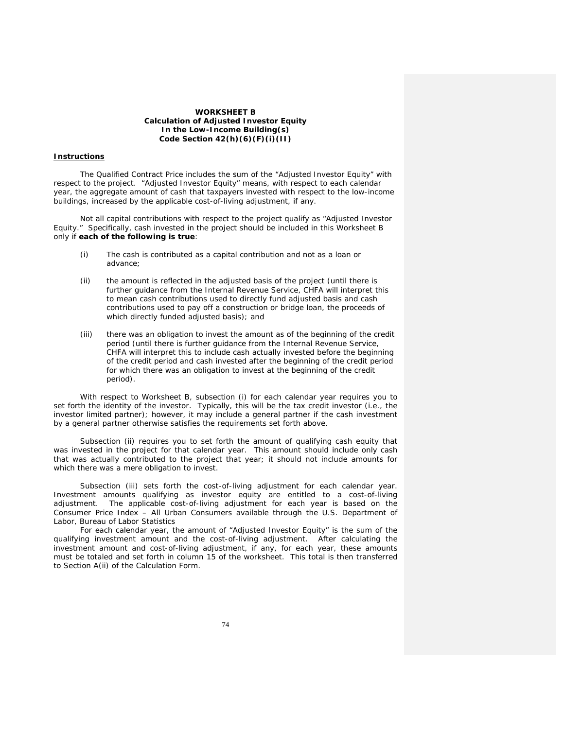**WORKSHEET B**
**Calculation of Adjusted Investor Equity**
**In the Low-Income Building(s)**
**Code Section 42(h)(6)(F)(i)(II)**

**Instructions**

The Qualified Contract Price includes the sum of the "Adjusted Investor Equity" with respect to the project. "Adjusted Investor Equity" means, with respect to each calendar year, the aggregate amount of cash that taxpayers invested with respect to the low-income buildings, increased by the applicable cost-of-living adjustment, if any.

Not all capital contributions with respect to the project qualify as "Adjusted Investor Equity." Specifically, cash invested in the project should be included in this Worksheet B only if **each of the following is true**:

(i) The cash is contributed as a capital contribution and not as a loan or advance;

(ii) the amount is reflected in the adjusted basis of the project (until there is further guidance from the Internal Revenue Service, CHFA will interpret this to mean cash contributions used to directly fund adjusted basis and cash contributions used to pay off a construction or bridge loan, the proceeds of which directly funded adjusted basis); and

(iii) there was an obligation to invest the amount as of the beginning of the credit period (until there is further guidance from the Internal Revenue Service, CHFA will interpret this to include cash actually invested <u>before</u> the beginning of the credit period and cash invested after the beginning of the credit period for which there was an obligation to invest at the beginning of the credit period).

With respect to Worksheet B, subsection (i) for each calendar year requires you to set forth the identity of the investor. Typically, this will be the tax credit investor (i.e., the investor limited partner); however, it may include a general partner if the cash investment by a general partner otherwise satisfies the requirements set forth above.

Subsection (ii) requires you to set forth the amount of qualifying cash equity that was invested in the project for that calendar year. This amount should include only cash that was actually contributed to the project that year; it should not include amounts for which there was a mere obligation to invest.

Subsection (iii) sets forth the cost-of-living adjustment for each calendar year. Investment amounts qualifying as investor equity are entitled to a cost-of-living adjustment. The applicable cost-of-living adjustment for each year is based on the Consumer Price Index – All Urban Consumers available through the U.S. Department of Labor, Bureau of Labor Statistics

For each calendar year, the amount of "Adjusted Investor Equity" is the sum of the qualifying investment amount and the cost-of-living adjustment. After calculating the investment amount and cost-of-living adjustment, if any, for each year, these amounts must be totaled and set forth in column 15 of the worksheet. This total is then transferred to Section A(ii) of the Calculation Form.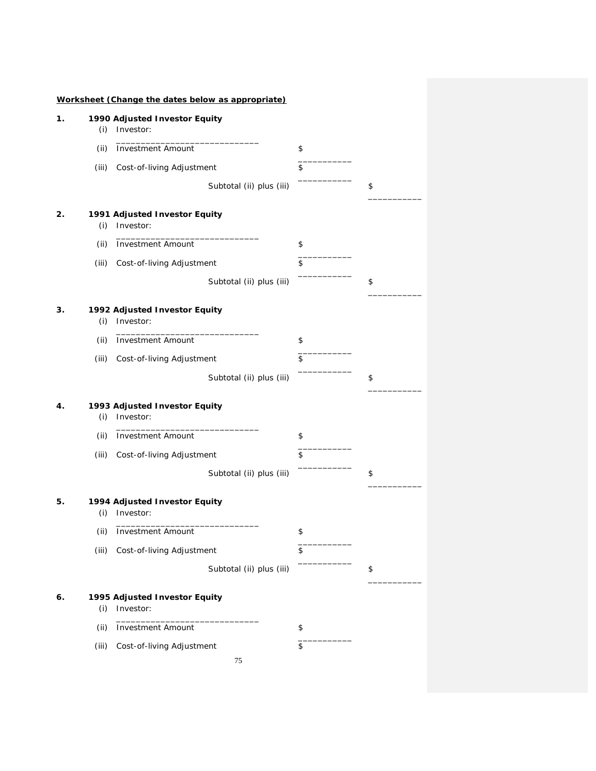**<u>Worksheet (Change the dates below as appropriate)</u>**

**1. 1990 Adjusted Investor Equity**

(i) Investor: ______________________________

(ii) Investment Amount $ ___________

(iii) Cost-of-living Adjustment $ ___________

Subtotal (ii) plus (iii) $ ___________

**2. 1991 Adjusted Investor Equity**

(i) Investor: ______________________________

(ii) Investment Amount $ ___________

(iii) Cost-of-living Adjustment $ ___________

Subtotal (ii) plus (iii) $ ___________

**3. 1992 Adjusted Investor Equity**

(i) Investor: ______________________________

(ii) Investment Amount $ ___________

(iii) Cost-of-living Adjustment $ ___________

Subtotal (ii) plus (iii) $ ___________

**4. 1993 Adjusted Investor Equity**

(i) Investor: ______________________________

(ii) Investment Amount $ ___________

(iii) Cost-of-living Adjustment $ ___________

Subtotal (ii) plus (iii) $ ___________

**5. 1994 Adjusted Investor Equity**

(i) Investor: ______________________________

(ii) Investment Amount $ ___________

(iii) Cost-of-living Adjustment $ ___________

Subtotal (ii) plus (iii) $ ___________

**6. 1995 Adjusted Investor Equity**

(i) Investor: ______________________________

(ii) Investment Amount $ ___________

(iii) Cost-of-living Adjustment $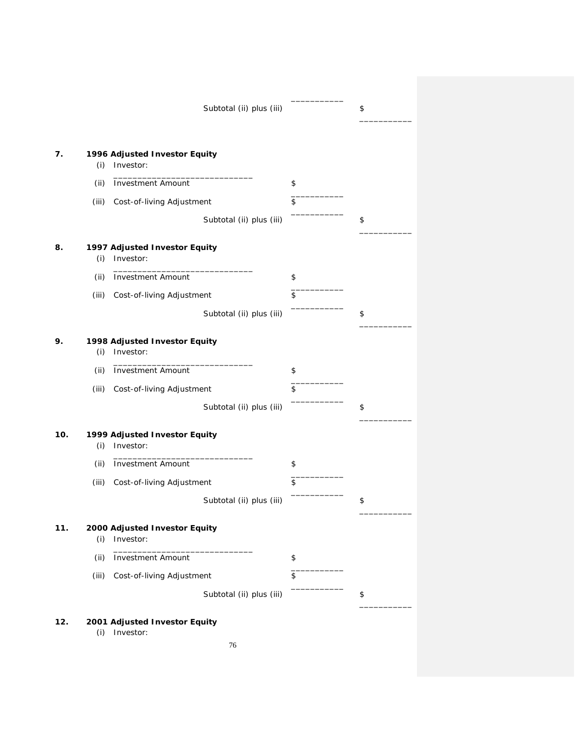Subtotal (ii) plus (iii) ___________ $ ___________

**7.** **1996 Adjusted Investor Equity**

(i) Investor: _____________________________

(ii) Investment Amount $ ___________

(iii) Cost-of-living Adjustment $ ___________

Subtotal (ii) plus (iii) $ ___________

**8.** **1997 Adjusted Investor Equity**

(i) Investor: _____________________________

(ii) Investment Amount $ ___________

(iii) Cost-of-living Adjustment $ ___________

Subtotal (ii) plus (iii) $ ___________

**9.** **1998 Adjusted Investor Equity**

(i) Investor: _____________________________

(ii) Investment Amount $ ___________

(iii) Cost-of-living Adjustment $ ___________

Subtotal (ii) plus (iii) $ ___________

**10.** **1999 Adjusted Investor Equity**

(i) Investor: _____________________________

(ii) Investment Amount $ ___________

(iii) Cost-of-living Adjustment $ ___________

Subtotal (ii) plus (iii) $ ___________

**11.** **2000 Adjusted Investor Equity**

(i) Investor: _____________________________

(ii) Investment Amount $ ___________

(iii) Cost-of-living Adjustment $ ___________

Subtotal (ii) plus (iii) $ ___________

**12.** **2001 Adjusted Investor Equity**

(i) Investor: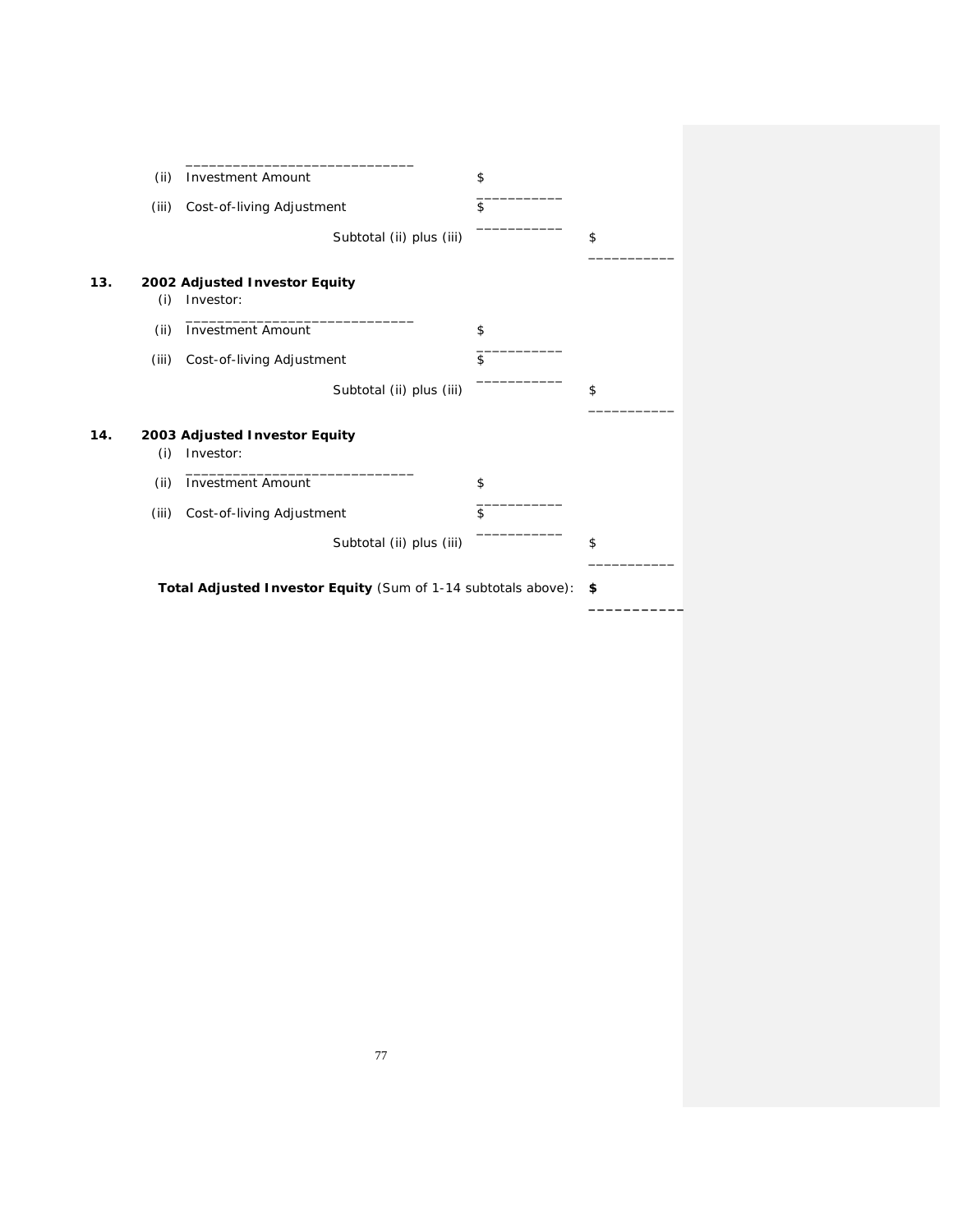_____________________________

(ii) Investment Amount $ ___________

(iii) Cost-of-living Adjustment $ ___________

Subtotal (ii) plus (iii) $ ___________

**13. 2002 Adjusted Investor Equity**

(i) Investor: _____________________________

(ii) Investment Amount $ ___________

(iii) Cost-of-living Adjustment $ ___________

Subtotal (ii) plus (iii) $ ___________

**14. 2003 Adjusted Investor Equity**

(i) Investor: _____________________________

(ii) Investment Amount $ ___________

(iii) Cost-of-living Adjustment $ ___________

Subtotal (ii) plus (iii) $ ___________

**Total Adjusted Investor Equity** (Sum of 1-14 subtotals above): **$ ___________**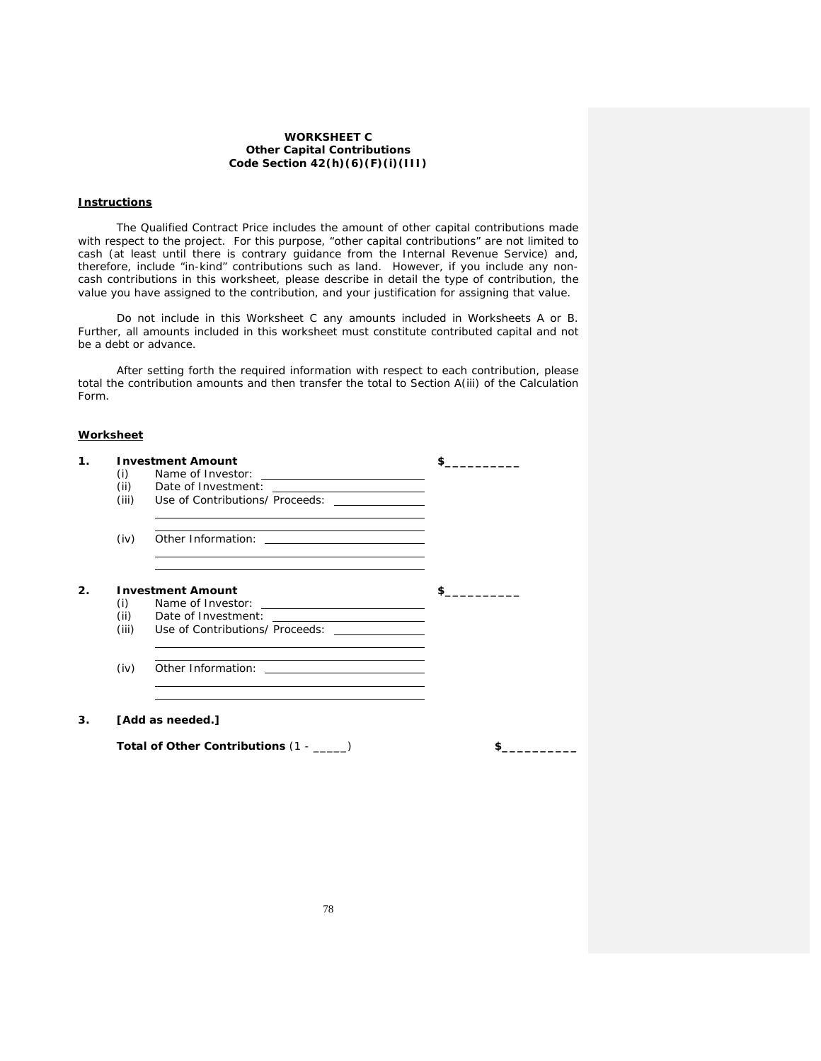**WORKSHEET C**
**Other Capital Contributions**
**Code Section 42(h)(6)(F)(i)(III)**

**Instructions**

The Qualified Contract Price includes the amount of other capital contributions made with respect to the project. For this purpose, "other capital contributions" are not limited to cash (at least until there is contrary guidance from the Internal Revenue Service) and, therefore, include "in-kind" contributions such as land. However, if you include any non-cash contributions in this worksheet, please describe in detail the type of contribution, the value you have assigned to the contribution, and your justification for assigning that value.

Do not include in this Worksheet C any amounts included in Worksheets A or B. Further, all amounts included in this worksheet must constitute contributed capital and not be a debt or advance.

After setting forth the required information with respect to each contribution, please total the contribution amounts and then transfer the total to Section A(iii) of the Calculation Form.

**Worksheet**

1. **Investment Amount** $__________
   - (i) Name of Investor: ____________________
   - (ii) Date of Investment: ____________________
   - (iii) Use of Contributions/Proceeds: ____________________
   - (iv) Other Information: ____________________

2. **Investment Amount** $__________
   - (i) Name of Investor: ____________________
   - (ii) Date of Investment: ____________________
   - (iii) Use of Contributions/Proceeds: ____________________
   - (iv) Other Information: ____________________

3. **[Add as needed.]**

**Total of Other Contributions** (1 - _____) $__________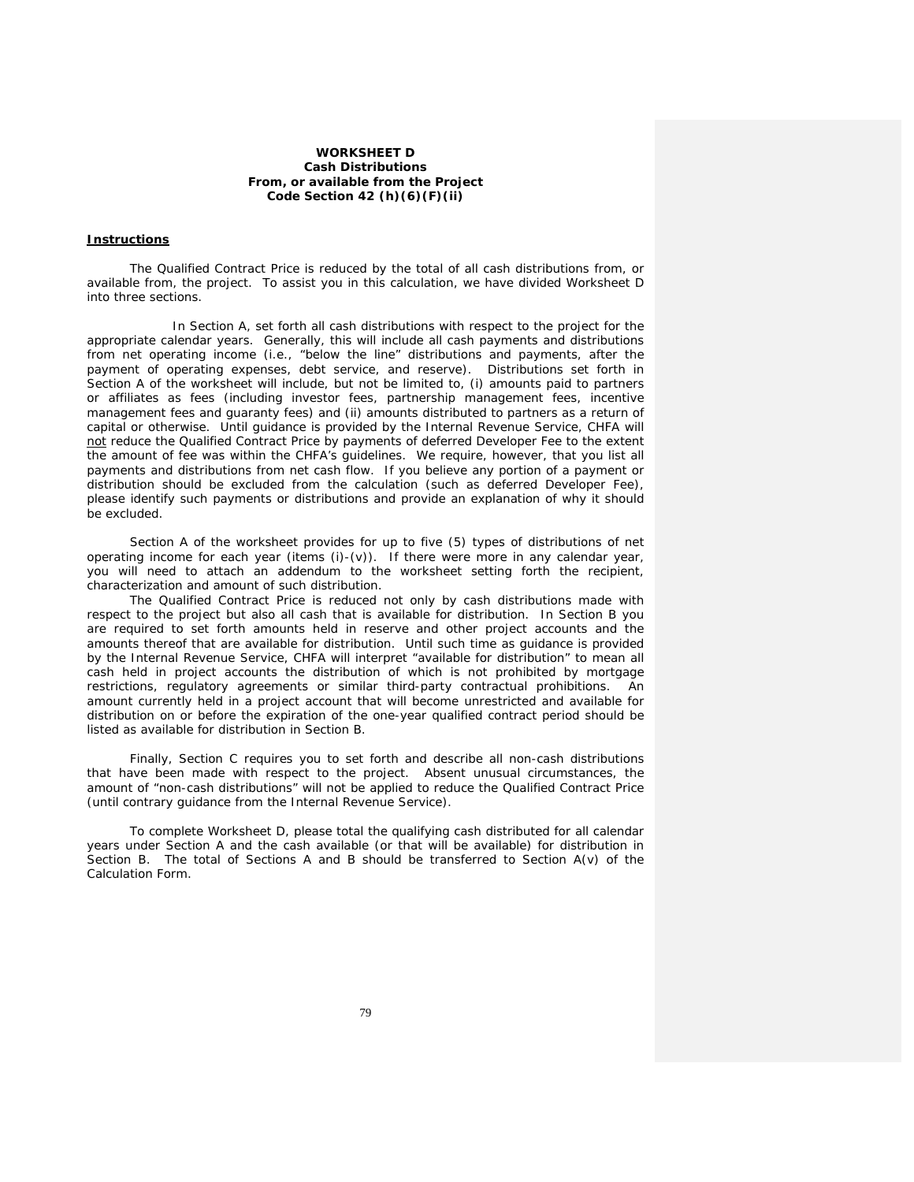**WORKSHEET D**
**Cash Distributions**
**From, or available from the Project**
**Code Section 42 (h)(6)(F)(ii)**

**Instructions**

The Qualified Contract Price is reduced by the total of all cash distributions from, or available from, the project. To assist you in this calculation, we have divided Worksheet D into three sections.

In Section A, set forth all cash distributions with respect to the project for the appropriate calendar years. Generally, this will include all cash payments and distributions from net operating income (i.e., "below the line" distributions and payments, after the payment of operating expenses, debt service, and reserve). Distributions set forth in Section A of the worksheet will include, but not be limited to, (i) amounts paid to partners or affiliates as fees (including investor fees, partnership management fees, incentive management fees and guaranty fees) and (ii) amounts distributed to partners as a return of capital or otherwise. Until guidance is provided by the Internal Revenue Service, CHFA will not reduce the Qualified Contract Price by payments of deferred Developer Fee to the extent the amount of fee was within the CHFA's guidelines. We require, however, that you list all payments and distributions from net cash flow. If you believe any portion of a payment or distribution should be excluded from the calculation (such as deferred Developer Fee), please identify such payments or distributions and provide an explanation of why it should be excluded.

Section A of the worksheet provides for up to five (5) types of distributions of net operating income for each year (items (i)-(v)). If there were more in any calendar year, you will need to attach an addendum to the worksheet setting forth the recipient, characterization and amount of such distribution.

The Qualified Contract Price is reduced not only by cash distributions made with respect to the project but also all cash that is available for distribution. In Section B you are required to set forth amounts held in reserve and other project accounts and the amounts thereof that are available for distribution. Until such time as guidance is provided by the Internal Revenue Service, CHFA will interpret "available for distribution" to mean all cash held in project accounts the distribution of which is not prohibited by mortgage restrictions, regulatory agreements or similar third-party contractual prohibitions. An amount currently held in a project account that will become unrestricted and available for distribution on or before the expiration of the one-year qualified contract period should be listed as available for distribution in Section B.

Finally, Section C requires you to set forth and describe all non-cash distributions that have been made with respect to the project. Absent unusual circumstances, the amount of "non-cash distributions" will not be applied to reduce the Qualified Contract Price (until contrary guidance from the Internal Revenue Service).

To complete Worksheet D, please total the qualifying cash distributed for all calendar years under Section A and the cash available (or that will be available) for distribution in Section B. The total of Sections A and B should be transferred to Section A(v) of the Calculation Form.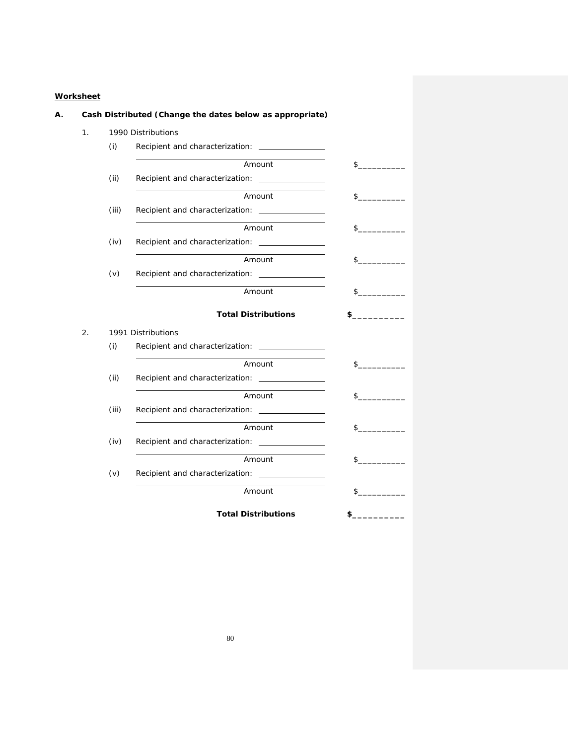**Worksheet**

**A. Cash Distributed (Change the dates below as appropriate)**

1. 1990 Distributions

(i) Recipient and characterization: ________________

________________________________ Amount $__________

(ii) Recipient and characterization: ________________

________________________________ Amount $__________

(iii) Recipient and characterization: ________________

________________________________ Amount $__________

(iv) Recipient and characterization: ________________

________________________________ Amount $__________

(v) Recipient and characterization: ________________

________________________________ Amount $__________

**Total Distributions** **$__________**

2. 1991 Distributions

(i) Recipient and characterization: ________________

________________________________ Amount $__________

(ii) Recipient and characterization: ________________

________________________________ Amount $__________

(iii) Recipient and characterization: ________________

________________________________ Amount $__________

(iv) Recipient and characterization: ________________

________________________________ Amount $__________

(v) Recipient and characterization: ________________

________________________________ Amount $__________

**Total Distributions** **$__________**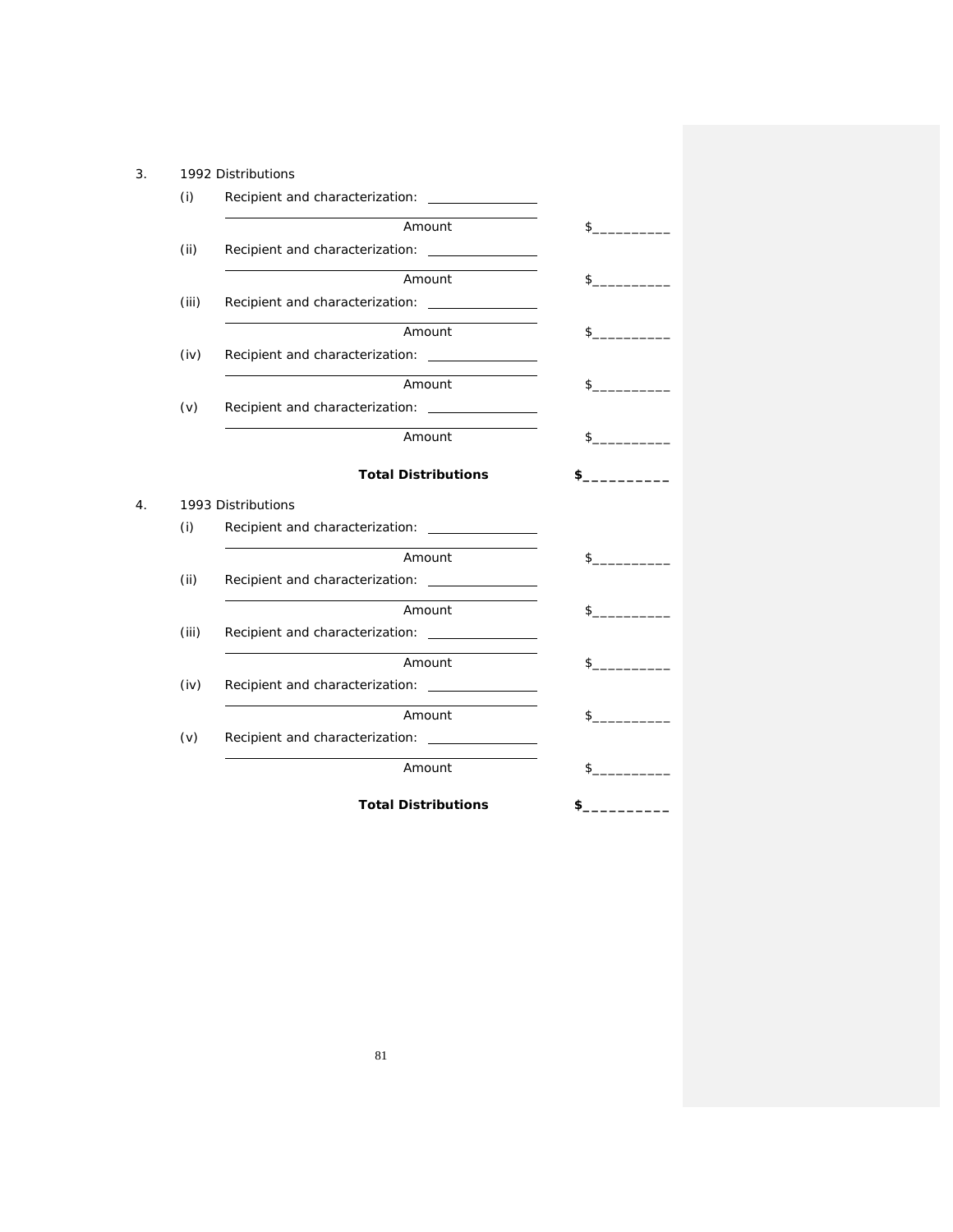3. 1992 Distributions

(i) Recipient and characterization: ________________

________________________________________

Amount $__________

(ii) Recipient and characterization: ________________

________________________________________

Amount $__________

(iii) Recipient and characterization: ________________

________________________________________

Amount $__________

(iv) Recipient and characterization: ________________

________________________________________

Amount $__________

(v) Recipient and characterization: ________________

________________________________________

Amount $__________

**Total Distributions** **$__________**

4. 1993 Distributions

(i) Recipient and characterization: ________________

________________________________________

Amount $__________

(ii) Recipient and characterization: ________________

________________________________________

Amount $__________

(iii) Recipient and characterization: ________________

________________________________________

Amount $__________

(iv) Recipient and characterization: ________________

________________________________________

Amount $__________

(v) Recipient and characterization: ________________

________________________________________

Amount $__________

**Total Distributions** **$__________**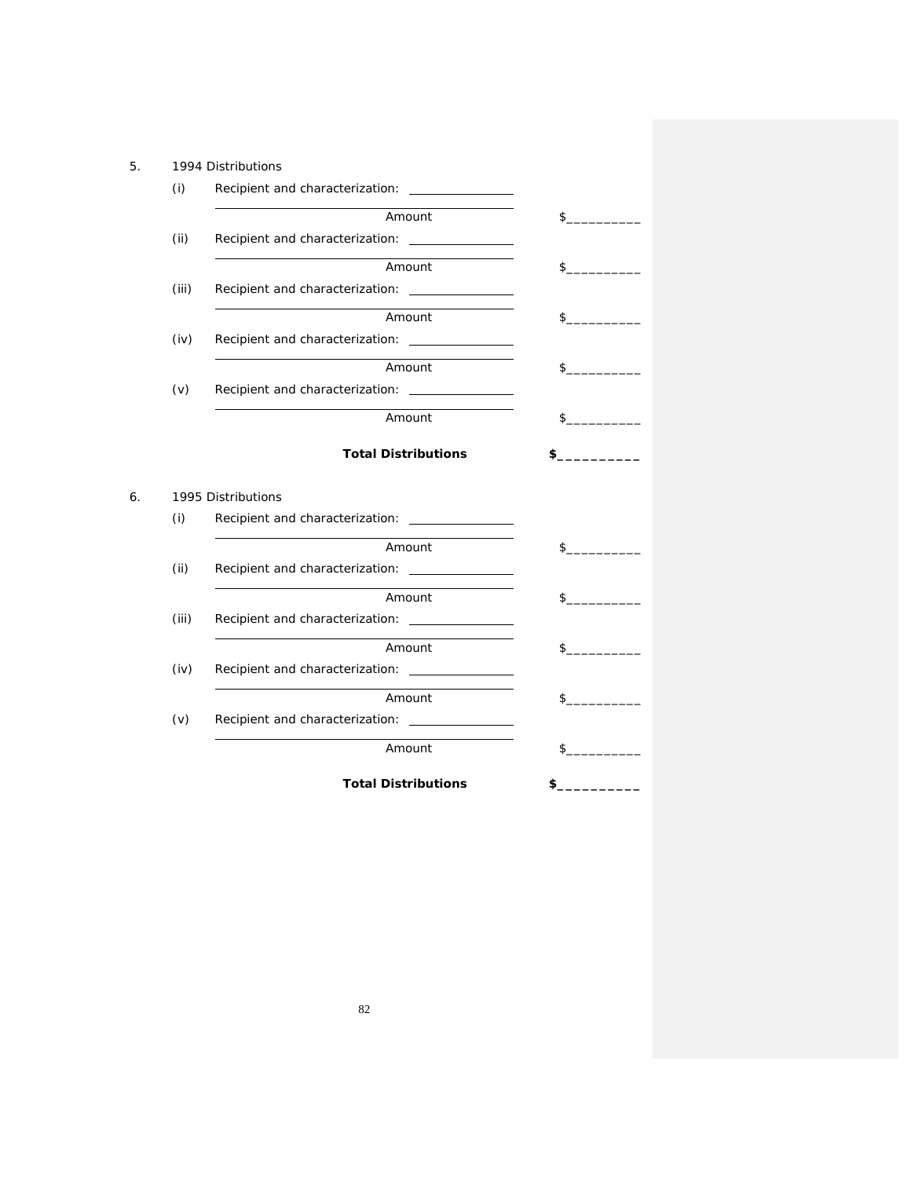5. 1994 Distributions

(i) Recipient and characterization: ________________

________________________________________ Amount $__________

(ii) Recipient and characterization: ________________

________________________________________ Amount $__________

(iii) Recipient and characterization: ________________

________________________________________ Amount $__________

(iv) Recipient and characterization: ________________

________________________________________ Amount $__________

(v) Recipient and characterization: ________________

________________________________________ Amount $__________

**Total Distributions** **$__________**

6. 1995 Distributions

(i) Recipient and characterization: ________________

________________________________________ Amount $__________

(ii) Recipient and characterization: ________________

________________________________________ Amount $__________

(iii) Recipient and characterization: ________________

________________________________________ Amount $__________

(iv) Recipient and characterization: ________________

________________________________________ Amount $__________

(v) Recipient and characterization: ________________

________________________________________ Amount $__________

**Total Distributions** **$__________**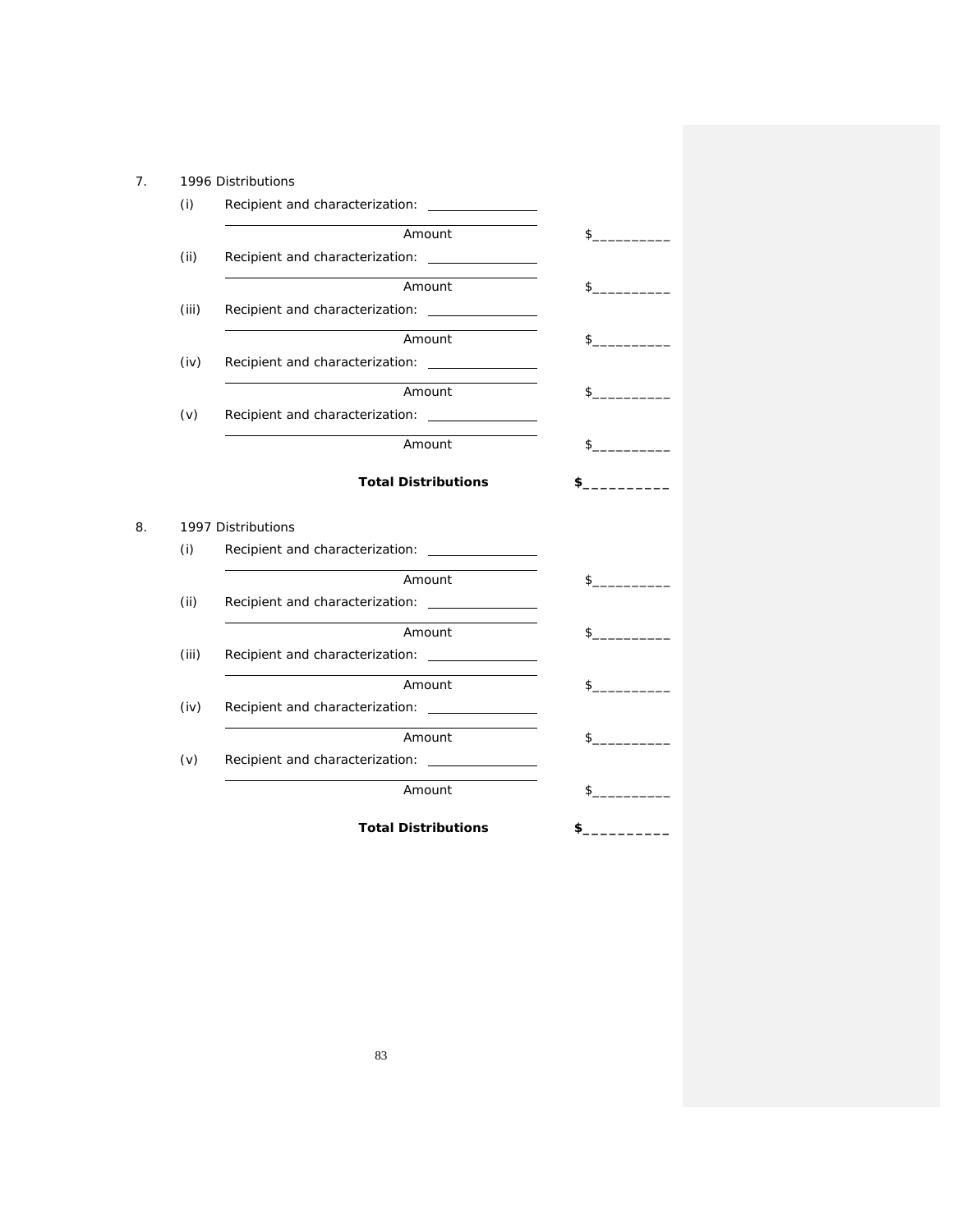7. 1996 Distributions

(i) Recipient and characterization: ________________

________________________________________ Amount $__________

(ii) Recipient and characterization: ________________

________________________________________ Amount $__________

(iii) Recipient and characterization: ________________

________________________________________ Amount $__________

(iv) Recipient and characterization: ________________

________________________________________ Amount $__________

(v) Recipient and characterization: ________________

________________________________________ Amount $__________

**Total Distributions** **$__________**

8. 1997 Distributions

(i) Recipient and characterization: ________________

________________________________________ Amount $__________

(ii) Recipient and characterization: ________________

________________________________________ Amount $__________

(iii) Recipient and characterization: ________________

________________________________________ Amount $__________

(iv) Recipient and characterization: ________________

________________________________________ Amount $__________

(v) Recipient and characterization: ________________

________________________________________ Amount $__________

**Total Distributions** **$__________**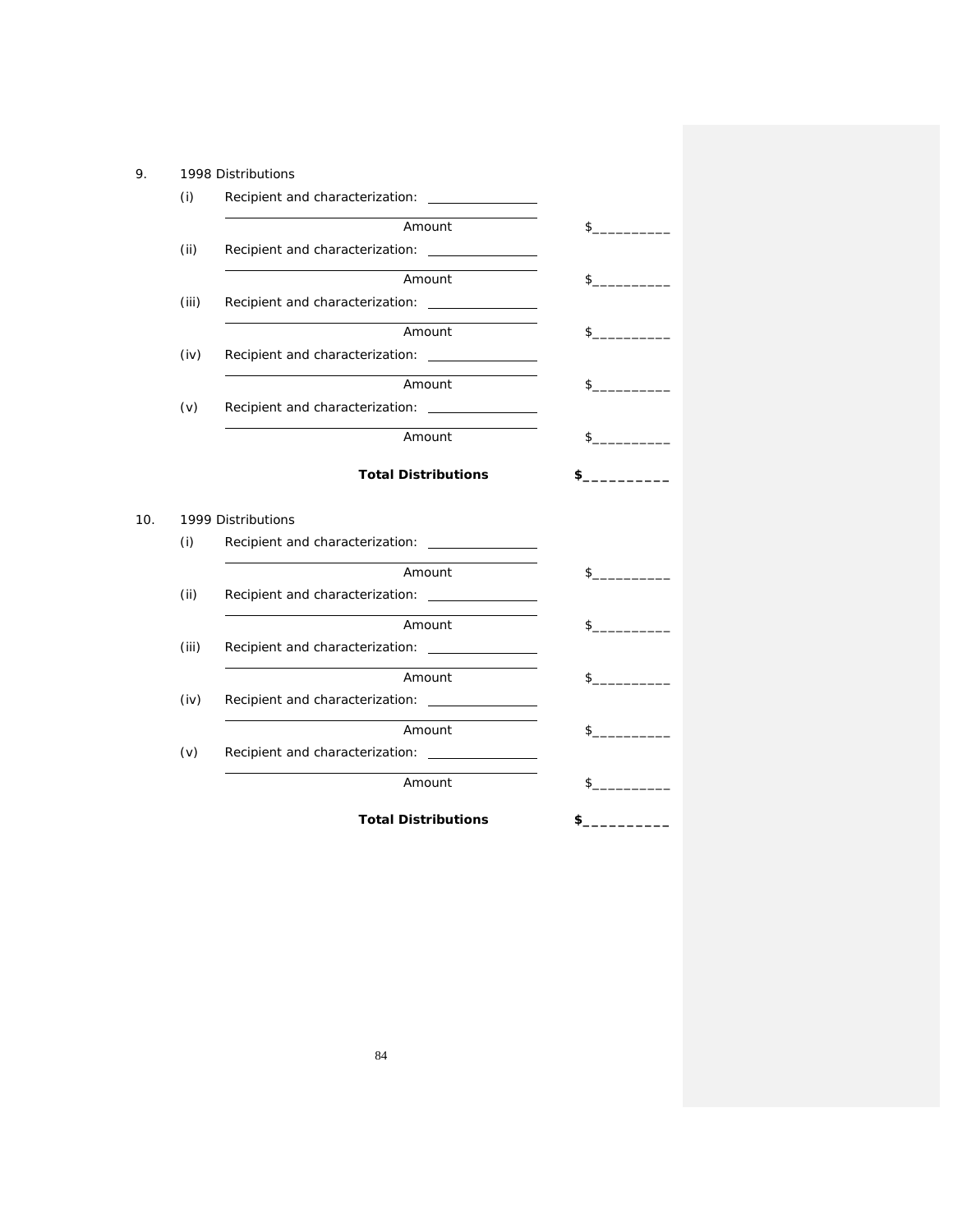9. 1998 Distributions

(i) Recipient and characterization: ________________

________________________________________

Amount $__________

(ii) Recipient and characterization: ________________

________________________________________

Amount $__________

(iii) Recipient and characterization: ________________

________________________________________

Amount $__________

(iv) Recipient and characterization: ________________

________________________________________

Amount $__________

(v) Recipient and characterization: ________________

________________________________________

Amount $__________

**Total Distributions** **$__________**

10. 1999 Distributions

(i) Recipient and characterization: ________________

________________________________________

Amount $__________

(ii) Recipient and characterization: ________________

________________________________________

Amount $__________

(iii) Recipient and characterization: ________________

________________________________________

Amount $__________

(iv) Recipient and characterization: ________________

________________________________________

Amount $__________

(v) Recipient and characterization: ________________

________________________________________

Amount $__________

**Total Distributions** **$__________**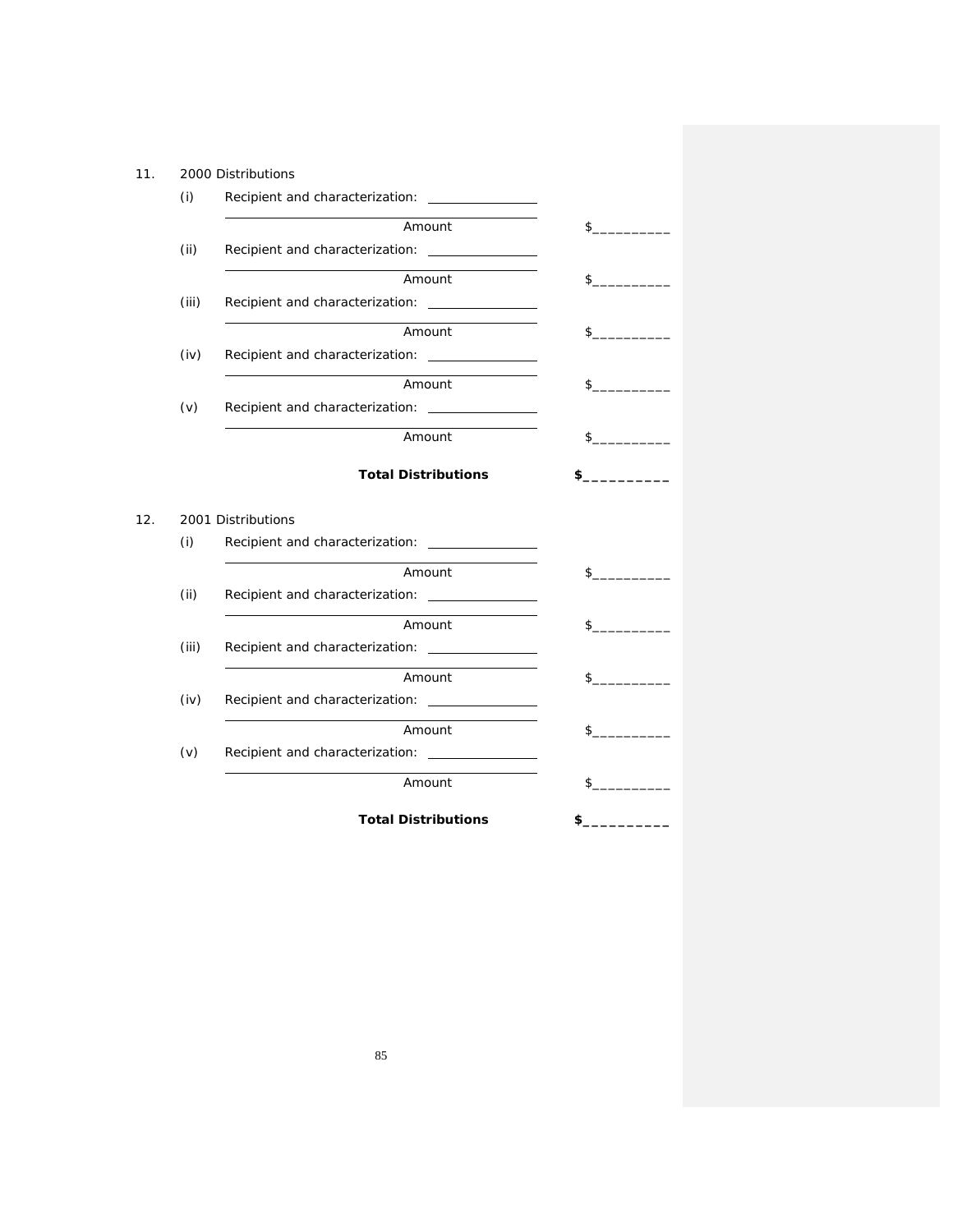11. 2000 Distributions

(i) Recipient and characterization: ________________

________________________________________ Amount $__________

(ii) Recipient and characterization: ________________

________________________________________ Amount $__________

(iii) Recipient and characterization: ________________

________________________________________ Amount $__________

(iv) Recipient and characterization: ________________

________________________________________ Amount $__________

(v) Recipient and characterization: ________________

________________________________________ Amount $__________

**Total Distributions** **$__________**

12. 2001 Distributions

(i) Recipient and characterization: ________________

________________________________________ Amount $__________

(ii) Recipient and characterization: ________________

________________________________________ Amount $__________

(iii) Recipient and characterization: ________________

________________________________________ Amount $__________

(iv) Recipient and characterization: ________________

________________________________________ Amount $__________

(v) Recipient and characterization: ________________

________________________________________ Amount $__________

**Total Distributions** **$__________**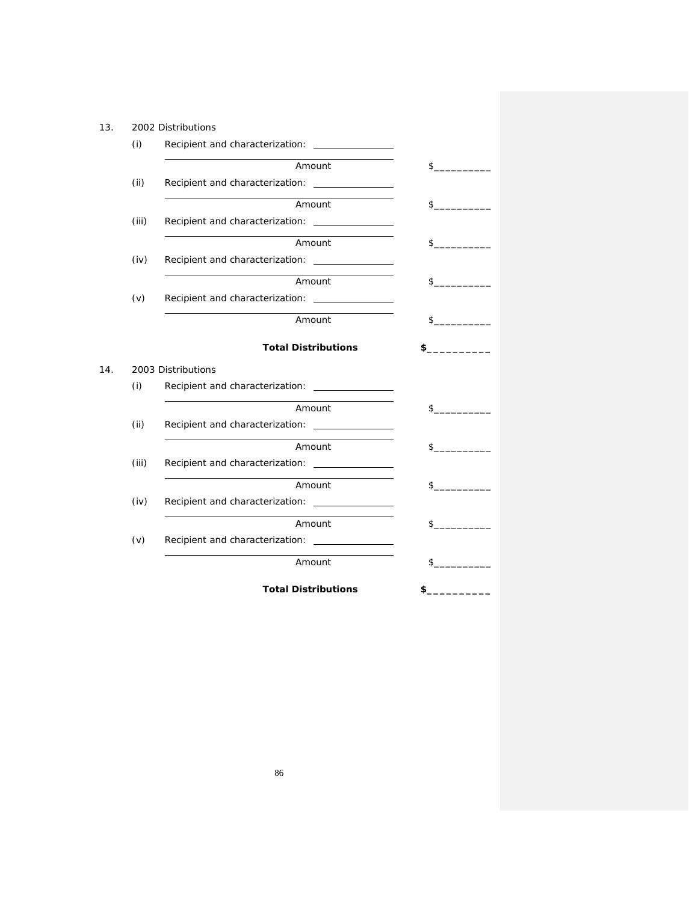13. 2002 Distributions

(i) Recipient and characterization: ________________

________________________________________

Amount $__________

(ii) Recipient and characterization: ________________

________________________________________

Amount $__________

(iii) Recipient and characterization: ________________

________________________________________

Amount $__________

(iv) Recipient and characterization: ________________

________________________________________

Amount $__________

(v) Recipient and characterization: ________________

________________________________________

Amount $__________

**Total Distributions** **$__________**

14. 2003 Distributions

(i) Recipient and characterization: ________________

________________________________________

Amount $__________

(ii) Recipient and characterization: ________________

________________________________________

Amount $__________

(iii) Recipient and characterization: ________________

________________________________________

Amount $__________

(iv) Recipient and characterization: ________________

________________________________________

Amount $__________

(v) Recipient and characterization: ________________

________________________________________

Amount $__________

**Total Distributions** **$__________**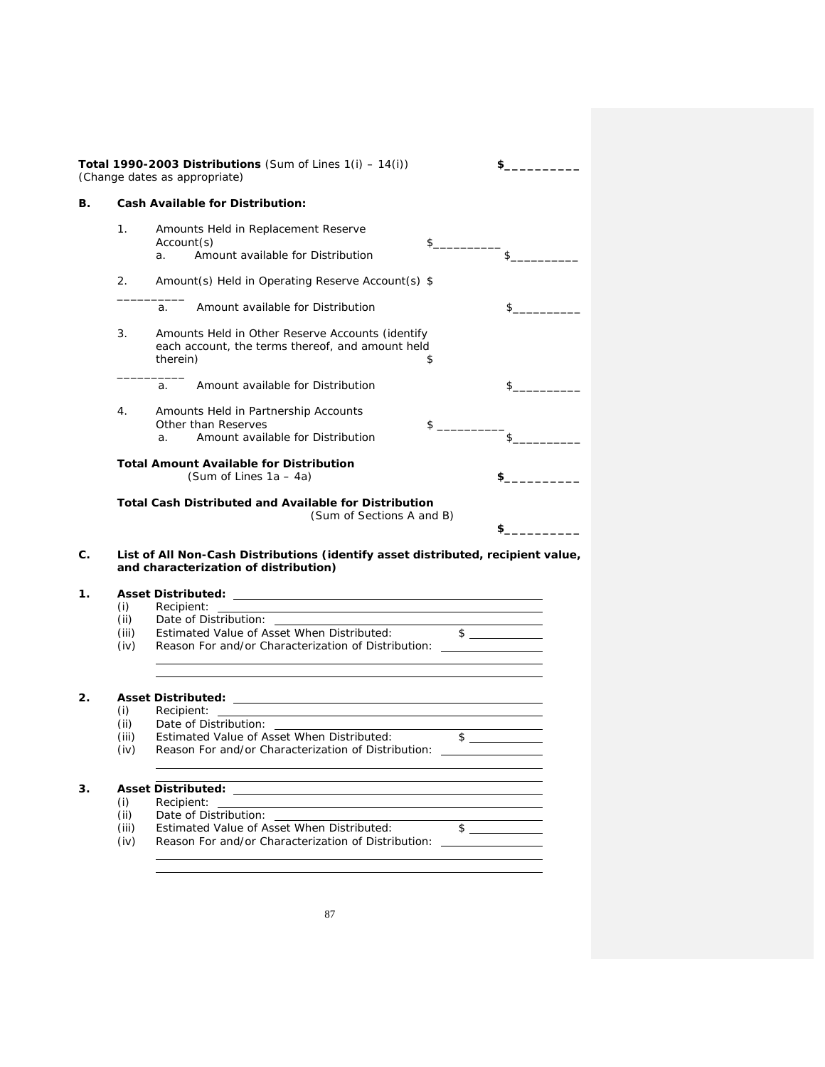**Total 1990-2003 Distributions** (Sum of Lines 1(i) – 14(i)) **$__________**
(Change dates as appropriate)

**B. Cash Available for Distribution:**

1. Amounts Held in Replacement Reserve Account(s) $__________
   a. Amount available for Distribution $__________

2. Amount(s) Held in Operating Reserve Account(s) $ __________
   a. Amount available for Distribution $__________

3. Amounts Held in Other Reserve Accounts (identify each account, the terms thereof, and amount held therein) $ __________
   a. Amount available for Distribution $__________

4. Amounts Held in Partnership Accounts Other than Reserves $ __________
   a. Amount available for Distribution $__________

**Total Amount Available for Distribution**
(Sum of Lines 1a – 4a) **$__________**

**Total Cash Distributed and Available for Distribution**
(Sum of Sections A and B) **$__________**

**C. List of All Non-Cash Distributions (identify asset distributed, recipient value, and characterization of distribution)**

**1. Asset Distributed:** ____________________
- (i) Recipient: ____________________
- (ii) Date of Distribution: ____________________
- (iii) Estimated Value of Asset When Distributed: $ __________
- (iv) Reason For and/or Characterization of Distribution: __________

____________________

____________________

**2. Asset Distributed:** ____________________
- (i) Recipient: ____________________
- (ii) Date of Distribution: ____________________
- (iii) Estimated Value of Asset When Distributed: $ __________
- (iv) Reason For and/or Characterization of Distribution: __________

____________________

____________________

**3. Asset Distributed:** ____________________
- (i) Recipient: ____________________
- (ii) Date of Distribution: ____________________
- (iii) Estimated Value of Asset When Distributed: $ __________
- (iv) Reason For and/or Characterization of Distribution: __________

____________________

____________________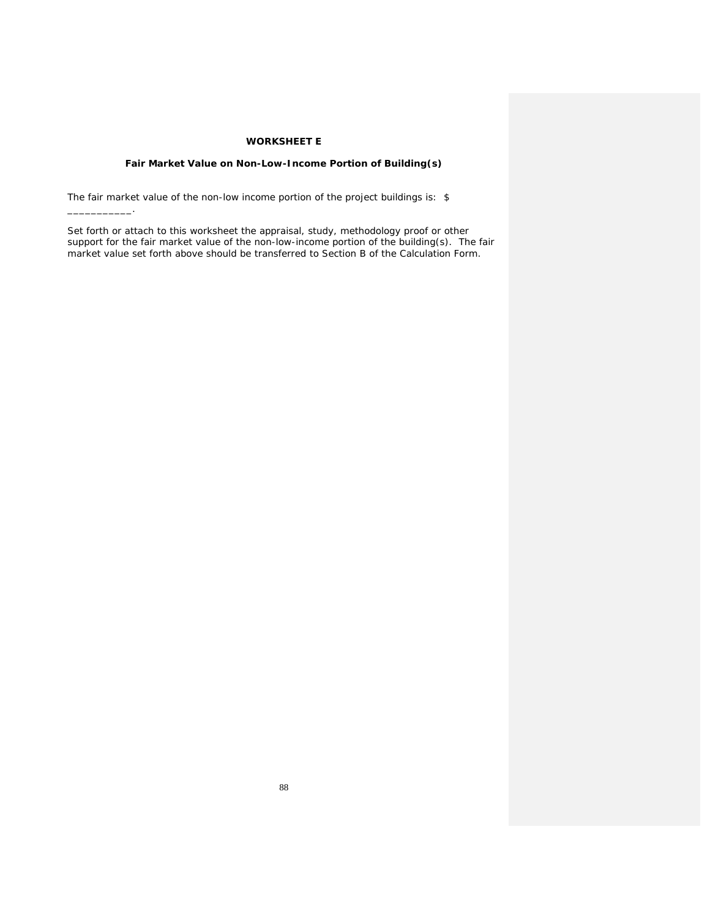**WORKSHEET E**

**Fair Market Value on Non-Low-Income Portion of Building(s)**

The fair market value of the non-low income portion of the project buildings is: $ ___________.

Set forth or attach to this worksheet the appraisal, study, methodology proof or other support for the fair market value of the non-low-income portion of the building(s). The fair market value set forth above should be transferred to Section B of the Calculation Form.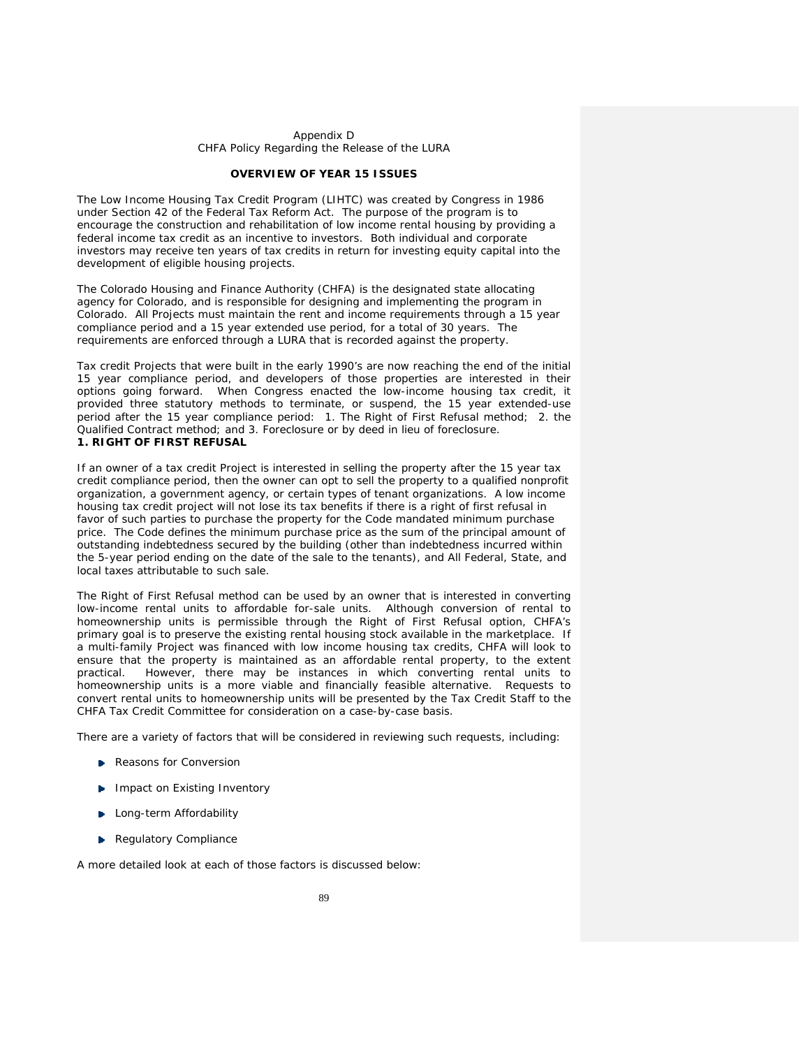Appendix D
CHFA Policy Regarding the Release of the LURA

## OVERVIEW OF YEAR 15 ISSUES

The Low Income Housing Tax Credit Program (LIHTC) was created by Congress in 1986 under Section 42 of the Federal Tax Reform Act. The purpose of the program is to encourage the construction and rehabilitation of low income rental housing by providing a federal income tax credit as an incentive to investors. Both individual and corporate investors may receive ten years of tax credits in return for investing equity capital into the development of eligible housing projects.

The Colorado Housing and Finance Authority (CHFA) is the designated state allocating agency for Colorado, and is responsible for designing and implementing the program in Colorado. All Projects must maintain the rent and income requirements through a 15 year compliance period and a 15 year extended use period, for a total of 30 years. The requirements are enforced through a LURA that is recorded against the property.

Tax credit Projects that were built in the early 1990's are now reaching the end of the initial 15 year compliance period, and developers of those properties are interested in their options going forward. When Congress enacted the low-income housing tax credit, it provided three statutory methods to terminate, or suspend, the 15 year extended-use period after the 15 year compliance period: 1. The Right of First Refusal method; 2. the Qualified Contract method; and 3. Foreclosure or by deed in lieu of foreclosure.

### 1. RIGHT OF FIRST REFUSAL

If an owner of a tax credit Project is interested in selling the property after the 15 year tax credit compliance period, then the owner can opt to sell the property to a qualified nonprofit organization, a government agency, or certain types of tenant organizations. A low income housing tax credit project will not lose its tax benefits if there is a right of first refusal in favor of such parties to purchase the property for the Code mandated minimum purchase price. The Code defines the minimum purchase price as the sum of the principal amount of outstanding indebtedness secured by the building (other than indebtedness incurred within the 5-year period ending on the date of the sale to the tenants), and All Federal, State, and local taxes attributable to such sale.

The Right of First Refusal method can be used by an owner that is interested in converting low-income rental units to affordable for-sale units. Although conversion of rental to homeownership units is permissible through the Right of First Refusal option, CHFA's primary goal is to preserve the existing rental housing stock available in the marketplace. If a multi-family Project was financed with low income housing tax credits, CHFA will look to ensure that the property is maintained as an affordable rental property, to the extent practical. However, there may be instances in which converting rental units to homeownership units is a more viable and financially feasible alternative. Requests to convert rental units to homeownership units will be presented by the Tax Credit Staff to the CHFA Tax Credit Committee for consideration on a case-by-case basis.

There are a variety of factors that will be considered in reviewing such requests, including:

- Reasons for Conversion
- Impact on Existing Inventory
- Long-term Affordability
- Regulatory Compliance

A more detailed look at each of those factors is discussed below: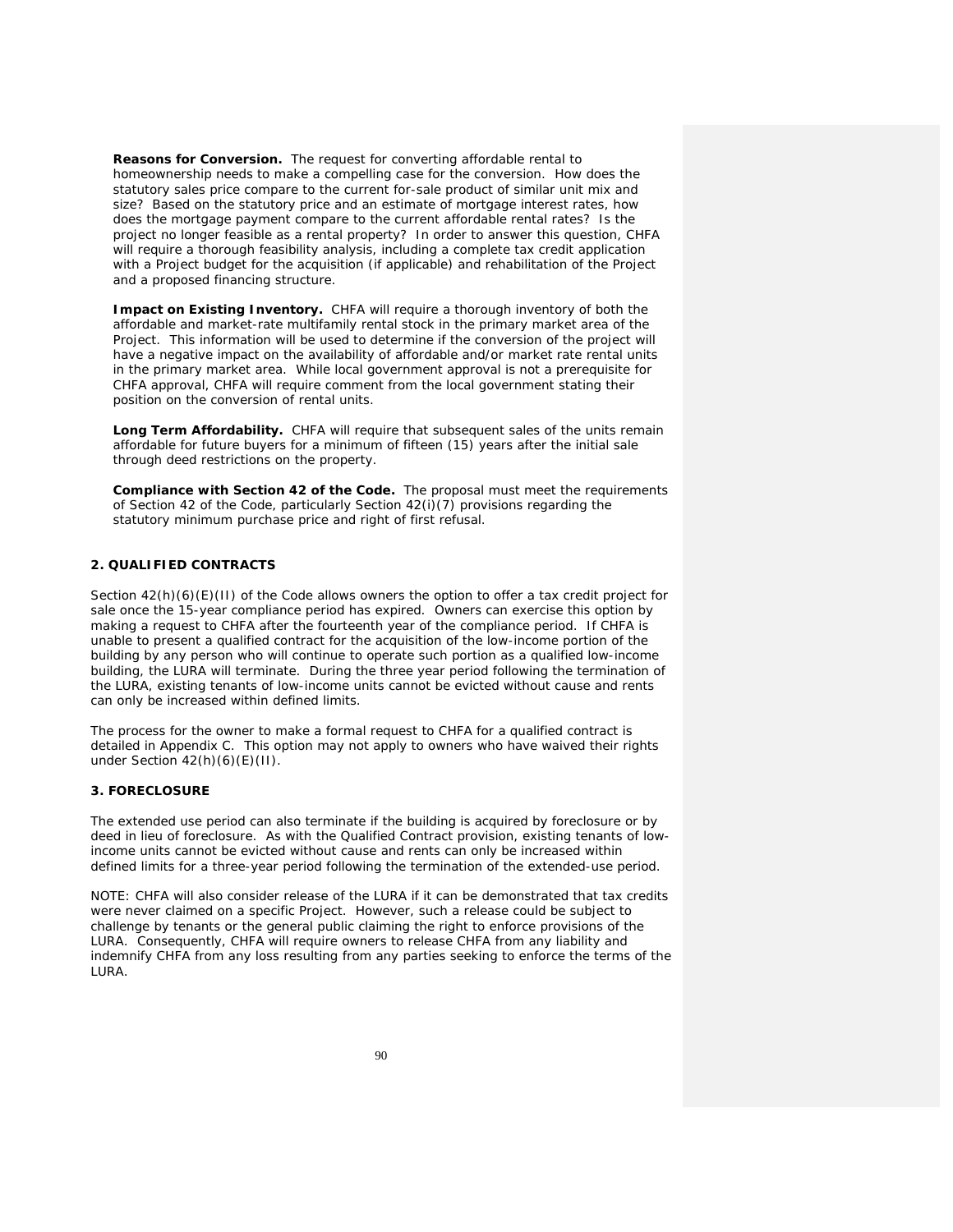**Reasons for Conversion.** The request for converting affordable rental to homeownership needs to make a compelling case for the conversion. How does the statutory sales price compare to the current for-sale product of similar unit mix and size? Based on the statutory price and an estimate of mortgage interest rates, how does the mortgage payment compare to the current affordable rental rates? Is the project no longer feasible as a rental property? In order to answer this question, CHFA will require a thorough feasibility analysis, including a complete tax credit application with a Project budget for the acquisition (if applicable) and rehabilitation of the Project and a proposed financing structure.

**Impact on Existing Inventory.** CHFA will require a thorough inventory of both the affordable and market-rate multifamily rental stock in the primary market area of the Project. This information will be used to determine if the conversion of the project will have a negative impact on the availability of affordable and/or market rate rental units in the primary market area. While local government approval is not a prerequisite for CHFA approval, CHFA will require comment from the local government stating their position on the conversion of rental units.

**Long Term Affordability.** CHFA will require that subsequent sales of the units remain affordable for future buyers for a minimum of fifteen (15) years after the initial sale through deed restrictions on the property.

**Compliance with Section 42 of the Code.** The proposal must meet the requirements of Section 42 of the Code, particularly Section 42(i)(7) provisions regarding the statutory minimum purchase price and right of first refusal.

### 2. QUALIFIED CONTRACTS

Section 42(h)(6)(E)(II) of the Code allows owners the option to offer a tax credit project for sale once the 15-year compliance period has expired. Owners can exercise this option by making a request to CHFA after the fourteenth year of the compliance period. If CHFA is unable to present a qualified contract for the acquisition of the low-income portion of the building by any person who will continue to operate such portion as a qualified low-income building, the LURA will terminate. During the three year period following the termination of the LURA, existing tenants of low-income units cannot be evicted without cause and rents can only be increased within defined limits.

The process for the owner to make a formal request to CHFA for a qualified contract is detailed in Appendix C. This option may not apply to owners who have waived their rights under Section 42(h)(6)(E)(II).

### 3. FORECLOSURE

The extended use period can also terminate if the building is acquired by foreclosure or by deed in lieu of foreclosure. As with the Qualified Contract provision, existing tenants of low-income units cannot be evicted without cause and rents can only be increased within defined limits for a three-year period following the termination of the extended-use period.

NOTE: CHFA will also consider release of the LURA if it can be demonstrated that tax credits were never claimed on a specific Project. However, such a release could be subject to challenge by tenants or the general public claiming the right to enforce provisions of the LURA. Consequently, CHFA will require owners to release CHFA from any liability and indemnify CHFA from any loss resulting from any parties seeking to enforce the terms of the LURA.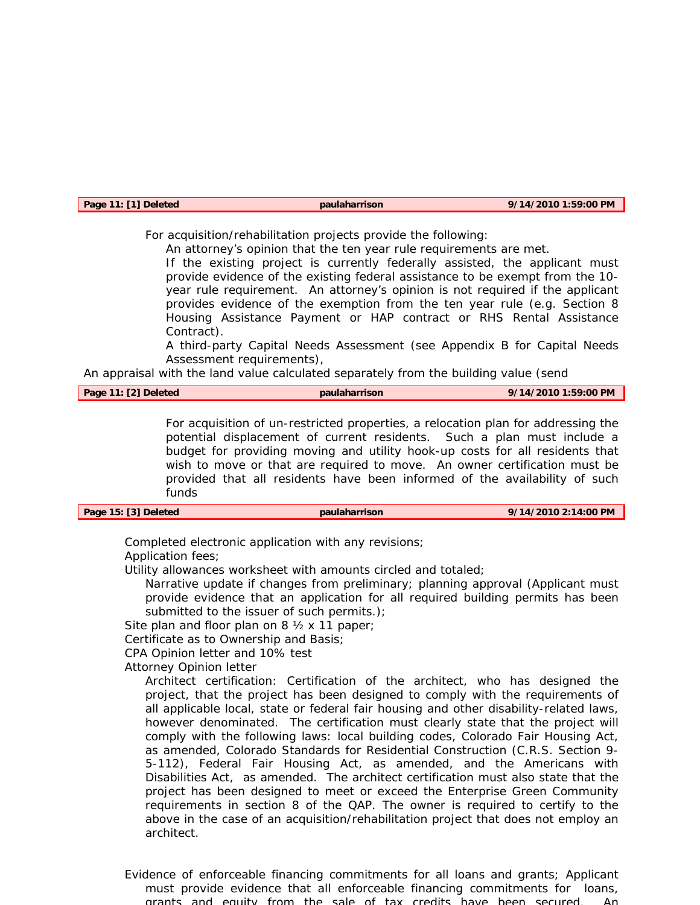| Page 11: [1] Deleted | paulaharrison | 9/14/2010 1:59:00 PM |
|---|---|---|

For acquisition/rehabilitation projects provide the following:

An attorney's opinion that the ten year rule requirements are met.

If the existing project is currently federally assisted, the applicant must provide evidence of the existing federal assistance to be exempt from the 10-year rule requirement. An attorney's opinion is not required if the applicant provides evidence of the exemption from the ten year rule (e.g. Section 8 Housing Assistance Payment or HAP contract or RHS Rental Assistance Contract).

A third-party Capital Needs Assessment (see Appendix B for Capital Needs Assessment requirements),

An appraisal with the land value calculated separately from the building value (send

| Page 11: [2] Deleted | paulaharrison | 9/14/2010 1:59:00 PM |
|---|---|---|

For acquisition of un-restricted properties, a relocation plan for addressing the potential displacement of current residents. Such a plan must include a budget for providing moving and utility hook-up costs for all residents that wish to move or that are required to move. An owner certification must be provided that all residents have been informed of the availability of such funds

| Page 15: [3] Deleted | paulaharrison | 9/14/2010 2:14:00 PM |
|---|---|---|

Completed electronic application with any revisions;

Application fees;

Utility allowances worksheet with amounts circled and totaled;

Narrative update if changes from preliminary; planning approval (Applicant must provide evidence that an application for all required building permits has been submitted to the issuer of such permits.);

Site plan and floor plan on 8 ½ x 11 paper;

Certificate as to Ownership and Basis;

CPA Opinion letter and 10% test

Attorney Opinion letter

Architect certification: Certification of the architect, who has designed the project, that the project has been designed to comply with the requirements of all applicable local, state or federal fair housing and other disability-related laws, however denominated. The certification must clearly state that the project will comply with the following laws: local building codes, Colorado Fair Housing Act, as amended, Colorado Standards for Residential Construction (C.R.S. Section 9-5-112), Federal Fair Housing Act, as amended, and the Americans with Disabilities Act, as amended. The architect certification must also state that the project has been designed to meet or exceed the Enterprise Green Community requirements in section 8 of the QAP. The owner is required to certify to the above in the case of an acquisition/rehabilitation project that does not employ an architect.

Evidence of enforceable financing commitments for all loans and grants; Applicant must provide evidence that all enforceable financing commitments for loans, grants and equity from the sale of tax credits have been secured. An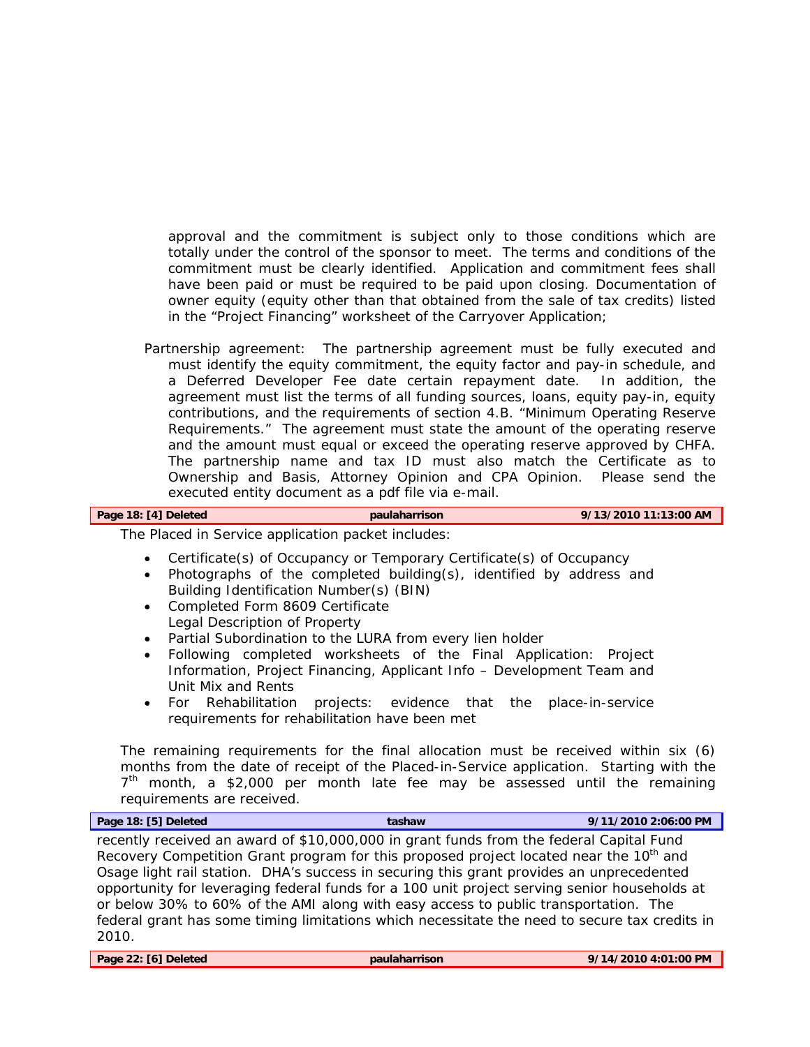approval and the commitment is subject only to those conditions which are totally under the control of the sponsor to meet. The terms and conditions of the commitment must be clearly identified. Application and commitment fees shall have been paid or must be required to be paid upon closing. Documentation of owner equity (equity other than that obtained from the sale of tax credits) listed in the "Project Financing" worksheet of the Carryover Application;

Partnership agreement: The partnership agreement must be fully executed and must identify the equity commitment, the equity factor and pay-in schedule, and a Deferred Developer Fee date certain repayment date. In addition, the agreement must list the terms of all funding sources, loans, equity pay-in, equity contributions, and the requirements of section 4.B. "Minimum Operating Reserve Requirements." The agreement must state the amount of the operating reserve and the amount must equal or exceed the operating reserve approved by CHFA. The partnership name and tax ID must also match the Certificate as to Ownership and Basis, Attorney Opinion and CPA Opinion. Please send the executed entity document as a pdf file via e-mail.

| **Page 18: [4] Deleted** | **paulaharrison** | **9/13/2010 11:13:00 AM** |
|---|---|---|

The Placed in Service application packet includes:

- Certificate(s) of Occupancy or Temporary Certificate(s) of Occupancy
- Photographs of the completed building(s), identified by address and Building Identification Number(s) (BIN)
- Completed Form 8609 Certificate
  Legal Description of Property
- Partial Subordination to the LURA from every lien holder
- Following completed worksheets of the Final Application: Project Information, Project Financing, Applicant Info – Development Team and Unit Mix and Rents
- For Rehabilitation projects: evidence that the place-in-service requirements for rehabilitation have been met

The remaining requirements for the final allocation must be received within six (6) months from the date of receipt of the Placed-in-Service application. Starting with the 7th month, a $2,000 per month late fee may be assessed until the remaining requirements are received.

| **Page 18: [5] Deleted** | **tashaw** | **9/11/2010 2:06:00 PM** |
|---|---|---|

recently received an award of $10,000,000 in grant funds from the federal Capital Fund Recovery Competition Grant program for this proposed project located near the 10th and Osage light rail station. DHA's success in securing this grant provides an unprecedented opportunity for leveraging federal funds for a 100 unit project serving senior households at or below 30% to 60% of the AMI along with easy access to public transportation. The federal grant has some timing limitations which necessitate the need to secure tax credits in 2010.

| **Page 22: [6] Deleted** | **paulaharrison** | **9/14/2010 4:01:00 PM** |
|---|---|---|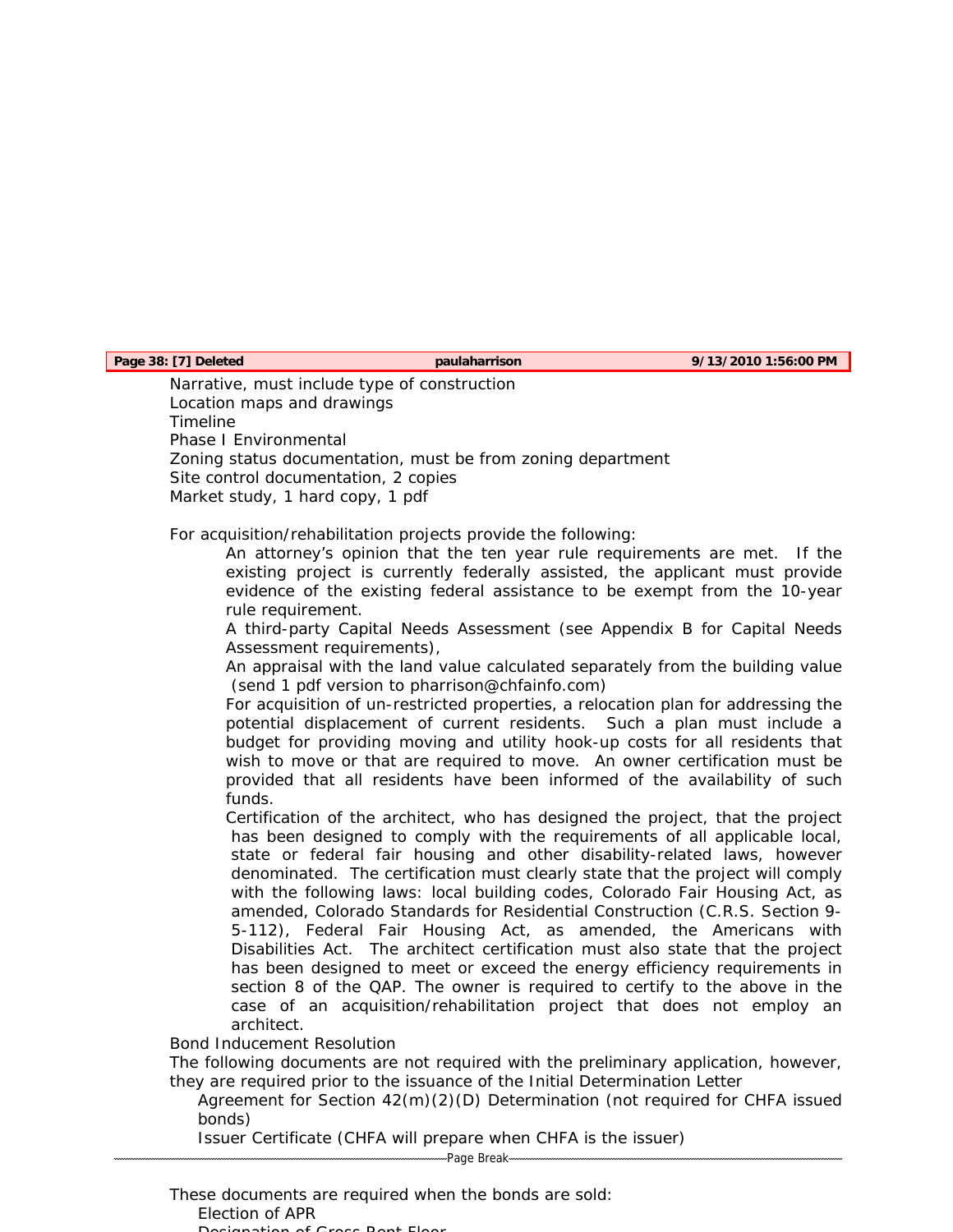Page 38: [7] Deleted    paulaharrison    9/13/2010 1:56:00 PM

Narrative, must include type of construction
Location maps and drawings
Timeline
Phase I Environmental
Zoning status documentation, must be from zoning department
Site control documentation, 2 copies
Market study, 1 hard copy, 1 pdf

For acquisition/rehabilitation projects provide the following:

An attorney's opinion that the ten year rule requirements are met. If the existing project is currently federally assisted, the applicant must provide evidence of the existing federal assistance to be exempt from the 10-year rule requirement.

A third-party Capital Needs Assessment (see Appendix B for Capital Needs Assessment requirements),

An appraisal with the land value calculated separately from the building value (send 1 pdf version to pharrison@chfainfo.com)

For acquisition of un-restricted properties, a relocation plan for addressing the potential displacement of current residents. Such a plan must include a budget for providing moving and utility hook-up costs for all residents that wish to move or that are required to move. An owner certification must be provided that all residents have been informed of the availability of such funds.

Certification of the architect, who has designed the project, that the project has been designed to comply with the requirements of all applicable local, state or federal fair housing and other disability-related laws, however denominated. The certification must clearly state that the project will comply with the following laws: local building codes, Colorado Fair Housing Act, as amended, Colorado Standards for Residential Construction (C.R.S. Section 9-5-112), Federal Fair Housing Act, as amended, the Americans with Disabilities Act. The architect certification must also state that the project has been designed to meet or exceed the energy efficiency requirements in section 8 of the QAP. The owner is required to certify to the above in the case of an acquisition/rehabilitation project that does not employ an architect.

Bond Inducement Resolution

The following documents are not required with the preliminary application, however, they are required prior to the issuance of the Initial Determination Letter

Agreement for Section 42(m)(2)(D) Determination (not required for CHFA issued bonds)

Issuer Certificate (CHFA will prepare when CHFA is the issuer)

These documents are required when the bonds are sold:

Election of APR

Designation of Gross Rent Floor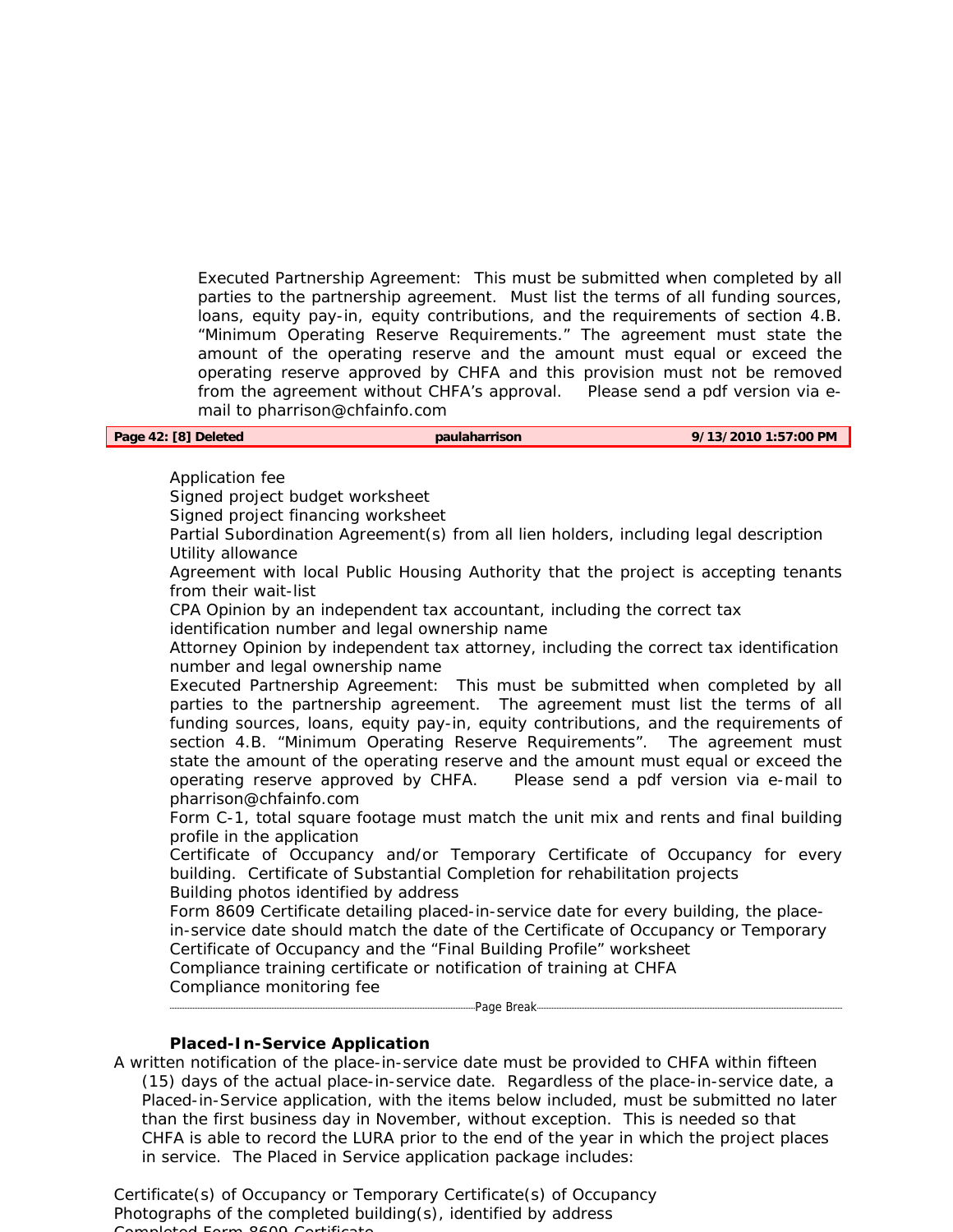Executed Partnership Agreement: This must be submitted when completed by all parties to the partnership agreement. Must list the terms of all funding sources, loans, equity pay-in, equity contributions, and the requirements of section 4.B. "Minimum Operating Reserve Requirements." The agreement must state the amount of the operating reserve and the amount must equal or exceed the operating reserve approved by CHFA and this provision must not be removed from the agreement without CHFA's approval. Please send a pdf version via e-mail to pharrison@chfainfo.com

| Page 42: [8] Deleted | paulaharrison | 9/13/2010 1:57:00 PM |
|---|---|---|

Application fee
Signed project budget worksheet
Signed project financing worksheet
Partial Subordination Agreement(s) from all lien holders, including legal description
Utility allowance
Agreement with local Public Housing Authority that the project is accepting tenants from their wait-list
CPA Opinion by an independent tax accountant, including the correct tax identification number and legal ownership name
Attorney Opinion by independent tax attorney, including the correct tax identification number and legal ownership name
Executed Partnership Agreement: This must be submitted when completed by all parties to the partnership agreement. The agreement must list the terms of all funding sources, loans, equity pay-in, equity contributions, and the requirements of section 4.B. "Minimum Operating Reserve Requirements". The agreement must state the amount of the operating reserve and the amount must equal or exceed the operating reserve approved by CHFA. Please send a pdf version via e-mail to pharrison@chfainfo.com
Form C-1, total square footage must match the unit mix and rents and final building profile in the application
Certificate of Occupancy and/or Temporary Certificate of Occupancy for every building. Certificate of Substantial Completion for rehabilitation projects
Building photos identified by address
Form 8609 Certificate detailing placed-in-service date for every building, the place-in-service date should match the date of the Certificate of Occupancy or Temporary Certificate of Occupancy and the "Final Building Profile" worksheet
Compliance training certificate or notification of training at CHFA
Compliance monitoring fee

---

**Placed-In-Service Application**

A written notification of the place-in-service date must be provided to CHFA within fifteen (15) days of the actual place-in-service date. Regardless of the place-in-service date, a Placed-in-Service application, with the items below included, must be submitted no later than the first business day in November, without exception. This is needed so that CHFA is able to record the LURA prior to the end of the year in which the project places in service. The Placed in Service application package includes:

Certificate(s) of Occupancy or Temporary Certificate(s) of Occupancy
Photographs of the completed building(s), identified by address
Completed Form 8609 Certificate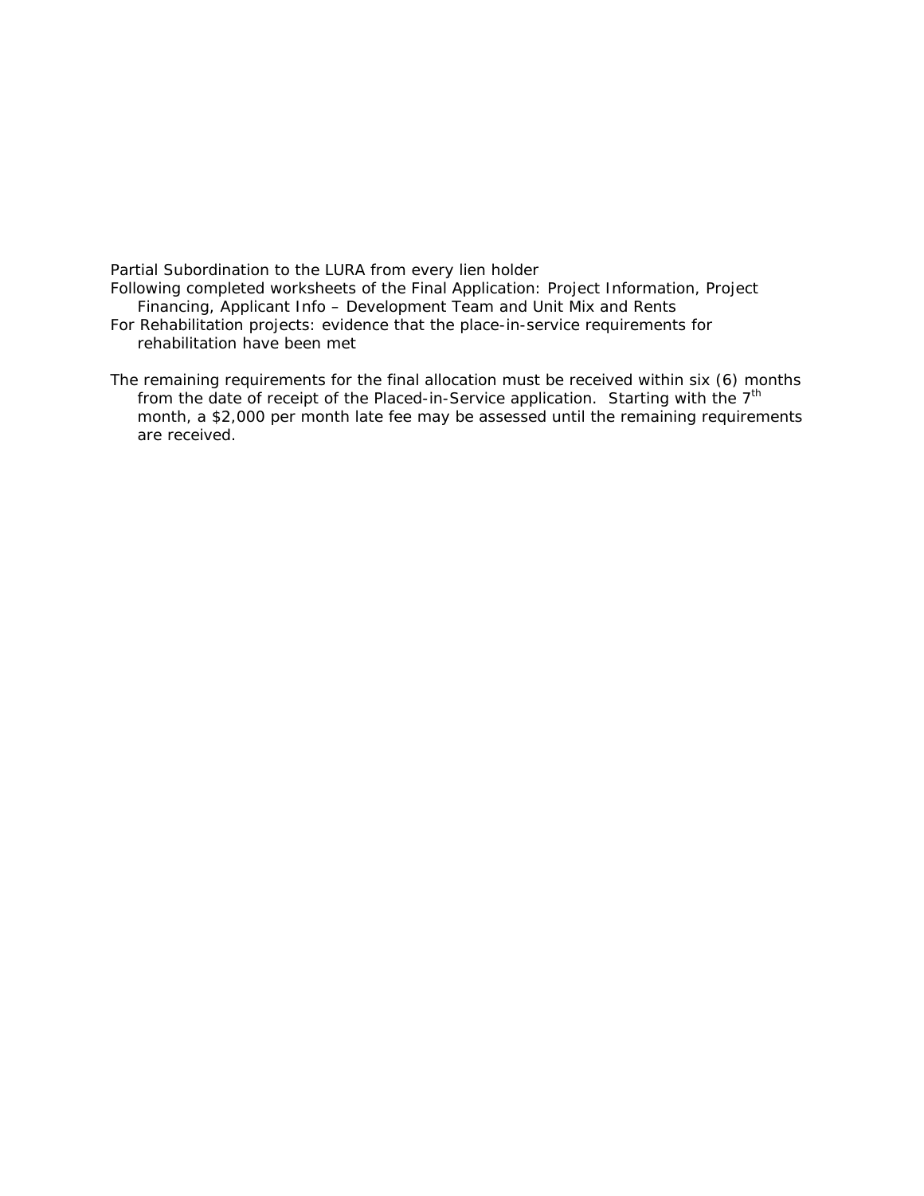Partial Subordination to the LURA from every lien holder

Following completed worksheets of the Final Application: Project Information, Project Financing, Applicant Info – Development Team and Unit Mix and Rents

For Rehabilitation projects: evidence that the place-in-service requirements for rehabilitation have been met

The remaining requirements for the final allocation must be received within six (6) months from the date of receipt of the Placed-in-Service application. Starting with the 7th month, a $2,000 per month late fee may be assessed until the remaining requirements are received.